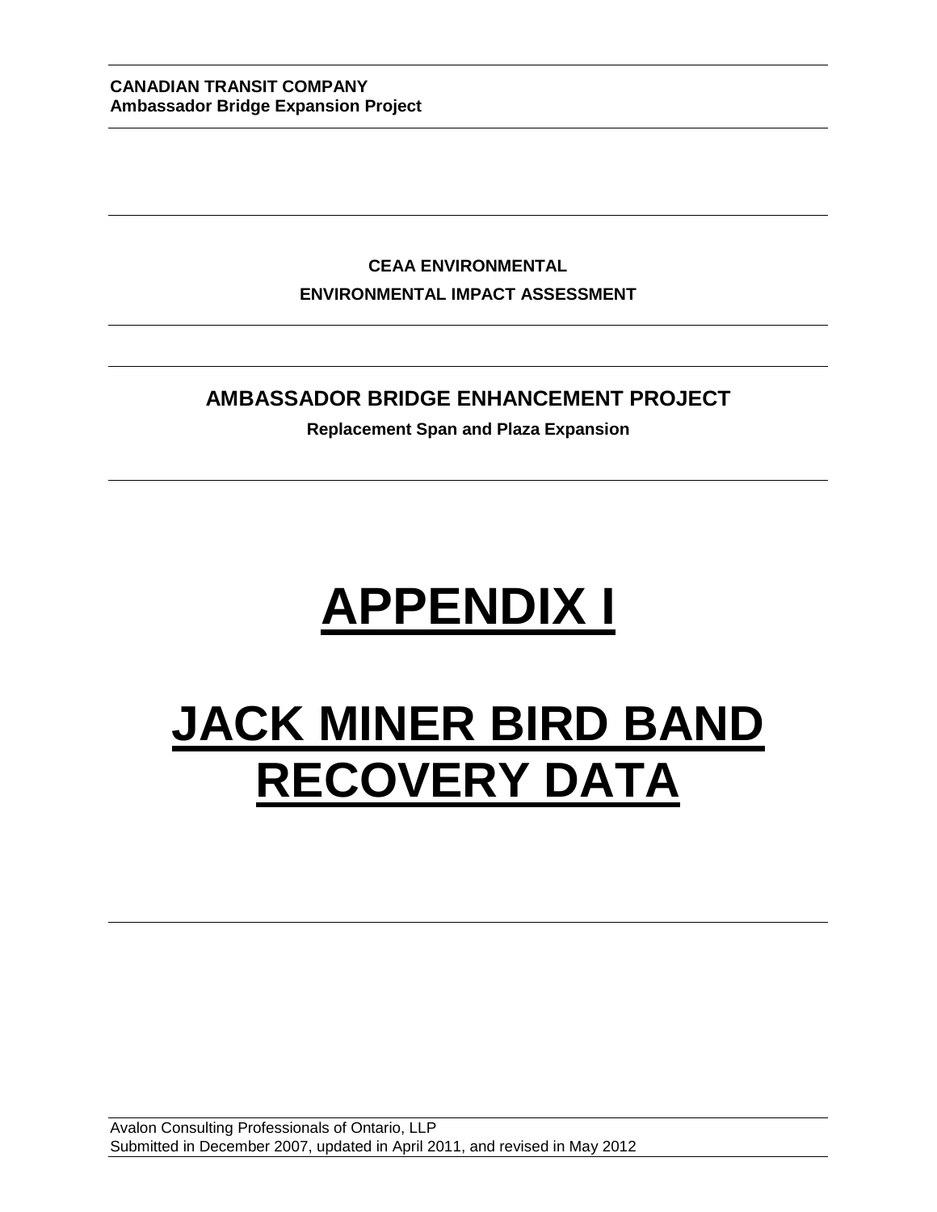**CANADIAN TRANSIT COMPANY**
**Ambassador Bridge Expansion Project**

**CEAA ENVIRONMENTAL**

**ENVIRONMENTAL IMPACT ASSESSMENT**

**AMBASSADOR BRIDGE ENHANCEMENT PROJECT**

**Replacement Span and Plaza Expansion**

# APPENDIX I

# JACK MINER BIRD BAND RECOVERY DATA

Avalon Consulting Professionals of Ontario, LLP
Submitted in December 2007, updated in April 2011, and revised in May 2012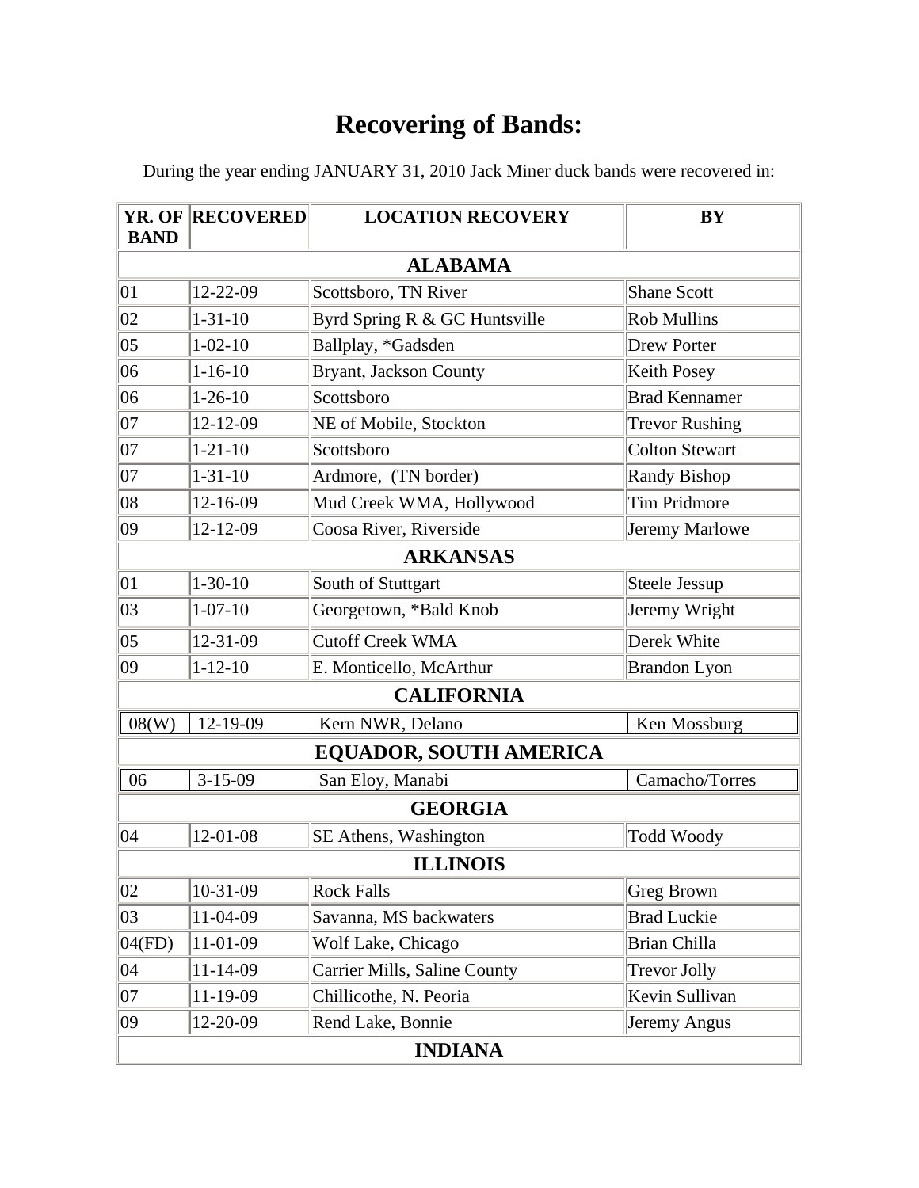# Recovering of Bands:

During the year ending JANUARY 31, 2010 Jack Miner duck bands were recovered in:

| YR. OF BAND | RECOVERED | LOCATION RECOVERY | BY |
|---|---|---|---|
| **ALABAMA** | | | |
| 01 | 12-22-09 | Scottsboro, TN River | Shane Scott |
| 02 | 1-31-10 | Byrd Spring R & GC Huntsville | Rob Mullins |
| 05 | 1-02-10 | Ballplay, *Gadsden | Drew Porter |
| 06 | 1-16-10 | Bryant, Jackson County | Keith Posey |
| 06 | 1-26-10 | Scottsboro | Brad Kennamer |
| 07 | 12-12-09 | NE of Mobile, Stockton | Trevor Rushing |
| 07 | 1-21-10 | Scottsboro | Colton Stewart |
| 07 | 1-31-10 | Ardmore, (TN border) | Randy Bishop |
| 08 | 12-16-09 | Mud Creek WMA, Hollywood | Tim Pridmore |
| 09 | 12-12-09 | Coosa River, Riverside | Jeremy Marlowe |
| **ARKANSAS** | | | |
| 01 | 1-30-10 | South of Stuttgart | Steele Jessup |
| 03 | 1-07-10 | Georgetown, *Bald Knob | Jeremy Wright |
| 05 | 12-31-09 | Cutoff Creek WMA | Derek White |
| 09 | 1-12-10 | E. Monticello, McArthur | Brandon Lyon |
| **CALIFORNIA** | | | |
| 08(W) | 12-19-09 | Kern NWR, Delano | Ken Mossburg |
| **EQUADOR, SOUTH AMERICA** | | | |
| 06 | 3-15-09 | San Eloy, Manabi | Camacho/Torres |
| **GEORGIA** | | | |
| 04 | 12-01-08 | SE Athens, Washington | Todd Woody |
| **ILLINOIS** | | | |
| 02 | 10-31-09 | Rock Falls | Greg Brown |
| 03 | 11-04-09 | Savanna, MS backwaters | Brad Luckie |
| 04(FD) | 11-01-09 | Wolf Lake, Chicago | Brian Chilla |
| 04 | 11-14-09 | Carrier Mills, Saline County | Trevor Jolly |
| 07 | 11-19-09 | Chillicothe, N. Peoria | Kevin Sullivan |
| 09 | 12-20-09 | Rend Lake, Bonnie | Jeremy Angus |
| **INDIANA** | | | |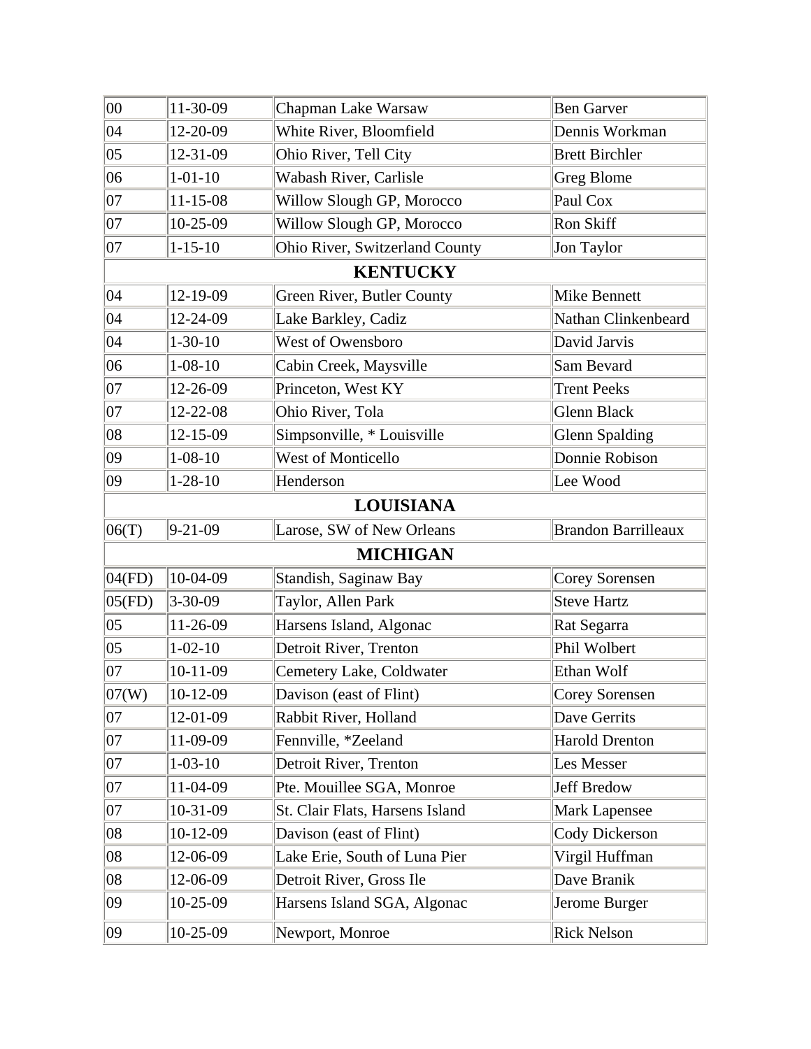| | | | |
|---|---|---|---|
| 00 | 11-30-09 | Chapman Lake Warsaw | Ben Garver |
| 04 | 12-20-09 | White River, Bloomfield | Dennis Workman |
| 05 | 12-31-09 | Ohio River, Tell City | Brett Birchler |
| 06 | 1-01-10 | Wabash River, Carlisle | Greg Blome |
| 07 | 11-15-08 | Willow Slough GP, Morocco | Paul Cox |
| 07 | 10-25-09 | Willow Slough GP, Morocco | Ron Skiff |
| 07 | 1-15-10 | Ohio River, Switzerland County | Jon Taylor |
| **KENTUCKY** | | | |
| 04 | 12-19-09 | Green River, Butler County | Mike Bennett |
| 04 | 12-24-09 | Lake Barkley, Cadiz | Nathan Clinkenbeard |
| 04 | 1-30-10 | West of Owensboro | David Jarvis |
| 06 | 1-08-10 | Cabin Creek, Maysville | Sam Bevard |
| 07 | 12-26-09 | Princeton, West KY | Trent Peeks |
| 07 | 12-22-08 | Ohio River, Tola | Glenn Black |
| 08 | 12-15-09 | Simpsonville, * Louisville | Glenn Spalding |
| 09 | 1-08-10 | West of Monticello | Donnie Robison |
| 09 | 1-28-10 | Henderson | Lee Wood |
| **LOUISIANA** | | | |
| 06(T) | 9-21-09 | Larose, SW of New Orleans | Brandon Barrilleaux |
| **MICHIGAN** | | | |
| 04(FD) | 10-04-09 | Standish, Saginaw Bay | Corey Sorensen |
| 05(FD) | 3-30-09 | Taylor, Allen Park | Steve Hartz |
| 05 | 11-26-09 | Harsens Island, Algonac | Rat Segarra |
| 05 | 1-02-10 | Detroit River, Trenton | Phil Wolbert |
| 07 | 10-11-09 | Cemetery Lake, Coldwater | Ethan Wolf |
| 07(W) | 10-12-09 | Davison (east of Flint) | Corey Sorensen |
| 07 | 12-01-09 | Rabbit River, Holland | Dave Gerrits |
| 07 | 11-09-09 | Fennville, *Zeeland | Harold Drenton |
| 07 | 1-03-10 | Detroit River, Trenton | Les Messer |
| 07 | 11-04-09 | Pte. Mouillee SGA, Monroe | Jeff Bredow |
| 07 | 10-31-09 | St. Clair Flats, Harsens Island | Mark Lapensee |
| 08 | 10-12-09 | Davison (east of Flint) | Cody Dickerson |
| 08 | 12-06-09 | Lake Erie, South of Luna Pier | Virgil Huffman |
| 08 | 12-06-09 | Detroit River, Gross Ile | Dave Branik |
| 09 | 10-25-09 | Harsens Island SGA, Algonac | Jerome Burger |
| 09 | 10-25-09 | Newport, Monroe | Rick Nelson |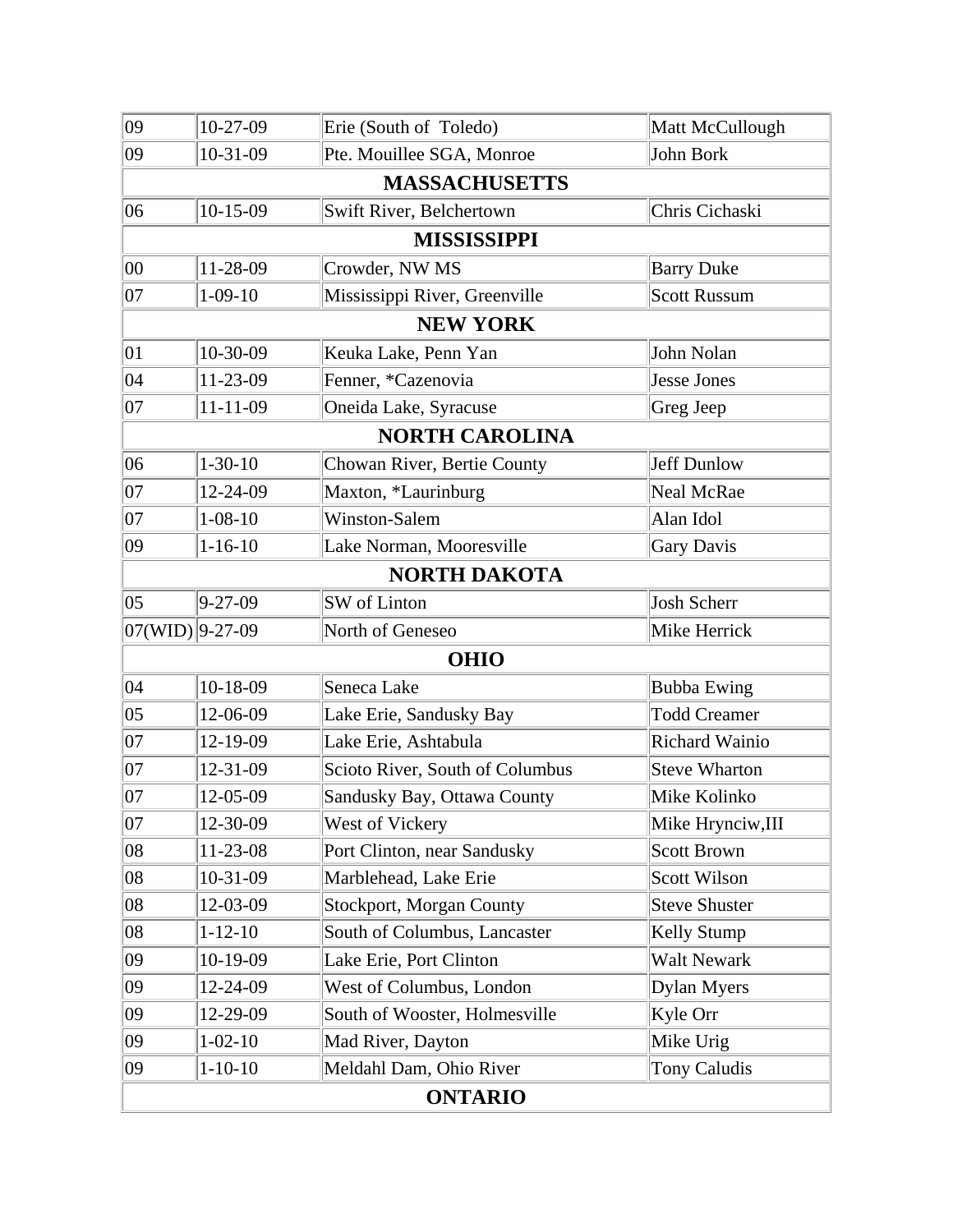| | | | |
|---|---|---|---|
| 09 | 10-27-09 | Erie (South of Toledo) | Matt McCullough |
| 09 | 10-31-09 | Pte. Mouillee SGA, Monroe | John Bork |
| **MASSACHUSETTS** | | | |
| 06 | 10-15-09 | Swift River, Belchertown | Chris Cichaski |
| **MISSISSIPPI** | | | |
| 00 | 11-28-09 | Crowder, NW MS | Barry Duke |
| 07 | 1-09-10 | Mississippi River, Greenville | Scott Russum |
| **NEW YORK** | | | |
| 01 | 10-30-09 | Keuka Lake, Penn Yan | John Nolan |
| 04 | 11-23-09 | Fenner, *Cazenovia | Jesse Jones |
| 07 | 11-11-09 | Oneida Lake, Syracuse | Greg Jeep |
| **NORTH CAROLINA** | | | |
| 06 | 1-30-10 | Chowan River, Bertie County | Jeff Dunlow |
| 07 | 12-24-09 | Maxton, *Laurinburg | Neal McRae |
| 07 | 1-08-10 | Winston-Salem | Alan Idol |
| 09 | 1-16-10 | Lake Norman, Mooresville | Gary Davis |
| **NORTH DAKOTA** | | | |
| 05 | 9-27-09 | SW of Linton | Josh Scherr |
| 07(WID) | 9-27-09 | North of Geneseo | Mike Herrick |
| **OHIO** | | | |
| 04 | 10-18-09 | Seneca Lake | Bubba Ewing |
| 05 | 12-06-09 | Lake Erie, Sandusky Bay | Todd Creamer |
| 07 | 12-19-09 | Lake Erie, Ashtabula | Richard Wainio |
| 07 | 12-31-09 | Scioto River, South of Columbus | Steve Wharton |
| 07 | 12-05-09 | Sandusky Bay, Ottawa County | Mike Kolinko |
| 07 | 12-30-09 | West of Vickery | Mike Hrynciw,III |
| 08 | 11-23-08 | Port Clinton, near Sandusky | Scott Brown |
| 08 | 10-31-09 | Marblehead, Lake Erie | Scott Wilson |
| 08 | 12-03-09 | Stockport, Morgan County | Steve Shuster |
| 08 | 1-12-10 | South of Columbus, Lancaster | Kelly Stump |
| 09 | 10-19-09 | Lake Erie, Port Clinton | Walt Newark |
| 09 | 12-24-09 | West of Columbus, London | Dylan Myers |
| 09 | 12-29-09 | South of Wooster, Holmesville | Kyle Orr |
| 09 | 1-02-10 | Mad River, Dayton | Mike Urig |
| 09 | 1-10-10 | Meldahl Dam, Ohio River | Tony Caludis |
| **ONTARIO** | | | |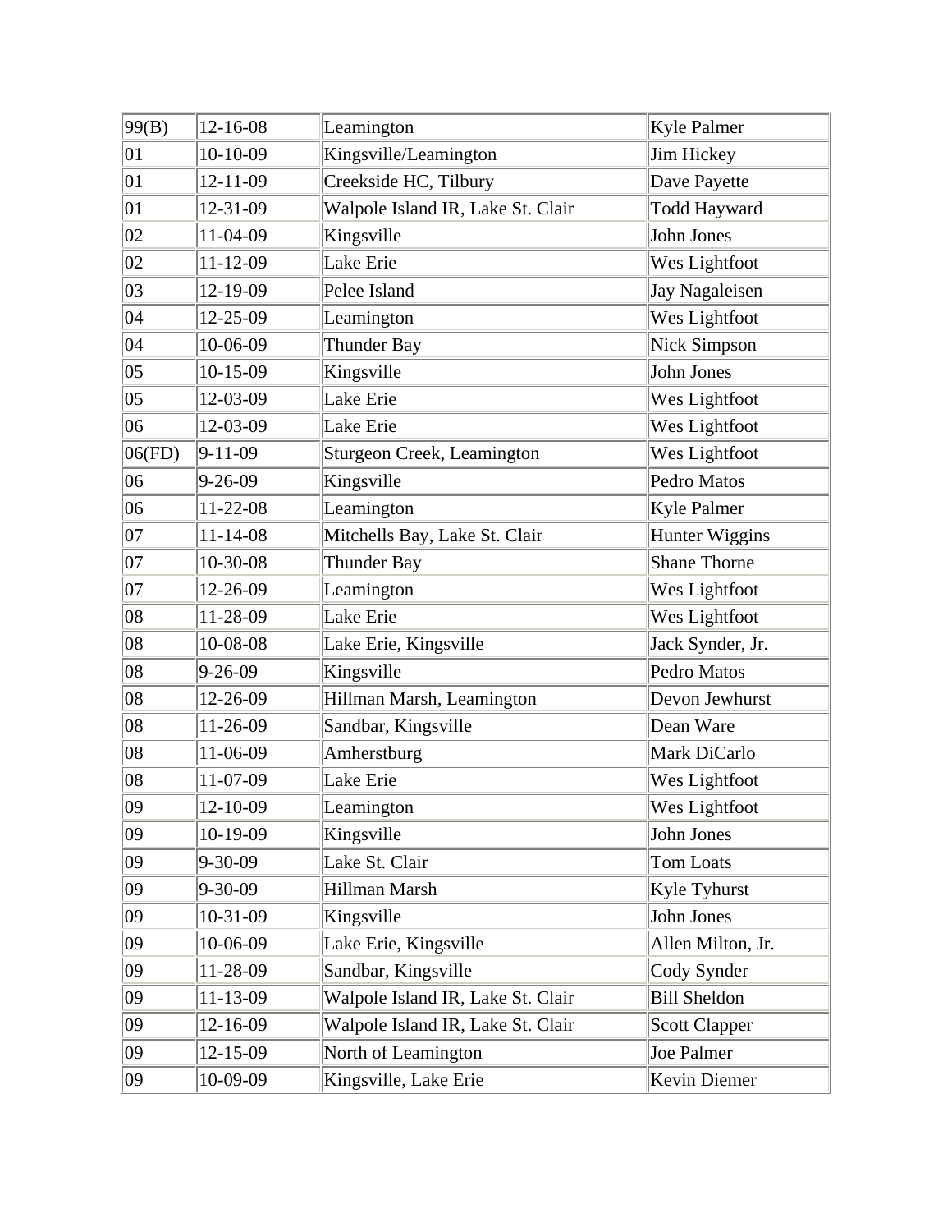| | | | |
|---|---|---|---|
| 99(B) | 12-16-08 | Leamington | Kyle Palmer |
| 01 | 10-10-09 | Kingsville/Leamington | Jim Hickey |
| 01 | 12-11-09 | Creekside HC, Tilbury | Dave Payette |
| 01 | 12-31-09 | Walpole Island IR, Lake St. Clair | Todd Hayward |
| 02 | 11-04-09 | Kingsville | John Jones |
| 02 | 11-12-09 | Lake Erie | Wes Lightfoot |
| 03 | 12-19-09 | Pelee Island | Jay Nagaleisen |
| 04 | 12-25-09 | Leamington | Wes Lightfoot |
| 04 | 10-06-09 | Thunder Bay | Nick Simpson |
| 05 | 10-15-09 | Kingsville | John Jones |
| 05 | 12-03-09 | Lake Erie | Wes Lightfoot |
| 06 | 12-03-09 | Lake Erie | Wes Lightfoot |
| 06(FD) | 9-11-09 | Sturgeon Creek, Leamington | Wes Lightfoot |
| 06 | 9-26-09 | Kingsville | Pedro Matos |
| 06 | 11-22-08 | Leamington | Kyle Palmer |
| 07 | 11-14-08 | Mitchells Bay, Lake St. Clair | Hunter Wiggins |
| 07 | 10-30-08 | Thunder Bay | Shane Thorne |
| 07 | 12-26-09 | Leamington | Wes Lightfoot |
| 08 | 11-28-09 | Lake Erie | Wes Lightfoot |
| 08 | 10-08-08 | Lake Erie, Kingsville | Jack Synder, Jr. |
| 08 | 9-26-09 | Kingsville | Pedro Matos |
| 08 | 12-26-09 | Hillman Marsh, Leamington | Devon Jewhurst |
| 08 | 11-26-09 | Sandbar, Kingsville | Dean Ware |
| 08 | 11-06-09 | Amherstburg | Mark DiCarlo |
| 08 | 11-07-09 | Lake Erie | Wes Lightfoot |
| 09 | 12-10-09 | Leamington | Wes Lightfoot |
| 09 | 10-19-09 | Kingsville | John Jones |
| 09 | 9-30-09 | Lake St. Clair | Tom Loats |
| 09 | 9-30-09 | Hillman Marsh | Kyle Tyhurst |
| 09 | 10-31-09 | Kingsville | John Jones |
| 09 | 10-06-09 | Lake Erie, Kingsville | Allen Milton, Jr. |
| 09 | 11-28-09 | Sandbar, Kingsville | Cody Synder |
| 09 | 11-13-09 | Walpole Island IR, Lake St. Clair | Bill Sheldon |
| 09 | 12-16-09 | Walpole Island IR, Lake St. Clair | Scott Clapper |
| 09 | 12-15-09 | North of Leamington | Joe Palmer |
| 09 | 10-09-09 | Kingsville, Lake Erie | Kevin Diemer |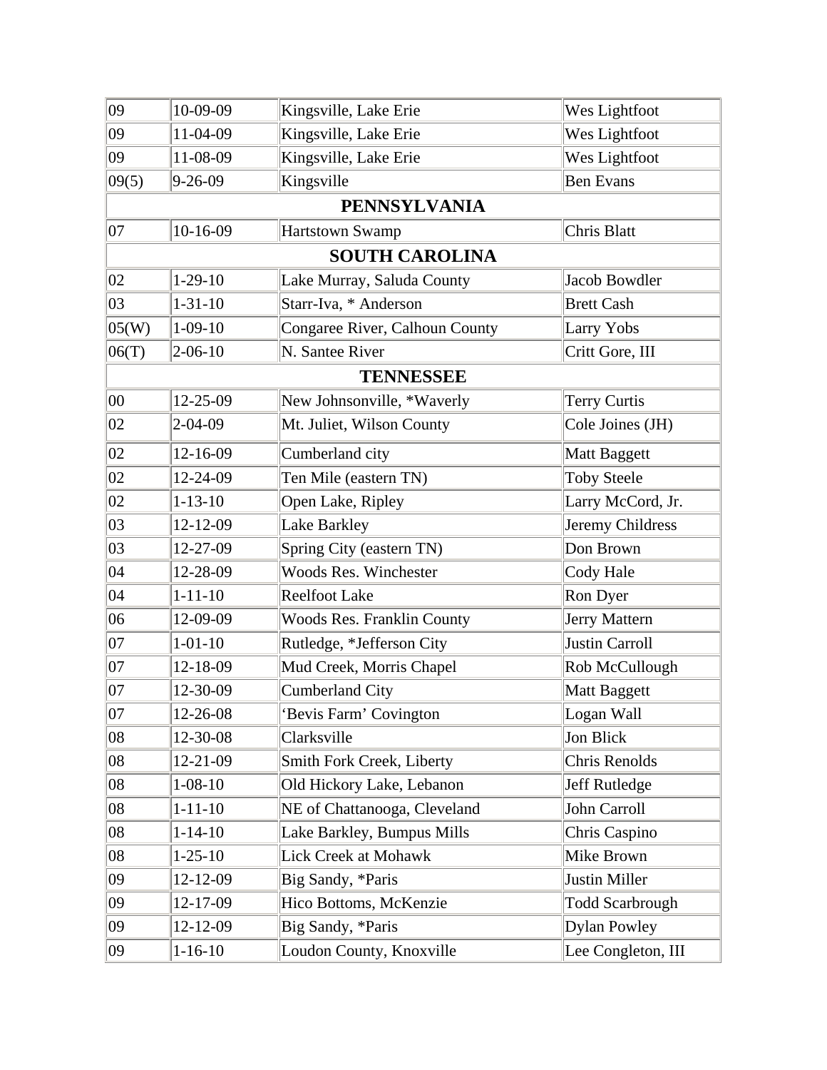| | | | |
|---|---|---|---|
| 09 | 10-09-09 | Kingsville, Lake Erie | Wes Lightfoot |
| 09 | 11-04-09 | Kingsville, Lake Erie | Wes Lightfoot |
| 09 | 11-08-09 | Kingsville, Lake Erie | Wes Lightfoot |
| 09(5) | 9-26-09 | Kingsville | Ben Evans |
| **PENNSYLVANIA** | | | |
| 07 | 10-16-09 | Hartstown Swamp | Chris Blatt |
| **SOUTH CAROLINA** | | | |
| 02 | 1-29-10 | Lake Murray, Saluda County | Jacob Bowdler |
| 03 | 1-31-10 | Starr-Iva, * Anderson | Brett Cash |
| 05(W) | 1-09-10 | Congaree River, Calhoun County | Larry Yobs |
| 06(T) | 2-06-10 | N. Santee River | Critt Gore, III |
| **TENNESSEE** | | | |
| 00 | 12-25-09 | New Johnsonville, *Waverly | Terry Curtis |
| 02 | 2-04-09 | Mt. Juliet, Wilson County | Cole Joines (JH) |
| 02 | 12-16-09 | Cumberland city | Matt Baggett |
| 02 | 12-24-09 | Ten Mile (eastern TN) | Toby Steele |
| 02 | 1-13-10 | Open Lake, Ripley | Larry McCord, Jr. |
| 03 | 12-12-09 | Lake Barkley | Jeremy Childress |
| 03 | 12-27-09 | Spring City (eastern TN) | Don Brown |
| 04 | 12-28-09 | Woods Res. Winchester | Cody Hale |
| 04 | 1-11-10 | Reelfoot Lake | Ron Dyer |
| 06 | 12-09-09 | Woods Res. Franklin County | Jerry Mattern |
| 07 | 1-01-10 | Rutledge, *Jefferson City | Justin Carroll |
| 07 | 12-18-09 | Mud Creek, Morris Chapel | Rob McCullough |
| 07 | 12-30-09 | Cumberland City | Matt Baggett |
| 07 | 12-26-08 | 'Bevis Farm' Covington | Logan Wall |
| 08 | 12-30-08 | Clarksville | Jon Blick |
| 08 | 12-21-09 | Smith Fork Creek, Liberty | Chris Renolds |
| 08 | 1-08-10 | Old Hickory Lake, Lebanon | Jeff Rutledge |
| 08 | 1-11-10 | NE of Chattanooga, Cleveland | John Carroll |
| 08 | 1-14-10 | Lake Barkley, Bumpus Mills | Chris Caspino |
| 08 | 1-25-10 | Lick Creek at Mohawk | Mike Brown |
| 09 | 12-12-09 | Big Sandy, *Paris | Justin Miller |
| 09 | 12-17-09 | Hico Bottoms, McKenzie | Todd Scarbrough |
| 09 | 12-12-09 | Big Sandy, *Paris | Dylan Powley |
| 09 | 1-16-10 | Loudon County, Knoxville | Lee Congleton, III |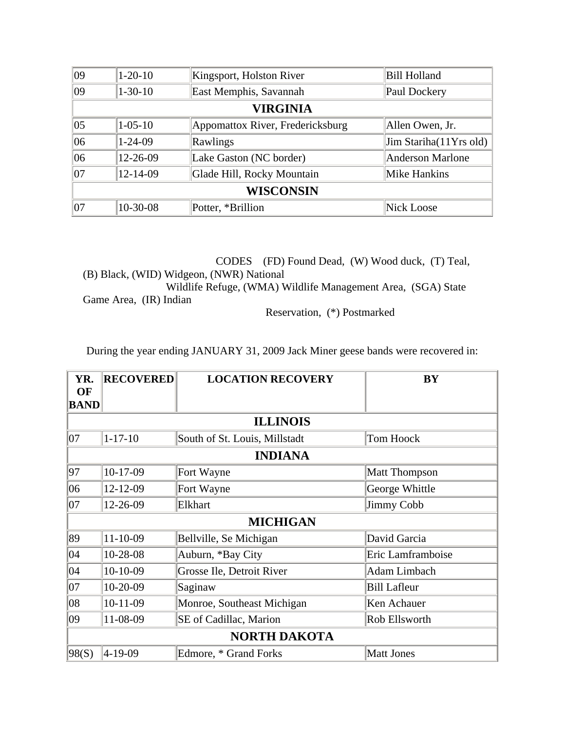| | | | |
|---|---|---|---|
| 09 | 1-20-10 | Kingsport, Holston River | Bill Holland |
| 09 | 1-30-10 | East Memphis, Savannah | Paul Dockery |
| **VIRGINIA** | | | |
| 05 | 1-05-10 | Appomattox River, Fredericksburg | Allen Owen, Jr. |
| 06 | 1-24-09 | Rawlings | Jim Stariha(11Yrs old) |
| 06 | 12-26-09 | Lake Gaston (NC border) | Anderson Marlone |
| 07 | 12-14-09 | Glade Hill, Rocky Mountain | Mike Hankins |
| **WISCONSIN** | | | |
| 07 | 10-30-08 | Potter, *Brillion | Nick Loose |

CODES (FD) Found Dead, (W) Wood duck, (T) Teal, (B) Black, (WID) Widgeon, (NWR) National Wildlife Refuge, (WMA) Wildlife Management Area, (SGA) State Game Area, (IR) Indian Reservation, (*) Postmarked

During the year ending JANUARY 31, 2009 Jack Miner geese bands were recovered in:

| YR. OF BAND | RECOVERED | LOCATION RECOVERY | BY |
|---|---|---|---|
| **ILLINOIS** | | | |
| 07 | 1-17-10 | South of St. Louis, Millstadt | Tom Hoock |
| **INDIANA** | | | |
| 97 | 10-17-09 | Fort Wayne | Matt Thompson |
| 06 | 12-12-09 | Fort Wayne | George Whittle |
| 07 | 12-26-09 | Elkhart | Jimmy Cobb |
| **MICHIGAN** | | | |
| 89 | 11-10-09 | Bellville, Se Michigan | David Garcia |
| 04 | 10-28-08 | Auburn, *Bay City | Eric Lamframboise |
| 04 | 10-10-09 | Grosse Ile, Detroit River | Adam Limbach |
| 07 | 10-20-09 | Saginaw | Bill Lafleur |
| 08 | 10-11-09 | Monroe, Southeast Michigan | Ken Achauer |
| 09 | 11-08-09 | SE of Cadillac, Marion | Rob Ellsworth |
| **NORTH DAKOTA** | | | |
| 98(S) | 4-19-09 | Edmore, * Grand Forks | Matt Jones |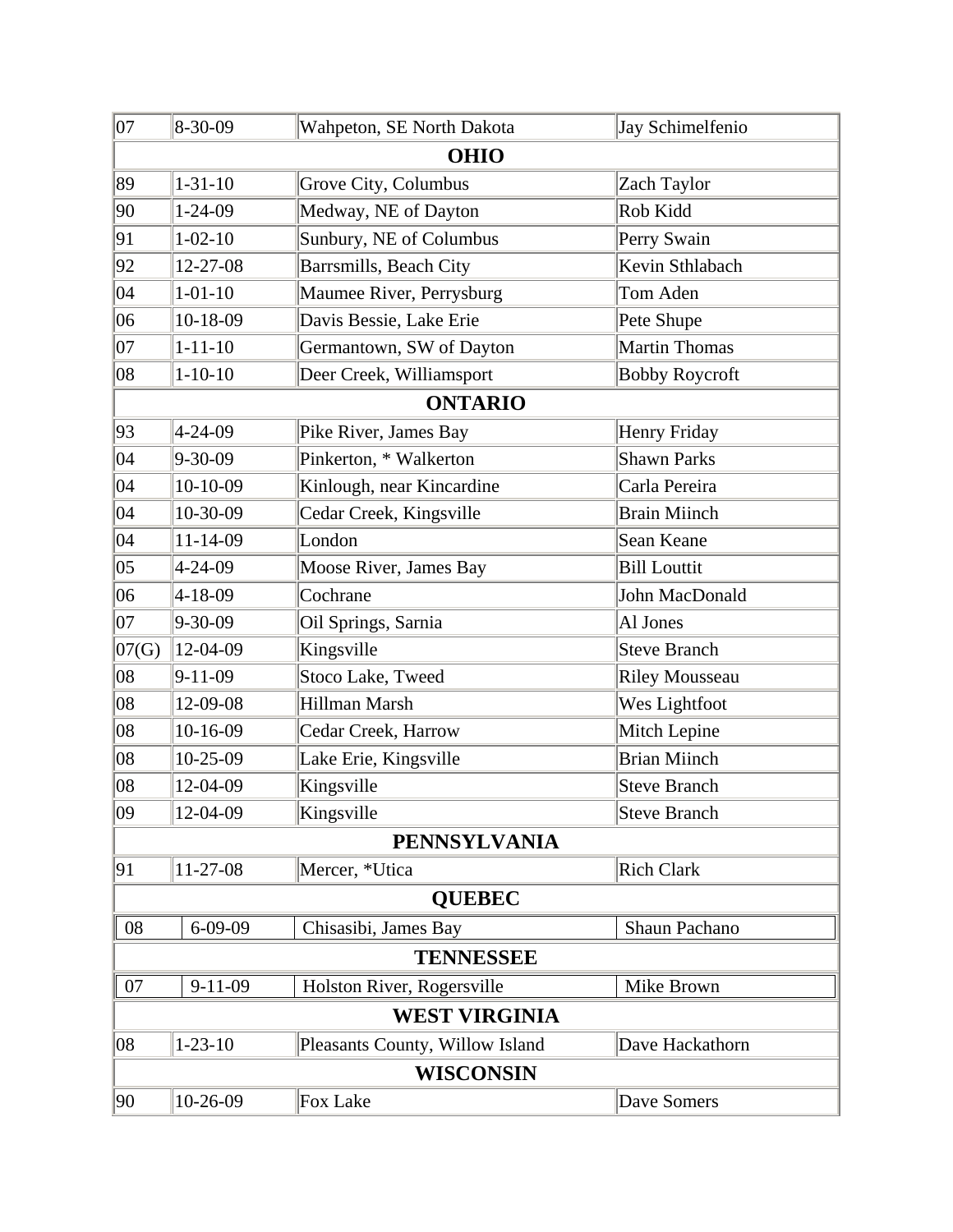| | | | |
|---|---|---|---|
| 07 | 8-30-09 | Wahpeton, SE North Dakota | Jay Schimelfenio |
| **OHIO** | | | |
| 89 | 1-31-10 | Grove City, Columbus | Zach Taylor |
| 90 | 1-24-09 | Medway, NE of Dayton | Rob Kidd |
| 91 | 1-02-10 | Sunbury, NE of Columbus | Perry Swain |
| 92 | 12-27-08 | Barrsmills, Beach City | Kevin Sthlabach |
| 04 | 1-01-10 | Maumee River, Perrysburg | Tom Aden |
| 06 | 10-18-09 | Davis Bessie, Lake Erie | Pete Shupe |
| 07 | 1-11-10 | Germantown, SW of Dayton | Martin Thomas |
| 08 | 1-10-10 | Deer Creek, Williamsport | Bobby Roycroft |
| **ONTARIO** | | | |
| 93 | 4-24-09 | Pike River, James Bay | Henry Friday |
| 04 | 9-30-09 | Pinkerton, * Walkerton | Shawn Parks |
| 04 | 10-10-09 | Kinlough, near Kincardine | Carla Pereira |
| 04 | 10-30-09 | Cedar Creek, Kingsville | Brain Miinch |
| 04 | 11-14-09 | London | Sean Keane |
| 05 | 4-24-09 | Moose River, James Bay | Bill Louttit |
| 06 | 4-18-09 | Cochrane | John MacDonald |
| 07 | 9-30-09 | Oil Springs, Sarnia | Al Jones |
| 07(G) | 12-04-09 | Kingsville | Steve Branch |
| 08 | 9-11-09 | Stoco Lake, Tweed | Riley Mousseau |
| 08 | 12-09-08 | Hillman Marsh | Wes Lightfoot |
| 08 | 10-16-09 | Cedar Creek, Harrow | Mitch Lepine |
| 08 | 10-25-09 | Lake Erie, Kingsville | Brian Miinch |
| 08 | 12-04-09 | Kingsville | Steve Branch |
| 09 | 12-04-09 | Kingsville | Steve Branch |
| **PENNSYLVANIA** | | | |
| 91 | 11-27-08 | Mercer, *Utica | Rich Clark |
| **QUEBEC** | | | |
| 08 | 6-09-09 | Chisasibi, James Bay | Shaun Pachano |
| **TENNESSEE** | | | |
| 07 | 9-11-09 | Holston River, Rogersville | Mike Brown |
| **WEST VIRGINIA** | | | |
| 08 | 1-23-10 | Pleasants County, Willow Island | Dave Hackathorn |
| **WISCONSIN** | | | |
| 90 | 10-26-09 | Fox Lake | Dave Somers |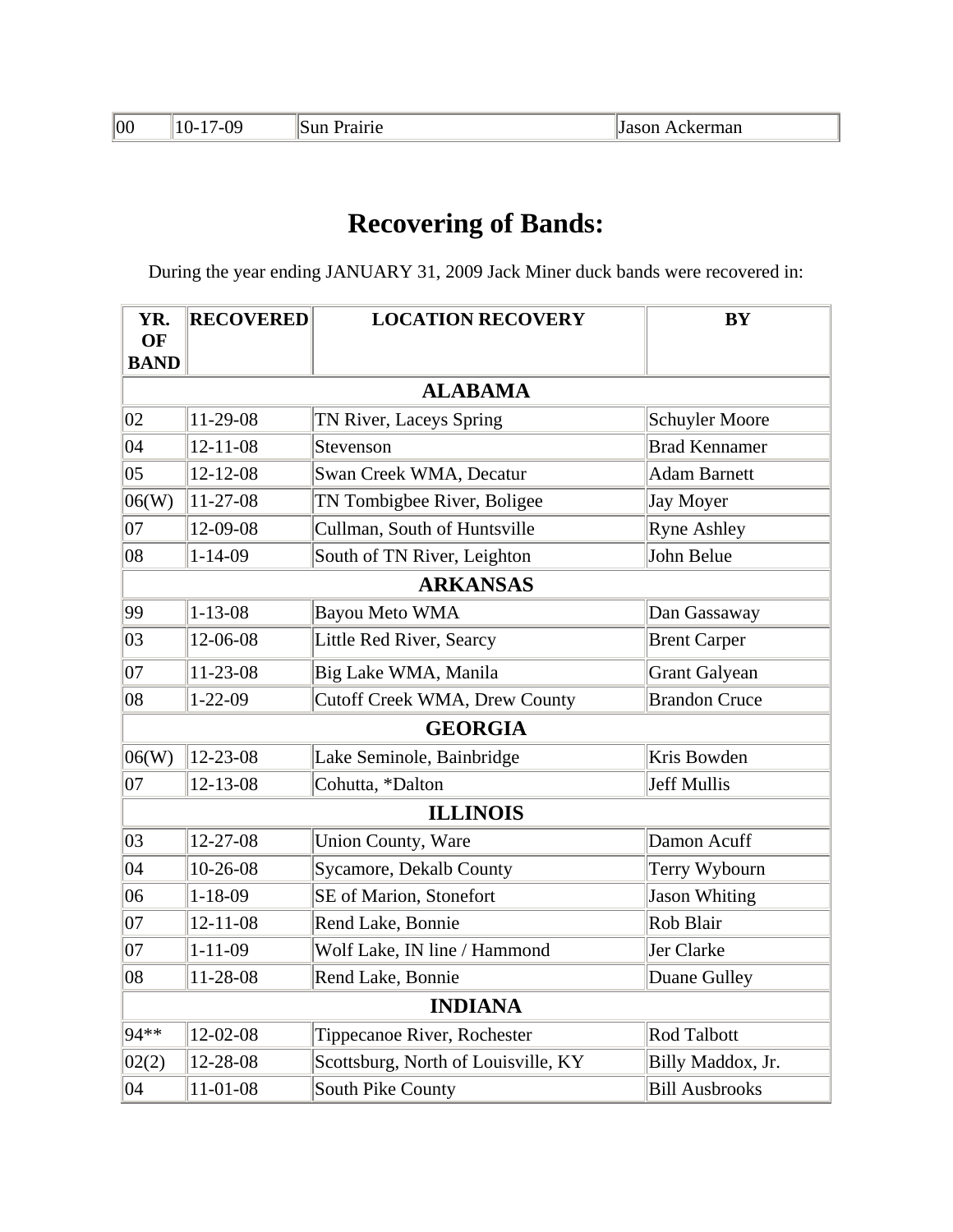| 00 | 10-17-09 | Sun Prairie | Jason Ackerman |
|---|---|---|---|

# Recovering of Bands:

During the year ending JANUARY 31, 2009 Jack Miner duck bands were recovered in:

| YR. OF BAND | RECOVERED | LOCATION RECOVERY | BY |
|---|---|---|---|
| **ALABAMA** | | | |
| 02 | 11-29-08 | TN River, Laceys Spring | Schuyler Moore |
| 04 | 12-11-08 | Stevenson | Brad Kennamer |
| 05 | 12-12-08 | Swan Creek WMA, Decatur | Adam Barnett |
| 06(W) | 11-27-08 | TN Tombigbee River, Boligee | Jay Moyer |
| 07 | 12-09-08 | Cullman, South of Huntsville | Ryne Ashley |
| 08 | 1-14-09 | South of TN River, Leighton | John Belue |
| **ARKANSAS** | | | |
| 99 | 1-13-08 | Bayou Meto WMA | Dan Gassaway |
| 03 | 12-06-08 | Little Red River, Searcy | Brent Carper |
| 07 | 11-23-08 | Big Lake WMA, Manila | Grant Galyean |
| 08 | 1-22-09 | Cutoff Creek WMA, Drew County | Brandon Cruce |
| **GEORGIA** | | | |
| 06(W) | 12-23-08 | Lake Seminole, Bainbridge | Kris Bowden |
| 07 | 12-13-08 | Cohutta, *Dalton | Jeff Mullis |
| **ILLINOIS** | | | |
| 03 | 12-27-08 | Union County, Ware | Damon Acuff |
| 04 | 10-26-08 | Sycamore, Dekalb County | Terry Wybourn |
| 06 | 1-18-09 | SE of Marion, Stonefort | Jason Whiting |
| 07 | 12-11-08 | Rend Lake, Bonnie | Rob Blair |
| 07 | 1-11-09 | Wolf Lake, IN line / Hammond | Jer Clarke |
| 08 | 11-28-08 | Rend Lake, Bonnie | Duane Gulley |
| **INDIANA** | | | |
| 94** | 12-02-08 | Tippecanoe River, Rochester | Rod Talbott |
| 02(2) | 12-28-08 | Scottsburg, North of Louisville, KY | Billy Maddox, Jr. |
| 04 | 11-01-08 | South Pike County | Bill Ausbrooks |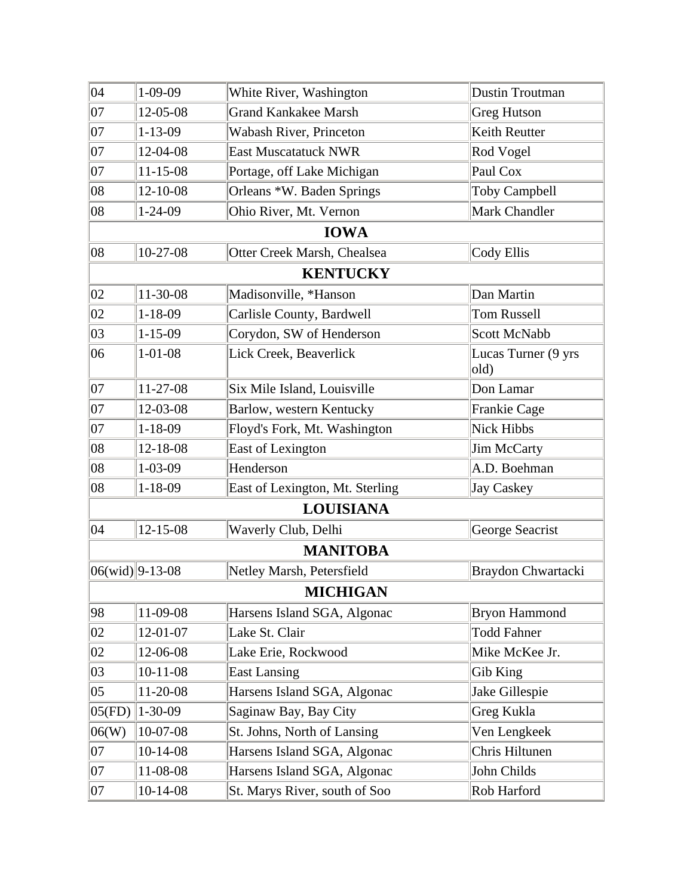| | | | |
|---|---|---|---|
| 04 | 1-09-09 | White River, Washington | Dustin Troutman |
| 07 | 12-05-08 | Grand Kankakee Marsh | Greg Hutson |
| 07 | 1-13-09 | Wabash River, Princeton | Keith Reutter |
| 07 | 12-04-08 | East Muscatatuck NWR | Rod Vogel |
| 07 | 11-15-08 | Portage, off Lake Michigan | Paul Cox |
| 08 | 12-10-08 | Orleans *W. Baden Springs | Toby Campbell |
| 08 | 1-24-09 | Ohio River, Mt. Vernon | Mark Chandler |
| **IOWA** | | | |
| 08 | 10-27-08 | Otter Creek Marsh, Chealsea | Cody Ellis |
| **KENTUCKY** | | | |
| 02 | 11-30-08 | Madisonville, *Hanson | Dan Martin |
| 02 | 1-18-09 | Carlisle County, Bardwell | Tom Russell |
| 03 | 1-15-09 | Corydon, SW of Henderson | Scott McNabb |
| 06 | 1-01-08 | Lick Creek, Beaverlick | Lucas Turner (9 yrs old) |
| 07 | 11-27-08 | Six Mile Island, Louisville | Don Lamar |
| 07 | 12-03-08 | Barlow, western Kentucky | Frankie Cage |
| 07 | 1-18-09 | Floyd's Fork, Mt. Washington | Nick Hibbs |
| 08 | 12-18-08 | East of Lexington | Jim McCarty |
| 08 | 1-03-09 | Henderson | A.D. Boehman |
| 08 | 1-18-09 | East of Lexington, Mt. Sterling | Jay Caskey |
| **LOUISIANA** | | | |
| 04 | 12-15-08 | Waverly Club, Delhi | George Seacrist |
| **MANITOBA** | | | |
| 06(wid) | 9-13-08 | Netley Marsh, Petersfield | Braydon Chwartacki |
| **MICHIGAN** | | | |
| 98 | 11-09-08 | Harsens Island SGA, Algonac | Bryon Hammond |
| 02 | 12-01-07 | Lake St. Clair | Todd Fahner |
| 02 | 12-06-08 | Lake Erie, Rockwood | Mike McKee Jr. |
| 03 | 10-11-08 | East Lansing | Gib King |
| 05 | 11-20-08 | Harsens Island SGA, Algonac | Jake Gillespie |
| 05(FD) | 1-30-09 | Saginaw Bay, Bay City | Greg Kukla |
| 06(W) | 10-07-08 | St. Johns, North of Lansing | Ven Lengkeek |
| 07 | 10-14-08 | Harsens Island SGA, Algonac | Chris Hiltunen |
| 07 | 11-08-08 | Harsens Island SGA, Algonac | John Childs |
| 07 | 10-14-08 | St. Marys River, south of Soo | Rob Harford |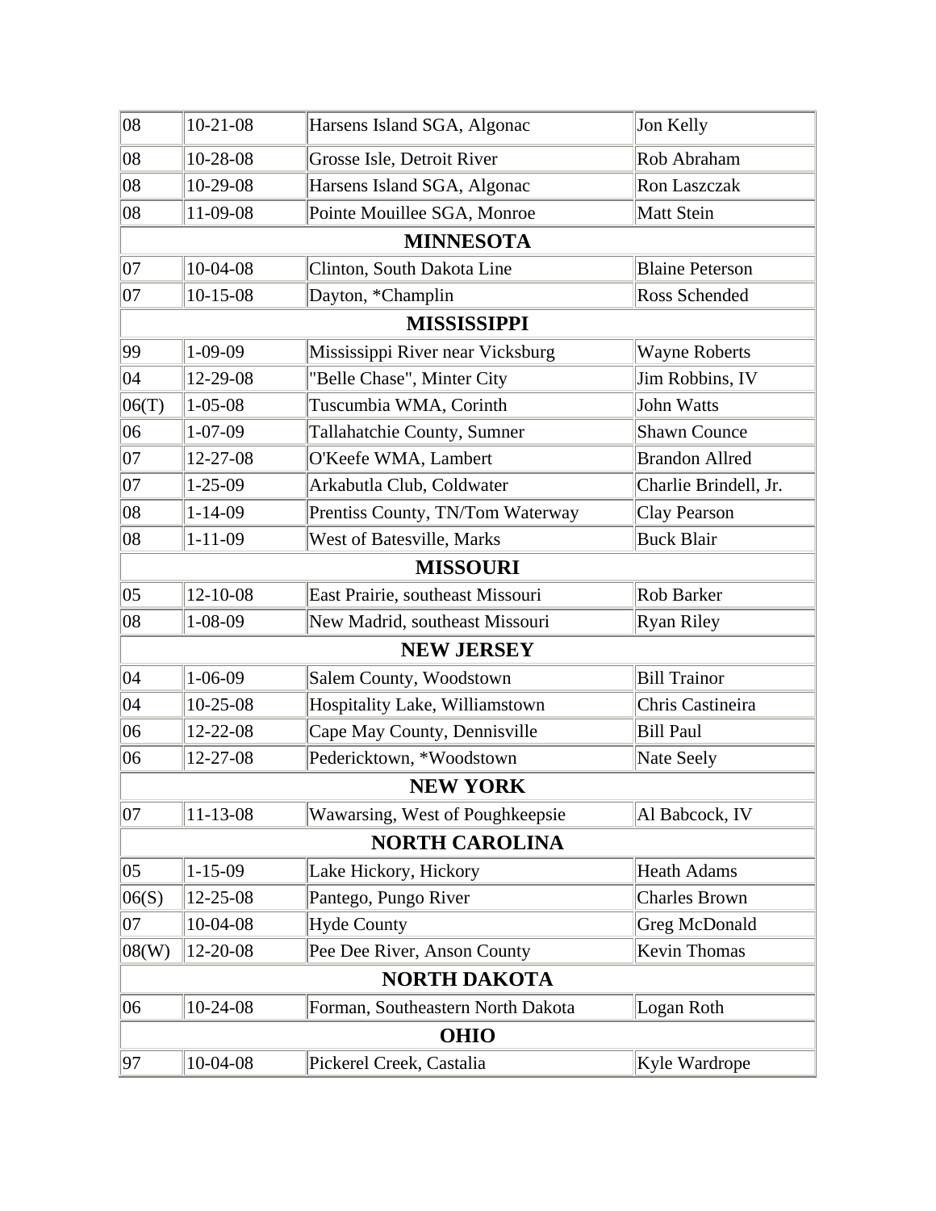| 08 | 10-21-08 | Harsens Island SGA, Algonac | Jon Kelly |
|---|---|---|---|
| 08 | 10-28-08 | Grosse Isle, Detroit River | Rob Abraham |
| 08 | 10-29-08 | Harsens Island SGA, Algonac | Ron Laszczak |
| 08 | 11-09-08 | Pointe Mouillee SGA, Monroe | Matt Stein |
| **MINNESOTA** | | | |
| 07 | 10-04-08 | Clinton, South Dakota Line | Blaine Peterson |
| 07 | 10-15-08 | Dayton, *Champlin | Ross Schended |
| **MISSISSIPPI** | | | |
| 99 | 1-09-09 | Mississippi River near Vicksburg | Wayne Roberts |
| 04 | 12-29-08 | "Belle Chase", Minter City | Jim Robbins, IV |
| 06(T) | 1-05-08 | Tuscumbia WMA, Corinth | John Watts |
| 06 | 1-07-09 | Tallahatchie County, Sumner | Shawn Counce |
| 07 | 12-27-08 | O'Keefe WMA, Lambert | Brandon Allred |
| 07 | 1-25-09 | Arkabutla Club, Coldwater | Charlie Brindell, Jr. |
| 08 | 1-14-09 | Prentiss County, TN/Tom Waterway | Clay Pearson |
| 08 | 1-11-09 | West of Batesville, Marks | Buck Blair |
| **MISSOURI** | | | |
| 05 | 12-10-08 | East Prairie, southeast Missouri | Rob Barker |
| 08 | 1-08-09 | New Madrid, southeast Missouri | Ryan Riley |
| **NEW JERSEY** | | | |
| 04 | 1-06-09 | Salem County, Woodstown | Bill Trainor |
| 04 | 10-25-08 | Hospitality Lake, Williamstown | Chris Castineira |
| 06 | 12-22-08 | Cape May County, Dennisville | Bill Paul |
| 06 | 12-27-08 | Pedericktown, *Woodstown | Nate Seely |
| **NEW YORK** | | | |
| 07 | 11-13-08 | Wawarsing, West of Poughkeepsie | Al Babcock, IV |
| **NORTH CAROLINA** | | | |
| 05 | 1-15-09 | Lake Hickory, Hickory | Heath Adams |
| 06(S) | 12-25-08 | Pantego, Pungo River | Charles Brown |
| 07 | 10-04-08 | Hyde County | Greg McDonald |
| 08(W) | 12-20-08 | Pee Dee River, Anson County | Kevin Thomas |
| **NORTH DAKOTA** | | | |
| 06 | 10-24-08 | Forman, Southeastern North Dakota | Logan Roth |
| **OHIO** | | | |
| 97 | 10-04-08 | Pickerel Creek, Castalia | Kyle Wardrope |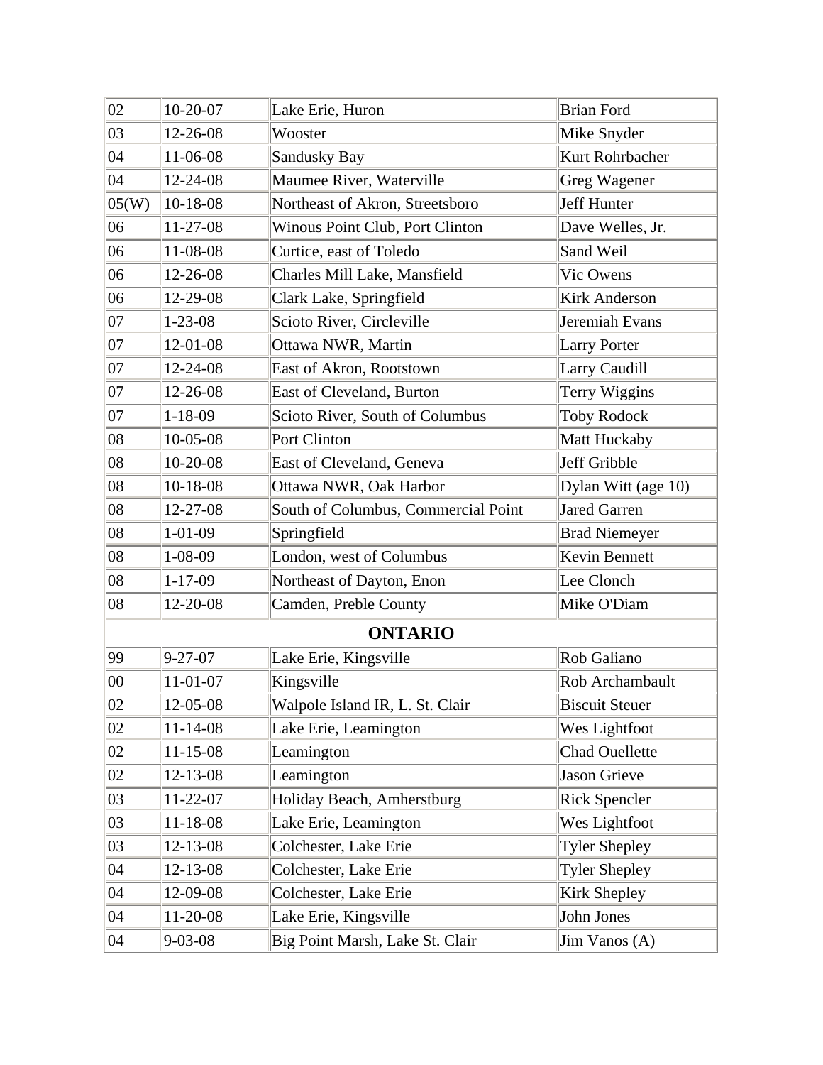| | | | |
|---|---|---|---|
| 02 | 10-20-07 | Lake Erie, Huron | Brian Ford |
| 03 | 12-26-08 | Wooster | Mike Snyder |
| 04 | 11-06-08 | Sandusky Bay | Kurt Rohrbacher |
| 04 | 12-24-08 | Maumee River, Waterville | Greg Wagener |
| 05(W) | 10-18-08 | Northeast of Akron, Streetsboro | Jeff Hunter |
| 06 | 11-27-08 | Winous Point Club, Port Clinton | Dave Welles, Jr. |
| 06 | 11-08-08 | Curtice, east of Toledo | Sand Weil |
| 06 | 12-26-08 | Charles Mill Lake, Mansfield | Vic Owens |
| 06 | 12-29-08 | Clark Lake, Springfield | Kirk Anderson |
| 07 | 1-23-08 | Scioto River, Circleville | Jeremiah Evans |
| 07 | 12-01-08 | Ottawa NWR, Martin | Larry Porter |
| 07 | 12-24-08 | East of Akron, Rootstown | Larry Caudill |
| 07 | 12-26-08 | East of Cleveland, Burton | Terry Wiggins |
| 07 | 1-18-09 | Scioto River, South of Columbus | Toby Rodock |
| 08 | 10-05-08 | Port Clinton | Matt Huckaby |
| 08 | 10-20-08 | East of Cleveland, Geneva | Jeff Gribble |
| 08 | 10-18-08 | Ottawa NWR, Oak Harbor | Dylan Witt (age 10) |
| 08 | 12-27-08 | South of Columbus, Commercial Point | Jared Garren |
| 08 | 1-01-09 | Springfield | Brad Niemeyer |
| 08 | 1-08-09 | London, west of Columbus | Kevin Bennett |
| 08 | 1-17-09 | Northeast of Dayton, Enon | Lee Clonch |
| 08 | 12-20-08 | Camden, Preble County | Mike O'Diam |
| **ONTARIO** | | | |
| 99 | 9-27-07 | Lake Erie, Kingsville | Rob Galiano |
| 00 | 11-01-07 | Kingsville | Rob Archambault |
| 02 | 12-05-08 | Walpole Island IR, L. St. Clair | Biscuit Steuer |
| 02 | 11-14-08 | Lake Erie, Leamington | Wes Lightfoot |
| 02 | 11-15-08 | Leamington | Chad Ouellette |
| 02 | 12-13-08 | Leamington | Jason Grieve |
| 03 | 11-22-07 | Holiday Beach, Amherstburg | Rick Spencler |
| 03 | 11-18-08 | Lake Erie, Leamington | Wes Lightfoot |
| 03 | 12-13-08 | Colchester, Lake Erie | Tyler Shepley |
| 04 | 12-13-08 | Colchester, Lake Erie | Tyler Shepley |
| 04 | 12-09-08 | Colchester, Lake Erie | Kirk Shepley |
| 04 | 11-20-08 | Lake Erie, Kingsville | John Jones |
| 04 | 9-03-08 | Big Point Marsh, Lake St. Clair | Jim Vanos (A) |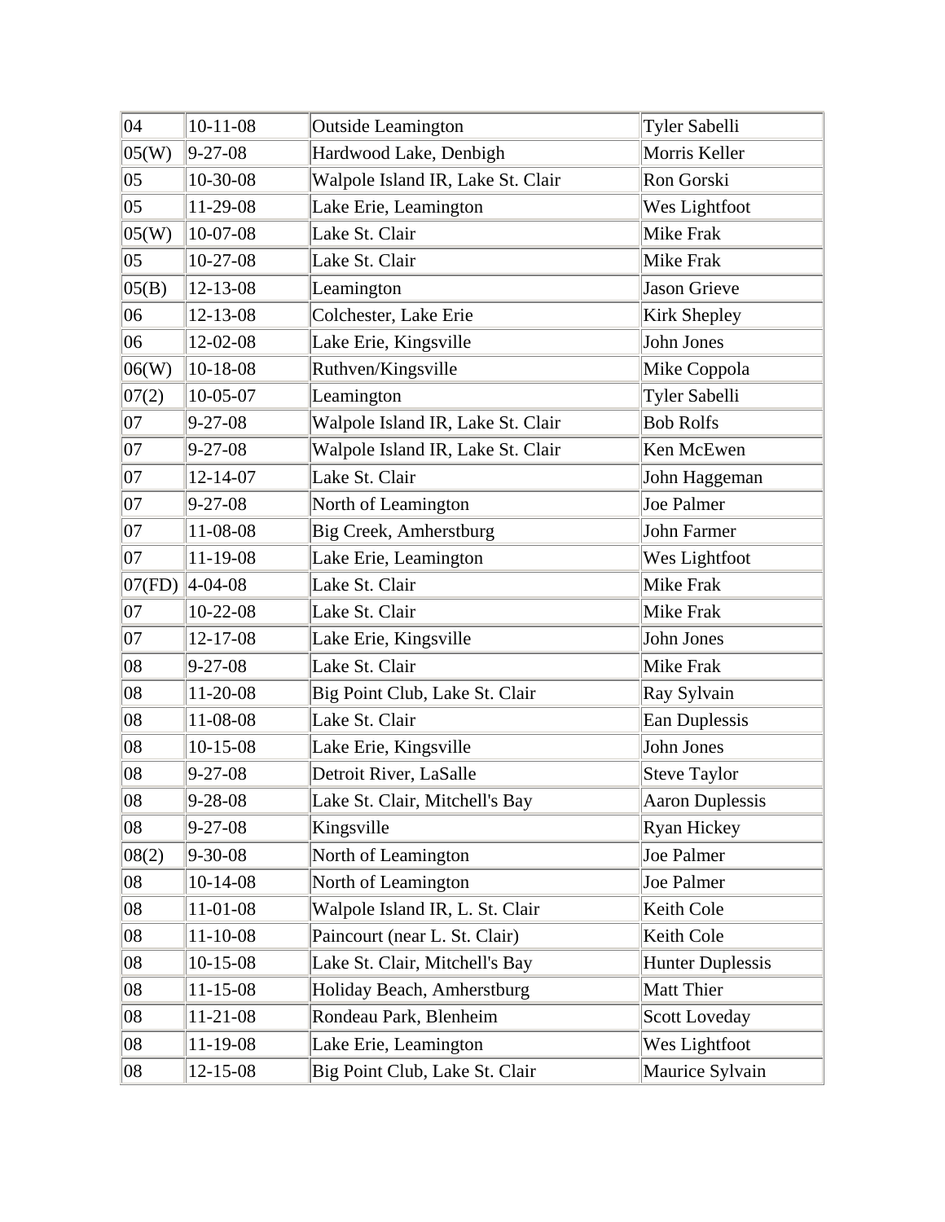| 04 | 10-11-08 | Outside Leamington | Tyler Sabelli |
|---|---|---|---|
| 05(W) | 9-27-08 | Hardwood Lake, Denbigh | Morris Keller |
| 05 | 10-30-08 | Walpole Island IR, Lake St. Clair | Ron Gorski |
| 05 | 11-29-08 | Lake Erie, Leamington | Wes Lightfoot |
| 05(W) | 10-07-08 | Lake St. Clair | Mike Frak |
| 05 | 10-27-08 | Lake St. Clair | Mike Frak |
| 05(B) | 12-13-08 | Leamington | Jason Grieve |
| 06 | 12-13-08 | Colchester, Lake Erie | Kirk Shepley |
| 06 | 12-02-08 | Lake Erie, Kingsville | John Jones |
| 06(W) | 10-18-08 | Ruthven/Kingsville | Mike Coppola |
| 07(2) | 10-05-07 | Leamington | Tyler Sabelli |
| 07 | 9-27-08 | Walpole Island IR, Lake St. Clair | Bob Rolfs |
| 07 | 9-27-08 | Walpole Island IR, Lake St. Clair | Ken McEwen |
| 07 | 12-14-07 | Lake St. Clair | John Haggeman |
| 07 | 9-27-08 | North of Leamington | Joe Palmer |
| 07 | 11-08-08 | Big Creek, Amherstburg | John Farmer |
| 07 | 11-19-08 | Lake Erie, Leamington | Wes Lightfoot |
| 07(FD) | 4-04-08 | Lake St. Clair | Mike Frak |
| 07 | 10-22-08 | Lake St. Clair | Mike Frak |
| 07 | 12-17-08 | Lake Erie, Kingsville | John Jones |
| 08 | 9-27-08 | Lake St. Clair | Mike Frak |
| 08 | 11-20-08 | Big Point Club, Lake St. Clair | Ray Sylvain |
| 08 | 11-08-08 | Lake St. Clair | Ean Duplessis |
| 08 | 10-15-08 | Lake Erie, Kingsville | John Jones |
| 08 | 9-27-08 | Detroit River, LaSalle | Steve Taylor |
| 08 | 9-28-08 | Lake St. Clair, Mitchell's Bay | Aaron Duplessis |
| 08 | 9-27-08 | Kingsville | Ryan Hickey |
| 08(2) | 9-30-08 | North of Leamington | Joe Palmer |
| 08 | 10-14-08 | North of Leamington | Joe Palmer |
| 08 | 11-01-08 | Walpole Island IR, L. St. Clair | Keith Cole |
| 08 | 11-10-08 | Paincourt (near L. St. Clair) | Keith Cole |
| 08 | 10-15-08 | Lake St. Clair, Mitchell's Bay | Hunter Duplessis |
| 08 | 11-15-08 | Holiday Beach, Amherstburg | Matt Thier |
| 08 | 11-21-08 | Rondeau Park, Blenheim | Scott Loveday |
| 08 | 11-19-08 | Lake Erie, Leamington | Wes Lightfoot |
| 08 | 12-15-08 | Big Point Club, Lake St. Clair | Maurice Sylvain |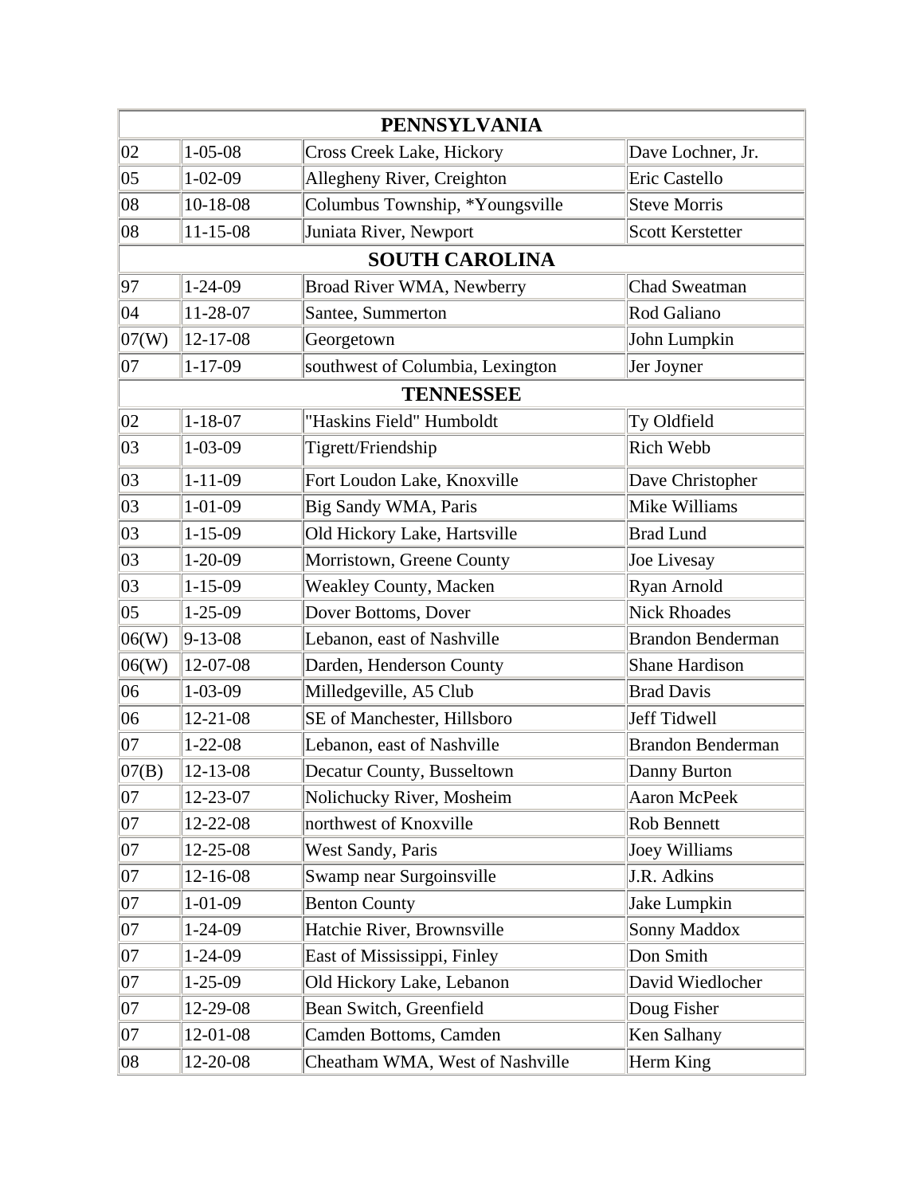| PENNSYLVANIA | | | |
|---|---|---|---|
| 02 | 1-05-08 | Cross Creek Lake, Hickory | Dave Lochner, Jr. |
| 05 | 1-02-09 | Allegheny River, Creighton | Eric Castello |
| 08 | 10-18-08 | Columbus Township, *Youngsville | Steve Morris |
| 08 | 11-15-08 | Juniata River, Newport | Scott Kerstetter |
| **SOUTH CAROLINA** | | | |
| 97 | 1-24-09 | Broad River WMA, Newberry | Chad Sweatman |
| 04 | 11-28-07 | Santee, Summerton | Rod Galiano |
| 07(W) | 12-17-08 | Georgetown | John Lumpkin |
| 07 | 1-17-09 | southwest of Columbia, Lexington | Jer Joyner |
| **TENNESSEE** | | | |
| 02 | 1-18-07 | "Haskins Field" Humboldt | Ty Oldfield |
| 03 | 1-03-09 | Tigrett/Friendship | Rich Webb |
| 03 | 1-11-09 | Fort Loudon Lake, Knoxville | Dave Christopher |
| 03 | 1-01-09 | Big Sandy WMA, Paris | Mike Williams |
| 03 | 1-15-09 | Old Hickory Lake, Hartsville | Brad Lund |
| 03 | 1-20-09 | Morristown, Greene County | Joe Livesay |
| 03 | 1-15-09 | Weakley County, Macken | Ryan Arnold |
| 05 | 1-25-09 | Dover Bottoms, Dover | Nick Rhoades |
| 06(W) | 9-13-08 | Lebanon, east of Nashville | Brandon Benderman |
| 06(W) | 12-07-08 | Darden, Henderson County | Shane Hardison |
| 06 | 1-03-09 | Milledgeville, A5 Club | Brad Davis |
| 06 | 12-21-08 | SE of Manchester, Hillsboro | Jeff Tidwell |
| 07 | 1-22-08 | Lebanon, east of Nashville | Brandon Benderman |
| 07(B) | 12-13-08 | Decatur County, Busseltown | Danny Burton |
| 07 | 12-23-07 | Nolichucky River, Mosheim | Aaron McPeek |
| 07 | 12-22-08 | northwest of Knoxville | Rob Bennett |
| 07 | 12-25-08 | West Sandy, Paris | Joey Williams |
| 07 | 12-16-08 | Swamp near Surgoinsville | J.R. Adkins |
| 07 | 1-01-09 | Benton County | Jake Lumpkin |
| 07 | 1-24-09 | Hatchie River, Brownsville | Sonny Maddox |
| 07 | 1-24-09 | East of Mississippi, Finley | Don Smith |
| 07 | 1-25-09 | Old Hickory Lake, Lebanon | David Wiedlocher |
| 07 | 12-29-08 | Bean Switch, Greenfield | Doug Fisher |
| 07 | 12-01-08 | Camden Bottoms, Camden | Ken Salhany |
| 08 | 12-20-08 | Cheatham WMA, West of Nashville | Herm King |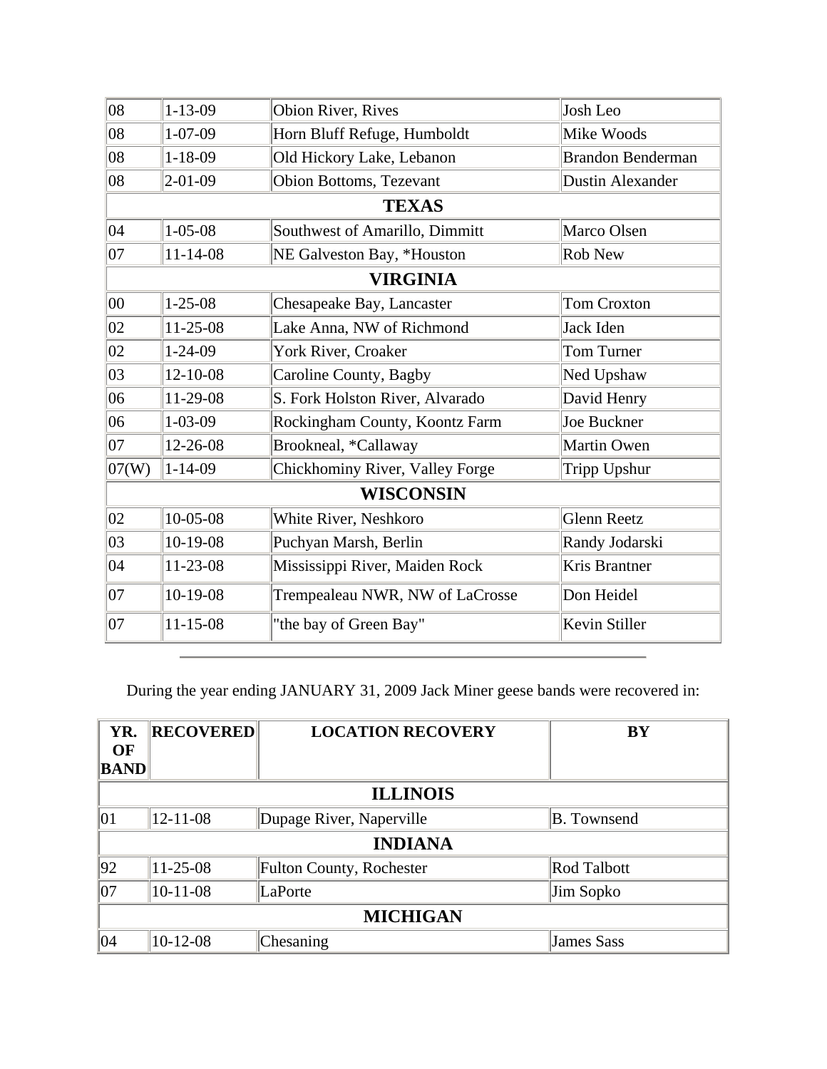| | | | |
|---|---|---|---|
| 08 | 1-13-09 | Obion River, Rives | Josh Leo |
| 08 | 1-07-09 | Horn Bluff Refuge, Humboldt | Mike Woods |
| 08 | 1-18-09 | Old Hickory Lake, Lebanon | Brandon Benderman |
| 08 | 2-01-09 | Obion Bottoms, Tezevant | Dustin Alexander |
| **TEXAS** | | | |
| 04 | 1-05-08 | Southwest of Amarillo, Dimmitt | Marco Olsen |
| 07 | 11-14-08 | NE Galveston Bay, *Houston | Rob New |
| **VIRGINIA** | | | |
| 00 | 1-25-08 | Chesapeake Bay, Lancaster | Tom Croxton |
| 02 | 11-25-08 | Lake Anna, NW of Richmond | Jack Iden |
| 02 | 1-24-09 | York River, Croaker | Tom Turner |
| 03 | 12-10-08 | Caroline County, Bagby | Ned Upshaw |
| 06 | 11-29-08 | S. Fork Holston River, Alvarado | David Henry |
| 06 | 1-03-09 | Rockingham County, Koontz Farm | Joe Buckner |
| 07 | 12-26-08 | Brookneal, *Callaway | Martin Owen |
| 07(W) | 1-14-09 | Chickhominy River, Valley Forge | Tripp Upshur |
| **WISCONSIN** | | | |
| 02 | 10-05-08 | White River, Neshkoro | Glenn Reetz |
| 03 | 10-19-08 | Puchyan Marsh, Berlin | Randy Jodarski |
| 04 | 11-23-08 | Mississippi River, Maiden Rock | Kris Brantner |
| 07 | 10-19-08 | Trempealeau NWR, NW of LaCrosse | Don Heidel |
| 07 | 11-15-08 | "the bay of Green Bay" | Kevin Stiller |

---

During the year ending JANUARY 31, 2009 Jack Miner geese bands were recovered in:

| YR. OF BAND | RECOVERED | LOCATION RECOVERY | BY |
|---|---|---|---|
| **ILLINOIS** | | | |
| 01 | 12-11-08 | Dupage River, Naperville | B. Townsend |
| **INDIANA** | | | |
| 92 | 11-25-08 | Fulton County, Rochester | Rod Talbott |
| 07 | 10-11-08 | LaPorte | Jim Sopko |
| **MICHIGAN** | | | |
| 04 | 10-12-08 | Chesaning | James Sass |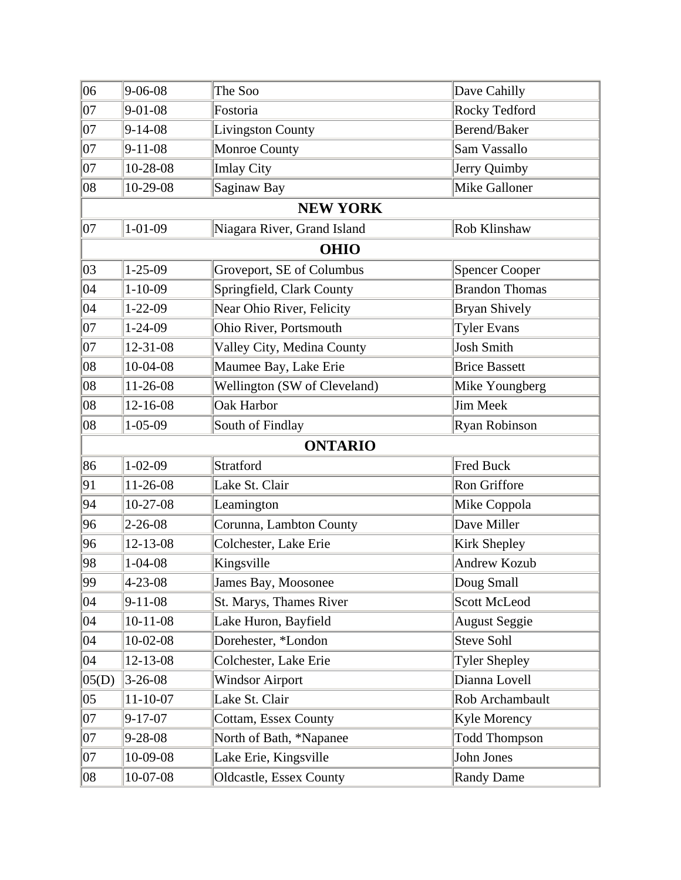| 06 | 9-06-08 | The Soo | Dave Cahilly |
|---|---|---|---|
| 07 | 9-01-08 | Fostoria | Rocky Tedford |
| 07 | 9-14-08 | Livingston County | Berend/Baker |
| 07 | 9-11-08 | Monroe County | Sam Vassallo |
| 07 | 10-28-08 | Imlay City | Jerry Quimby |
| 08 | 10-29-08 | Saginaw Bay | Mike Galloner |
| **NEW YORK** | | | |
| 07 | 1-01-09 | Niagara River, Grand Island | Rob Klinshaw |
| **OHIO** | | | |
| 03 | 1-25-09 | Groveport, SE of Columbus | Spencer Cooper |
| 04 | 1-10-09 | Springfield, Clark County | Brandon Thomas |
| 04 | 1-22-09 | Near Ohio River, Felicity | Bryan Shively |
| 07 | 1-24-09 | Ohio River, Portsmouth | Tyler Evans |
| 07 | 12-31-08 | Valley City, Medina County | Josh Smith |
| 08 | 10-04-08 | Maumee Bay, Lake Erie | Brice Bassett |
| 08 | 11-26-08 | Wellington (SW of Cleveland) | Mike Youngberg |
| 08 | 12-16-08 | Oak Harbor | Jim Meek |
| 08 | 1-05-09 | South of Findlay | Ryan Robinson |
| **ONTARIO** | | | |
| 86 | 1-02-09 | Stratford | Fred Buck |
| 91 | 11-26-08 | Lake St. Clair | Ron Griffore |
| 94 | 10-27-08 | Leamington | Mike Coppola |
| 96 | 2-26-08 | Corunna, Lambton County | Dave Miller |
| 96 | 12-13-08 | Colchester, Lake Erie | Kirk Shepley |
| 98 | 1-04-08 | Kingsville | Andrew Kozub |
| 99 | 4-23-08 | James Bay, Moosonee | Doug Small |
| 04 | 9-11-08 | St. Marys, Thames River | Scott McLeod |
| 04 | 10-11-08 | Lake Huron, Bayfield | August Seggie |
| 04 | 10-02-08 | Dorehester, *London | Steve Sohl |
| 04 | 12-13-08 | Colchester, Lake Erie | Tyler Shepley |
| 05(D) | 3-26-08 | Windsor Airport | Dianna Lovell |
| 05 | 11-10-07 | Lake St. Clair | Rob Archambault |
| 07 | 9-17-07 | Cottam, Essex County | Kyle Morency |
| 07 | 9-28-08 | North of Bath, *Napanee | Todd Thompson |
| 07 | 10-09-08 | Lake Erie, Kingsville | John Jones |
| 08 | 10-07-08 | Oldcastle, Essex County | Randy Dame |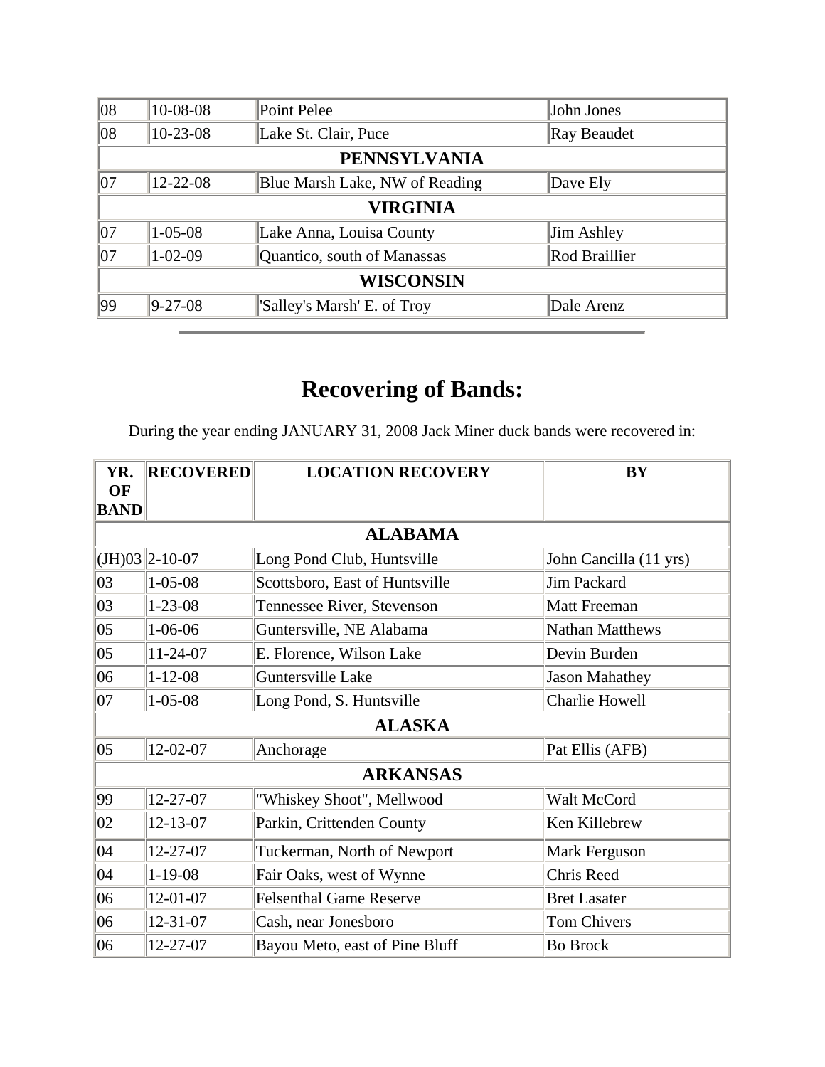| | | | |
|---|---|---|---|
| 08 | 10-08-08 | Point Pelee | John Jones |
| 08 | 10-23-08 | Lake St. Clair, Puce | Ray Beaudet |
| **PENNSYLVANIA** | | | |
| 07 | 12-22-08 | Blue Marsh Lake, NW of Reading | Dave Ely |
| **VIRGINIA** | | | |
| 07 | 1-05-08 | Lake Anna, Louisa County | Jim Ashley |
| 07 | 1-02-09 | Quantico, south of Manassas | Rod Braillier |
| **WISCONSIN** | | | |
| 99 | 9-27-08 | 'Salley's Marsh' E. of Troy | Dale Arenz |

---

# Recovering of Bands:

During the year ending JANUARY 31, 2008 Jack Miner duck bands were recovered in:

| YR. OF BAND | RECOVERED | LOCATION RECOVERY | BY |
|---|---|---|---|
| **ALABAMA** | | | |
| (JH)03 | 2-10-07 | Long Pond Club, Huntsville | John Cancilla (11 yrs) |
| 03 | 1-05-08 | Scottsboro, East of Huntsville | Jim Packard |
| 03 | 1-23-08 | Tennessee River, Stevenson | Matt Freeman |
| 05 | 1-06-06 | Guntersville, NE Alabama | Nathan Matthews |
| 05 | 11-24-07 | E. Florence, Wilson Lake | Devin Burden |
| 06 | 1-12-08 | Guntersville Lake | Jason Mahathey |
| 07 | 1-05-08 | Long Pond, S. Huntsville | Charlie Howell |
| **ALASKA** | | | |
| 05 | 12-02-07 | Anchorage | Pat Ellis (AFB) |
| **ARKANSAS** | | | |
| 99 | 12-27-07 | "Whiskey Shoot", Mellwood | Walt McCord |
| 02 | 12-13-07 | Parkin, Crittenden County | Ken Killebrew |
| 04 | 12-27-07 | Tuckerman, North of Newport | Mark Ferguson |
| 04 | 1-19-08 | Fair Oaks, west of Wynne | Chris Reed |
| 06 | 12-01-07 | Felsenthal Game Reserve | Bret Lasater |
| 06 | 12-31-07 | Cash, near Jonesboro | Tom Chivers |
| 06 | 12-27-07 | Bayou Meto, east of Pine Bluff | Bo Brock |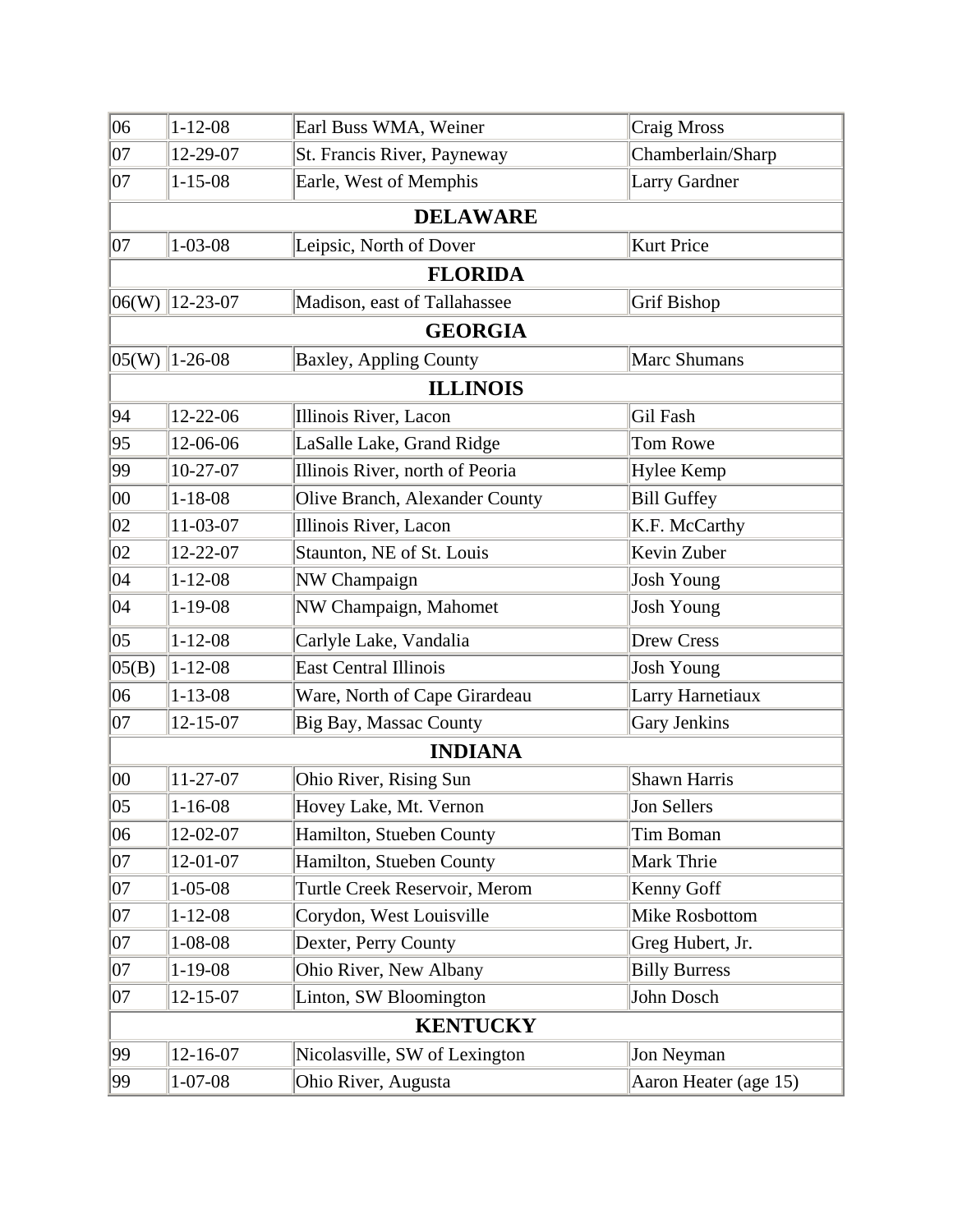| | | | |
|---|---|---|---|
| 06 | 1-12-08 | Earl Buss WMA, Weiner | Craig Mross |
| 07 | 12-29-07 | St. Francis River, Payneway | Chamberlain/Sharp |
| 07 | 1-15-08 | Earle, West of Memphis | Larry Gardner |
| **DELAWARE** | | | |
| 07 | 1-03-08 | Leipsic, North of Dover | Kurt Price |
| **FLORIDA** | | | |
| 06(W) | 12-23-07 | Madison, east of Tallahassee | Grif Bishop |
| **GEORGIA** | | | |
| 05(W) | 1-26-08 | Baxley, Appling County | Marc Shumans |
| **ILLINOIS** | | | |
| 94 | 12-22-06 | Illinois River, Lacon | Gil Fash |
| 95 | 12-06-06 | LaSalle Lake, Grand Ridge | Tom Rowe |
| 99 | 10-27-07 | Illinois River, north of Peoria | Hylee Kemp |
| 00 | 1-18-08 | Olive Branch, Alexander County | Bill Guffey |
| 02 | 11-03-07 | Illinois River, Lacon | K.F. McCarthy |
| 02 | 12-22-07 | Staunton, NE of St. Louis | Kevin Zuber |
| 04 | 1-12-08 | NW Champaign | Josh Young |
| 04 | 1-19-08 | NW Champaign, Mahomet | Josh Young |
| 05 | 1-12-08 | Carlyle Lake, Vandalia | Drew Cress |
| 05(B) | 1-12-08 | East Central Illinois | Josh Young |
| 06 | 1-13-08 | Ware, North of Cape Girardeau | Larry Harnetiaux |
| 07 | 12-15-07 | Big Bay, Massac County | Gary Jenkins |
| **INDIANA** | | | |
| 00 | 11-27-07 | Ohio River, Rising Sun | Shawn Harris |
| 05 | 1-16-08 | Hovey Lake, Mt. Vernon | Jon Sellers |
| 06 | 12-02-07 | Hamilton, Stueben County | Tim Boman |
| 07 | 12-01-07 | Hamilton, Stueben County | Mark Thrie |
| 07 | 1-05-08 | Turtle Creek Reservoir, Merom | Kenny Goff |
| 07 | 1-12-08 | Corydon, West Louisville | Mike Rosbottom |
| 07 | 1-08-08 | Dexter, Perry County | Greg Hubert, Jr. |
| 07 | 1-19-08 | Ohio River, New Albany | Billy Burress |
| 07 | 12-15-07 | Linton, SW Bloomington | John Dosch |
| **KENTUCKY** | | | |
| 99 | 12-16-07 | Nicolasville, SW of Lexington | Jon Neyman |
| 99 | 1-07-08 | Ohio River, Augusta | Aaron Heater (age 15) |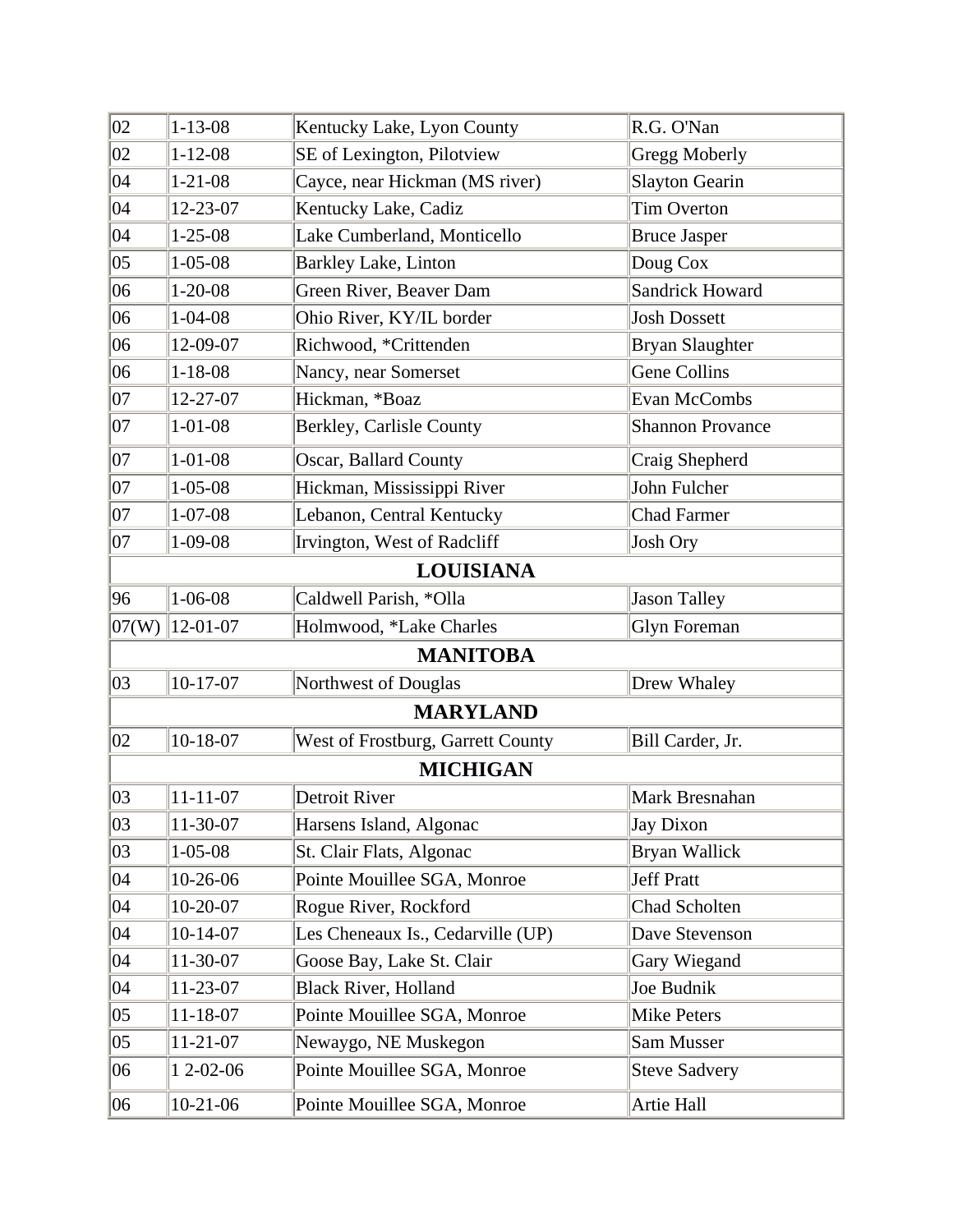| | | | |
|---|---|---|---|
| 02 | 1-13-08 | Kentucky Lake, Lyon County | R.G. O'Nan |
| 02 | 1-12-08 | SE of Lexington, Pilotview | Gregg Moberly |
| 04 | 1-21-08 | Cayce, near Hickman (MS river) | Slayton Gearin |
| 04 | 12-23-07 | Kentucky Lake, Cadiz | Tim Overton |
| 04 | 1-25-08 | Lake Cumberland, Monticello | Bruce Jasper |
| 05 | 1-05-08 | Barkley Lake, Linton | Doug Cox |
| 06 | 1-20-08 | Green River, Beaver Dam | Sandrick Howard |
| 06 | 1-04-08 | Ohio River, KY/IL border | Josh Dossett |
| 06 | 12-09-07 | Richwood, *Crittenden | Bryan Slaughter |
| 06 | 1-18-08 | Nancy, near Somerset | Gene Collins |
| 07 | 12-27-07 | Hickman, *Boaz | Evan McCombs |
| 07 | 1-01-08 | Berkley, Carlisle County | Shannon Provance |
| 07 | 1-01-08 | Oscar, Ballard County | Craig Shepherd |
| 07 | 1-05-08 | Hickman, Mississippi River | John Fulcher |
| 07 | 1-07-08 | Lebanon, Central Kentucky | Chad Farmer |
| 07 | 1-09-08 | Irvington, West of Radcliff | Josh Ory |
| **LOUISIANA** | | | |
| 96 | 1-06-08 | Caldwell Parish, *Olla | Jason Talley |
| 07(W) | 12-01-07 | Holmwood, *Lake Charles | Glyn Foreman |
| **MANITOBA** | | | |
| 03 | 10-17-07 | Northwest of Douglas | Drew Whaley |
| **MARYLAND** | | | |
| 02 | 10-18-07 | West of Frostburg, Garrett County | Bill Carder, Jr. |
| **MICHIGAN** | | | |
| 03 | 11-11-07 | Detroit River | Mark Bresnahan |
| 03 | 11-30-07 | Harsens Island, Algonac | Jay Dixon |
| 03 | 1-05-08 | St. Clair Flats, Algonac | Bryan Wallick |
| 04 | 10-26-06 | Pointe Mouillee SGA, Monroe | Jeff Pratt |
| 04 | 10-20-07 | Rogue River, Rockford | Chad Scholten |
| 04 | 10-14-07 | Les Cheneaux Is., Cedarville (UP) | Dave Stevenson |
| 04 | 11-30-07 | Goose Bay, Lake St. Clair | Gary Wiegand |
| 04 | 11-23-07 | Black River, Holland | Joe Budnik |
| 05 | 11-18-07 | Pointe Mouillee SGA, Monroe | Mike Peters |
| 05 | 11-21-07 | Newaygo, NE Muskegon | Sam Musser |
| 06 | 1 2-02-06 | Pointe Mouillee SGA, Monroe | Steve Sadvery |
| 06 | 10-21-06 | Pointe Mouillee SGA, Monroe | Artie Hall |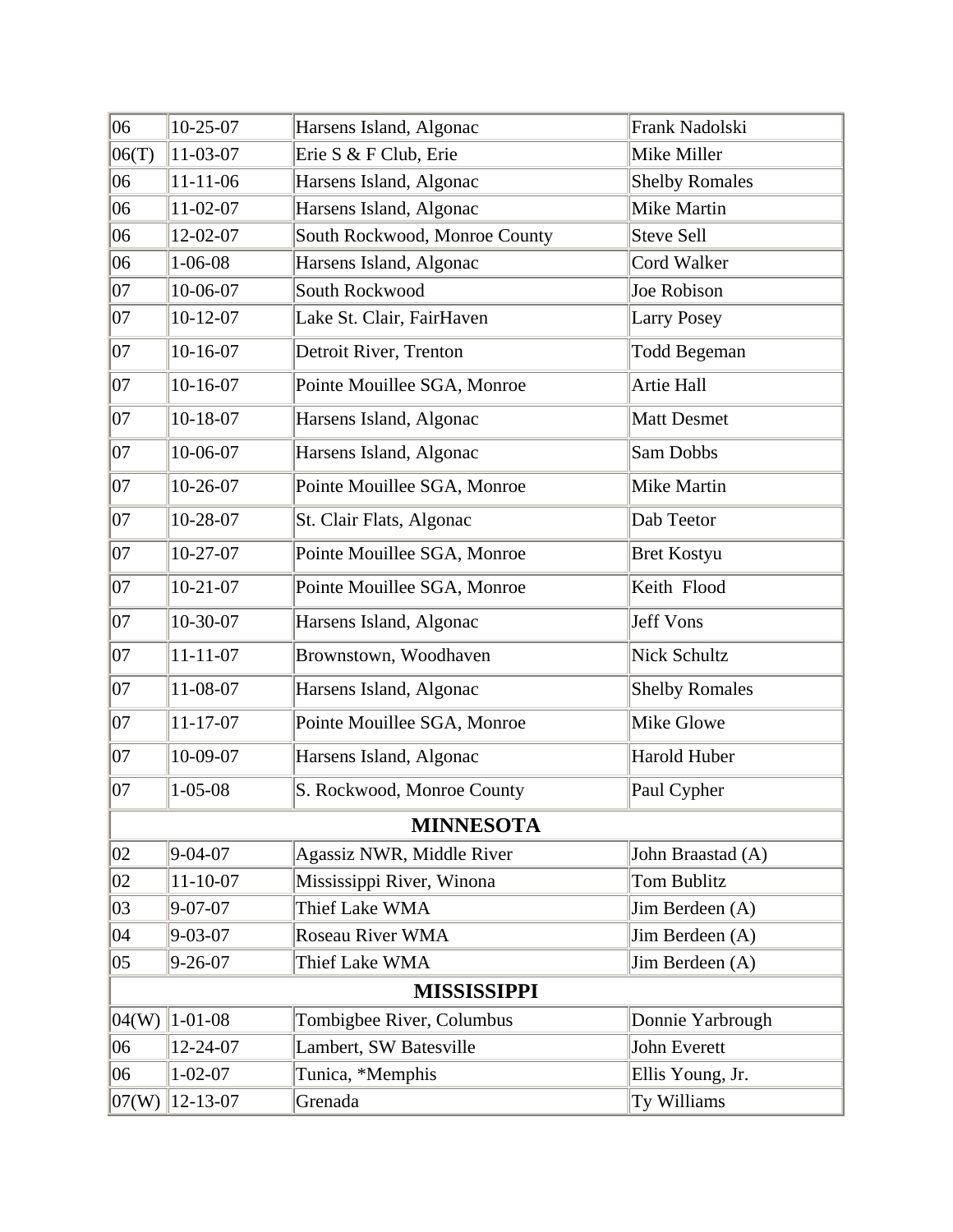| | | | |
|---|---|---|---|
| 06 | 10-25-07 | Harsens Island, Algonac | Frank Nadolski |
| 06(T) | 11-03-07 | Erie S & F Club, Erie | Mike Miller |
| 06 | 11-11-06 | Harsens Island, Algonac | Shelby Romales |
| 06 | 11-02-07 | Harsens Island, Algonac | Mike Martin |
| 06 | 12-02-07 | South Rockwood, Monroe County | Steve Sell |
| 06 | 1-06-08 | Harsens Island, Algonac | Cord Walker |
| 07 | 10-06-07 | South Rockwood | Joe Robison |
| 07 | 10-12-07 | Lake St. Clair, FairHaven | Larry Posey |
| 07 | 10-16-07 | Detroit River, Trenton | Todd Begeman |
| 07 | 10-16-07 | Pointe Mouillee SGA, Monroe | Artie Hall |
| 07 | 10-18-07 | Harsens Island, Algonac | Matt Desmet |
| 07 | 10-06-07 | Harsens Island, Algonac | Sam Dobbs |
| 07 | 10-26-07 | Pointe Mouillee SGA, Monroe | Mike Martin |
| 07 | 10-28-07 | St. Clair Flats, Algonac | Dab Teetor |
| 07 | 10-27-07 | Pointe Mouillee SGA, Monroe | Bret Kostyu |
| 07 | 10-21-07 | Pointe Mouillee SGA, Monroe | Keith Flood |
| 07 | 10-30-07 | Harsens Island, Algonac | Jeff Vons |
| 07 | 11-11-07 | Brownstown, Woodhaven | Nick Schultz |
| 07 | 11-08-07 | Harsens Island, Algonac | Shelby Romales |
| 07 | 11-17-07 | Pointe Mouillee SGA, Monroe | Mike Glowe |
| 07 | 10-09-07 | Harsens Island, Algonac | Harold Huber |
| 07 | 1-05-08 | S. Rockwood, Monroe County | Paul Cypher |
| **MINNESOTA** | | | |
| 02 | 9-04-07 | Agassiz NWR, Middle River | John Braastad (A) |
| 02 | 11-10-07 | Mississippi River, Winona | Tom Bublitz |
| 03 | 9-07-07 | Thief Lake WMA | Jim Berdeen (A) |
| 04 | 9-03-07 | Roseau River WMA | Jim Berdeen (A) |
| 05 | 9-26-07 | Thief Lake WMA | Jim Berdeen (A) |
| **MISSISSIPPI** | | | |
| 04(W) | 1-01-08 | Tombigbee River, Columbus | Donnie Yarbrough |
| 06 | 12-24-07 | Lambert, SW Batesville | John Everett |
| 06 | 1-02-07 | Tunica, *Memphis | Ellis Young, Jr. |
| 07(W) | 12-13-07 | Grenada | Ty Williams |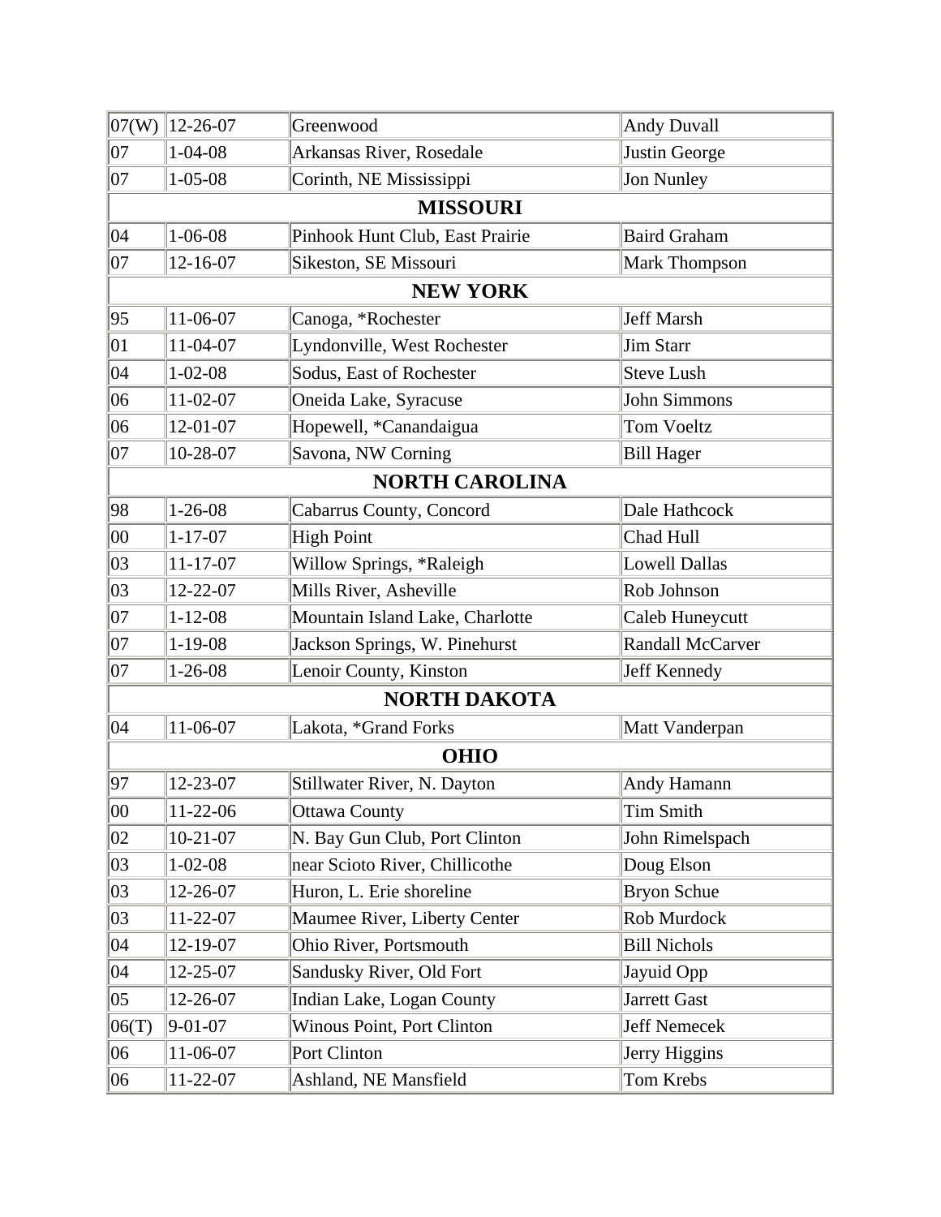| 07(W) | 12-26-07 | Greenwood | Andy Duvall |
|---|---|---|---|
| 07 | 1-04-08 | Arkansas River, Rosedale | Justin George |
| 07 | 1-05-08 | Corinth, NE Mississippi | Jon Nunley |
| **MISSOURI** | | | |
| 04 | 1-06-08 | Pinhook Hunt Club, East Prairie | Baird Graham |
| 07 | 12-16-07 | Sikeston, SE Missouri | Mark Thompson |
| **NEW YORK** | | | |
| 95 | 11-06-07 | Canoga, *Rochester | Jeff Marsh |
| 01 | 11-04-07 | Lyndonville, West Rochester | Jim Starr |
| 04 | 1-02-08 | Sodus, East of Rochester | Steve Lush |
| 06 | 11-02-07 | Oneida Lake, Syracuse | John Simmons |
| 06 | 12-01-07 | Hopewell, *Canandaigua | Tom Voeltz |
| 07 | 10-28-07 | Savona, NW Corning | Bill Hager |
| **NORTH CAROLINA** | | | |
| 98 | 1-26-08 | Cabarrus County, Concord | Dale Hathcock |
| 00 | 1-17-07 | High Point | Chad Hull |
| 03 | 11-17-07 | Willow Springs, *Raleigh | Lowell Dallas |
| 03 | 12-22-07 | Mills River, Asheville | Rob Johnson |
| 07 | 1-12-08 | Mountain Island Lake, Charlotte | Caleb Huneycutt |
| 07 | 1-19-08 | Jackson Springs, W. Pinehurst | Randall McCarver |
| 07 | 1-26-08 | Lenoir County, Kinston | Jeff Kennedy |
| **NORTH DAKOTA** | | | |
| 04 | 11-06-07 | Lakota, *Grand Forks | Matt Vanderpan |
| **OHIO** | | | |
| 97 | 12-23-07 | Stillwater River, N. Dayton | Andy Hamann |
| 00 | 11-22-06 | Ottawa County | Tim Smith |
| 02 | 10-21-07 | N. Bay Gun Club, Port Clinton | John Rimelspach |
| 03 | 1-02-08 | near Scioto River, Chillicothe | Doug Elson |
| 03 | 12-26-07 | Huron, L. Erie shoreline | Bryon Schue |
| 03 | 11-22-07 | Maumee River, Liberty Center | Rob Murdock |
| 04 | 12-19-07 | Ohio River, Portsmouth | Bill Nichols |
| 04 | 12-25-07 | Sandusky River, Old Fort | Jayuid Opp |
| 05 | 12-26-07 | Indian Lake, Logan County | Jarrett Gast |
| 06(T) | 9-01-07 | Winous Point, Port Clinton | Jeff Nemecek |
| 06 | 11-06-07 | Port Clinton | Jerry Higgins |
| 06 | 11-22-07 | Ashland, NE Mansfield | Tom Krebs |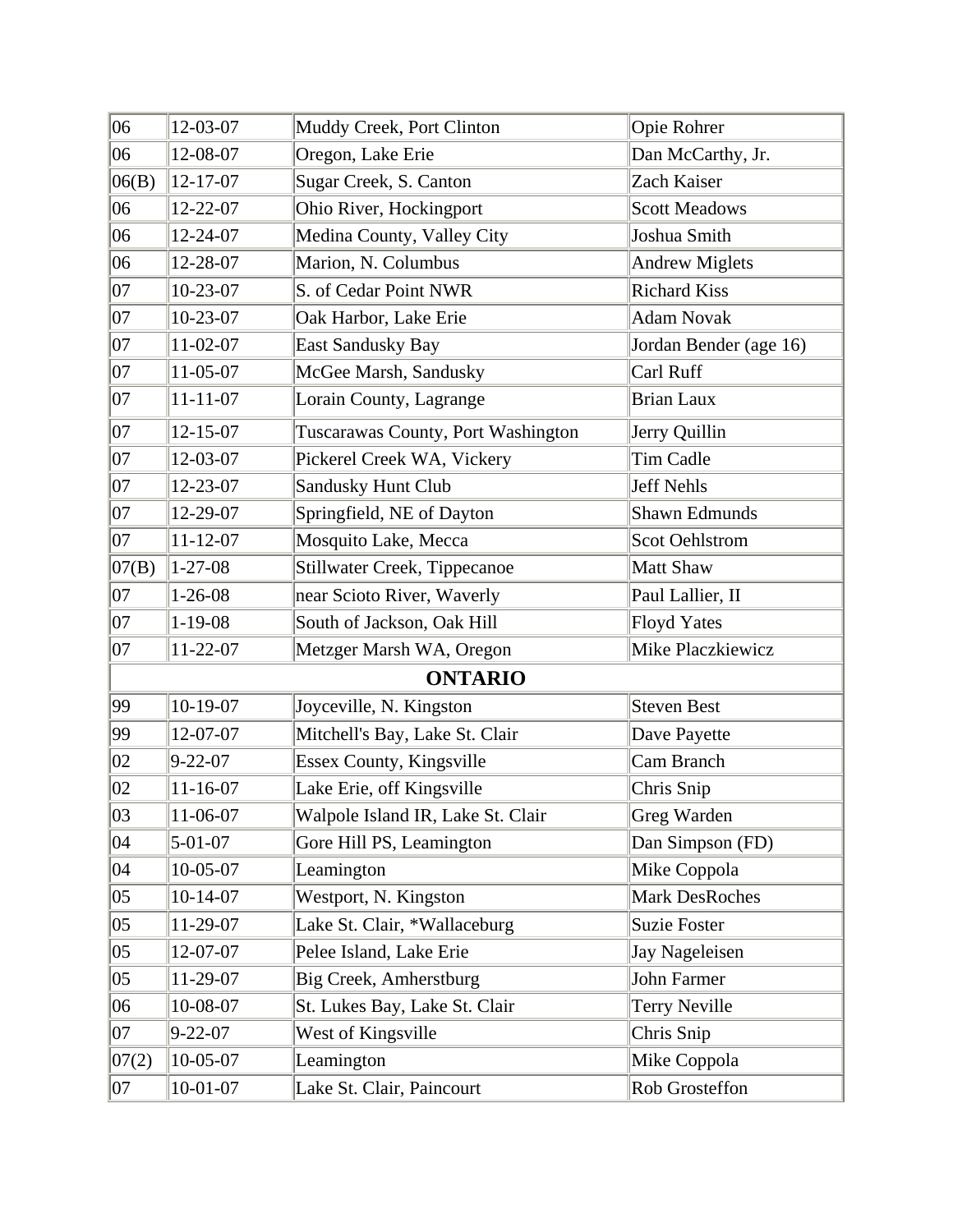| | | | |
|---|---|---|---|
| 06 | 12-03-07 | Muddy Creek, Port Clinton | Opie Rohrer |
| 06 | 12-08-07 | Oregon, Lake Erie | Dan McCarthy, Jr. |
| 06(B) | 12-17-07 | Sugar Creek, S. Canton | Zach Kaiser |
| 06 | 12-22-07 | Ohio River, Hockingport | Scott Meadows |
| 06 | 12-24-07 | Medina County, Valley City | Joshua Smith |
| 06 | 12-28-07 | Marion, N. Columbus | Andrew Miglets |
| 07 | 10-23-07 | S. of Cedar Point NWR | Richard Kiss |
| 07 | 10-23-07 | Oak Harbor, Lake Erie | Adam Novak |
| 07 | 11-02-07 | East Sandusky Bay | Jordan Bender (age 16) |
| 07 | 11-05-07 | McGee Marsh, Sandusky | Carl Ruff |
| 07 | 11-11-07 | Lorain County, Lagrange | Brian Laux |
| 07 | 12-15-07 | Tuscarawas County, Port Washington | Jerry Quillin |
| 07 | 12-03-07 | Pickerel Creek WA, Vickery | Tim Cadle |
| 07 | 12-23-07 | Sandusky Hunt Club | Jeff Nehls |
| 07 | 12-29-07 | Springfield, NE of Dayton | Shawn Edmunds |
| 07 | 11-12-07 | Mosquito Lake, Mecca | Scot Oehlstrom |
| 07(B) | 1-27-08 | Stillwater Creek, Tippecanoe | Matt Shaw |
| 07 | 1-26-08 | near Scioto River, Waverly | Paul Lallier, II |
| 07 | 1-19-08 | South of Jackson, Oak Hill | Floyd Yates |
| 07 | 11-22-07 | Metzger Marsh WA, Oregon | Mike Placzkiewicz |
| **ONTARIO** | | | |
| 99 | 10-19-07 | Joyceville, N. Kingston | Steven Best |
| 99 | 12-07-07 | Mitchell's Bay, Lake St. Clair | Dave Payette |
| 02 | 9-22-07 | Essex County, Kingsville | Cam Branch |
| 02 | 11-16-07 | Lake Erie, off Kingsville | Chris Snip |
| 03 | 11-06-07 | Walpole Island IR, Lake St. Clair | Greg Warden |
| 04 | 5-01-07 | Gore Hill PS, Leamington | Dan Simpson (FD) |
| 04 | 10-05-07 | Leamington | Mike Coppola |
| 05 | 10-14-07 | Westport, N. Kingston | Mark DesRoches |
| 05 | 11-29-07 | Lake St. Clair, *Wallaceburg | Suzie Foster |
| 05 | 12-07-07 | Pelee Island, Lake Erie | Jay Nageleisen |
| 05 | 11-29-07 | Big Creek, Amherstburg | John Farmer |
| 06 | 10-08-07 | St. Lukes Bay, Lake St. Clair | Terry Neville |
| 07 | 9-22-07 | West of Kingsville | Chris Snip |
| 07(2) | 10-05-07 | Leamington | Mike Coppola |
| 07 | 10-01-07 | Lake St. Clair, Paincourt | Rob Grosteffon |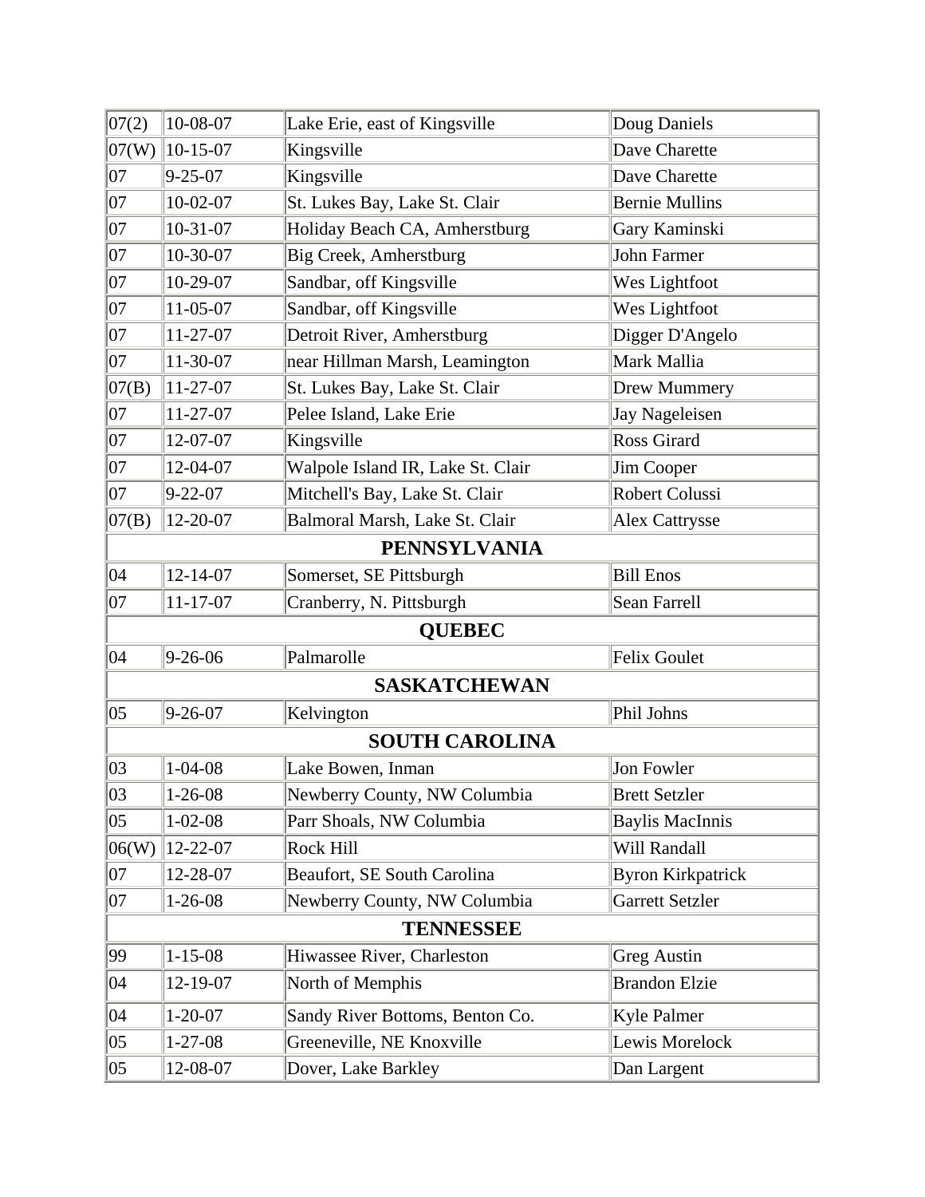| 07(2) | 10-08-07 | Lake Erie, east of Kingsville | Doug Daniels |
|---|---|---|---|
| 07(W) | 10-15-07 | Kingsville | Dave Charette |
| 07 | 9-25-07 | Kingsville | Dave Charette |
| 07 | 10-02-07 | St. Lukes Bay, Lake St. Clair | Bernie Mullins |
| 07 | 10-31-07 | Holiday Beach CA, Amherstburg | Gary Kaminski |
| 07 | 10-30-07 | Big Creek, Amherstburg | John Farmer |
| 07 | 10-29-07 | Sandbar, off Kingsville | Wes Lightfoot |
| 07 | 11-05-07 | Sandbar, off Kingsville | Wes Lightfoot |
| 07 | 11-27-07 | Detroit River, Amherstburg | Digger D'Angelo |
| 07 | 11-30-07 | near Hillman Marsh, Leamington | Mark Mallia |
| 07(B) | 11-27-07 | St. Lukes Bay, Lake St. Clair | Drew Mummery |
| 07 | 11-27-07 | Pelee Island, Lake Erie | Jay Nageleisen |
| 07 | 12-07-07 | Kingsville | Ross Girard |
| 07 | 12-04-07 | Walpole Island IR, Lake St. Clair | Jim Cooper |
| 07 | 9-22-07 | Mitchell's Bay, Lake St. Clair | Robert Colussi |
| 07(B) | 12-20-07 | Balmoral Marsh, Lake St. Clair | Alex Cattrysse |
| **PENNSYLVANIA** | | | |
| 04 | 12-14-07 | Somerset, SE Pittsburgh | Bill Enos |
| 07 | 11-17-07 | Cranberry, N. Pittsburgh | Sean Farrell |
| **QUEBEC** | | | |
| 04 | 9-26-06 | Palmarolle | Felix Goulet |
| **SASKATCHEWAN** | | | |
| 05 | 9-26-07 | Kelvington | Phil Johns |
| **SOUTH CAROLINA** | | | |
| 03 | 1-04-08 | Lake Bowen, Inman | Jon Fowler |
| 03 | 1-26-08 | Newberry County, NW Columbia | Brett Setzler |
| 05 | 1-02-08 | Parr Shoals, NW Columbia | Baylis MacInnis |
| 06(W) | 12-22-07 | Rock Hill | Will Randall |
| 07 | 12-28-07 | Beaufort, SE South Carolina | Byron Kirkpatrick |
| 07 | 1-26-08 | Newberry County, NW Columbia | Garrett Setzler |
| **TENNESSEE** | | | |
| 99 | 1-15-08 | Hiwassee River, Charleston | Greg Austin |
| 04 | 12-19-07 | North of Memphis | Brandon Elzie |
| 04 | 1-20-07 | Sandy River Bottoms, Benton Co. | Kyle Palmer |
| 05 | 1-27-08 | Greeneville, NE Knoxville | Lewis Morelock |
| 05 | 12-08-07 | Dover, Lake Barkley | Dan Largent |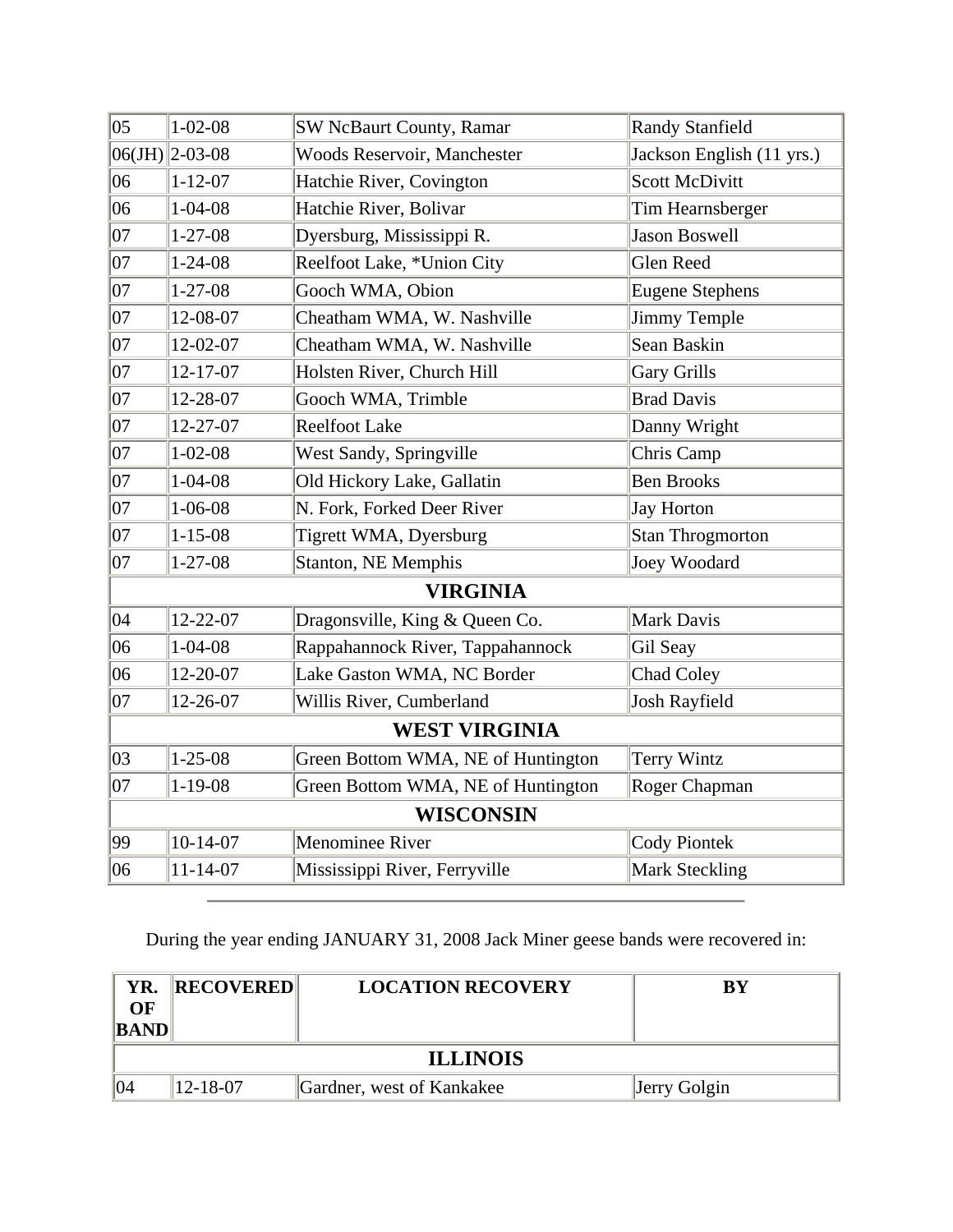| | | | |
|---|---|---|---|
| 05 | 1-02-08 | SW NcBaurt County, Ramar | Randy Stanfield |
| 06(JH) | 2-03-08 | Woods Reservoir, Manchester | Jackson English (11 yrs.) |
| 06 | 1-12-07 | Hatchie River, Covington | Scott McDivitt |
| 06 | 1-04-08 | Hatchie River, Bolivar | Tim Hearnsberger |
| 07 | 1-27-08 | Dyersburg, Mississippi R. | Jason Boswell |
| 07 | 1-24-08 | Reelfoot Lake, *Union City | Glen Reed |
| 07 | 1-27-08 | Gooch WMA, Obion | Eugene Stephens |
| 07 | 12-08-07 | Cheatham WMA, W. Nashville | Jimmy Temple |
| 07 | 12-02-07 | Cheatham WMA, W. Nashville | Sean Baskin |
| 07 | 12-17-07 | Holsten River, Church Hill | Gary Grills |
| 07 | 12-28-07 | Gooch WMA, Trimble | Brad Davis |
| 07 | 12-27-07 | Reelfoot Lake | Danny Wright |
| 07 | 1-02-08 | West Sandy, Springville | Chris Camp |
| 07 | 1-04-08 | Old Hickory Lake, Gallatin | Ben Brooks |
| 07 | 1-06-08 | N. Fork, Forked Deer River | Jay Horton |
| 07 | 1-15-08 | Tigrett WMA, Dyersburg | Stan Throgmorton |
| 07 | 1-27-08 | Stanton, NE Memphis | Joey Woodard |
| **VIRGINIA** | | | |
| 04 | 12-22-07 | Dragonsville, King & Queen Co. | Mark Davis |
| 06 | 1-04-08 | Rappahannock River, Tappahannock | Gil Seay |
| 06 | 12-20-07 | Lake Gaston WMA, NC Border | Chad Coley |
| 07 | 12-26-07 | Willis River, Cumberland | Josh Rayfield |
| **WEST VIRGINIA** | | | |
| 03 | 1-25-08 | Green Bottom WMA, NE of Huntington | Terry Wintz |
| 07 | 1-19-08 | Green Bottom WMA, NE of Huntington | Roger Chapman |
| **WISCONSIN** | | | |
| 99 | 10-14-07 | Menominee River | Cody Piontek |
| 06 | 11-14-07 | Mississippi River, Ferryville | Mark Steckling |

---

During the year ending JANUARY 31, 2008 Jack Miner geese bands were recovered in:

| YR. OF BAND | RECOVERED | LOCATION RECOVERY | BY |
|---|---|---|---|
| **ILLINOIS** | | | |
| 04 | 12-18-07 | Gardner, west of Kankakee | Jerry Golgin |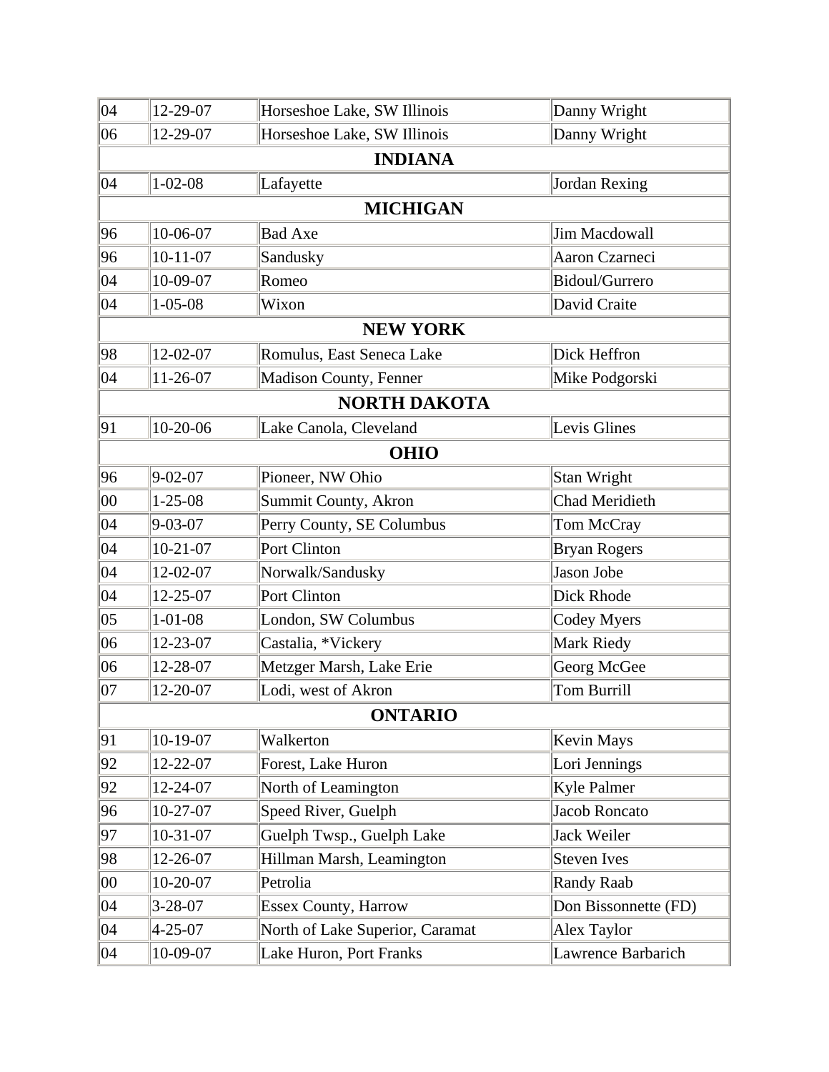| | | | |
|---|---|---|---|
| 04 | 12-29-07 | Horseshoe Lake, SW Illinois | Danny Wright |
| 06 | 12-29-07 | Horseshoe Lake, SW Illinois | Danny Wright |
| **INDIANA** | | | |
| 04 | 1-02-08 | Lafayette | Jordan Rexing |
| **MICHIGAN** | | | |
| 96 | 10-06-07 | Bad Axe | Jim Macdowall |
| 96 | 10-11-07 | Sandusky | Aaron Czarneci |
| 04 | 10-09-07 | Romeo | Bidoul/Gurrero |
| 04 | 1-05-08 | Wixon | David Craite |
| **NEW YORK** | | | |
| 98 | 12-02-07 | Romulus, East Seneca Lake | Dick Heffron |
| 04 | 11-26-07 | Madison County, Fenner | Mike Podgorski |
| **NORTH DAKOTA** | | | |
| 91 | 10-20-06 | Lake Canola, Cleveland | Levis Glines |
| **OHIO** | | | |
| 96 | 9-02-07 | Pioneer, NW Ohio | Stan Wright |
| 00 | 1-25-08 | Summit County, Akron | Chad Meridieth |
| 04 | 9-03-07 | Perry County, SE Columbus | Tom McCray |
| 04 | 10-21-07 | Port Clinton | Bryan Rogers |
| 04 | 12-02-07 | Norwalk/Sandusky | Jason Jobe |
| 04 | 12-25-07 | Port Clinton | Dick Rhode |
| 05 | 1-01-08 | London, SW Columbus | Codey Myers |
| 06 | 12-23-07 | Castalia, *Vickery | Mark Riedy |
| 06 | 12-28-07 | Metzger Marsh, Lake Erie | Georg McGee |
| 07 | 12-20-07 | Lodi, west of Akron | Tom Burrill |
| **ONTARIO** | | | |
| 91 | 10-19-07 | Walkerton | Kevin Mays |
| 92 | 12-22-07 | Forest, Lake Huron | Lori Jennings |
| 92 | 12-24-07 | North of Leamington | Kyle Palmer |
| 96 | 10-27-07 | Speed River, Guelph | Jacob Roncato |
| 97 | 10-31-07 | Guelph Twsp., Guelph Lake | Jack Weiler |
| 98 | 12-26-07 | Hillman Marsh, Leamington | Steven Ives |
| 00 | 10-20-07 | Petrolia | Randy Raab |
| 04 | 3-28-07 | Essex County, Harrow | Don Bissonnette (FD) |
| 04 | 4-25-07 | North of Lake Superior, Caramat | Alex Taylor |
| 04 | 10-09-07 | Lake Huron, Port Franks | Lawrence Barbarich |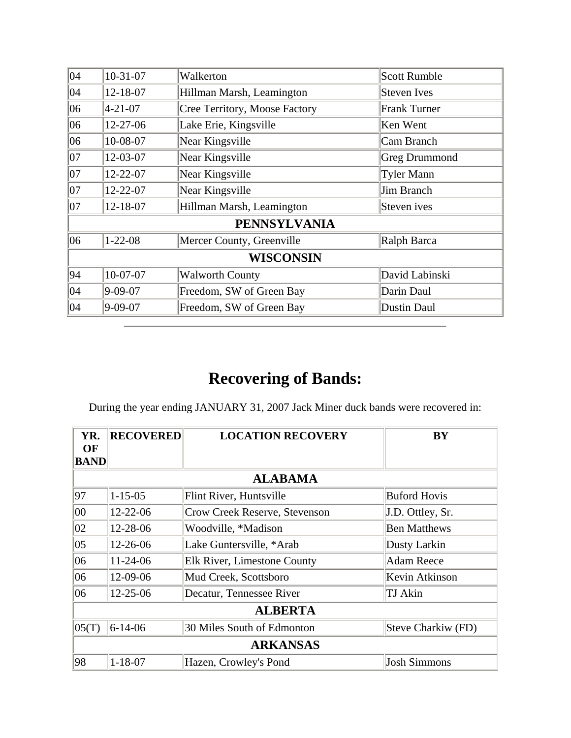| | | | |
|---|---|---|---|
| 04 | 10-31-07 | Walkerton | Scott Rumble |
| 04 | 12-18-07 | Hillman Marsh, Leamington | Steven Ives |
| 06 | 4-21-07 | Cree Territory, Moose Factory | Frank Turner |
| 06 | 12-27-06 | Lake Erie, Kingsville | Ken Went |
| 06 | 10-08-07 | Near Kingsville | Cam Branch |
| 07 | 12-03-07 | Near Kingsville | Greg Drummond |
| 07 | 12-22-07 | Near Kingsville | Tyler Mann |
| 07 | 12-22-07 | Near Kingsville | Jim Branch |
| 07 | 12-18-07 | Hillman Marsh, Leamington | Steven ives |
| **PENNSYLVANIA** | | | |
| 06 | 1-22-08 | Mercer County, Greenville | Ralph Barca |
| **WISCONSIN** | | | |
| 94 | 10-07-07 | Walworth County | David Labinski |
| 04 | 9-09-07 | Freedom, SW of Green Bay | Darin Daul |
| 04 | 9-09-07 | Freedom, SW of Green Bay | Dustin Daul |

---

# Recovering of Bands:

During the year ending JANUARY 31, 2007 Jack Miner duck bands were recovered in:

| YR. OF BAND | RECOVERED | LOCATION RECOVERY | BY |
|---|---|---|---|
| **ALABAMA** | | | |
| 97 | 1-15-05 | Flint River, Huntsville | Buford Hovis |
| 00 | 12-22-06 | Crow Creek Reserve, Stevenson | J.D. Ottley, Sr. |
| 02 | 12-28-06 | Woodville, *Madison | Ben Matthews |
| 05 | 12-26-06 | Lake Guntersville, *Arab | Dusty Larkin |
| 06 | 11-24-06 | Elk River, Limestone County | Adam Reece |
| 06 | 12-09-06 | Mud Creek, Scottsboro | Kevin Atkinson |
| 06 | 12-25-06 | Decatur, Tennessee River | TJ Akin |
| **ALBERTA** | | | |
| 05(T) | 6-14-06 | 30 Miles South of Edmonton | Steve Charkiw (FD) |
| **ARKANSAS** | | | |
| 98 | 1-18-07 | Hazen, Crowley's Pond | Josh Simmons |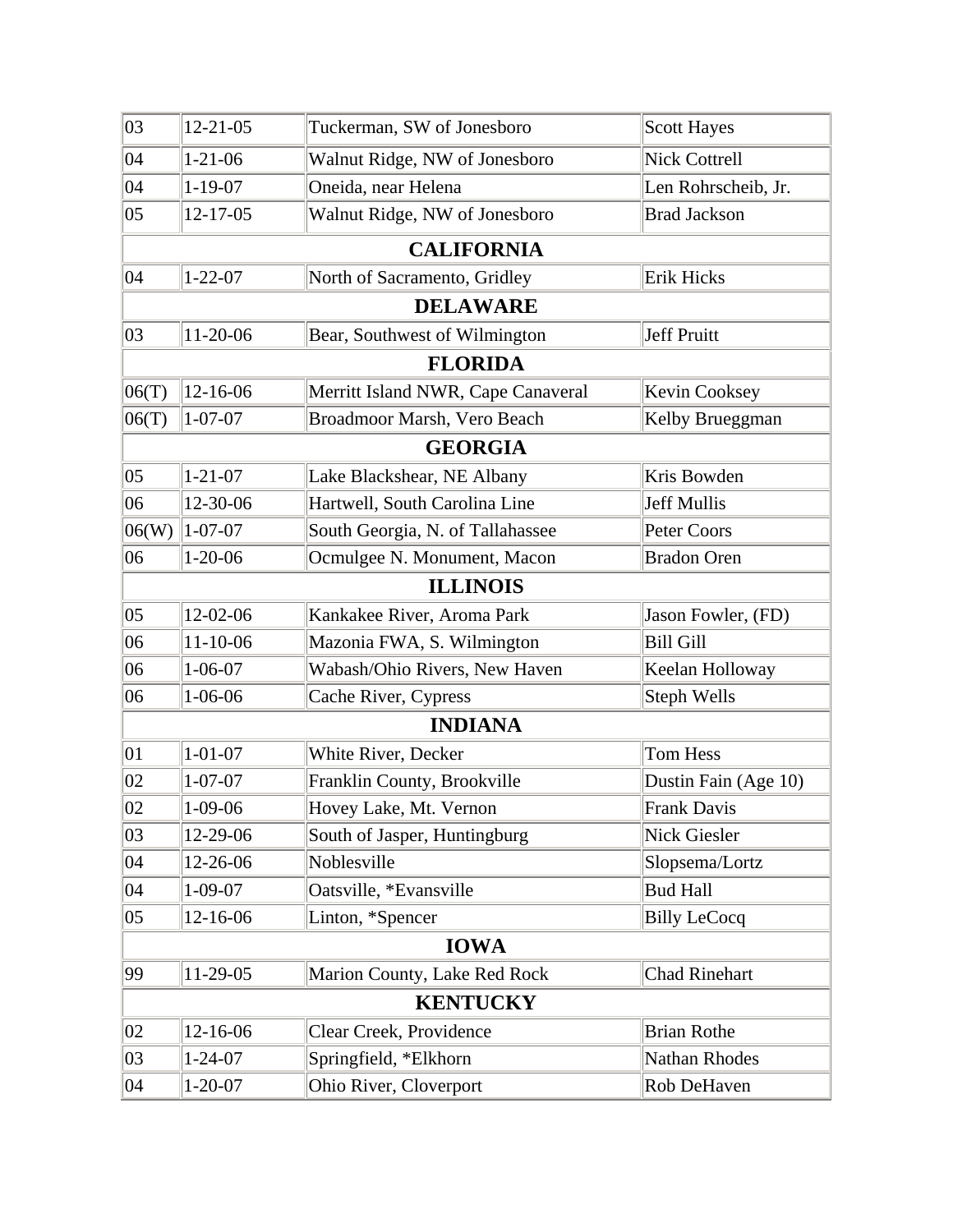| | | | |
|---|---|---|---|
| 03 | 12-21-05 | Tuckerman, SW of Jonesboro | Scott Hayes |
| 04 | 1-21-06 | Walnut Ridge, NW of Jonesboro | Nick Cottrell |
| 04 | 1-19-07 | Oneida, near Helena | Len Rohrscheib, Jr. |
| 05 | 12-17-05 | Walnut Ridge, NW of Jonesboro | Brad Jackson |
| **CALIFORNIA** | | | |
| 04 | 1-22-07 | North of Sacramento, Gridley | Erik Hicks |
| **DELAWARE** | | | |
| 03 | 11-20-06 | Bear, Southwest of Wilmington | Jeff Pruitt |
| **FLORIDA** | | | |
| 06(T) | 12-16-06 | Merritt Island NWR, Cape Canaveral | Kevin Cooksey |
| 06(T) | 1-07-07 | Broadmoor Marsh, Vero Beach | Kelby Brueggman |
| **GEORGIA** | | | |
| 05 | 1-21-07 | Lake Blackshear, NE Albany | Kris Bowden |
| 06 | 12-30-06 | Hartwell, South Carolina Line | Jeff Mullis |
| 06(W) | 1-07-07 | South Georgia, N. of Tallahassee | Peter Coors |
| 06 | 1-20-06 | Ocmulgee N. Monument, Macon | Bradon Oren |
| **ILLINOIS** | | | |
| 05 | 12-02-06 | Kankakee River, Aroma Park | Jason Fowler, (FD) |
| 06 | 11-10-06 | Mazonia FWA, S. Wilmington | Bill Gill |
| 06 | 1-06-07 | Wabash/Ohio Rivers, New Haven | Keelan Holloway |
| 06 | 1-06-06 | Cache River, Cypress | Steph Wells |
| **INDIANA** | | | |
| 01 | 1-01-07 | White River, Decker | Tom Hess |
| 02 | 1-07-07 | Franklin County, Brookville | Dustin Fain (Age 10) |
| 02 | 1-09-06 | Hovey Lake, Mt. Vernon | Frank Davis |
| 03 | 12-29-06 | South of Jasper, Huntingburg | Nick Giesler |
| 04 | 12-26-06 | Noblesville | Slopsema/Lortz |
| 04 | 1-09-07 | Oatsville, *Evansville | Bud Hall |
| 05 | 12-16-06 | Linton, *Spencer | Billy LeCocq |
| **IOWA** | | | |
| 99 | 11-29-05 | Marion County, Lake Red Rock | Chad Rinehart |
| **KENTUCKY** | | | |
| 02 | 12-16-06 | Clear Creek, Providence | Brian Rothe |
| 03 | 1-24-07 | Springfield, *Elkhorn | Nathan Rhodes |
| 04 | 1-20-07 | Ohio River, Cloverport | Rob DeHaven |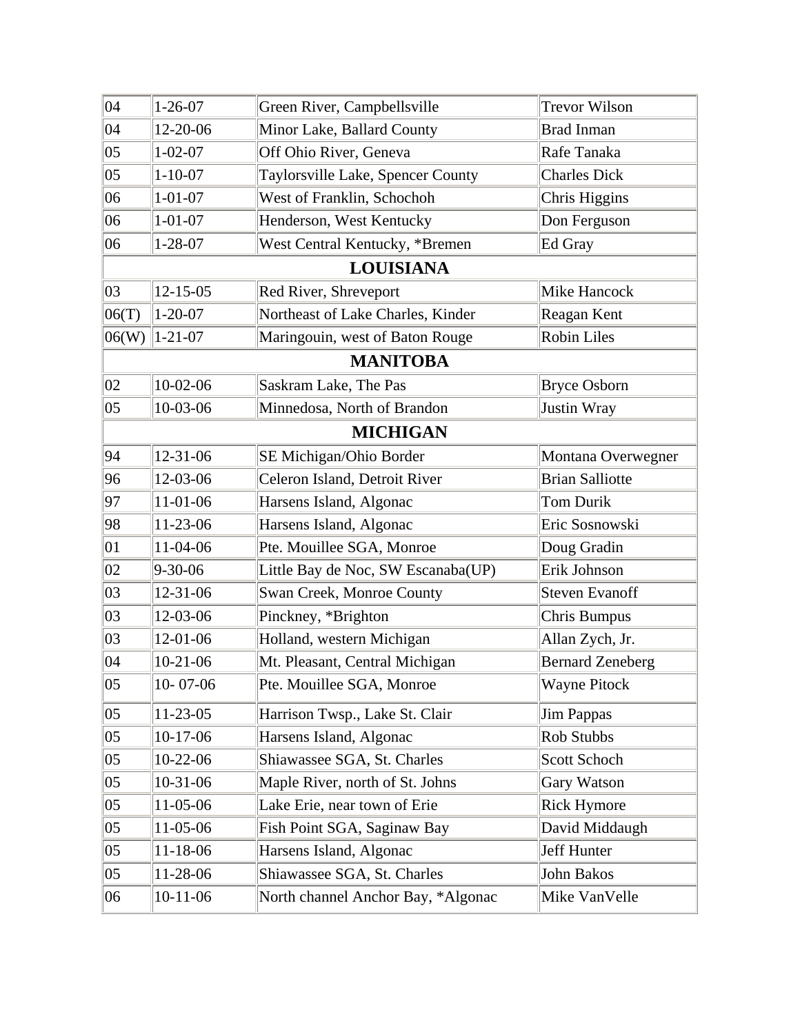| | | | |
|---|---|---|---|
| 04 | 1-26-07 | Green River, Campbellsville | Trevor Wilson |
| 04 | 12-20-06 | Minor Lake, Ballard County | Brad Inman |
| 05 | 1-02-07 | Off Ohio River, Geneva | Rafe Tanaka |
| 05 | 1-10-07 | Taylorsville Lake, Spencer County | Charles Dick |
| 06 | 1-01-07 | West of Franklin, Schochoh | Chris Higgins |
| 06 | 1-01-07 | Henderson, West Kentucky | Don Ferguson |
| 06 | 1-28-07 | West Central Kentucky, *Bremen | Ed Gray |
| **LOUISIANA** | | | |
| 03 | 12-15-05 | Red River, Shreveport | Mike Hancock |
| 06(T) | 1-20-07 | Northeast of Lake Charles, Kinder | Reagan Kent |
| 06(W) | 1-21-07 | Maringouin, west of Baton Rouge | Robin Liles |
| **MANITOBA** | | | |
| 02 | 10-02-06 | Saskram Lake, The Pas | Bryce Osborn |
| 05 | 10-03-06 | Minnedosa, North of Brandon | Justin Wray |
| **MICHIGAN** | | | |
| 94 | 12-31-06 | SE Michigan/Ohio Border | Montana Overwegner |
| 96 | 12-03-06 | Celeron Island, Detroit River | Brian Salliotte |
| 97 | 11-01-06 | Harsens Island, Algonac | Tom Durik |
| 98 | 11-23-06 | Harsens Island, Algonac | Eric Sosnowski |
| 01 | 11-04-06 | Pte. Mouillee SGA, Monroe | Doug Gradin |
| 02 | 9-30-06 | Little Bay de Noc, SW Escanaba(UP) | Erik Johnson |
| 03 | 12-31-06 | Swan Creek, Monroe County | Steven Evanoff |
| 03 | 12-03-06 | Pinckney, *Brighton | Chris Bumpus |
| 03 | 12-01-06 | Holland, western Michigan | Allan Zych, Jr. |
| 04 | 10-21-06 | Mt. Pleasant, Central Michigan | Bernard Zeneberg |
| 05 | 10- 07-06 | Pte. Mouillee SGA, Monroe | Wayne Pitock |
| 05 | 11-23-05 | Harrison Twsp., Lake St. Clair | Jim Pappas |
| 05 | 10-17-06 | Harsens Island, Algonac | Rob Stubbs |
| 05 | 10-22-06 | Shiawassee SGA, St. Charles | Scott Schoch |
| 05 | 10-31-06 | Maple River, north of St. Johns | Gary Watson |
| 05 | 11-05-06 | Lake Erie, near town of Erie | Rick Hymore |
| 05 | 11-05-06 | Fish Point SGA, Saginaw Bay | David Middaugh |
| 05 | 11-18-06 | Harsens Island, Algonac | Jeff Hunter |
| 05 | 11-28-06 | Shiawassee SGA, St. Charles | John Bakos |
| 06 | 10-11-06 | North channel Anchor Bay, *Algonac | Mike VanVelle |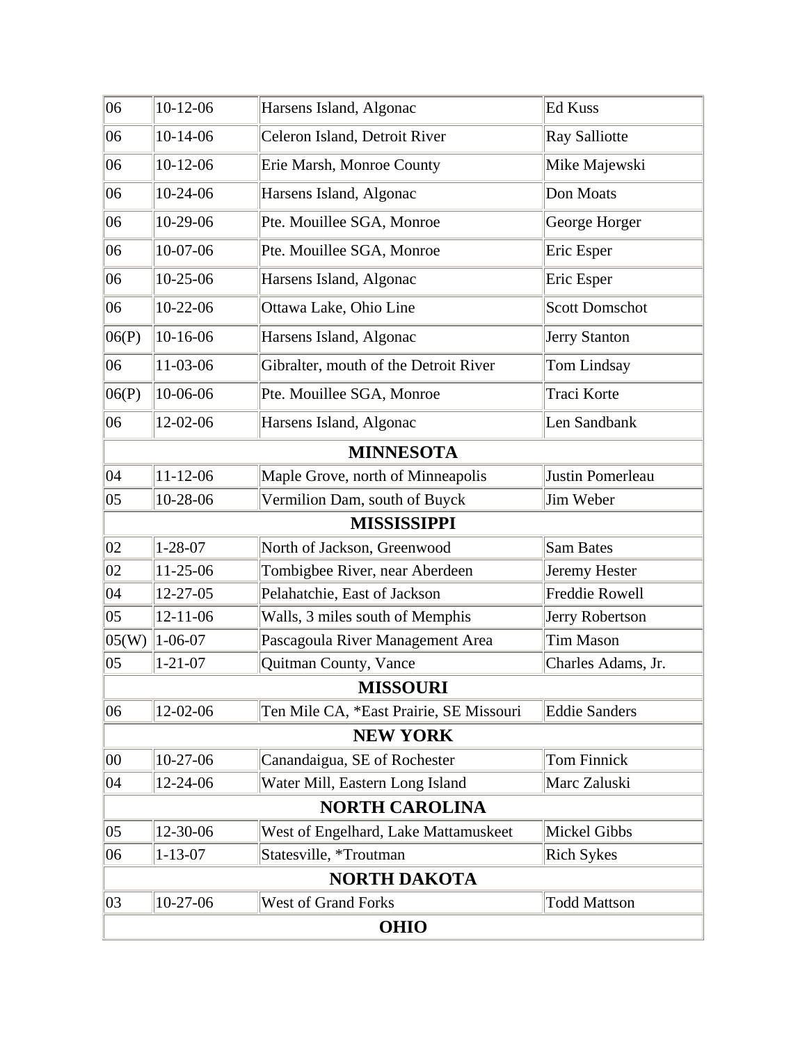| | | | |
|---|---|---|---|
| 06 | 10-12-06 | Harsens Island, Algonac | Ed Kuss |
| 06 | 10-14-06 | Celeron Island, Detroit River | Ray Salliotte |
| 06 | 10-12-06 | Erie Marsh, Monroe County | Mike Majewski |
| 06 | 10-24-06 | Harsens Island, Algonac | Don Moats |
| 06 | 10-29-06 | Pte. Mouillee SGA, Monroe | George Horger |
| 06 | 10-07-06 | Pte. Mouillee SGA, Monroe | Eric Esper |
| 06 | 10-25-06 | Harsens Island, Algonac | Eric Esper |
| 06 | 10-22-06 | Ottawa Lake, Ohio Line | Scott Domschot |
| 06(P) | 10-16-06 | Harsens Island, Algonac | Jerry Stanton |
| 06 | 11-03-06 | Gibralter, mouth of the Detroit River | Tom Lindsay |
| 06(P) | 10-06-06 | Pte. Mouillee SGA, Monroe | Traci Korte |
| 06 | 12-02-06 | Harsens Island, Algonac | Len Sandbank |
| **MINNESOTA** | | | |
| 04 | 11-12-06 | Maple Grove, north of Minneapolis | Justin Pomerleau |
| 05 | 10-28-06 | Vermilion Dam, south of Buyck | Jim Weber |
| **MISSISSIPPI** | | | |
| 02 | 1-28-07 | North of Jackson, Greenwood | Sam Bates |
| 02 | 11-25-06 | Tombigbee River, near Aberdeen | Jeremy Hester |
| 04 | 12-27-05 | Pelahatchie, East of Jackson | Freddie Rowell |
| 05 | 12-11-06 | Walls, 3 miles south of Memphis | Jerry Robertson |
| 05(W) | 1-06-07 | Pascagoula River Management Area | Tim Mason |
| 05 | 1-21-07 | Quitman County, Vance | Charles Adams, Jr. |
| **MISSOURI** | | | |
| 06 | 12-02-06 | Ten Mile CA, *East Prairie, SE Missouri | Eddie Sanders |
| **NEW YORK** | | | |
| 00 | 10-27-06 | Canandaigua, SE of Rochester | Tom Finnick |
| 04 | 12-24-06 | Water Mill, Eastern Long Island | Marc Zaluski |
| **NORTH CAROLINA** | | | |
| 05 | 12-30-06 | West of Engelhard, Lake Mattamuskeet | Mickel Gibbs |
| 06 | 1-13-07 | Statesville, *Troutman | Rich Sykes |
| **NORTH DAKOTA** | | | |
| 03 | 10-27-06 | West of Grand Forks | Todd Mattson |
| **OHIO** | | | |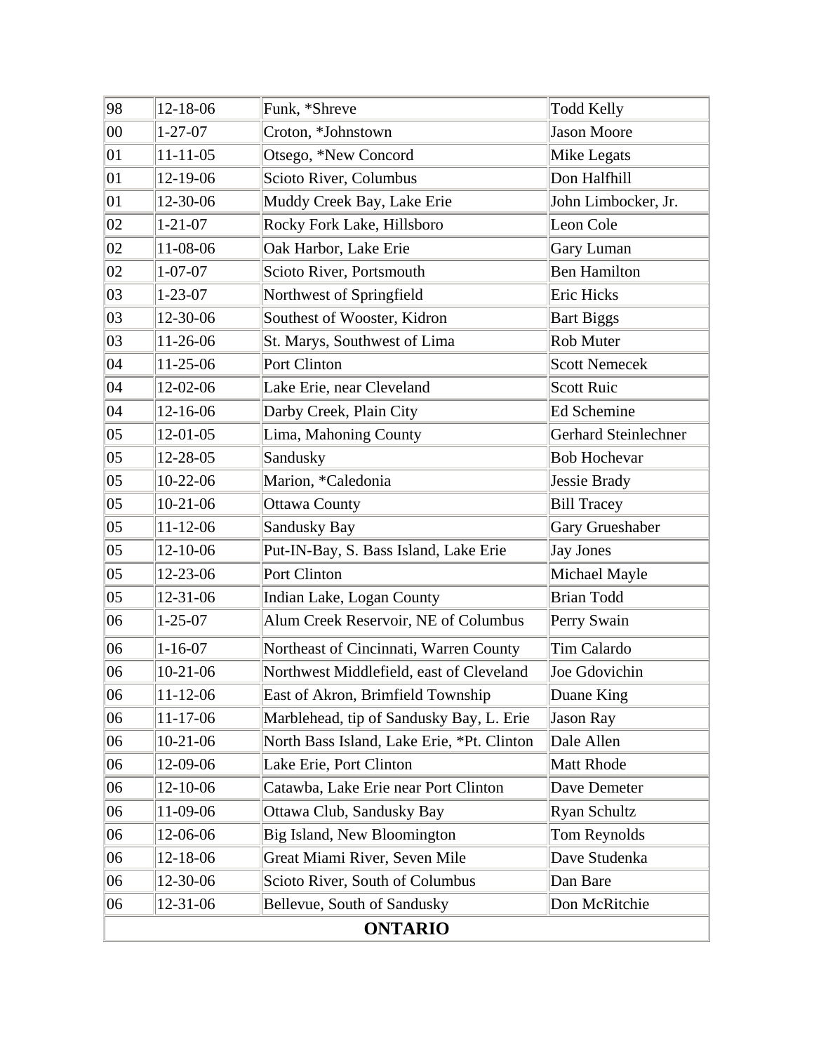| | | | |
|---|---|---|---|
| 98 | 12-18-06 | Funk, *Shreve | Todd Kelly |
| 00 | 1-27-07 | Croton, *Johnstown | Jason Moore |
| 01 | 11-11-05 | Otsego, *New Concord | Mike Legats |
| 01 | 12-19-06 | Scioto River, Columbus | Don Halfhill |
| 01 | 12-30-06 | Muddy Creek Bay, Lake Erie | John Limbocker, Jr. |
| 02 | 1-21-07 | Rocky Fork Lake, Hillsboro | Leon Cole |
| 02 | 11-08-06 | Oak Harbor, Lake Erie | Gary Luman |
| 02 | 1-07-07 | Scioto River, Portsmouth | Ben Hamilton |
| 03 | 1-23-07 | Northwest of Springfield | Eric Hicks |
| 03 | 12-30-06 | Southest of Wooster, Kidron | Bart Biggs |
| 03 | 11-26-06 | St. Marys, Southwest of Lima | Rob Muter |
| 04 | 11-25-06 | Port Clinton | Scott Nemecek |
| 04 | 12-02-06 | Lake Erie, near Cleveland | Scott Ruic |
| 04 | 12-16-06 | Darby Creek, Plain City | Ed Schemine |
| 05 | 12-01-05 | Lima, Mahoning County | Gerhard Steinlechner |
| 05 | 12-28-05 | Sandusky | Bob Hochevar |
| 05 | 10-22-06 | Marion, *Caledonia | Jessie Brady |
| 05 | 10-21-06 | Ottawa County | Bill Tracey |
| 05 | 11-12-06 | Sandusky Bay | Gary Grueshaber |
| 05 | 12-10-06 | Put-IN-Bay, S. Bass Island, Lake Erie | Jay Jones |
| 05 | 12-23-06 | Port Clinton | Michael Mayle |
| 05 | 12-31-06 | Indian Lake, Logan County | Brian Todd |
| 06 | 1-25-07 | Alum Creek Reservoir, NE of Columbus | Perry Swain |
| 06 | 1-16-07 | Northeast of Cincinnati, Warren County | Tim Calardo |
| 06 | 10-21-06 | Northwest Middlefield, east of Cleveland | Joe Gdovichin |
| 06 | 11-12-06 | East of Akron, Brimfield Township | Duane King |
| 06 | 11-17-06 | Marblehead, tip of Sandusky Bay, L. Erie | Jason Ray |
| 06 | 10-21-06 | North Bass Island, Lake Erie, *Pt. Clinton | Dale Allen |
| 06 | 12-09-06 | Lake Erie, Port Clinton | Matt Rhode |
| 06 | 12-10-06 | Catawba, Lake Erie near Port Clinton | Dave Demeter |
| 06 | 11-09-06 | Ottawa Club, Sandusky Bay | Ryan Schultz |
| 06 | 12-06-06 | Big Island, New Bloomington | Tom Reynolds |
| 06 | 12-18-06 | Great Miami River, Seven Mile | Dave Studenka |
| 06 | 12-30-06 | Scioto River, South of Columbus | Dan Bare |
| 06 | 12-31-06 | Bellevue, South of Sandusky | Don McRitchie |
| **ONTARIO** | | | |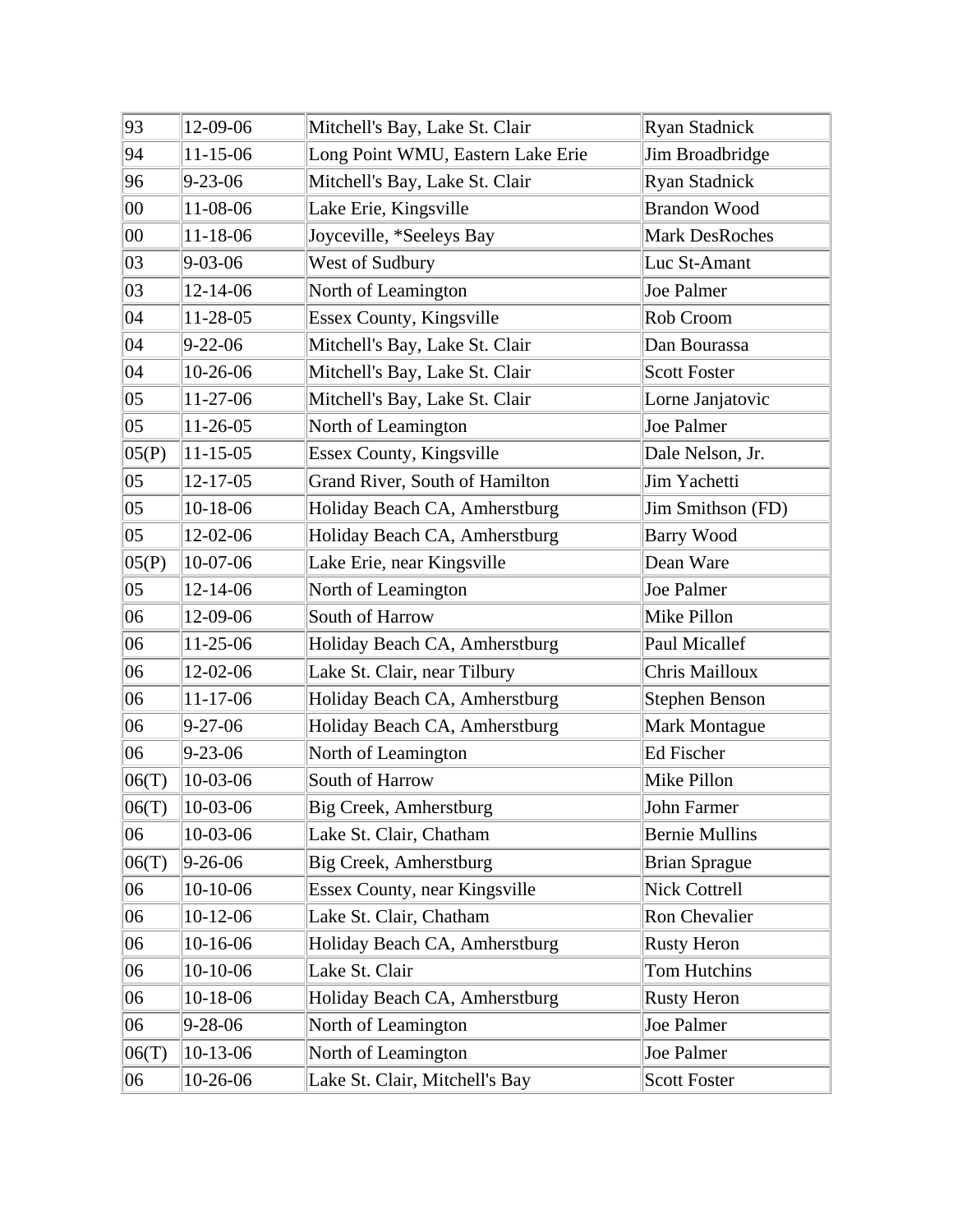| 93 | 12-09-06 | Mitchell's Bay, Lake St. Clair | Ryan Stadnick |
|---|---|---|---|
| 94 | 11-15-06 | Long Point WMU, Eastern Lake Erie | Jim Broadbridge |
| 96 | 9-23-06 | Mitchell's Bay, Lake St. Clair | Ryan Stadnick |
| 00 | 11-08-06 | Lake Erie, Kingsville | Brandon Wood |
| 00 | 11-18-06 | Joyceville, *Seeleys Bay | Mark DesRoches |
| 03 | 9-03-06 | West of Sudbury | Luc St-Amant |
| 03 | 12-14-06 | North of Leamington | Joe Palmer |
| 04 | 11-28-05 | Essex County, Kingsville | Rob Croom |
| 04 | 9-22-06 | Mitchell's Bay, Lake St. Clair | Dan Bourassa |
| 04 | 10-26-06 | Mitchell's Bay, Lake St. Clair | Scott Foster |
| 05 | 11-27-06 | Mitchell's Bay, Lake St. Clair | Lorne Janjatovic |
| 05 | 11-26-05 | North of Leamington | Joe Palmer |
| 05(P) | 11-15-05 | Essex County, Kingsville | Dale Nelson, Jr. |
| 05 | 12-17-05 | Grand River, South of Hamilton | Jim Yachetti |
| 05 | 10-18-06 | Holiday Beach CA, Amherstburg | Jim Smithson (FD) |
| 05 | 12-02-06 | Holiday Beach CA, Amherstburg | Barry Wood |
| 05(P) | 10-07-06 | Lake Erie, near Kingsville | Dean Ware |
| 05 | 12-14-06 | North of Leamington | Joe Palmer |
| 06 | 12-09-06 | South of Harrow | Mike Pillon |
| 06 | 11-25-06 | Holiday Beach CA, Amherstburg | Paul Micallef |
| 06 | 12-02-06 | Lake St. Clair, near Tilbury | Chris Mailloux |
| 06 | 11-17-06 | Holiday Beach CA, Amherstburg | Stephen Benson |
| 06 | 9-27-06 | Holiday Beach CA, Amherstburg | Mark Montague |
| 06 | 9-23-06 | North of Leamington | Ed Fischer |
| 06(T) | 10-03-06 | South of Harrow | Mike Pillon |
| 06(T) | 10-03-06 | Big Creek, Amherstburg | John Farmer |
| 06 | 10-03-06 | Lake St. Clair, Chatham | Bernie Mullins |
| 06(T) | 9-26-06 | Big Creek, Amherstburg | Brian Sprague |
| 06 | 10-10-06 | Essex County, near Kingsville | Nick Cottrell |
| 06 | 10-12-06 | Lake St. Clair, Chatham | Ron Chevalier |
| 06 | 10-16-06 | Holiday Beach CA, Amherstburg | Rusty Heron |
| 06 | 10-10-06 | Lake St. Clair | Tom Hutchins |
| 06 | 10-18-06 | Holiday Beach CA, Amherstburg | Rusty Heron |
| 06 | 9-28-06 | North of Leamington | Joe Palmer |
| 06(T) | 10-13-06 | North of Leamington | Joe Palmer |
| 06 | 10-26-06 | Lake St. Clair, Mitchell's Bay | Scott Foster |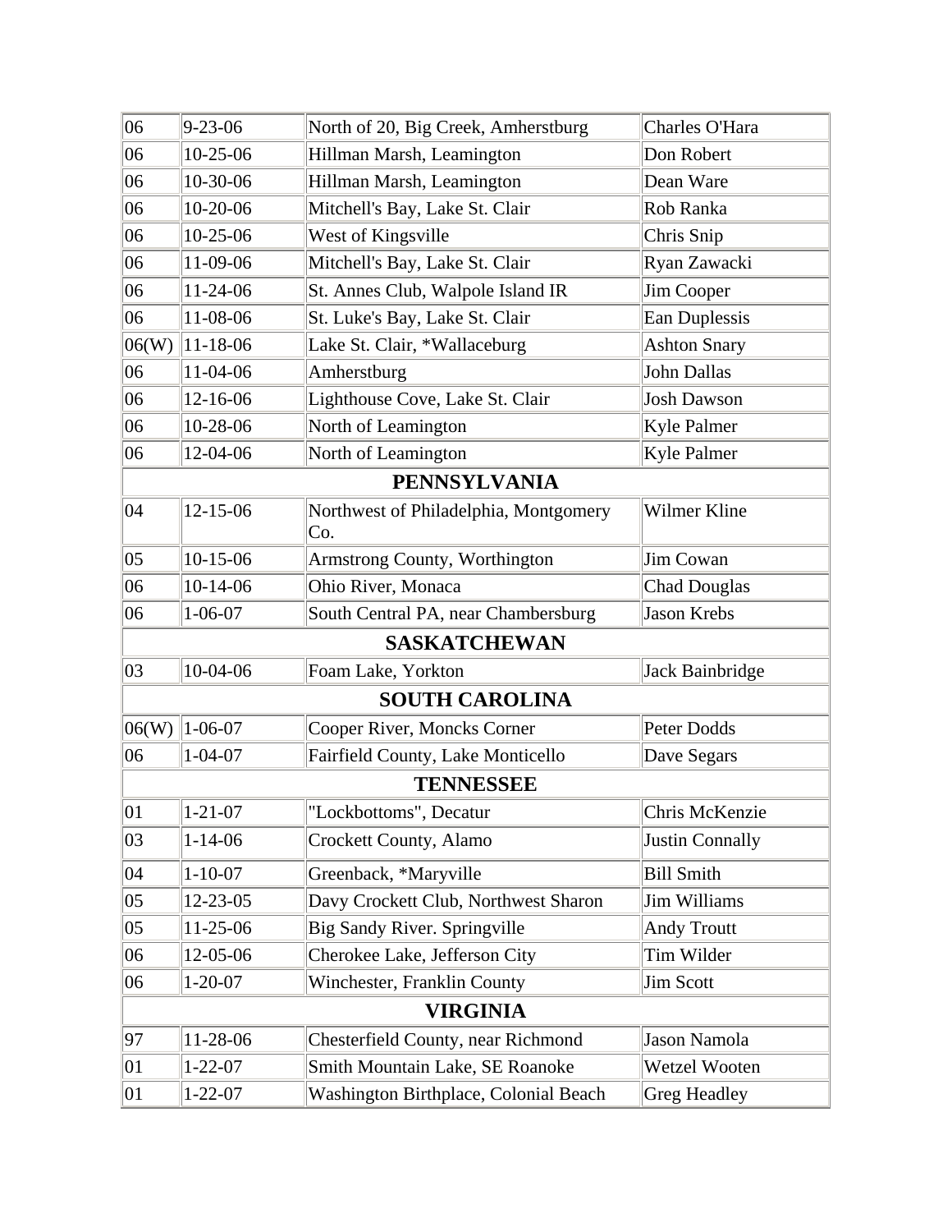| | | | |
|---|---|---|---|
| 06 | 9-23-06 | North of 20, Big Creek, Amherstburg | Charles O'Hara |
| 06 | 10-25-06 | Hillman Marsh, Leamington | Don Robert |
| 06 | 10-30-06 | Hillman Marsh, Leamington | Dean Ware |
| 06 | 10-20-06 | Mitchell's Bay, Lake St. Clair | Rob Ranka |
| 06 | 10-25-06 | West of Kingsville | Chris Snip |
| 06 | 11-09-06 | Mitchell's Bay, Lake St. Clair | Ryan Zawacki |
| 06 | 11-24-06 | St. Annes Club, Walpole Island IR | Jim Cooper |
| 06 | 11-08-06 | St. Luke's Bay, Lake St. Clair | Ean Duplessis |
| 06(W) | 11-18-06 | Lake St. Clair, *Wallaceburg | Ashton Snary |
| 06 | 11-04-06 | Amherstburg | John Dallas |
| 06 | 12-16-06 | Lighthouse Cove, Lake St. Clair | Josh Dawson |
| 06 | 10-28-06 | North of Leamington | Kyle Palmer |
| 06 | 12-04-06 | North of Leamington | Kyle Palmer |
| **PENNSYLVANIA** | | | |
| 04 | 12-15-06 | Northwest of Philadelphia, Montgomery Co. | Wilmer Kline |
| 05 | 10-15-06 | Armstrong County, Worthington | Jim Cowan |
| 06 | 10-14-06 | Ohio River, Monaca | Chad Douglas |
| 06 | 1-06-07 | South Central PA, near Chambersburg | Jason Krebs |
| **SASKATCHEWAN** | | | |
| 03 | 10-04-06 | Foam Lake, Yorkton | Jack Bainbridge |
| **SOUTH CAROLINA** | | | |
| 06(W) | 1-06-07 | Cooper River, Moncks Corner | Peter Dodds |
| 06 | 1-04-07 | Fairfield County, Lake Monticello | Dave Segars |
| **TENNESSEE** | | | |
| 01 | 1-21-07 | "Lockbottoms", Decatur | Chris McKenzie |
| 03 | 1-14-06 | Crockett County, Alamo | Justin Connally |
| 04 | 1-10-07 | Greenback, *Maryville | Bill Smith |
| 05 | 12-23-05 | Davy Crockett Club, Northwest Sharon | Jim Williams |
| 05 | 11-25-06 | Big Sandy River. Springville | Andy Troutt |
| 06 | 12-05-06 | Cherokee Lake, Jefferson City | Tim Wilder |
| 06 | 1-20-07 | Winchester, Franklin County | Jim Scott |
| **VIRGINIA** | | | |
| 97 | 11-28-06 | Chesterfield County, near Richmond | Jason Namola |
| 01 | 1-22-07 | Smith Mountain Lake, SE Roanoke | Wetzel Wooten |
| 01 | 1-22-07 | Washington Birthplace, Colonial Beach | Greg Headley |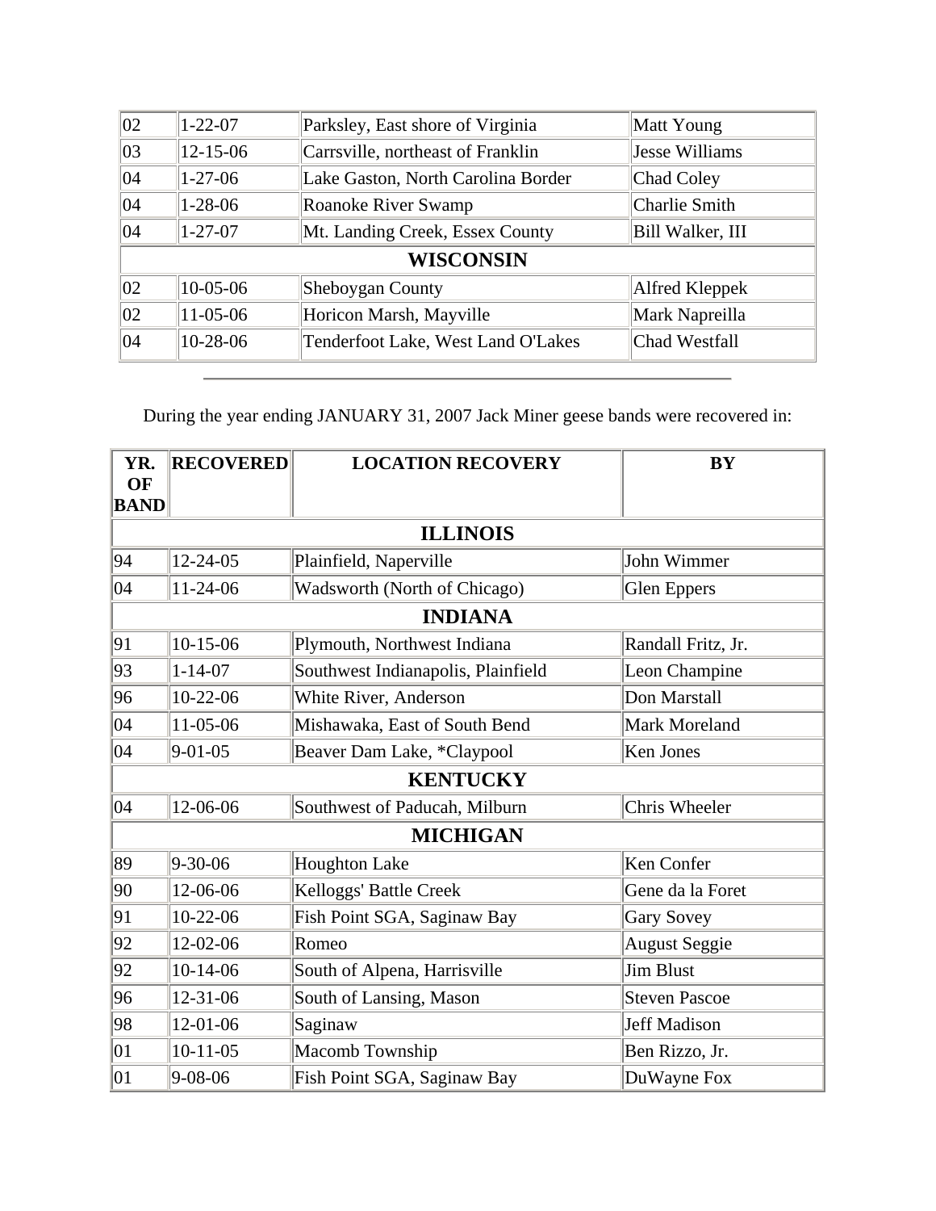| | | | |
|---|---|---|---|
| 02 | 1-22-07 | Parksley, East shore of Virginia | Matt Young |
| 03 | 12-15-06 | Carrsville, northeast of Franklin | Jesse Williams |
| 04 | 1-27-06 | Lake Gaston, North Carolina Border | Chad Coley |
| 04 | 1-28-06 | Roanoke River Swamp | Charlie Smith |
| 04 | 1-27-07 | Mt. Landing Creek, Essex County | Bill Walker, III |
| **WISCONSIN** | | | |
| 02 | 10-05-06 | Sheboygan County | Alfred Kleppek |
| 02 | 11-05-06 | Horicon Marsh, Mayville | Mark Napreilla |
| 04 | 10-28-06 | Tenderfoot Lake, West Land O'Lakes | Chad Westfall |

---

During the year ending JANUARY 31, 2007 Jack Miner geese bands were recovered in:

| YR. OF BAND | RECOVERED | LOCATION RECOVERY | BY |
|---|---|---|---|
| **ILLINOIS** | | | |
| 94 | 12-24-05 | Plainfield, Naperville | John Wimmer |
| 04 | 11-24-06 | Wadsworth (North of Chicago) | Glen Eppers |
| **INDIANA** | | | |
| 91 | 10-15-06 | Plymouth, Northwest Indiana | Randall Fritz, Jr. |
| 93 | 1-14-07 | Southwest Indianapolis, Plainfield | Leon Champine |
| 96 | 10-22-06 | White River, Anderson | Don Marstall |
| 04 | 11-05-06 | Mishawaka, East of South Bend | Mark Moreland |
| 04 | 9-01-05 | Beaver Dam Lake, *Claypool | Ken Jones |
| **KENTUCKY** | | | |
| 04 | 12-06-06 | Southwest of Paducah, Milburn | Chris Wheeler |
| **MICHIGAN** | | | |
| 89 | 9-30-06 | Houghton Lake | Ken Confer |
| 90 | 12-06-06 | Kelloggs' Battle Creek | Gene da la Foret |
| 91 | 10-22-06 | Fish Point SGA, Saginaw Bay | Gary Sovey |
| 92 | 12-02-06 | Romeo | August Seggie |
| 92 | 10-14-06 | South of Alpena, Harrisville | Jim Blust |
| 96 | 12-31-06 | South of Lansing, Mason | Steven Pascoe |
| 98 | 12-01-06 | Saginaw | Jeff Madison |
| 01 | 10-11-05 | Macomb Township | Ben Rizzo, Jr. |
| 01 | 9-08-06 | Fish Point SGA, Saginaw Bay | DuWayne Fox |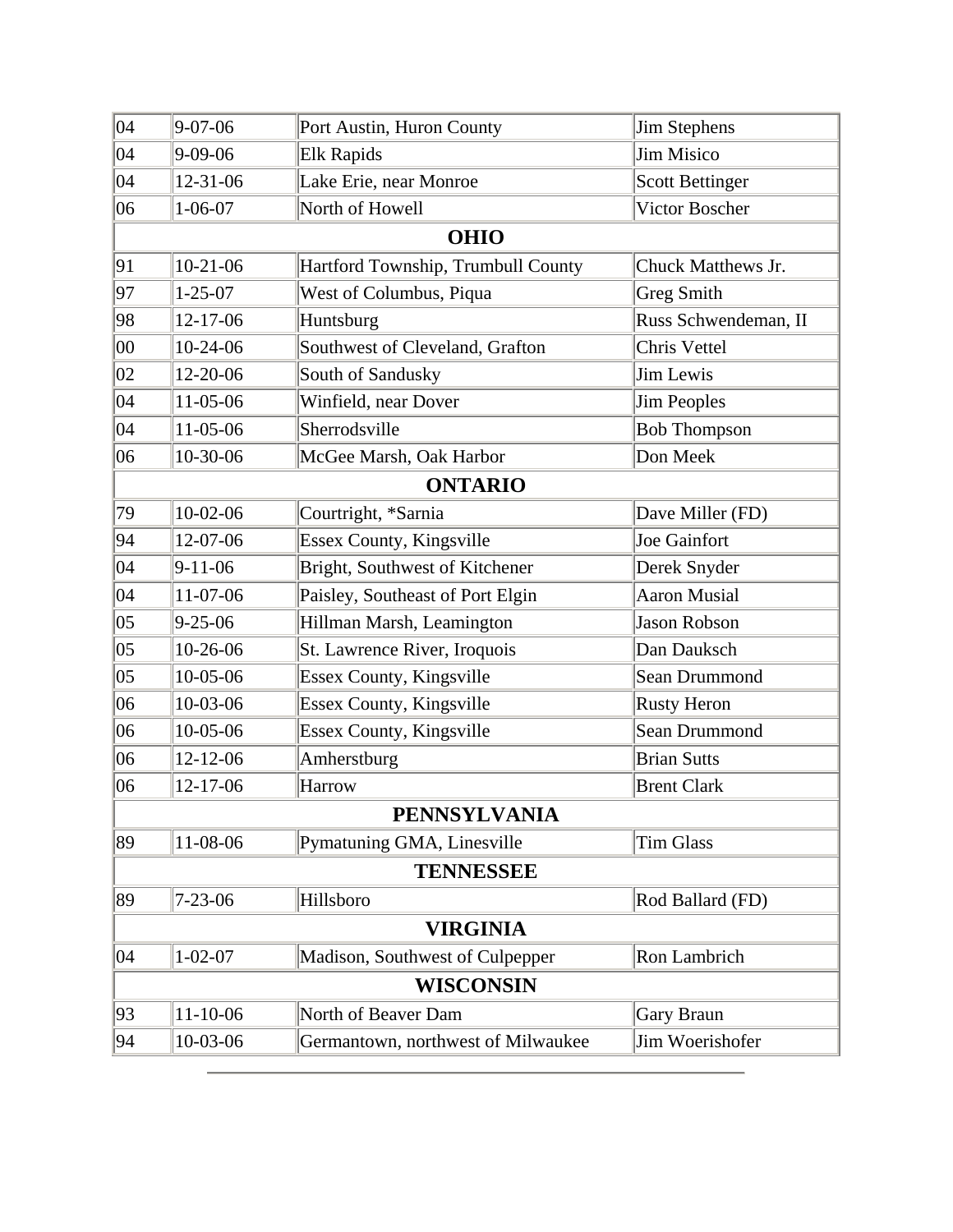| | | | |
|---|---|---|---|
| 04 | 9-07-06 | Port Austin, Huron County | Jim Stephens |
| 04 | 9-09-06 | Elk Rapids | Jim Misico |
| 04 | 12-31-06 | Lake Erie, near Monroe | Scott Bettinger |
| 06 | 1-06-07 | North of Howell | Victor Boscher |
| **OHIO** | | | |
| 91 | 10-21-06 | Hartford Township, Trumbull County | Chuck Matthews Jr. |
| 97 | 1-25-07 | West of Columbus, Piqua | Greg Smith |
| 98 | 12-17-06 | Huntsburg | Russ Schwendeman, II |
| 00 | 10-24-06 | Southwest of Cleveland, Grafton | Chris Vettel |
| 02 | 12-20-06 | South of Sandusky | Jim Lewis |
| 04 | 11-05-06 | Winfield, near Dover | Jim Peoples |
| 04 | 11-05-06 | Sherrodsville | Bob Thompson |
| 06 | 10-30-06 | McGee Marsh, Oak Harbor | Don Meek |
| **ONTARIO** | | | |
| 79 | 10-02-06 | Courtright, *Sarnia | Dave Miller (FD) |
| 94 | 12-07-06 | Essex County, Kingsville | Joe Gainfort |
| 04 | 9-11-06 | Bright, Southwest of Kitchener | Derek Snyder |
| 04 | 11-07-06 | Paisley, Southeast of Port Elgin | Aaron Musial |
| 05 | 9-25-06 | Hillman Marsh, Leamington | Jason Robson |
| 05 | 10-26-06 | St. Lawrence River, Iroquois | Dan Dauksch |
| 05 | 10-05-06 | Essex County, Kingsville | Sean Drummond |
| 06 | 10-03-06 | Essex County, Kingsville | Rusty Heron |
| 06 | 10-05-06 | Essex County, Kingsville | Sean Drummond |
| 06 | 12-12-06 | Amherstburg | Brian Sutts |
| 06 | 12-17-06 | Harrow | Brent Clark |
| **PENNSYLVANIA** | | | |
| 89 | 11-08-06 | Pymatuning GMA, Linesville | Tim Glass |
| **TENNESSEE** | | | |
| 89 | 7-23-06 | Hillsboro | Rod Ballard (FD) |
| **VIRGINIA** | | | |
| 04 | 1-02-07 | Madison, Southwest of Culpepper | Ron Lambrich |
| **WISCONSIN** | | | |
| 93 | 11-10-06 | North of Beaver Dam | Gary Braun |
| 94 | 10-03-06 | Germantown, northwest of Milwaukee | Jim Woerishofer |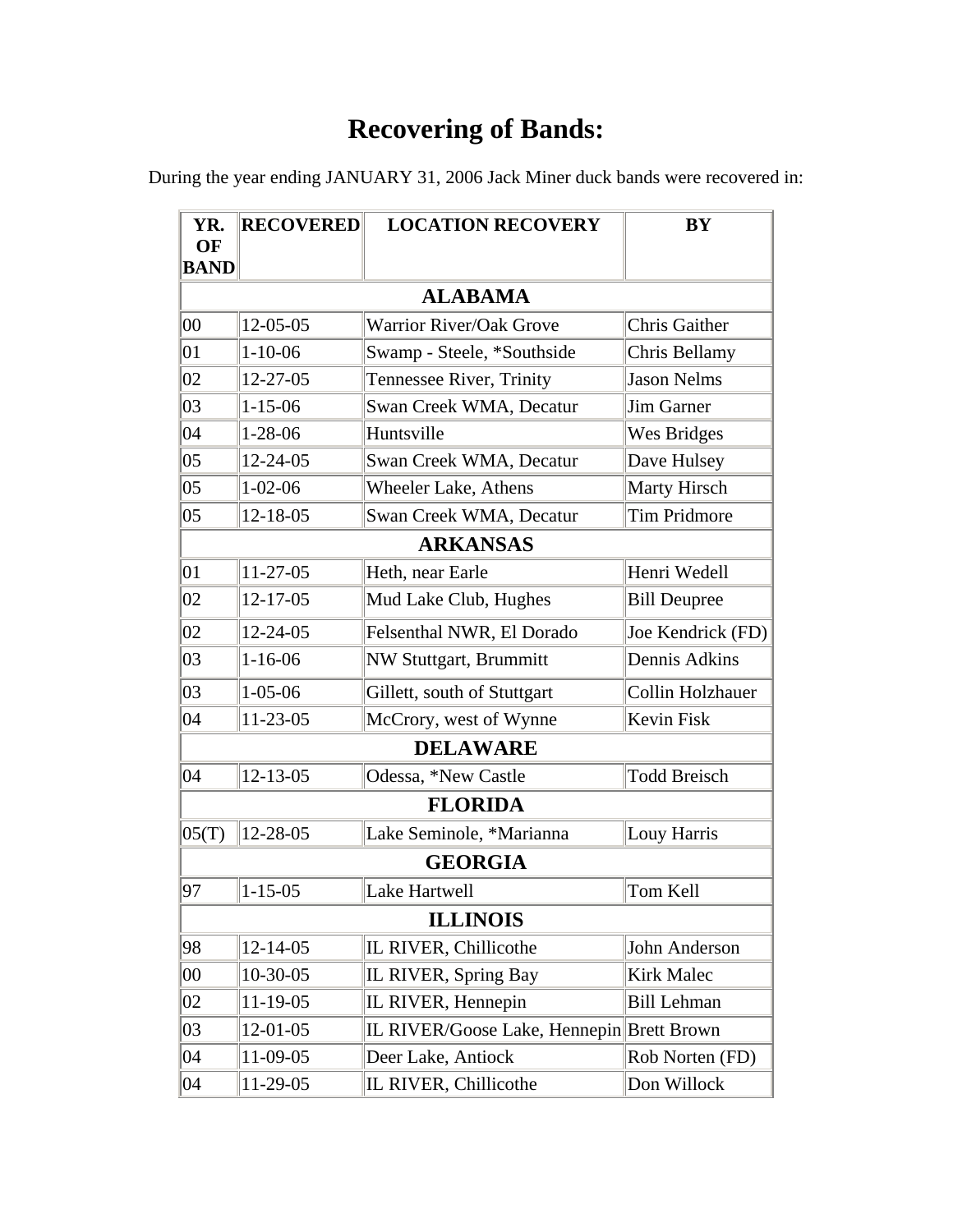# Recovering of Bands:

During the year ending JANUARY 31, 2006 Jack Miner duck bands were recovered in:

| YR. OF BAND | RECOVERED | LOCATION RECOVERY | BY |
|---|---|---|---|
| **ALABAMA** | | | |
| 00 | 12-05-05 | Warrior River/Oak Grove | Chris Gaither |
| 01 | 1-10-06 | Swamp - Steele, *Southside | Chris Bellamy |
| 02 | 12-27-05 | Tennessee River, Trinity | Jason Nelms |
| 03 | 1-15-06 | Swan Creek WMA, Decatur | Jim Garner |
| 04 | 1-28-06 | Huntsville | Wes Bridges |
| 05 | 12-24-05 | Swan Creek WMA, Decatur | Dave Hulsey |
| 05 | 1-02-06 | Wheeler Lake, Athens | Marty Hirsch |
| 05 | 12-18-05 | Swan Creek WMA, Decatur | Tim Pridmore |
| **ARKANSAS** | | | |
| 01 | 11-27-05 | Heth, near Earle | Henri Wedell |
| 02 | 12-17-05 | Mud Lake Club, Hughes | Bill Deupree |
| 02 | 12-24-05 | Felsenthal NWR, El Dorado | Joe Kendrick (FD) |
| 03 | 1-16-06 | NW Stuttgart, Brummitt | Dennis Adkins |
| 03 | 1-05-06 | Gillett, south of Stuttgart | Collin Holzhauer |
| 04 | 11-23-05 | McCrory, west of Wynne | Kevin Fisk |
| **DELAWARE** | | | |
| 04 | 12-13-05 | Odessa, *New Castle | Todd Breisch |
| **FLORIDA** | | | |
| 05(T) | 12-28-05 | Lake Seminole, *Marianna | Louy Harris |
| **GEORGIA** | | | |
| 97 | 1-15-05 | Lake Hartwell | Tom Kell |
| **ILLINOIS** | | | |
| 98 | 12-14-05 | IL RIVER, Chillicothe | John Anderson |
| 00 | 10-30-05 | IL RIVER, Spring Bay | Kirk Malec |
| 02 | 11-19-05 | IL RIVER, Hennepin | Bill Lehman |
| 03 | 12-01-05 | IL RIVER/Goose Lake, Hennepin | Brett Brown |
| 04 | 11-09-05 | Deer Lake, Antiock | Rob Norten (FD) |
| 04 | 11-29-05 | IL RIVER, Chillicothe | Don Willock |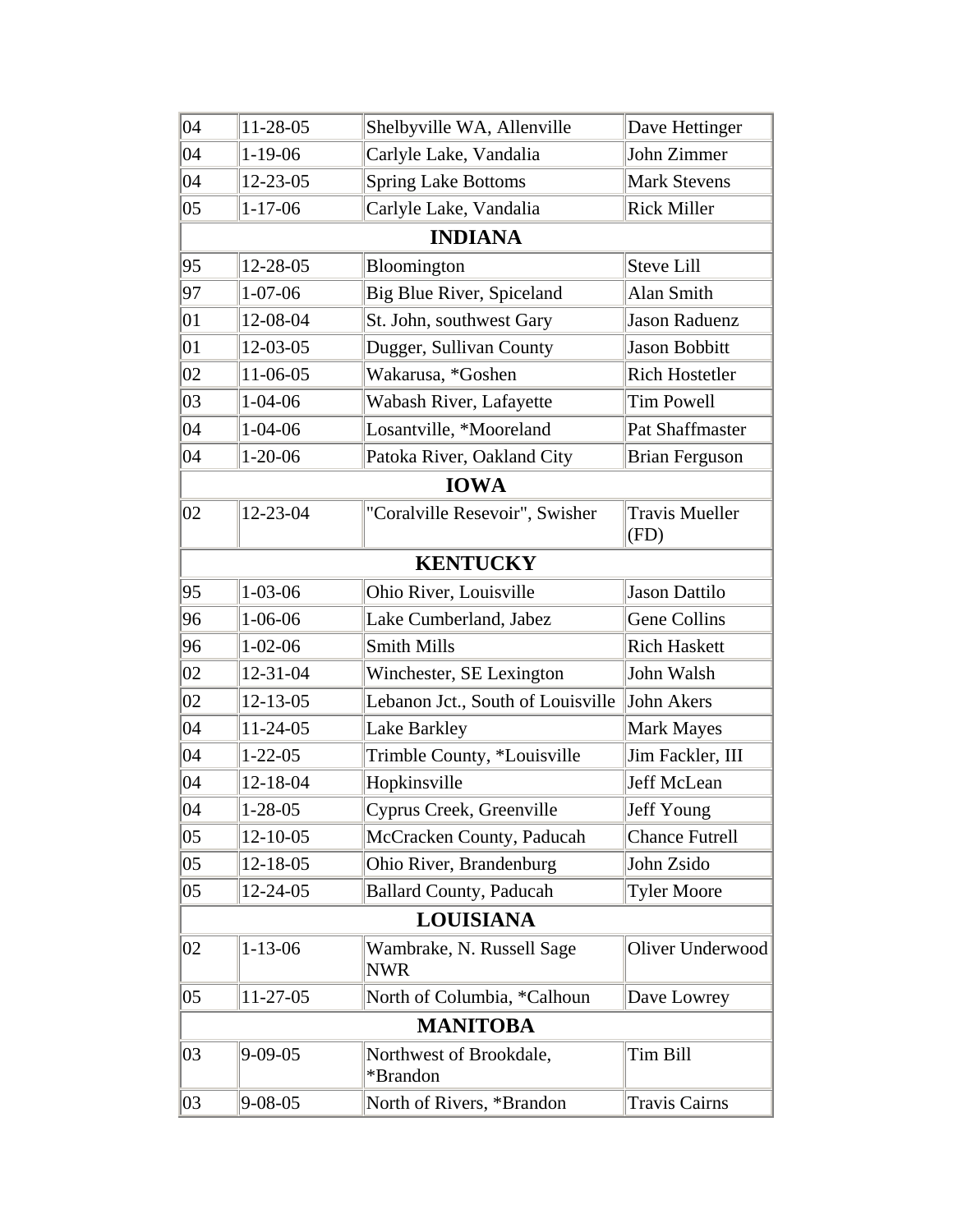| | | | |
|---|---|---|---|
| 04 | 11-28-05 | Shelbyville WA, Allenville | Dave Hettinger |
| 04 | 1-19-06 | Carlyle Lake, Vandalia | John Zimmer |
| 04 | 12-23-05 | Spring Lake Bottoms | Mark Stevens |
| 05 | 1-17-06 | Carlyle Lake, Vandalia | Rick Miller |
| **INDIANA** | | | |
| 95 | 12-28-05 | Bloomington | Steve Lill |
| 97 | 1-07-06 | Big Blue River, Spiceland | Alan Smith |
| 01 | 12-08-04 | St. John, southwest Gary | Jason Raduenz |
| 01 | 12-03-05 | Dugger, Sullivan County | Jason Bobbitt |
| 02 | 11-06-05 | Wakarusa, *Goshen | Rich Hostetler |
| 03 | 1-04-06 | Wabash River, Lafayette | Tim Powell |
| 04 | 1-04-06 | Losantville, *Mooreland | Pat Shaffmaster |
| 04 | 1-20-06 | Patoka River, Oakland City | Brian Ferguson |
| **IOWA** | | | |
| 02 | 12-23-04 | "Coralville Resevoir", Swisher | Travis Mueller (FD) |
| **KENTUCKY** | | | |
| 95 | 1-03-06 | Ohio River, Louisville | Jason Dattilo |
| 96 | 1-06-06 | Lake Cumberland, Jabez | Gene Collins |
| 96 | 1-02-06 | Smith Mills | Rich Haskett |
| 02 | 12-31-04 | Winchester, SE Lexington | John Walsh |
| 02 | 12-13-05 | Lebanon Jct., South of Louisville | John Akers |
| 04 | 11-24-05 | Lake Barkley | Mark Mayes |
| 04 | 1-22-05 | Trimble County, *Louisville | Jim Fackler, III |
| 04 | 12-18-04 | Hopkinsville | Jeff McLean |
| 04 | 1-28-05 | Cyprus Creek, Greenville | Jeff Young |
| 05 | 12-10-05 | McCracken County, Paducah | Chance Futrell |
| 05 | 12-18-05 | Ohio River, Brandenburg | John Zsido |
| 05 | 12-24-05 | Ballard County, Paducah | Tyler Moore |
| **LOUISIANA** | | | |
| 02 | 1-13-06 | Wambrake, N. Russell Sage NWR | Oliver Underwood |
| 05 | 11-27-05 | North of Columbia, *Calhoun | Dave Lowrey |
| **MANITOBA** | | | |
| 03 | 9-09-05 | Northwest of Brookdale, *Brandon | Tim Bill |
| 03 | 9-08-05 | North of Rivers, *Brandon | Travis Cairns |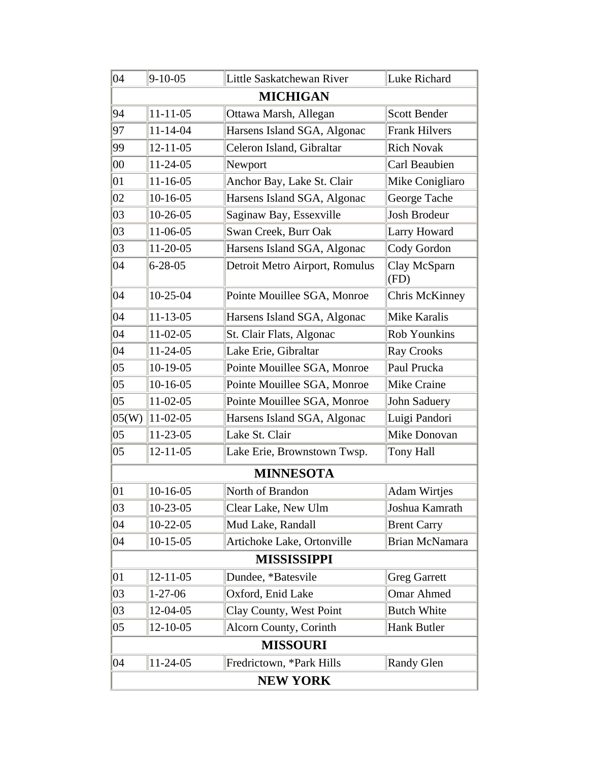| | | | |
|---|---|---|---|
| 04 | 9-10-05 | Little Saskatchewan River | Luke Richard |
| **MICHIGAN** | | | |
| 94 | 11-11-05 | Ottawa Marsh, Allegan | Scott Bender |
| 97 | 11-14-04 | Harsens Island SGA, Algonac | Frank Hilvers |
| 99 | 12-11-05 | Celeron Island, Gibraltar | Rich Novak |
| 00 | 11-24-05 | Newport | Carl Beaubien |
| 01 | 11-16-05 | Anchor Bay, Lake St. Clair | Mike Conigliaro |
| 02 | 10-16-05 | Harsens Island SGA, Algonac | George Tache |
| 03 | 10-26-05 | Saginaw Bay, Essexville | Josh Brodeur |
| 03 | 11-06-05 | Swan Creek, Burr Oak | Larry Howard |
| 03 | 11-20-05 | Harsens Island SGA, Algonac | Cody Gordon |
| 04 | 6-28-05 | Detroit Metro Airport, Romulus | Clay McSparn (FD) |
| 04 | 10-25-04 | Pointe Mouillee SGA, Monroe | Chris McKinney |
| 04 | 11-13-05 | Harsens Island SGA, Algonac | Mike Karalis |
| 04 | 11-02-05 | St. Clair Flats, Algonac | Rob Younkins |
| 04 | 11-24-05 | Lake Erie, Gibraltar | Ray Crooks |
| 05 | 10-19-05 | Pointe Mouillee SGA, Monroe | Paul Prucka |
| 05 | 10-16-05 | Pointe Mouillee SGA, Monroe | Mike Craine |
| 05 | 11-02-05 | Pointe Mouillee SGA, Monroe | John Saduery |
| 05(W) | 11-02-05 | Harsens Island SGA, Algonac | Luigi Pandori |
| 05 | 11-23-05 | Lake St. Clair | Mike Donovan |
| 05 | 12-11-05 | Lake Erie, Brownstown Twsp. | Tony Hall |
| **MINNESOTA** | | | |
| 01 | 10-16-05 | North of Brandon | Adam Wirtjes |
| 03 | 10-23-05 | Clear Lake, New Ulm | Joshua Kamrath |
| 04 | 10-22-05 | Mud Lake, Randall | Brent Carry |
| 04 | 10-15-05 | Artichoke Lake, Ortonville | Brian McNamara |
| **MISSISSIPPI** | | | |
| 01 | 12-11-05 | Dundee, *Batesvile | Greg Garrett |
| 03 | 1-27-06 | Oxford, Enid Lake | Omar Ahmed |
| 03 | 12-04-05 | Clay County, West Point | Butch White |
| 05 | 12-10-05 | Alcorn County, Corinth | Hank Butler |
| **MISSOURI** | | | |
| 04 | 11-24-05 | Fredrictown, *Park Hills | Randy Glen |
| **NEW YORK** | | | |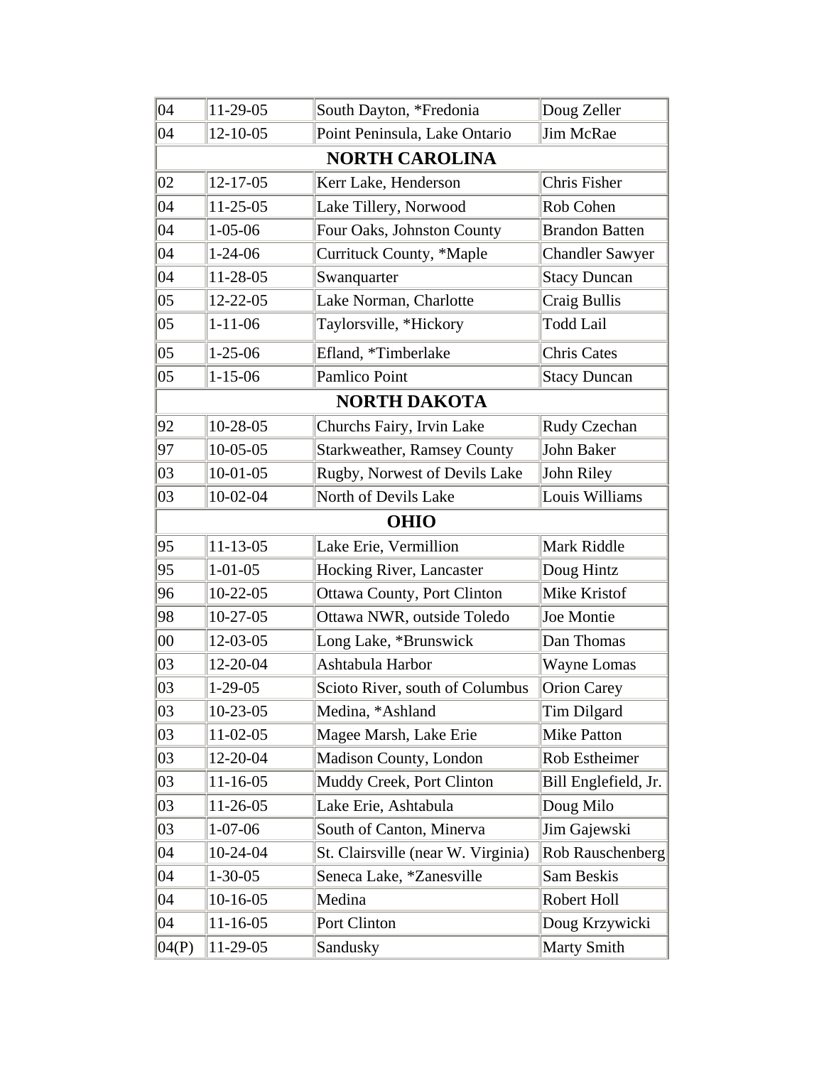| | | | |
|---|---|---|---|
| 04 | 11-29-05 | South Dayton, *Fredonia | Doug Zeller |
| 04 | 12-10-05 | Point Peninsula, Lake Ontario | Jim McRae |
| **NORTH CAROLINA** | | | |
| 02 | 12-17-05 | Kerr Lake, Henderson | Chris Fisher |
| 04 | 11-25-05 | Lake Tillery, Norwood | Rob Cohen |
| 04 | 1-05-06 | Four Oaks, Johnston County | Brandon Batten |
| 04 | 1-24-06 | Currituck County, *Maple | Chandler Sawyer |
| 04 | 11-28-05 | Swanquarter | Stacy Duncan |
| 05 | 12-22-05 | Lake Norman, Charlotte | Craig Bullis |
| 05 | 1-11-06 | Taylorsville, *Hickory | Todd Lail |
| 05 | 1-25-06 | Efland, *Timberlake | Chris Cates |
| 05 | 1-15-06 | Pamlico Point | Stacy Duncan |
| **NORTH DAKOTA** | | | |
| 92 | 10-28-05 | Churchs Fairy, Irvin Lake | Rudy Czechan |
| 97 | 10-05-05 | Starkweather, Ramsey County | John Baker |
| 03 | 10-01-05 | Rugby, Norwest of Devils Lake | John Riley |
| 03 | 10-02-04 | North of Devils Lake | Louis Williams |
| **OHIO** | | | |
| 95 | 11-13-05 | Lake Erie, Vermillion | Mark Riddle |
| 95 | 1-01-05 | Hocking River, Lancaster | Doug Hintz |
| 96 | 10-22-05 | Ottawa County, Port Clinton | Mike Kristof |
| 98 | 10-27-05 | Ottawa NWR, outside Toledo | Joe Montie |
| 00 | 12-03-05 | Long Lake, *Brunswick | Dan Thomas |
| 03 | 12-20-04 | Ashtabula Harbor | Wayne Lomas |
| 03 | 1-29-05 | Scioto River, south of Columbus | Orion Carey |
| 03 | 10-23-05 | Medina, *Ashland | Tim Dilgard |
| 03 | 11-02-05 | Magee Marsh, Lake Erie | Mike Patton |
| 03 | 12-20-04 | Madison County, London | Rob Estheimer |
| 03 | 11-16-05 | Muddy Creek, Port Clinton | Bill Englefield, Jr. |
| 03 | 11-26-05 | Lake Erie, Ashtabula | Doug Milo |
| 03 | 1-07-06 | South of Canton, Minerva | Jim Gajewski |
| 04 | 10-24-04 | St. Clairsville (near W. Virginia) | Rob Rauschenberg |
| 04 | 1-30-05 | Seneca Lake, *Zanesville | Sam Beskis |
| 04 | 10-16-05 | Medina | Robert Holl |
| 04 | 11-16-05 | Port Clinton | Doug Krzywicki |
| 04(P) | 11-29-05 | Sandusky | Marty Smith |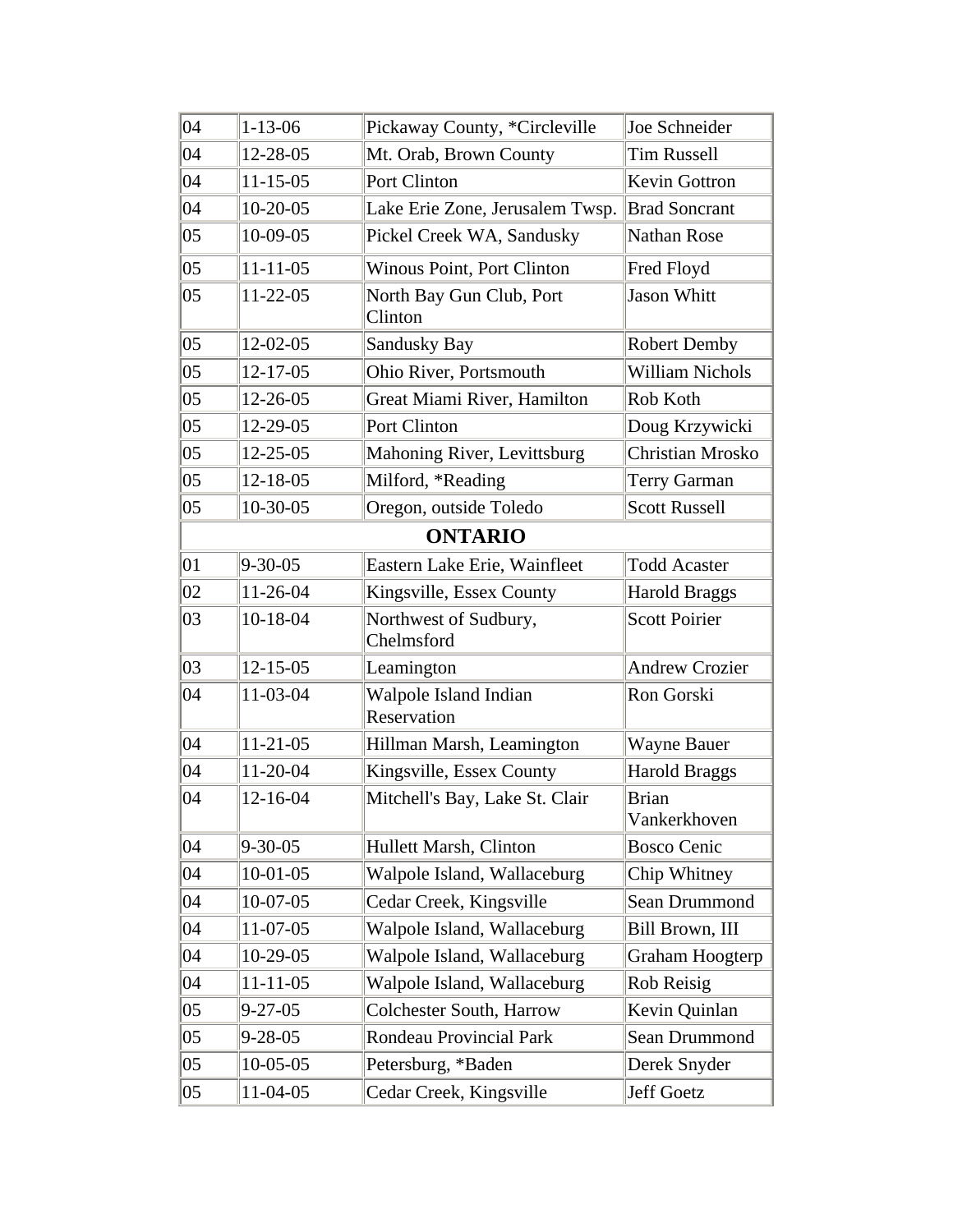| | | | |
|---|---|---|---|
| 04 | 1-13-06 | Pickaway County, *Circleville | Joe Schneider |
| 04 | 12-28-05 | Mt. Orab, Brown County | Tim Russell |
| 04 | 11-15-05 | Port Clinton | Kevin Gottron |
| 04 | 10-20-05 | Lake Erie Zone, Jerusalem Twsp. | Brad Soncrant |
| 05 | 10-09-05 | Pickel Creek WA, Sandusky | Nathan Rose |
| 05 | 11-11-05 | Winous Point, Port Clinton | Fred Floyd |
| 05 | 11-22-05 | North Bay Gun Club, Port Clinton | Jason Whitt |
| 05 | 12-02-05 | Sandusky Bay | Robert Demby |
| 05 | 12-17-05 | Ohio River, Portsmouth | William Nichols |
| 05 | 12-26-05 | Great Miami River, Hamilton | Rob Koth |
| 05 | 12-29-05 | Port Clinton | Doug Krzywicki |
| 05 | 12-25-05 | Mahoning River, Levittsburg | Christian Mrosko |
| 05 | 12-18-05 | Milford, *Reading | Terry Garman |
| 05 | 10-30-05 | Oregon, outside Toledo | Scott Russell |
| **ONTARIO** | | | |
| 01 | 9-30-05 | Eastern Lake Erie, Wainfleet | Todd Acaster |
| 02 | 11-26-04 | Kingsville, Essex County | Harold Braggs |
| 03 | 10-18-04 | Northwest of Sudbury, Chelmsford | Scott Poirier |
| 03 | 12-15-05 | Leamington | Andrew Crozier |
| 04 | 11-03-04 | Walpole Island Indian Reservation | Ron Gorski |
| 04 | 11-21-05 | Hillman Marsh, Leamington | Wayne Bauer |
| 04 | 11-20-04 | Kingsville, Essex County | Harold Braggs |
| 04 | 12-16-04 | Mitchell's Bay, Lake St. Clair | Brian Vankerkhoven |
| 04 | 9-30-05 | Hullett Marsh, Clinton | Bosco Cenic |
| 04 | 10-01-05 | Walpole Island, Wallaceburg | Chip Whitney |
| 04 | 10-07-05 | Cedar Creek, Kingsville | Sean Drummond |
| 04 | 11-07-05 | Walpole Island, Wallaceburg | Bill Brown, III |
| 04 | 10-29-05 | Walpole Island, Wallaceburg | Graham Hoogterp |
| 04 | 11-11-05 | Walpole Island, Wallaceburg | Rob Reisig |
| 05 | 9-27-05 | Colchester South, Harrow | Kevin Quinlan |
| 05 | 9-28-05 | Rondeau Provincial Park | Sean Drummond |
| 05 | 10-05-05 | Petersburg, *Baden | Derek Snyder |
| 05 | 11-04-05 | Cedar Creek, Kingsville | Jeff Goetz |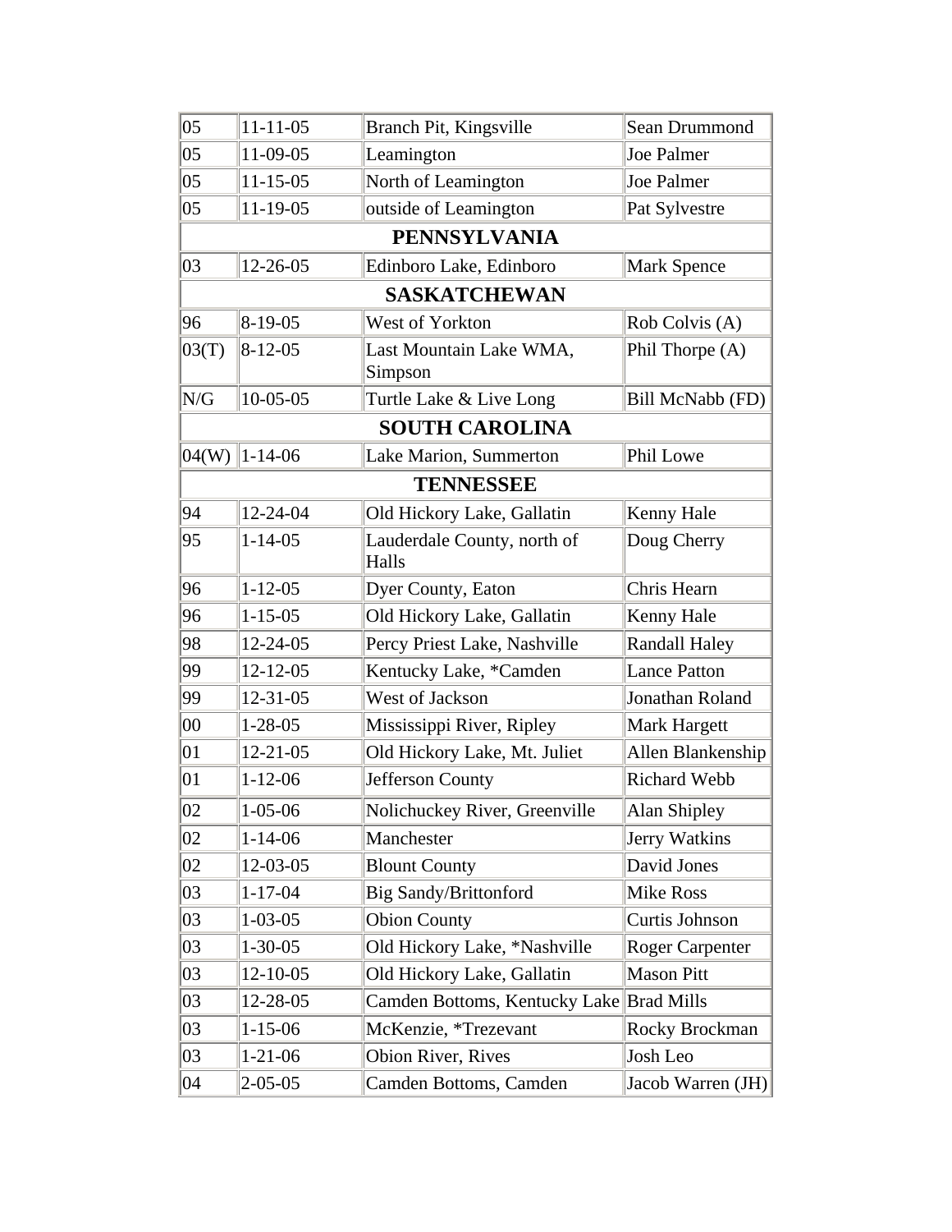| | | | |
|---|---|---|---|
| 05 | 11-11-05 | Branch Pit, Kingsville | Sean Drummond |
| 05 | 11-09-05 | Leamington | Joe Palmer |
| 05 | 11-15-05 | North of Leamington | Joe Palmer |
| 05 | 11-19-05 | outside of Leamington | Pat Sylvestre |
| **PENNSYLVANIA** | | | |
| 03 | 12-26-05 | Edinboro Lake, Edinboro | Mark Spence |
| **SASKATCHEWAN** | | | |
| 96 | 8-19-05 | West of Yorkton | Rob Colvis (A) |
| 03(T) | 8-12-05 | Last Mountain Lake WMA, Simpson | Phil Thorpe (A) |
| N/G | 10-05-05 | Turtle Lake & Live Long | Bill McNabb (FD) |
| **SOUTH CAROLINA** | | | |
| 04(W) | 1-14-06 | Lake Marion, Summerton | Phil Lowe |
| **TENNESSEE** | | | |
| 94 | 12-24-04 | Old Hickory Lake, Gallatin | Kenny Hale |
| 95 | 1-14-05 | Lauderdale County, north of Halls | Doug Cherry |
| 96 | 1-12-05 | Dyer County, Eaton | Chris Hearn |
| 96 | 1-15-05 | Old Hickory Lake, Gallatin | Kenny Hale |
| 98 | 12-24-05 | Percy Priest Lake, Nashville | Randall Haley |
| 99 | 12-12-05 | Kentucky Lake, *Camden | Lance Patton |
| 99 | 12-31-05 | West of Jackson | Jonathan Roland |
| 00 | 1-28-05 | Mississippi River, Ripley | Mark Hargett |
| 01 | 12-21-05 | Old Hickory Lake, Mt. Juliet | Allen Blankenship |
| 01 | 1-12-06 | Jefferson County | Richard Webb |
| 02 | 1-05-06 | Nolichuckey River, Greenville | Alan Shipley |
| 02 | 1-14-06 | Manchester | Jerry Watkins |
| 02 | 12-03-05 | Blount County | David Jones |
| 03 | 1-17-04 | Big Sandy/Brittonford | Mike Ross |
| 03 | 1-03-05 | Obion County | Curtis Johnson |
| 03 | 1-30-05 | Old Hickory Lake, *Nashville | Roger Carpenter |
| 03 | 12-10-05 | Old Hickory Lake, Gallatin | Mason Pitt |
| 03 | 12-28-05 | Camden Bottoms, Kentucky Lake | Brad Mills |
| 03 | 1-15-06 | McKenzie, *Trezevant | Rocky Brockman |
| 03 | 1-21-06 | Obion River, Rives | Josh Leo |
| 04 | 2-05-05 | Camden Bottoms, Camden | Jacob Warren (JH) |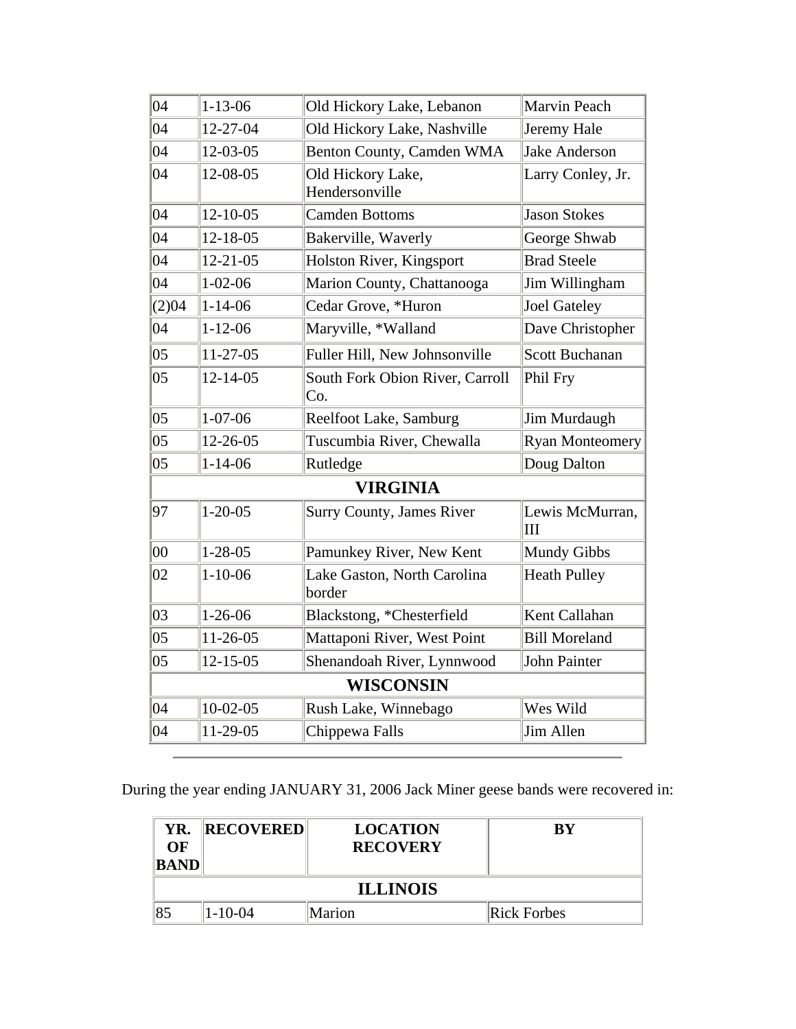| | | | |
|---|---|---|---|
| 04 | 1-13-06 | Old Hickory Lake, Lebanon | Marvin Peach |
| 04 | 12-27-04 | Old Hickory Lake, Nashville | Jeremy Hale |
| 04 | 12-03-05 | Benton County, Camden WMA | Jake Anderson |
| 04 | 12-08-05 | Old Hickory Lake, Hendersonville | Larry Conley, Jr. |
| 04 | 12-10-05 | Camden Bottoms | Jason Stokes |
| 04 | 12-18-05 | Bakerville, Waverly | George Shwab |
| 04 | 12-21-05 | Holston River, Kingsport | Brad Steele |
| 04 | 1-02-06 | Marion County, Chattanooga | Jim Willingham |
| (2)04 | 1-14-06 | Cedar Grove, *Huron | Joel Gateley |
| 04 | 1-12-06 | Maryville, *Walland | Dave Christopher |
| 05 | 11-27-05 | Fuller Hill, New Johnsonville | Scott Buchanan |
| 05 | 12-14-05 | South Fork Obion River, Carroll Co. | Phil Fry |
| 05 | 1-07-06 | Reelfoot Lake, Samburg | Jim Murdaugh |
| 05 | 12-26-05 | Tuscumbia River, Chewalla | Ryan Monteomery |
| 05 | 1-14-06 | Rutledge | Doug Dalton |
| **VIRGINIA** | | | |
| 97 | 1-20-05 | Surry County, James River | Lewis McMurran, III |
| 00 | 1-28-05 | Pamunkey River, New Kent | Mundy Gibbs |
| 02 | 1-10-06 | Lake Gaston, North Carolina border | Heath Pulley |
| 03 | 1-26-06 | Blackstong, *Chesterfield | Kent Callahan |
| 05 | 11-26-05 | Mattaponi River, West Point | Bill Moreland |
| 05 | 12-15-05 | Shenandoah River, Lynnwood | John Painter |
| **WISCONSIN** | | | |
| 04 | 10-02-05 | Rush Lake, Winnebago | Wes Wild |
| 04 | 11-29-05 | Chippewa Falls | Jim Allen |

---

During the year ending JANUARY 31, 2006 Jack Miner geese bands were recovered in:

| YR. OF BAND | RECOVERED | LOCATION RECOVERY | BY |
|---|---|---|---|
| **ILLINOIS** | | | |
| 85 | 1-10-04 | Marion | Rick Forbes |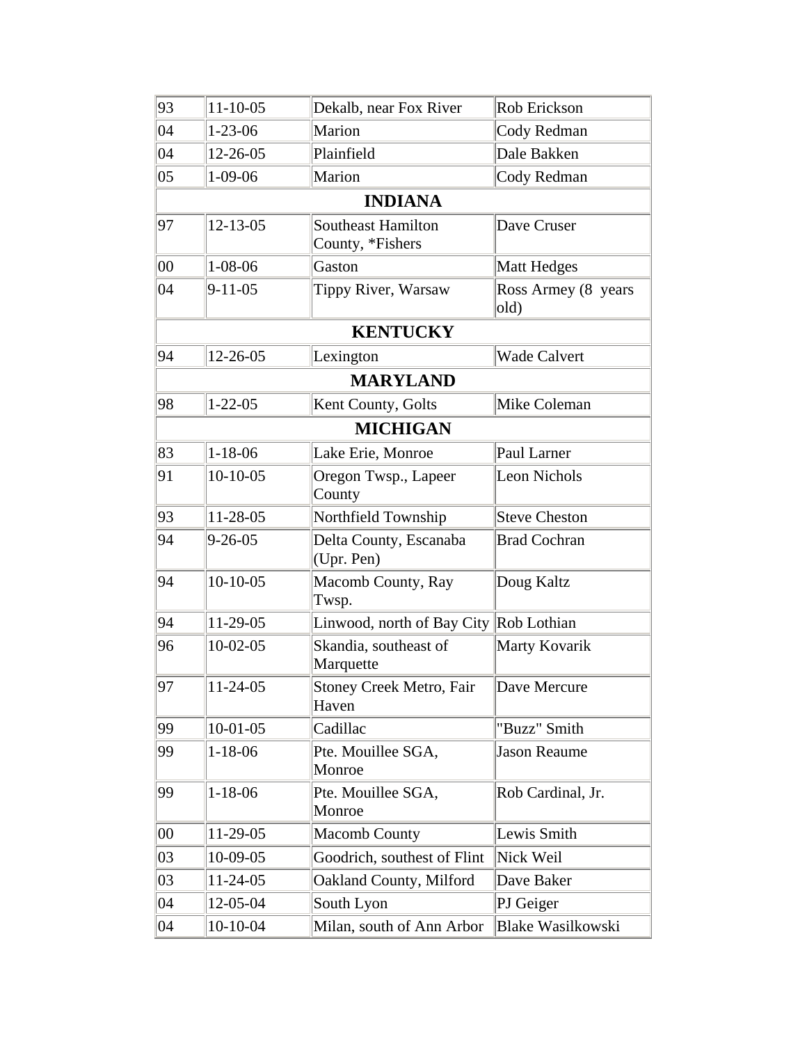| 93 | 11-10-05 | Dekalb, near Fox River | Rob Erickson |
|---|---|---|---|
| 04 | 1-23-06 | Marion | Cody Redman |
| 04 | 12-26-05 | Plainfield | Dale Bakken |
| 05 | 1-09-06 | Marion | Cody Redman |
| **INDIANA** | | | |
| 97 | 12-13-05 | Southeast Hamilton County, *Fishers | Dave Cruser |
| 00 | 1-08-06 | Gaston | Matt Hedges |
| 04 | 9-11-05 | Tippy River, Warsaw | Ross Armey (8 years old) |
| **KENTUCKY** | | | |
| 94 | 12-26-05 | Lexington | Wade Calvert |
| **MARYLAND** | | | |
| 98 | 1-22-05 | Kent County, Golts | Mike Coleman |
| **MICHIGAN** | | | |
| 83 | 1-18-06 | Lake Erie, Monroe | Paul Larner |
| 91 | 10-10-05 | Oregon Twsp., Lapeer County | Leon Nichols |
| 93 | 11-28-05 | Northfield Township | Steve Cheston |
| 94 | 9-26-05 | Delta County, Escanaba (Upr. Pen) | Brad Cochran |
| 94 | 10-10-05 | Macomb County, Ray Twsp. | Doug Kaltz |
| 94 | 11-29-05 | Linwood, north of Bay City | Rob Lothian |
| 96 | 10-02-05 | Skandia, southeast of Marquette | Marty Kovarik |
| 97 | 11-24-05 | Stoney Creek Metro, Fair Haven | Dave Mercure |
| 99 | 10-01-05 | Cadillac | "Buzz" Smith |
| 99 | 1-18-06 | Pte. Mouillee SGA, Monroe | Jason Reaume |
| 99 | 1-18-06 | Pte. Mouillee SGA, Monroe | Rob Cardinal, Jr. |
| 00 | 11-29-05 | Macomb County | Lewis Smith |
| 03 | 10-09-05 | Goodrich, southest of Flint | Nick Weil |
| 03 | 11-24-05 | Oakland County, Milford | Dave Baker |
| 04 | 12-05-04 | South Lyon | PJ Geiger |
| 04 | 10-10-04 | Milan, south of Ann Arbor | Blake Wasilkowski |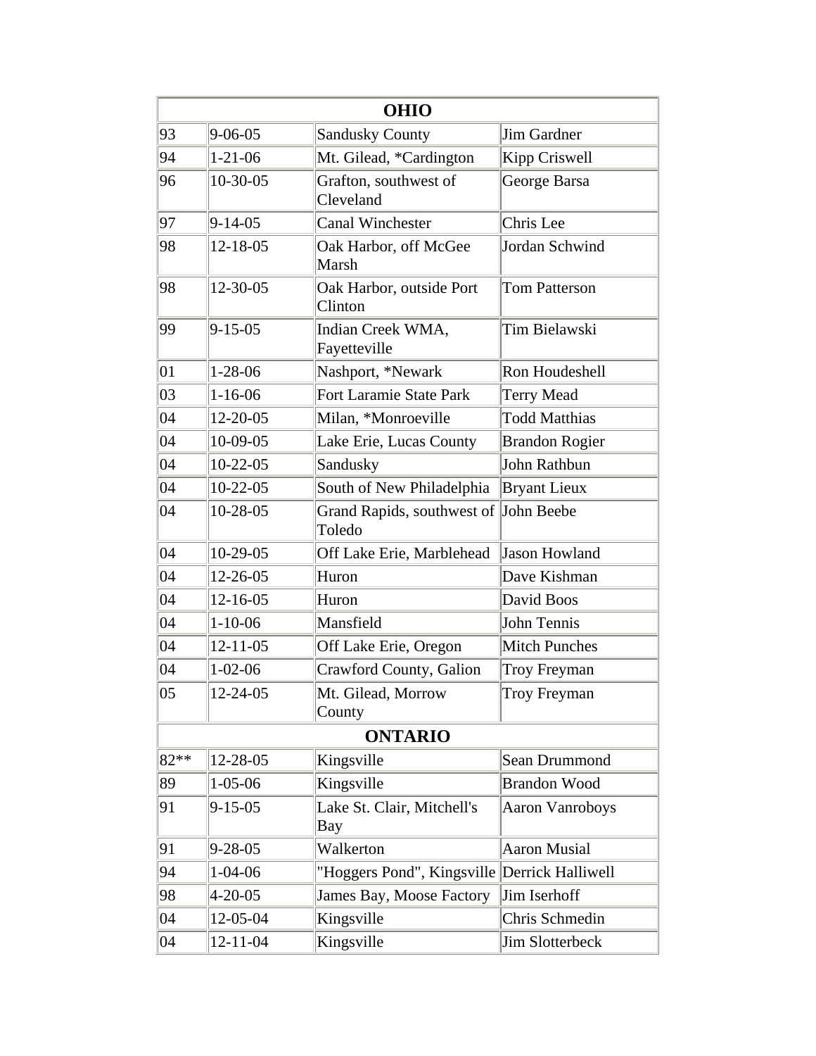| OHIO | | | |
|---|---|---|---|
| 93 | 9-06-05 | Sandusky County | Jim Gardner |
| 94 | 1-21-06 | Mt. Gilead, *Cardington | Kipp Criswell |
| 96 | 10-30-05 | Grafton, southwest of Cleveland | George Barsa |
| 97 | 9-14-05 | Canal Winchester | Chris Lee |
| 98 | 12-18-05 | Oak Harbor, off McGee Marsh | Jordan Schwind |
| 98 | 12-30-05 | Oak Harbor, outside Port Clinton | Tom Patterson |
| 99 | 9-15-05 | Indian Creek WMA, Fayetteville | Tim Bielawski |
| 01 | 1-28-06 | Nashport, *Newark | Ron Houdeshell |
| 03 | 1-16-06 | Fort Laramie State Park | Terry Mead |
| 04 | 12-20-05 | Milan, *Monroeville | Todd Matthias |
| 04 | 10-09-05 | Lake Erie, Lucas County | Brandon Rogier |
| 04 | 10-22-05 | Sandusky | John Rathbun |
| 04 | 10-22-05 | South of New Philadelphia | Bryant Lieux |
| 04 | 10-28-05 | Grand Rapids, southwest of Toledo | John Beebe |
| 04 | 10-29-05 | Off Lake Erie, Marblehead | Jason Howland |
| 04 | 12-26-05 | Huron | Dave Kishman |
| 04 | 12-16-05 | Huron | David Boos |
| 04 | 1-10-06 | Mansfield | John Tennis |
| 04 | 12-11-05 | Off Lake Erie, Oregon | Mitch Punches |
| 04 | 1-02-06 | Crawford County, Galion | Troy Freyman |
| 05 | 12-24-05 | Mt. Gilead, Morrow County | Troy Freyman |
| **ONTARIO** | | | |
| 82** | 12-28-05 | Kingsville | Sean Drummond |
| 89 | 1-05-06 | Kingsville | Brandon Wood |
| 91 | 9-15-05 | Lake St. Clair, Mitchell's Bay | Aaron Vanroboys |
| 91 | 9-28-05 | Walkerton | Aaron Musial |
| 94 | 1-04-06 | "Hoggers Pond", Kingsville | Derrick Halliwell |
| 98 | 4-20-05 | James Bay, Moose Factory | Jim Iserhoff |
| 04 | 12-05-04 | Kingsville | Chris Schmedin |
| 04 | 12-11-04 | Kingsville | Jim Slotterbeck |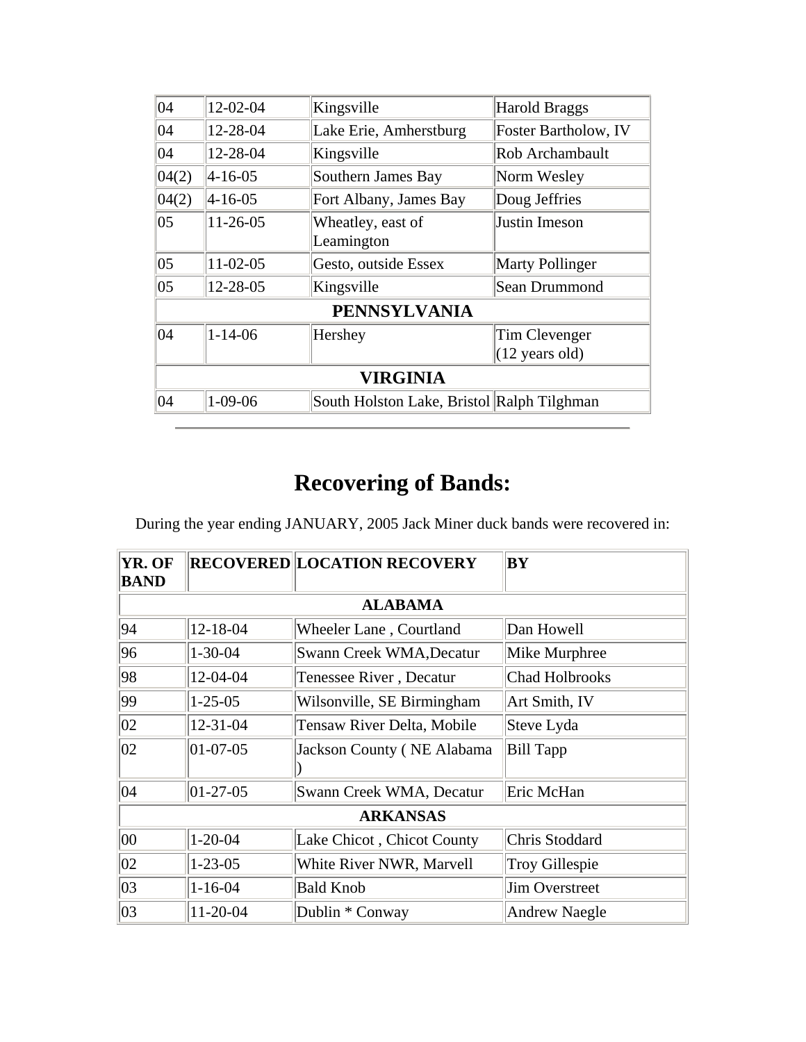| | | | |
|---|---|---|---|
| 04 | 12-02-04 | Kingsville | Harold Braggs |
| 04 | 12-28-04 | Lake Erie, Amherstburg | Foster Bartholow, IV |
| 04 | 12-28-04 | Kingsville | Rob Archambault |
| 04(2) | 4-16-05 | Southern James Bay | Norm Wesley |
| 04(2) | 4-16-05 | Fort Albany, James Bay | Doug Jeffries |
| 05 | 11-26-05 | Wheatley, east of Leamington | Justin Imeson |
| 05 | 11-02-05 | Gesto, outside Essex | Marty Pollinger |
| 05 | 12-28-05 | Kingsville | Sean Drummond |
| **PENNSYLVANIA** | | | |
| 04 | 1-14-06 | Hershey | Tim Clevenger (12 years old) |
| **VIRGINIA** | | | |
| 04 | 1-09-06 | South Holston Lake, Bristol | Ralph Tilghman |

---

# Recovering of Bands:

During the year ending JANUARY, 2005 Jack Miner duck bands were recovered in:

| YR. OF BAND | RECOVERED | LOCATION RECOVERY | BY |
|---|---|---|---|
| **ALABAMA** | | | |
| 94 | 12-18-04 | Wheeler Lane , Courtland | Dan Howell |
| 96 | 1-30-04 | Swann Creek WMA,Decatur | Mike Murphree |
| 98 | 12-04-04 | Tenessee River , Decatur | Chad Holbrooks |
| 99 | 1-25-05 | Wilsonville, SE Birmingham | Art Smith, IV |
| 02 | 12-31-04 | Tensaw River Delta, Mobile | Steve Lyda |
| 02 | 01-07-05 | Jackson County ( NE Alabama ) | Bill Tapp |
| 04 | 01-27-05 | Swann Creek WMA, Decatur | Eric McHan |
| **ARKANSAS** | | | |
| 00 | 1-20-04 | Lake Chicot , Chicot County | Chris Stoddard |
| 02 | 1-23-05 | White River NWR, Marvell | Troy Gillespie |
| 03 | 1-16-04 | Bald Knob | Jim Overstreet |
| 03 | 11-20-04 | Dublin * Conway | Andrew Naegle |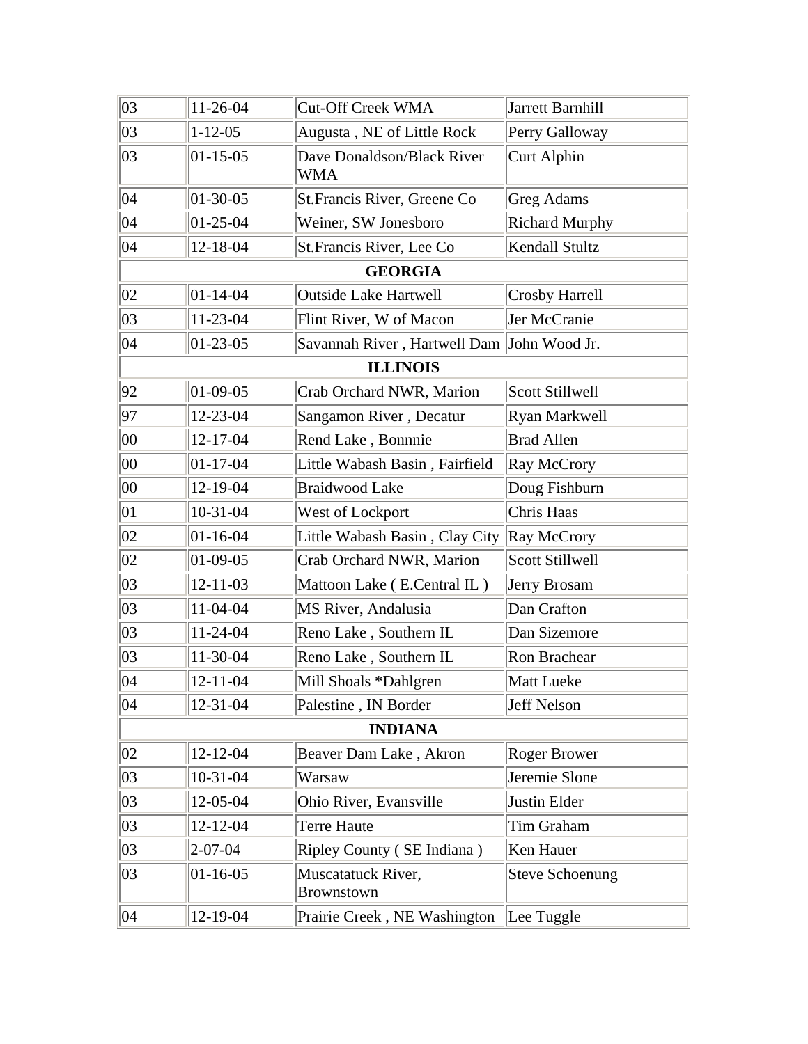| 03 | 11-26-04 | Cut-Off Creek WMA | Jarrett Barnhill |
|---|---|---|---|
| 03 | 1-12-05 | Augusta , NE of Little Rock | Perry Galloway |
| 03 | 01-15-05 | Dave Donaldson/Black River WMA | Curt Alphin |
| 04 | 01-30-05 | St.Francis River, Greene Co | Greg Adams |
| 04 | 01-25-04 | Weiner, SW Jonesboro | Richard Murphy |
| 04 | 12-18-04 | St.Francis River, Lee Co | Kendall Stultz |
| **GEORGIA** | | | |
| 02 | 01-14-04 | Outside Lake Hartwell | Crosby Harrell |
| 03 | 11-23-04 | Flint River, W of Macon | Jer McCranie |
| 04 | 01-23-05 | Savannah River , Hartwell Dam | John Wood Jr. |
| **ILLINOIS** | | | |
| 92 | 01-09-05 | Crab Orchard NWR, Marion | Scott Stillwell |
| 97 | 12-23-04 | Sangamon River , Decatur | Ryan Markwell |
| 00 | 12-17-04 | Rend Lake , Bonnnie | Brad Allen |
| 00 | 01-17-04 | Little Wabash Basin , Fairfield | Ray McCrory |
| 00 | 12-19-04 | Braidwood Lake | Doug Fishburn |
| 01 | 10-31-04 | West of Lockport | Chris Haas |
| 02 | 01-16-04 | Little Wabash Basin , Clay City | Ray McCrory |
| 02 | 01-09-05 | Crab Orchard NWR, Marion | Scott Stillwell |
| 03 | 12-11-03 | Mattoon Lake ( E.Central IL ) | Jerry Brosam |
| 03 | 11-04-04 | MS River, Andalusia | Dan Crafton |
| 03 | 11-24-04 | Reno Lake , Southern IL | Dan Sizemore |
| 03 | 11-30-04 | Reno Lake , Southern IL | Ron Brachear |
| 04 | 12-11-04 | Mill Shoals *Dahlgren | Matt Lueke |
| 04 | 12-31-04 | Palestine , IN Border | Jeff Nelson |
| **INDIANA** | | | |
| 02 | 12-12-04 | Beaver Dam Lake , Akron | Roger Brower |
| 03 | 10-31-04 | Warsaw | Jeremie Slone |
| 03 | 12-05-04 | Ohio River, Evansville | Justin Elder |
| 03 | 12-12-04 | Terre Haute | Tim Graham |
| 03 | 2-07-04 | Ripley County ( SE Indiana ) | Ken Hauer |
| 03 | 01-16-05 | Muscatatuck River, Brownstown | Steve Schoenung |
| 04 | 12-19-04 | Prairie Creek , NE Washington | Lee Tuggle |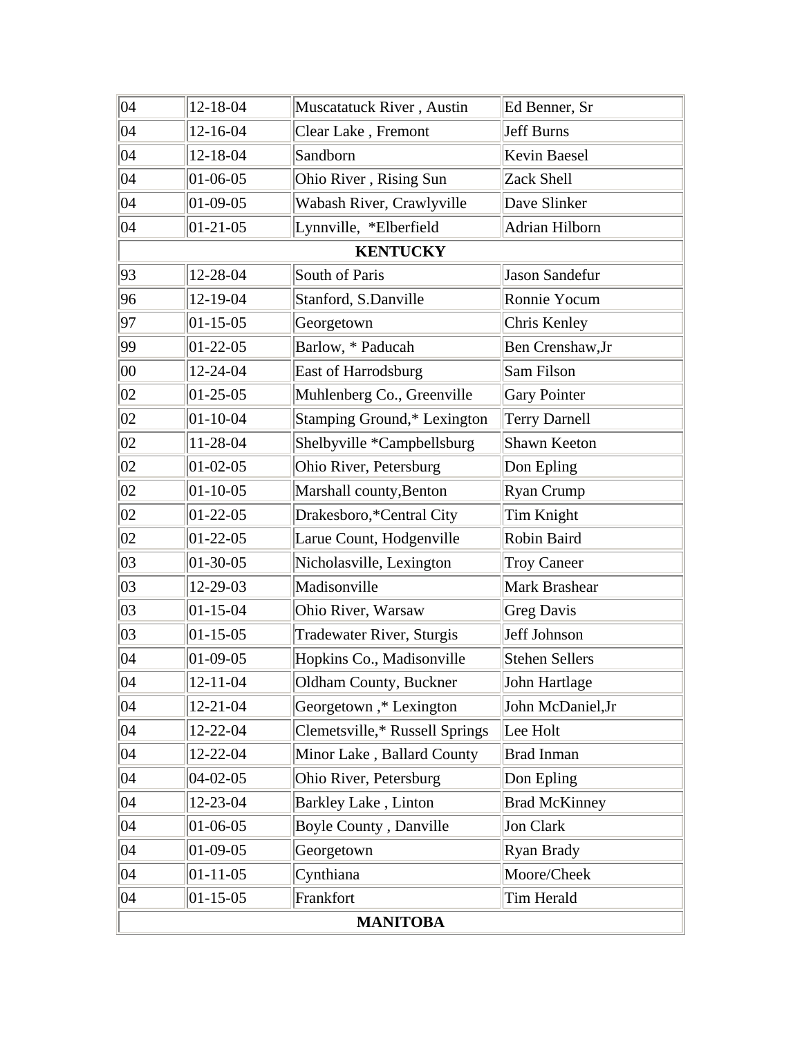| | | | |
|---|---|---|---|
| 04 | 12-18-04 | Muscatatuck River , Austin | Ed Benner, Sr |
| 04 | 12-16-04 | Clear Lake , Fremont | Jeff Burns |
| 04 | 12-18-04 | Sandborn | Kevin Baesel |
| 04 | 01-06-05 | Ohio River , Rising Sun | Zack Shell |
| 04 | 01-09-05 | Wabash River, Crawlyville | Dave Slinker |
| 04 | 01-21-05 | Lynnville, *Elberfield | Adrian Hilborn |
| **KENTUCKY** | | | |
| 93 | 12-28-04 | South of Paris | Jason Sandefur |
| 96 | 12-19-04 | Stanford, S.Danville | Ronnie Yocum |
| 97 | 01-15-05 | Georgetown | Chris Kenley |
| 99 | 01-22-05 | Barlow, * Paducah | Ben Crenshaw,Jr |
| 00 | 12-24-04 | East of Harrodsburg | Sam Filson |
| 02 | 01-25-05 | Muhlenberg Co., Greenville | Gary Pointer |
| 02 | 01-10-04 | Stamping Ground,* Lexington | Terry Darnell |
| 02 | 11-28-04 | Shelbyville *Campbellsburg | Shawn Keeton |
| 02 | 01-02-05 | Ohio River, Petersburg | Don Epling |
| 02 | 01-10-05 | Marshall county,Benton | Ryan Crump |
| 02 | 01-22-05 | Drakesboro,*Central City | Tim Knight |
| 02 | 01-22-05 | Larue Count, Hodgenville | Robin Baird |
| 03 | 01-30-05 | Nicholasville, Lexington | Troy Caneer |
| 03 | 12-29-03 | Madisonville | Mark Brashear |
| 03 | 01-15-04 | Ohio River, Warsaw | Greg Davis |
| 03 | 01-15-05 | Tradewater River, Sturgis | Jeff Johnson |
| 04 | 01-09-05 | Hopkins Co., Madisonville | Stehen Sellers |
| 04 | 12-11-04 | Oldham County, Buckner | John Hartlage |
| 04 | 12-21-04 | Georgetown ,* Lexington | John McDaniel,Jr |
| 04 | 12-22-04 | Clemetsville,* Russell Springs | Lee Holt |
| 04 | 12-22-04 | Minor Lake , Ballard County | Brad Inman |
| 04 | 04-02-05 | Ohio River, Petersburg | Don Epling |
| 04 | 12-23-04 | Barkley Lake , Linton | Brad McKinney |
| 04 | 01-06-05 | Boyle County , Danville | Jon Clark |
| 04 | 01-09-05 | Georgetown | Ryan Brady |
| 04 | 01-11-05 | Cynthiana | Moore/Cheek |
| 04 | 01-15-05 | Frankfort | Tim Herald |
| **MANITOBA** | | | |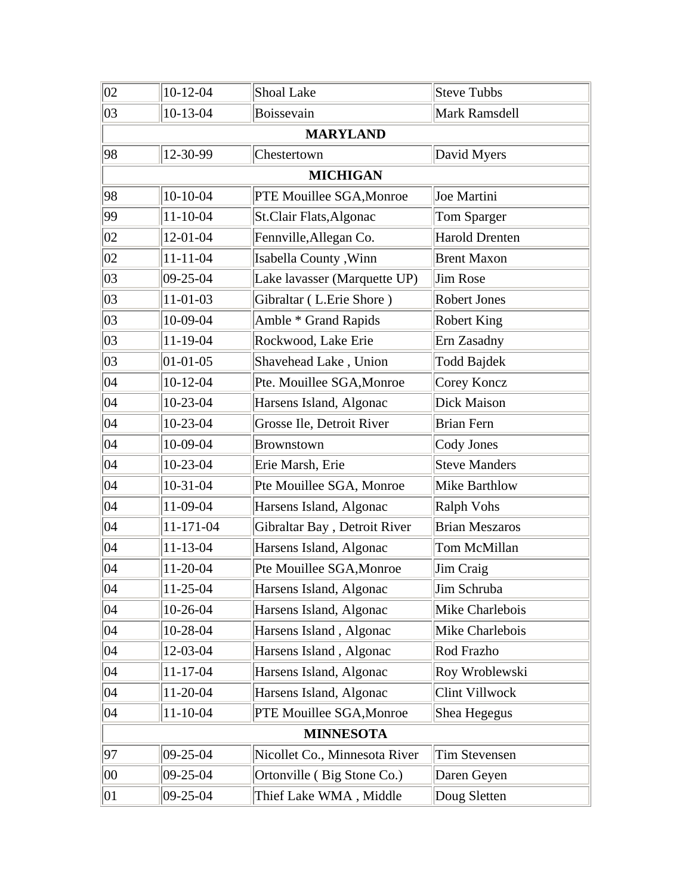| | | | |
|---|---|---|---|
| 02 | 10-12-04 | Shoal Lake | Steve Tubbs |
| 03 | 10-13-04 | Boissevain | Mark Ramsdell |
| **MARYLAND** | | | |
| 98 | 12-30-99 | Chestertown | David Myers |
| **MICHIGAN** | | | |
| 98 | 10-10-04 | PTE Mouillee SGA,Monroe | Joe Martini |
| 99 | 11-10-04 | St.Clair Flats,Algonac | Tom Sparger |
| 02 | 12-01-04 | Fennville,Allegan Co. | Harold Drenten |
| 02 | 11-11-04 | Isabella County ,Winn | Brent Maxon |
| 03 | 09-25-04 | Lake lavasser (Marquette UP) | Jim Rose |
| 03 | 11-01-03 | Gibraltar ( L.Erie Shore ) | Robert Jones |
| 03 | 10-09-04 | Amble * Grand Rapids | Robert King |
| 03 | 11-19-04 | Rockwood, Lake Erie | Ern Zasadny |
| 03 | 01-01-05 | Shavehead Lake , Union | Todd Bajdek |
| 04 | 10-12-04 | Pte. Mouillee SGA,Monroe | Corey Koncz |
| 04 | 10-23-04 | Harsens Island, Algonac | Dick Maison |
| 04 | 10-23-04 | Grosse Ile, Detroit River | Brian Fern |
| 04 | 10-09-04 | Brownstown | Cody Jones |
| 04 | 10-23-04 | Erie Marsh, Erie | Steve Manders |
| 04 | 10-31-04 | Pte Mouillee SGA, Monroe | Mike Barthlow |
| 04 | 11-09-04 | Harsens Island, Algonac | Ralph Vohs |
| 04 | 11-171-04 | Gibraltar Bay , Detroit River | Brian Meszaros |
| 04 | 11-13-04 | Harsens Island, Algonac | Tom McMillan |
| 04 | 11-20-04 | Pte Mouillee SGA,Monroe | Jim Craig |
| 04 | 11-25-04 | Harsens Island, Algonac | Jim Schruba |
| 04 | 10-26-04 | Harsens Island, Algonac | Mike Charlebois |
| 04 | 10-28-04 | Harsens Island , Algonac | Mike Charlebois |
| 04 | 12-03-04 | Harsens Island , Algonac | Rod Frazho |
| 04 | 11-17-04 | Harsens Island, Algonac | Roy Wroblewski |
| 04 | 11-20-04 | Harsens Island, Algonac | Clint Villwock |
| 04 | 11-10-04 | PTE Mouillee SGA,Monroe | Shea Hegegus |
| **MINNESOTA** | | | |
| 97 | 09-25-04 | Nicollet Co., Minnesota River | Tim Stevensen |
| 00 | 09-25-04 | Ortonville ( Big Stone Co.) | Daren Geyen |
| 01 | 09-25-04 | Thief Lake WMA , Middle | Doug Sletten |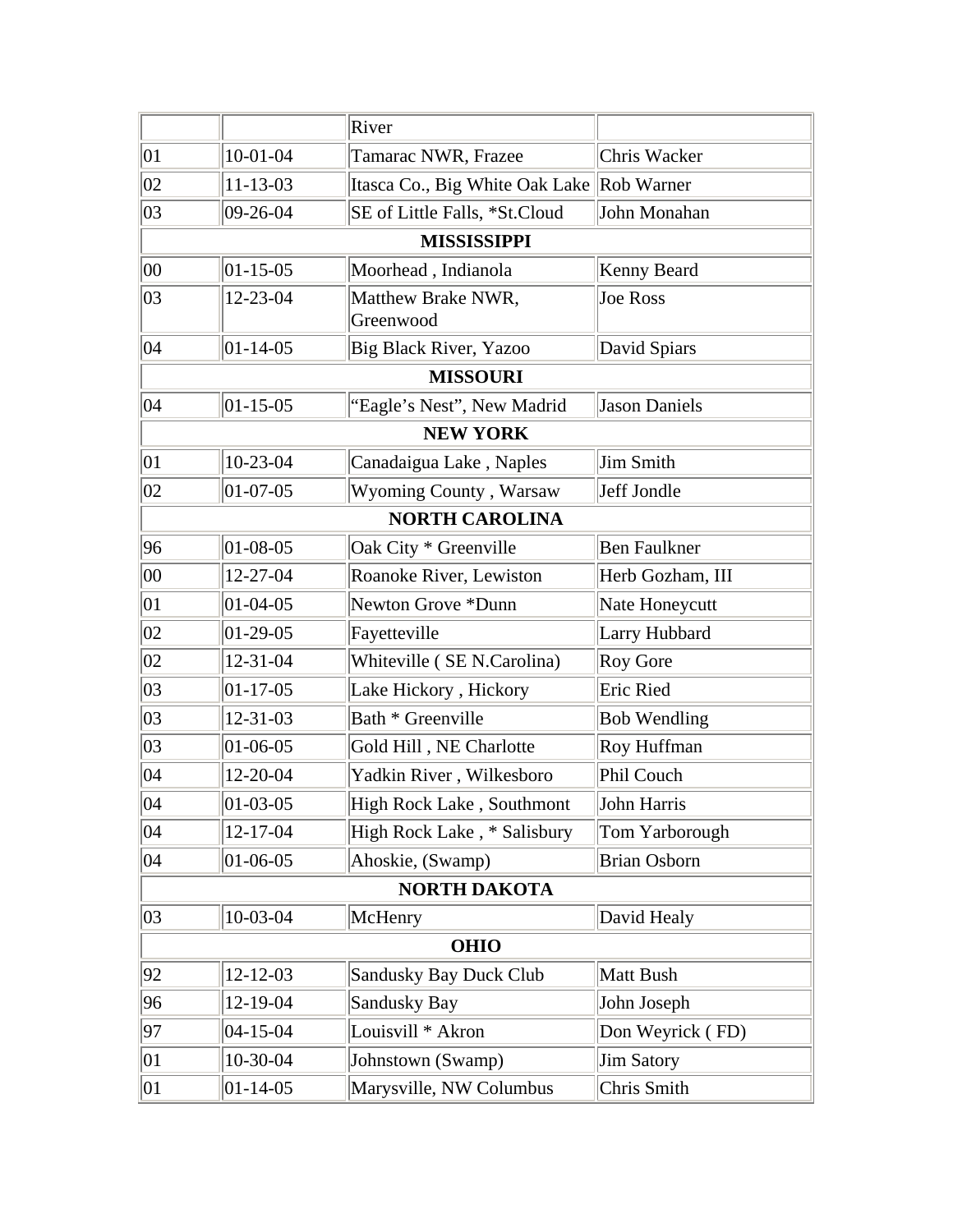| | | | |
|---|---|---|---|
| | | River | |
| 01 | 10-01-04 | Tamarac NWR, Frazee | Chris Wacker |
| 02 | 11-13-03 | Itasca Co., Big White Oak Lake | Rob Warner |
| 03 | 09-26-04 | SE of Little Falls, *St.Cloud | John Monahan |
| **MISSISSIPPI** | | | |
| 00 | 01-15-05 | Moorhead , Indianola | Kenny Beard |
| 03 | 12-23-04 | Matthew Brake NWR, Greenwood | Joe Ross |
| 04 | 01-14-05 | Big Black River, Yazoo | David Spiars |
| **MISSOURI** | | | |
| 04 | 01-15-05 | “Eagle’s Nest”, New Madrid | Jason Daniels |
| **NEW YORK** | | | |
| 01 | 10-23-04 | Canadaigua Lake , Naples | Jim Smith |
| 02 | 01-07-05 | Wyoming County , Warsaw | Jeff Jondle |
| **NORTH CAROLINA** | | | |
| 96 | 01-08-05 | Oak City * Greenville | Ben Faulkner |
| 00 | 12-27-04 | Roanoke River, Lewiston | Herb Gozham, III |
| 01 | 01-04-05 | Newton Grove *Dunn | Nate Honeycutt |
| 02 | 01-29-05 | Fayetteville | Larry Hubbard |
| 02 | 12-31-04 | Whiteville ( SE N.Carolina) | Roy Gore |
| 03 | 01-17-05 | Lake Hickory , Hickory | Eric Ried |
| 03 | 12-31-03 | Bath * Greenville | Bob Wendling |
| 03 | 01-06-05 | Gold Hill , NE Charlotte | Roy Huffman |
| 04 | 12-20-04 | Yadkin River , Wilkesboro | Phil Couch |
| 04 | 01-03-05 | High Rock Lake , Southmont | John Harris |
| 04 | 12-17-04 | High Rock Lake , * Salisbury | Tom Yarborough |
| 04 | 01-06-05 | Ahoskie, (Swamp) | Brian Osborn |
| **NORTH DAKOTA** | | | |
| 03 | 10-03-04 | McHenry | David Healy |
| **OHIO** | | | |
| 92 | 12-12-03 | Sandusky Bay Duck Club | Matt Bush |
| 96 | 12-19-04 | Sandusky Bay | John Joseph |
| 97 | 04-15-04 | Louisvill * Akron | Don Weyrick ( FD) |
| 01 | 10-30-04 | Johnstown (Swamp) | Jim Satory |
| 01 | 01-14-05 | Marysville, NW Columbus | Chris Smith |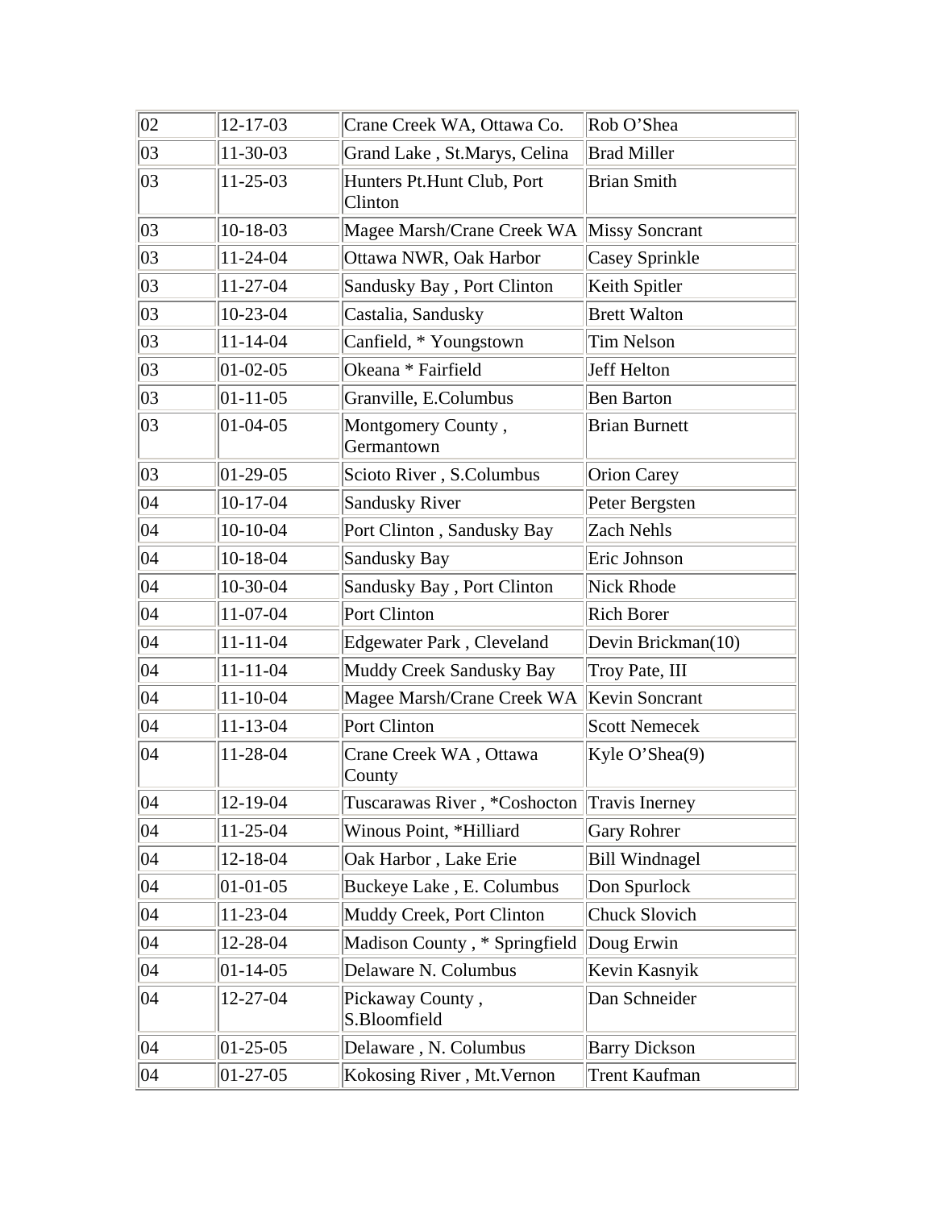| 02 | 12-17-03 | Crane Creek WA, Ottawa Co. | Rob O'Shea |
|---|---|---|---|
| 03 | 11-30-03 | Grand Lake , St.Marys, Celina | Brad Miller |
| 03 | 11-25-03 | Hunters Pt.Hunt Club, Port Clinton | Brian Smith |
| 03 | 10-18-03 | Magee Marsh/Crane Creek WA | Missy Soncrant |
| 03 | 11-24-04 | Ottawa NWR, Oak Harbor | Casey Sprinkle |
| 03 | 11-27-04 | Sandusky Bay , Port Clinton | Keith Spitler |
| 03 | 10-23-04 | Castalia, Sandusky | Brett Walton |
| 03 | 11-14-04 | Canfield, * Youngstown | Tim Nelson |
| 03 | 01-02-05 | Okeana * Fairfield | Jeff Helton |
| 03 | 01-11-05 | Granville, E.Columbus | Ben Barton |
| 03 | 01-04-05 | Montgomery County , Germantown | Brian Burnett |
| 03 | 01-29-05 | Scioto River , S.Columbus | Orion Carey |
| 04 | 10-17-04 | Sandusky River | Peter Bergsten |
| 04 | 10-10-04 | Port Clinton , Sandusky Bay | Zach Nehls |
| 04 | 10-18-04 | Sandusky Bay | Eric Johnson |
| 04 | 10-30-04 | Sandusky Bay , Port Clinton | Nick Rhode |
| 04 | 11-07-04 | Port Clinton | Rich Borer |
| 04 | 11-11-04 | Edgewater Park , Cleveland | Devin Brickman(10) |
| 04 | 11-11-04 | Muddy Creek Sandusky Bay | Troy Pate, III |
| 04 | 11-10-04 | Magee Marsh/Crane Creek WA | Kevin Soncrant |
| 04 | 11-13-04 | Port Clinton | Scott Nemecek |
| 04 | 11-28-04 | Crane Creek WA , Ottawa County | Kyle O'Shea(9) |
| 04 | 12-19-04 | Tuscarawas River , *Coshocton | Travis Inerney |
| 04 | 11-25-04 | Winous Point, *Hilliard | Gary Rohrer |
| 04 | 12-18-04 | Oak Harbor , Lake Erie | Bill Windnagel |
| 04 | 01-01-05 | Buckeye Lake , E. Columbus | Don Spurlock |
| 04 | 11-23-04 | Muddy Creek, Port Clinton | Chuck Slovich |
| 04 | 12-28-04 | Madison County , * Springfield | Doug Erwin |
| 04 | 01-14-05 | Delaware N. Columbus | Kevin Kasnyik |
| 04 | 12-27-04 | Pickaway County , S.Bloomfield | Dan Schneider |
| 04 | 01-25-05 | Delaware , N. Columbus | Barry Dickson |
| 04 | 01-27-05 | Kokosing River , Mt.Vernon | Trent Kaufman |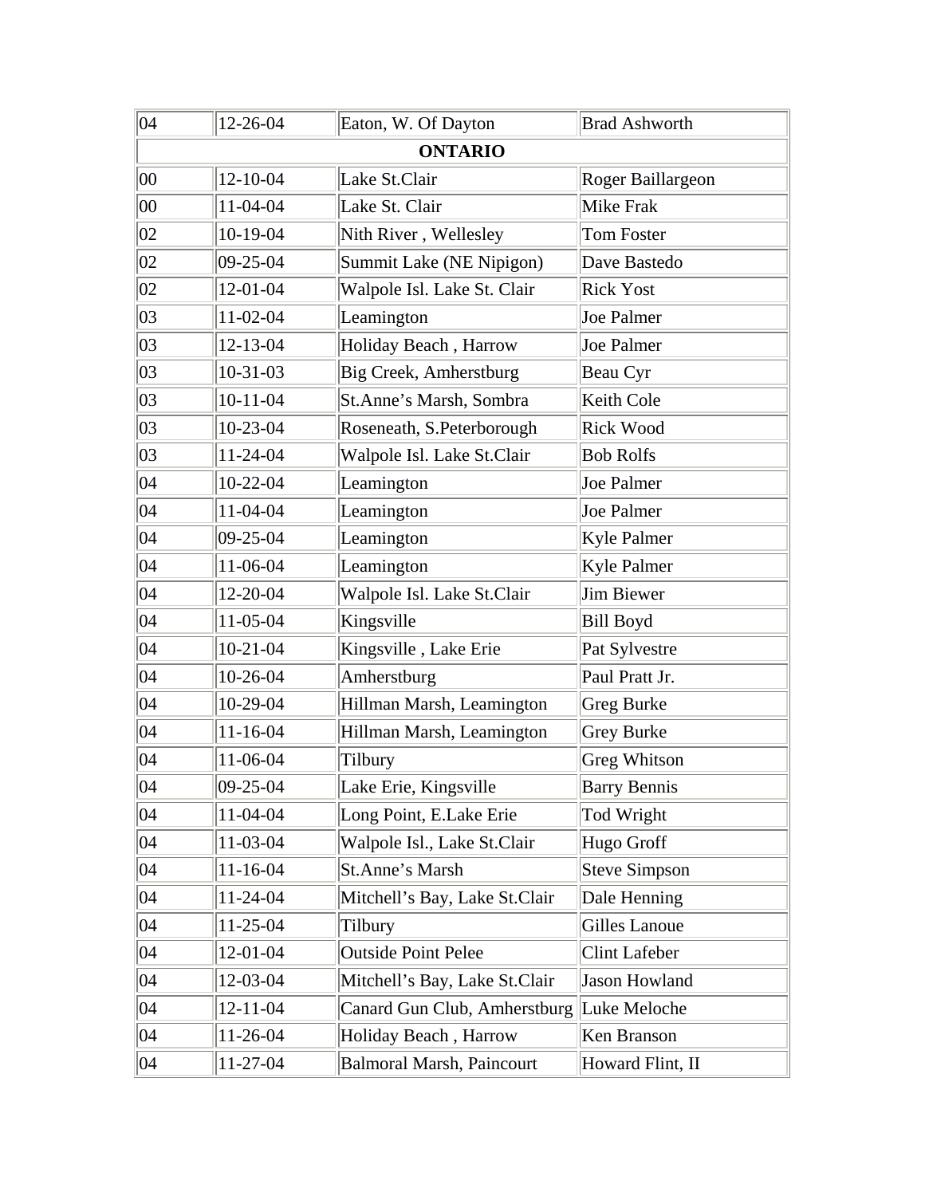| | | | |
|---|---|---|---|
| 04 | 12-26-04 | Eaton, W. Of Dayton | Brad Ashworth |
| **ONTARIO** | | | |
| 00 | 12-10-04 | Lake St.Clair | Roger Baillargeon |
| 00 | 11-04-04 | Lake St. Clair | Mike Frak |
| 02 | 10-19-04 | Nith River , Wellesley | Tom Foster |
| 02 | 09-25-04 | Summit Lake (NE Nipigon) | Dave Bastedo |
| 02 | 12-01-04 | Walpole Isl. Lake St. Clair | Rick Yost |
| 03 | 11-02-04 | Leamington | Joe Palmer |
| 03 | 12-13-04 | Holiday Beach , Harrow | Joe Palmer |
| 03 | 10-31-03 | Big Creek, Amherstburg | Beau Cyr |
| 03 | 10-11-04 | St.Anne’s Marsh, Sombra | Keith Cole |
| 03 | 10-23-04 | Roseneath, S.Peterborough | Rick Wood |
| 03 | 11-24-04 | Walpole Isl. Lake St.Clair | Bob Rolfs |
| 04 | 10-22-04 | Leamington | Joe Palmer |
| 04 | 11-04-04 | Leamington | Joe Palmer |
| 04 | 09-25-04 | Leamington | Kyle Palmer |
| 04 | 11-06-04 | Leamington | Kyle Palmer |
| 04 | 12-20-04 | Walpole Isl. Lake St.Clair | Jim Biewer |
| 04 | 11-05-04 | Kingsville | Bill Boyd |
| 04 | 10-21-04 | Kingsville , Lake Erie | Pat Sylvestre |
| 04 | 10-26-04 | Amherstburg | Paul Pratt Jr. |
| 04 | 10-29-04 | Hillman Marsh, Leamington | Greg Burke |
| 04 | 11-16-04 | Hillman Marsh, Leamington | Grey Burke |
| 04 | 11-06-04 | Tilbury | Greg Whitson |
| 04 | 09-25-04 | Lake Erie, Kingsville | Barry Bennis |
| 04 | 11-04-04 | Long Point, E.Lake Erie | Tod Wright |
| 04 | 11-03-04 | Walpole Isl., Lake St.Clair | Hugo Groff |
| 04 | 11-16-04 | St.Anne’s Marsh | Steve Simpson |
| 04 | 11-24-04 | Mitchell’s Bay, Lake St.Clair | Dale Henning |
| 04 | 11-25-04 | Tilbury | Gilles Lanoue |
| 04 | 12-01-04 | Outside Point Pelee | Clint Lafeber |
| 04 | 12-03-04 | Mitchell’s Bay, Lake St.Clair | Jason Howland |
| 04 | 12-11-04 | Canard Gun Club, Amherstburg | Luke Meloche |
| 04 | 11-26-04 | Holiday Beach , Harrow | Ken Branson |
| 04 | 11-27-04 | Balmoral Marsh, Paincourt | Howard Flint, II |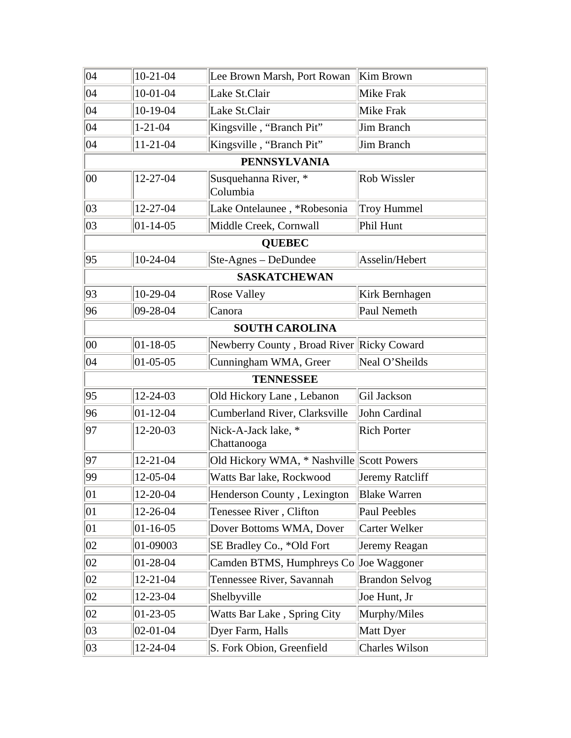| 04 | 10-21-04 | Lee Brown Marsh, Port Rowan | Kim Brown |
|---|---|---|---|
| 04 | 10-01-04 | Lake St.Clair | Mike Frak |
| 04 | 10-19-04 | Lake St.Clair | Mike Frak |
| 04 | 1-21-04 | Kingsville , "Branch Pit" | Jim Branch |
| 04 | 11-21-04 | Kingsville , "Branch Pit" | Jim Branch |
| **PENNSYLVANIA** | | | |
| 00 | 12-27-04 | Susquehanna River, * Columbia | Rob Wissler |
| 03 | 12-27-04 | Lake Ontelaunee , *Robesonia | Troy Hummel |
| 03 | 01-14-05 | Middle Creek, Cornwall | Phil Hunt |
| **QUEBEC** | | | |
| 95 | 10-24-04 | Ste-Agnes – DeDundee | Asselin/Hebert |
| **SASKATCHEWAN** | | | |
| 93 | 10-29-04 | Rose Valley | Kirk Bernhagen |
| 96 | 09-28-04 | Canora | Paul Nemeth |
| **SOUTH CAROLINA** | | | |
| 00 | 01-18-05 | Newberry County , Broad River | Ricky Coward |
| 04 | 01-05-05 | Cunningham WMA, Greer | Neal O'Sheilds |
| **TENNESSEE** | | | |
| 95 | 12-24-03 | Old Hickory Lane , Lebanon | Gil Jackson |
| 96 | 01-12-04 | Cumberland River, Clarksville | John Cardinal |
| 97 | 12-20-03 | Nick-A-Jack lake, * Chattanooga | Rich Porter |
| 97 | 12-21-04 | Old Hickory WMA, * Nashville | Scott Powers |
| 99 | 12-05-04 | Watts Bar lake, Rockwood | Jeremy Ratcliff |
| 01 | 12-20-04 | Henderson County , Lexington | Blake Warren |
| 01 | 12-26-04 | Tenessee River , Clifton | Paul Peebles |
| 01 | 01-16-05 | Dover Bottoms WMA, Dover | Carter Welker |
| 02 | 01-09003 | SE Bradley Co., *Old Fort | Jeremy Reagan |
| 02 | 01-28-04 | Camden BTMS, Humphreys Co | Joe Waggoner |
| 02 | 12-21-04 | Tennessee River, Savannah | Brandon Selvog |
| 02 | 12-23-04 | Shelbyville | Joe Hunt, Jr |
| 02 | 01-23-05 | Watts Bar Lake , Spring City | Murphy/Miles |
| 03 | 02-01-04 | Dyer Farm, Halls | Matt Dyer |
| 03 | 12-24-04 | S. Fork Obion, Greenfield | Charles Wilson |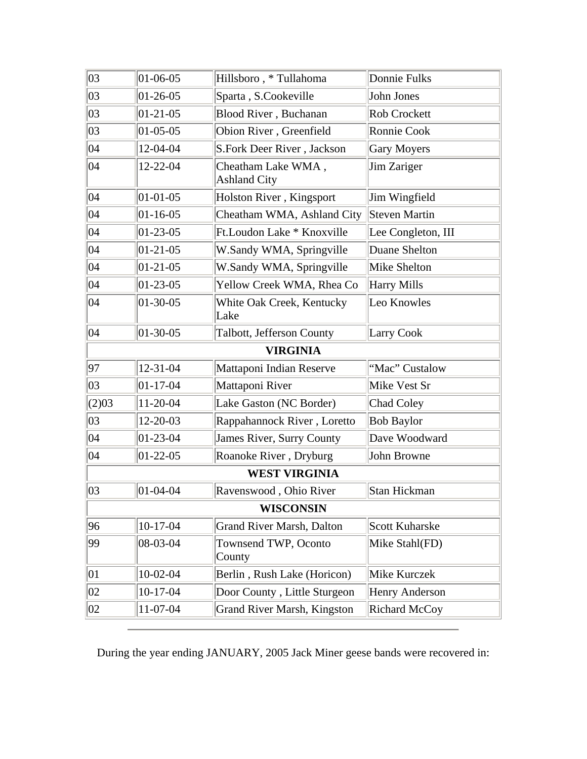| | | | |
|---|---|---|---|
| 03 | 01-06-05 | Hillsboro , * Tullahoma | Donnie Fulks |
| 03 | 01-26-05 | Sparta , S.Cookeville | John Jones |
| 03 | 01-21-05 | Blood River , Buchanan | Rob Crockett |
| 03 | 01-05-05 | Obion River , Greenfield | Ronnie Cook |
| 04 | 12-04-04 | S.Fork Deer River , Jackson | Gary Moyers |
| 04 | 12-22-04 | Cheatham Lake WMA , Ashland City | Jim Zariger |
| 04 | 01-01-05 | Holston River , Kingsport | Jim Wingfield |
| 04 | 01-16-05 | Cheatham WMA, Ashland City | Steven Martin |
| 04 | 01-23-05 | Ft.Loudon Lake * Knoxville | Lee Congleton, III |
| 04 | 01-21-05 | W.Sandy WMA, Springville | Duane Shelton |
| 04 | 01-21-05 | W.Sandy WMA, Springville | Mike Shelton |
| 04 | 01-23-05 | Yellow Creek WMA, Rhea Co | Harry Mills |
| 04 | 01-30-05 | White Oak Creek, Kentucky Lake | Leo Knowles |
| 04 | 01-30-05 | Talbott, Jefferson County | Larry Cook |
| **VIRGINIA** | | | |
| 97 | 12-31-04 | Mattaponi Indian Reserve | "Mac" Custalow |
| 03 | 01-17-04 | Mattaponi River | Mike Vest Sr |
| (2)03 | 11-20-04 | Lake Gaston (NC Border) | Chad Coley |
| 03 | 12-20-03 | Rappahannock River , Loretto | Bob Baylor |
| 04 | 01-23-04 | James River, Surry County | Dave Woodward |
| 04 | 01-22-05 | Roanoke River , Dryburg | John Browne |
| **WEST VIRGINIA** | | | |
| 03 | 01-04-04 | Ravenswood , Ohio River | Stan Hickman |
| **WISCONSIN** | | | |
| 96 | 10-17-04 | Grand River Marsh, Dalton | Scott Kuharske |
| 99 | 08-03-04 | Townsend TWP, Oconto County | Mike Stahl(FD) |
| 01 | 10-02-04 | Berlin , Rush Lake (Horicon) | Mike Kurczek |
| 02 | 10-17-04 | Door County , Little Sturgeon | Henry Anderson |
| 02 | 11-07-04 | Grand River Marsh, Kingston | Richard McCoy |

---

During the year ending JANUARY, 2005 Jack Miner geese bands were recovered in: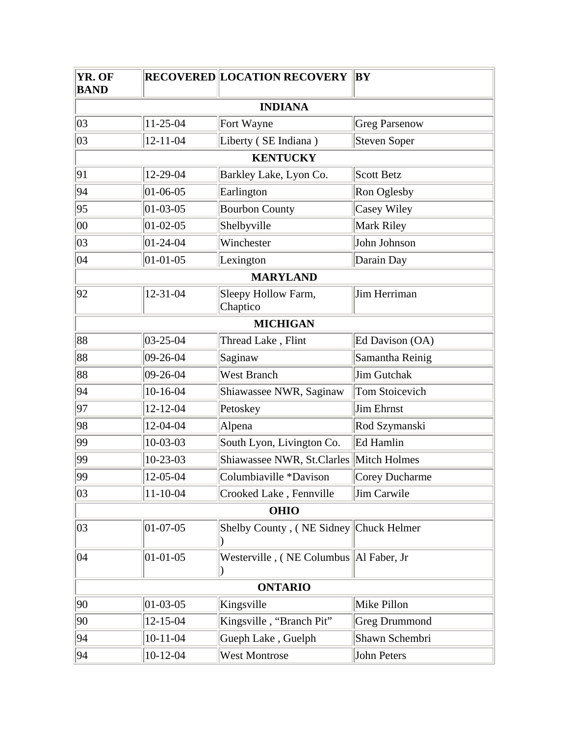| YR. OF BAND | RECOVERED | LOCATION RECOVERY | BY |
|---|---|---|---|
| **INDIANA** | | | |
| 03 | 11-25-04 | Fort Wayne | Greg Parsenow |
| 03 | 12-11-04 | Liberty ( SE Indiana ) | Steven Soper |
| **KENTUCKY** | | | |
| 91 | 12-29-04 | Barkley Lake, Lyon Co. | Scott Betz |
| 94 | 01-06-05 | Earlington | Ron Oglesby |
| 95 | 01-03-05 | Bourbon County | Casey Wiley |
| 00 | 01-02-05 | Shelbyville | Mark Riley |
| 03 | 01-24-04 | Winchester | John Johnson |
| 04 | 01-01-05 | Lexington | Darain Day |
| **MARYLAND** | | | |
| 92 | 12-31-04 | Sleepy Hollow Farm, Chaptico | Jim Herriman |
| **MICHIGAN** | | | |
| 88 | 03-25-04 | Thread Lake , Flint | Ed Davison (OA) |
| 88 | 09-26-04 | Saginaw | Samantha Reinig |
| 88 | 09-26-04 | West Branch | Jim Gutchak |
| 94 | 10-16-04 | Shiawassee NWR, Saginaw | Tom Stoicevich |
| 97 | 12-12-04 | Petoskey | Jim Ehrnst |
| 98 | 12-04-04 | Alpena | Rod Szymanski |
| 99 | 10-03-03 | South Lyon, Livington Co. | Ed Hamlin |
| 99 | 10-23-03 | Shiawassee NWR, St.Clarles | Mitch Holmes |
| 99 | 12-05-04 | Columbiaville *Davison | Corey Ducharme |
| 03 | 11-10-04 | Crooked Lake , Fennville | Jim Carwile |
| **OHIO** | | | |
| 03 | 01-07-05 | Shelby County , ( NE Sidney ) | Chuck Helmer |
| 04 | 01-01-05 | Westerville , ( NE Columbus ) | Al Faber, Jr |
| **ONTARIO** | | | |
| 90 | 01-03-05 | Kingsville | Mike Pillon |
| 90 | 12-15-04 | Kingsville , "Branch Pit" | Greg Drummond |
| 94 | 10-11-04 | Gueph Lake , Guelph | Shawn Schembri |
| 94 | 10-12-04 | West Montrose | John Peters |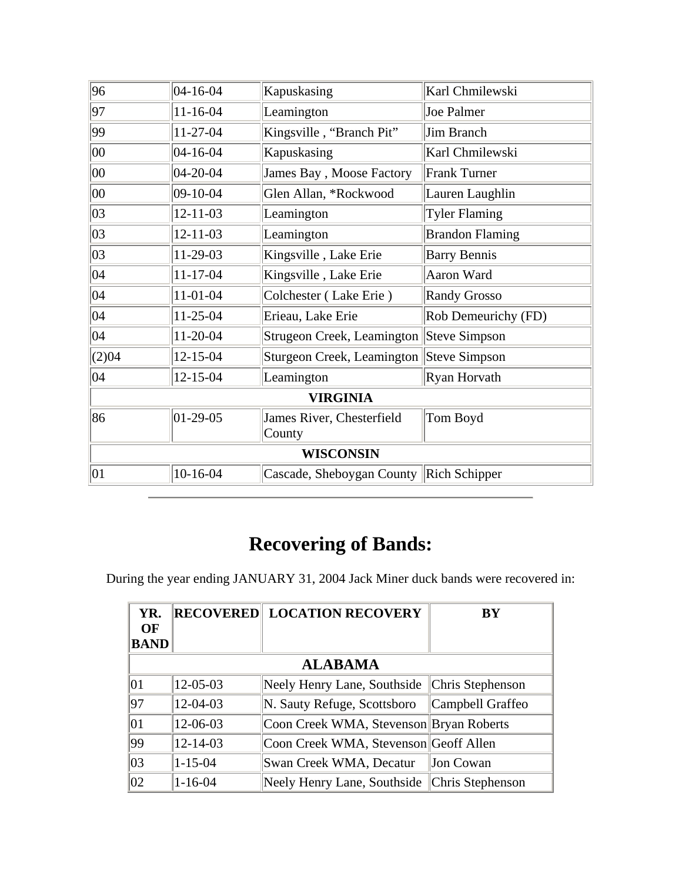| | | | |
|---|---|---|---|
| 96 | 04-16-04 | Kapuskasing | Karl Chmilewski |
| 97 | 11-16-04 | Leamington | Joe Palmer |
| 99 | 11-27-04 | Kingsville , “Branch Pit” | Jim Branch |
| 00 | 04-16-04 | Kapuskasing | Karl Chmilewski |
| 00 | 04-20-04 | James Bay , Moose Factory | Frank Turner |
| 00 | 09-10-04 | Glen Allan, *Rockwood | Lauren Laughlin |
| 03 | 12-11-03 | Leamington | Tyler Flaming |
| 03 | 12-11-03 | Leamington | Brandon Flaming |
| 03 | 11-29-03 | Kingsville , Lake Erie | Barry Bennis |
| 04 | 11-17-04 | Kingsville , Lake Erie | Aaron Ward |
| 04 | 11-01-04 | Colchester ( Lake Erie ) | Randy Grosso |
| 04 | 11-25-04 | Erieau, Lake Erie | Rob Demeurichy (FD) |
| 04 | 11-20-04 | Strugeon Creek, Leamington | Steve Simpson |
| (2)04 | 12-15-04 | Sturgeon Creek, Leamington | Steve Simpson |
| 04 | 12-15-04 | Leamington | Ryan Horvath |
| **VIRGINIA** | | | |
| 86 | 01-29-05 | James River, Chesterfield County | Tom Boyd |
| **WISCONSIN** | | | |
| 01 | 10-16-04 | Cascade, Sheboygan County | Rich Schipper |

---

# Recovering of Bands:

During the year ending JANUARY 31, 2004 Jack Miner duck bands were recovered in:

| YR. OF BAND | RECOVERED | LOCATION RECOVERY | BY |
|---|---|---|---|
| **ALABAMA** | | | |
| 01 | 12-05-03 | Neely Henry Lane, Southside | Chris Stephenson |
| 97 | 12-04-03 | N. Sauty Refuge, Scottsboro | Campbell Graffeo |
| 01 | 12-06-03 | Coon Creek WMA, Stevenson | Bryan Roberts |
| 99 | 12-14-03 | Coon Creek WMA, Stevenson | Geoff Allen |
| 03 | 1-15-04 | Swan Creek WMA, Decatur | Jon Cowan |
| 02 | 1-16-04 | Neely Henry Lane, Southside | Chris Stephenson |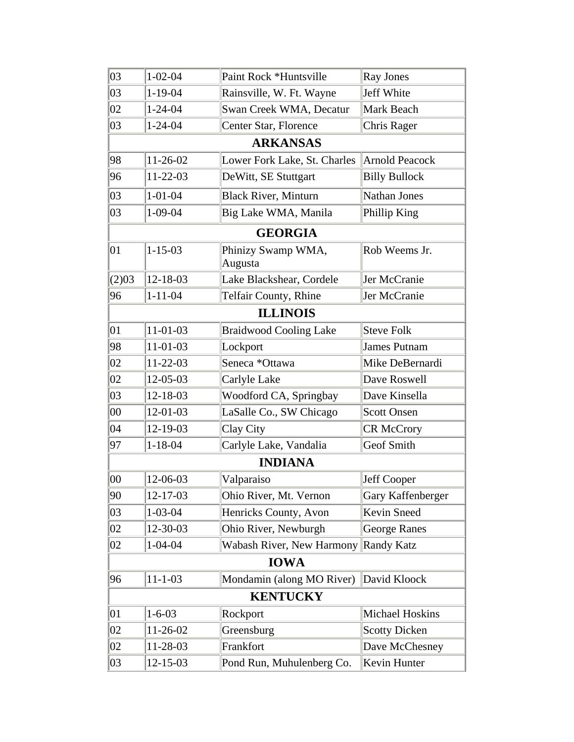| | | | |
|---|---|---|---|
| 03 | 1-02-04 | Paint Rock *Huntsville | Ray Jones |
| 03 | 1-19-04 | Rainsville, W. Ft. Wayne | Jeff White |
| 02 | 1-24-04 | Swan Creek WMA, Decatur | Mark Beach |
| 03 | 1-24-04 | Center Star, Florence | Chris Rager |
| **ARKANSAS** | | | |
| 98 | 11-26-02 | Lower Fork Lake, St. Charles | Arnold Peacock |
| 96 | 11-22-03 | DeWitt, SE Stuttgart | Billy Bullock |
| 03 | 1-01-04 | Black River, Minturn | Nathan Jones |
| 03 | 1-09-04 | Big Lake WMA, Manila | Phillip King |
| **GEORGIA** | | | |
| 01 | 1-15-03 | Phinizy Swamp WMA, Augusta | Rob Weems Jr. |
| (2)03 | 12-18-03 | Lake Blackshear, Cordele | Jer McCranie |
| 96 | 1-11-04 | Telfair County, Rhine | Jer McCranie |
| **ILLINOIS** | | | |
| 01 | 11-01-03 | Braidwood Cooling Lake | Steve Folk |
| 98 | 11-01-03 | Lockport | James Putnam |
| 02 | 11-22-03 | Seneca *Ottawa | Mike DeBernardi |
| 02 | 12-05-03 | Carlyle Lake | Dave Roswell |
| 03 | 12-18-03 | Woodford CA, Springbay | Dave Kinsella |
| 00 | 12-01-03 | LaSalle Co., SW Chicago | Scott Onsen |
| 04 | 12-19-03 | Clay City | CR McCrory |
| 97 | 1-18-04 | Carlyle Lake, Vandalia | Geof Smith |
| **INDIANA** | | | |
| 00 | 12-06-03 | Valparaiso | Jeff Cooper |
| 90 | 12-17-03 | Ohio River, Mt. Vernon | Gary Kaffenberger |
| 03 | 1-03-04 | Henricks County, Avon | Kevin Sneed |
| 02 | 12-30-03 | Ohio River, Newburgh | George Ranes |
| 02 | 1-04-04 | Wabash River, New Harmony | Randy Katz |
| **IOWA** | | | |
| 96 | 11-1-03 | Mondamin (along MO River) | David Kloock |
| **KENTUCKY** | | | |
| 01 | 1-6-03 | Rockport | Michael Hoskins |
| 02 | 11-26-02 | Greensburg | Scotty Dicken |
| 02 | 11-28-03 | Frankfort | Dave McChesney |
| 03 | 12-15-03 | Pond Run, Muhulenberg Co. | Kevin Hunter |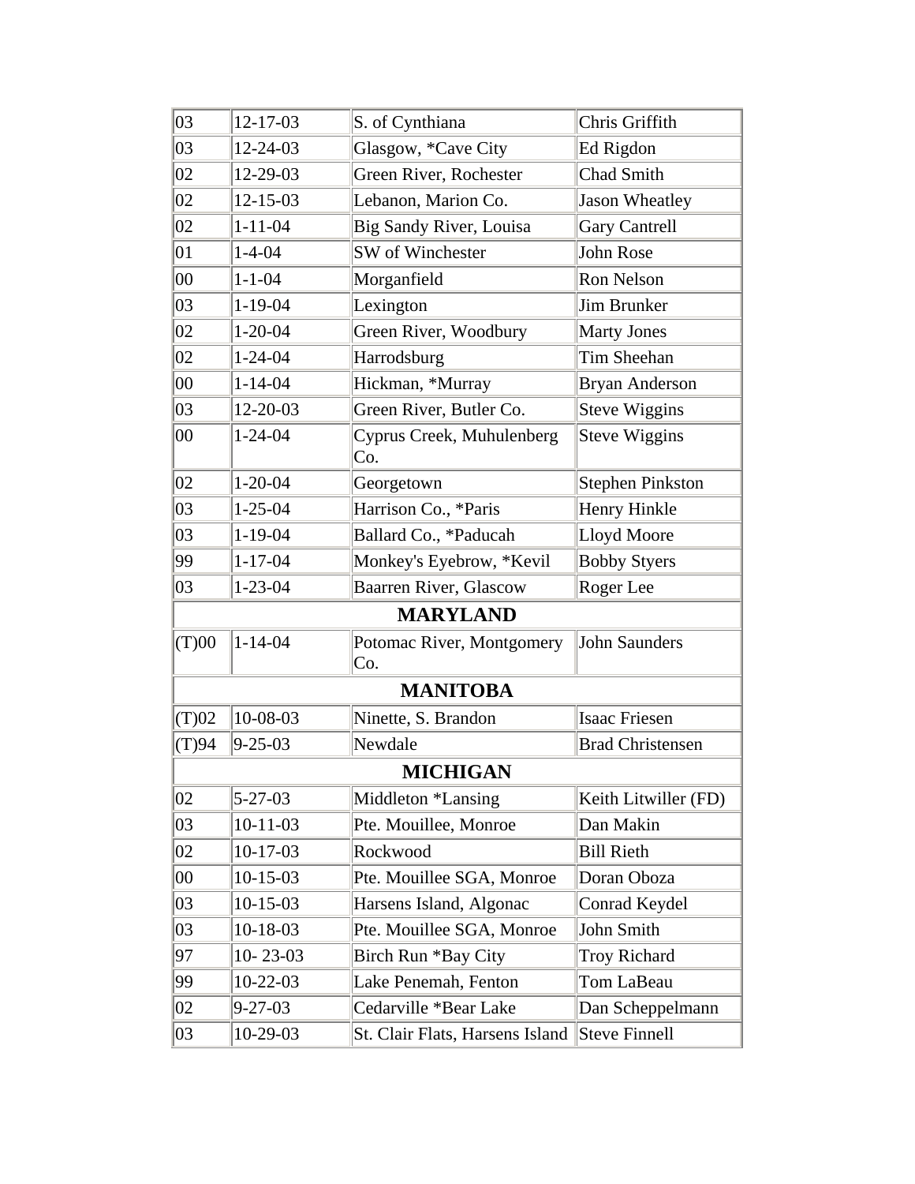| | | | |
|---|---|---|---|
| 03 | 12-17-03 | S. of Cynthiana | Chris Griffith |
| 03 | 12-24-03 | Glasgow, *Cave City | Ed Rigdon |
| 02 | 12-29-03 | Green River, Rochester | Chad Smith |
| 02 | 12-15-03 | Lebanon, Marion Co. | Jason Wheatley |
| 02 | 1-11-04 | Big Sandy River, Louisa | Gary Cantrell |
| 01 | 1-4-04 | SW of Winchester | John Rose |
| 00 | 1-1-04 | Morganfield | Ron Nelson |
| 03 | 1-19-04 | Lexington | Jim Brunker |
| 02 | 1-20-04 | Green River, Woodbury | Marty Jones |
| 02 | 1-24-04 | Harrodsburg | Tim Sheehan |
| 00 | 1-14-04 | Hickman, *Murray | Bryan Anderson |
| 03 | 12-20-03 | Green River, Butler Co. | Steve Wiggins |
| 00 | 1-24-04 | Cyprus Creek, Muhulenberg Co. | Steve Wiggins |
| 02 | 1-20-04 | Georgetown | Stephen Pinkston |
| 03 | 1-25-04 | Harrison Co., *Paris | Henry Hinkle |
| 03 | 1-19-04 | Ballard Co., *Paducah | Lloyd Moore |
| 99 | 1-17-04 | Monkey's Eyebrow, *Kevil | Bobby Styers |
| 03 | 1-23-04 | Baarren River, Glascow | Roger Lee |
| **MARYLAND** | | | |
| (T)00 | 1-14-04 | Potomac River, Montgomery Co. | John Saunders |
| **MANITOBA** | | | |
| (T)02 | 10-08-03 | Ninette, S. Brandon | Isaac Friesen |
| (T)94 | 9-25-03 | Newdale | Brad Christensen |
| **MICHIGAN** | | | |
| 02 | 5-27-03 | Middleton *Lansing | Keith Litwiller (FD) |
| 03 | 10-11-03 | Pte. Mouillee, Monroe | Dan Makin |
| 02 | 10-17-03 | Rockwood | Bill Rieth |
| 00 | 10-15-03 | Pte. Mouillee SGA, Monroe | Doran Oboza |
| 03 | 10-15-03 | Harsens Island, Algonac | Conrad Keydel |
| 03 | 10-18-03 | Pte. Mouillee SGA, Monroe | John Smith |
| 97 | 10- 23-03 | Birch Run *Bay City | Troy Richard |
| 99 | 10-22-03 | Lake Penemah, Fenton | Tom LaBeau |
| 02 | 9-27-03 | Cedarville *Bear Lake | Dan Scheppelmann |
| 03 | 10-29-03 | St. Clair Flats, Harsens Island | Steve Finnell |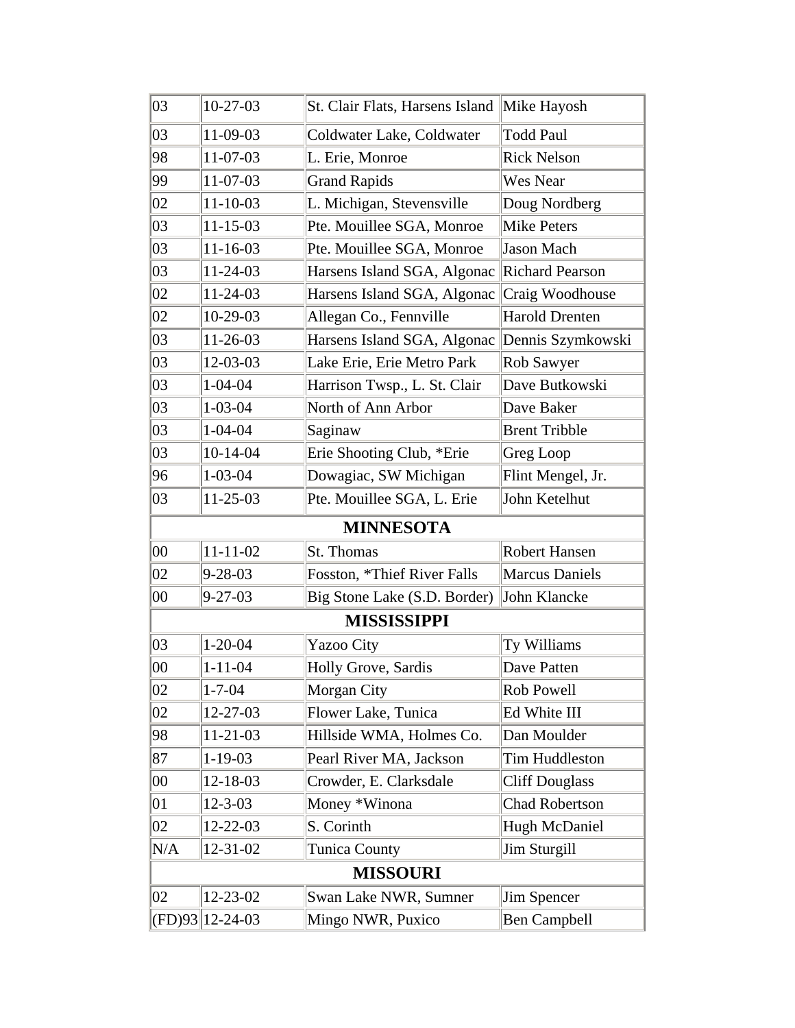| | | | |
|---|---|---|---|
| 03 | 10-27-03 | St. Clair Flats, Harsens Island | Mike Hayosh |
| 03 | 11-09-03 | Coldwater Lake, Coldwater | Todd Paul |
| 98 | 11-07-03 | L. Erie, Monroe | Rick Nelson |
| 99 | 11-07-03 | Grand Rapids | Wes Near |
| 02 | 11-10-03 | L. Michigan, Stevensville | Doug Nordberg |
| 03 | 11-15-03 | Pte. Mouillee SGA, Monroe | Mike Peters |
| 03 | 11-16-03 | Pte. Mouillee SGA, Monroe | Jason Mach |
| 03 | 11-24-03 | Harsens Island SGA, Algonac | Richard Pearson |
| 02 | 11-24-03 | Harsens Island SGA, Algonac | Craig Woodhouse |
| 02 | 10-29-03 | Allegan Co., Fennville | Harold Drenten |
| 03 | 11-26-03 | Harsens Island SGA, Algonac | Dennis Szymkowski |
| 03 | 12-03-03 | Lake Erie, Erie Metro Park | Rob Sawyer |
| 03 | 1-04-04 | Harrison Twsp., L. St. Clair | Dave Butkowski |
| 03 | 1-03-04 | North of Ann Arbor | Dave Baker |
| 03 | 1-04-04 | Saginaw | Brent Tribble |
| 03 | 10-14-04 | Erie Shooting Club, *Erie | Greg Loop |
| 96 | 1-03-04 | Dowagiac, SW Michigan | Flint Mengel, Jr. |
| 03 | 11-25-03 | Pte. Mouillee SGA, L. Erie | John Ketelhut |
| **MINNESOTA** | | | |
| 00 | 11-11-02 | St. Thomas | Robert Hansen |
| 02 | 9-28-03 | Fosston, *Thief River Falls | Marcus Daniels |
| 00 | 9-27-03 | Big Stone Lake (S.D. Border) | John Klancke |
| **MISSISSIPPI** | | | |
| 03 | 1-20-04 | Yazoo City | Ty Williams |
| 00 | 1-11-04 | Holly Grove, Sardis | Dave Patten |
| 02 | 1-7-04 | Morgan City | Rob Powell |
| 02 | 12-27-03 | Flower Lake, Tunica | Ed White III |
| 98 | 11-21-03 | Hillside WMA, Holmes Co. | Dan Moulder |
| 87 | 1-19-03 | Pearl River MA, Jackson | Tim Huddleston |
| 00 | 12-18-03 | Crowder, E. Clarksdale | Cliff Douglass |
| 01 | 12-3-03 | Money *Winona | Chad Robertson |
| 02 | 12-22-03 | S. Corinth | Hugh McDaniel |
| N/A | 12-31-02 | Tunica County | Jim Sturgill |
| **MISSOURI** | | | |
| 02 | 12-23-02 | Swan Lake NWR, Sumner | Jim Spencer |
| (FD)93 | 12-24-03 | Mingo NWR, Puxico | Ben Campbell |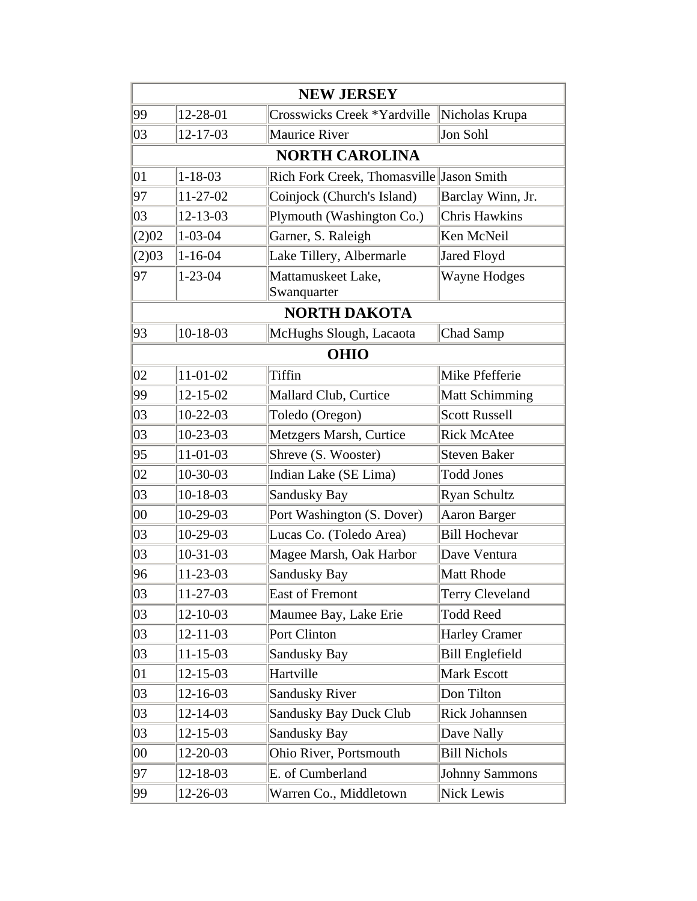| NEW JERSEY | | | |
|---|---|---|---|
| 99 | 12-28-01 | Crosswicks Creek *Yardville | Nicholas Krupa |
| 03 | 12-17-03 | Maurice River | Jon Sohl |
| **NORTH CAROLINA** | | | |
| 01 | 1-18-03 | Rich Fork Creek, Thomasville | Jason Smith |
| 97 | 11-27-02 | Coinjock (Church's Island) | Barclay Winn, Jr. |
| 03 | 12-13-03 | Plymouth (Washington Co.) | Chris Hawkins |
| (2)02 | 1-03-04 | Garner, S. Raleigh | Ken McNeil |
| (2)03 | 1-16-04 | Lake Tillery, Albermarle | Jared Floyd |
| 97 | 1-23-04 | Mattamuskeet Lake, Swanquarter | Wayne Hodges |
| **NORTH DAKOTA** | | | |
| 93 | 10-18-03 | McHughs Slough, Lacaota | Chad Samp |
| **OHIO** | | | |
| 02 | 11-01-02 | Tiffin | Mike Pfefferie |
| 99 | 12-15-02 | Mallard Club, Curtice | Matt Schimming |
| 03 | 10-22-03 | Toledo (Oregon) | Scott Russell |
| 03 | 10-23-03 | Metzgers Marsh, Curtice | Rick McAtee |
| 95 | 11-01-03 | Shreve (S. Wooster) | Steven Baker |
| 02 | 10-30-03 | Indian Lake (SE Lima) | Todd Jones |
| 03 | 10-18-03 | Sandusky Bay | Ryan Schultz |
| 00 | 10-29-03 | Port Washington (S. Dover) | Aaron Barger |
| 03 | 10-29-03 | Lucas Co. (Toledo Area) | Bill Hochevar |
| 03 | 10-31-03 | Magee Marsh, Oak Harbor | Dave Ventura |
| 96 | 11-23-03 | Sandusky Bay | Matt Rhode |
| 03 | 11-27-03 | East of Fremont | Terry Cleveland |
| 03 | 12-10-03 | Maumee Bay, Lake Erie | Todd Reed |
| 03 | 12-11-03 | Port Clinton | Harley Cramer |
| 03 | 11-15-03 | Sandusky Bay | Bill Englefield |
| 01 | 12-15-03 | Hartville | Mark Escott |
| 03 | 12-16-03 | Sandusky River | Don Tilton |
| 03 | 12-14-03 | Sandusky Bay Duck Club | Rick Johannsen |
| 03 | 12-15-03 | Sandusky Bay | Dave Nally |
| 00 | 12-20-03 | Ohio River, Portsmouth | Bill Nichols |
| 97 | 12-18-03 | E. of Cumberland | Johnny Sammons |
| 99 | 12-26-03 | Warren Co., Middletown | Nick Lewis |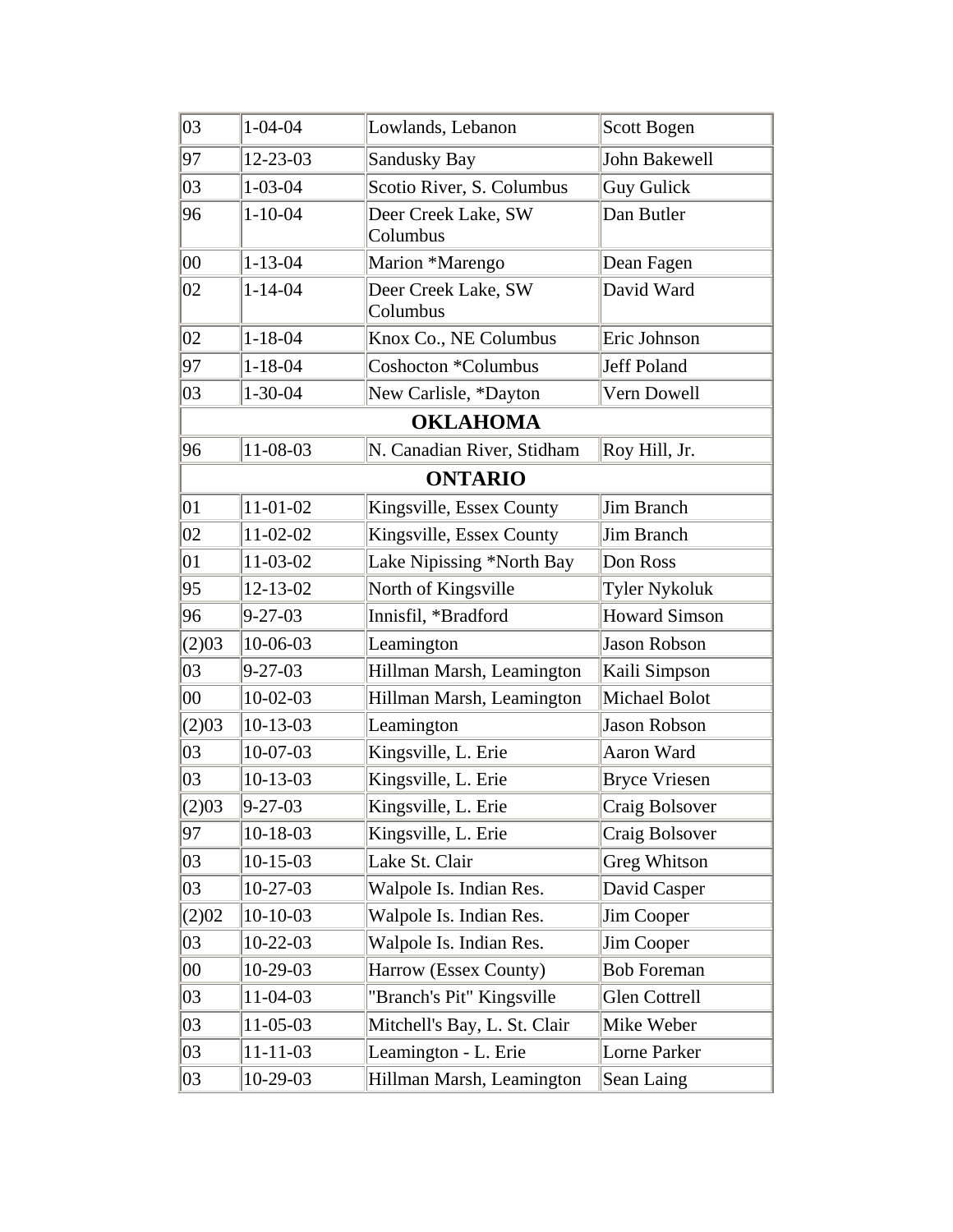| 03 | 1-04-04 | Lowlands, Lebanon | Scott Bogen |
|---|---|---|---|
| 97 | 12-23-03 | Sandusky Bay | John Bakewell |
| 03 | 1-03-04 | Scotio River, S. Columbus | Guy Gulick |
| 96 | 1-10-04 | Deer Creek Lake, SW Columbus | Dan Butler |
| 00 | 1-13-04 | Marion *Marengo | Dean Fagen |
| 02 | 1-14-04 | Deer Creek Lake, SW Columbus | David Ward |
| 02 | 1-18-04 | Knox Co., NE Columbus | Eric Johnson |
| 97 | 1-18-04 | Coshocton *Columbus | Jeff Poland |
| 03 | 1-30-04 | New Carlisle, *Dayton | Vern Dowell |
| **OKLAHOMA** | | | |
| 96 | 11-08-03 | N. Canadian River, Stidham | Roy Hill, Jr. |
| **ONTARIO** | | | |
| 01 | 11-01-02 | Kingsville, Essex County | Jim Branch |
| 02 | 11-02-02 | Kingsville, Essex County | Jim Branch |
| 01 | 11-03-02 | Lake Nipissing *North Bay | Don Ross |
| 95 | 12-13-02 | North of Kingsville | Tyler Nykoluk |
| 96 | 9-27-03 | Innisfil, *Bradford | Howard Simson |
| (2)03 | 10-06-03 | Leamington | Jason Robson |
| 03 | 9-27-03 | Hillman Marsh, Leamington | Kaili Simpson |
| 00 | 10-02-03 | Hillman Marsh, Leamington | Michael Bolot |
| (2)03 | 10-13-03 | Leamington | Jason Robson |
| 03 | 10-07-03 | Kingsville, L. Erie | Aaron Ward |
| 03 | 10-13-03 | Kingsville, L. Erie | Bryce Vriesen |
| (2)03 | 9-27-03 | Kingsville, L. Erie | Craig Bolsover |
| 97 | 10-18-03 | Kingsville, L. Erie | Craig Bolsover |
| 03 | 10-15-03 | Lake St. Clair | Greg Whitson |
| 03 | 10-27-03 | Walpole Is. Indian Res. | David Casper |
| (2)02 | 10-10-03 | Walpole Is. Indian Res. | Jim Cooper |
| 03 | 10-22-03 | Walpole Is. Indian Res. | Jim Cooper |
| 00 | 10-29-03 | Harrow (Essex County) | Bob Foreman |
| 03 | 11-04-03 | "Branch's Pit" Kingsville | Glen Cottrell |
| 03 | 11-05-03 | Mitchell's Bay, L. St. Clair | Mike Weber |
| 03 | 11-11-03 | Leamington - L. Erie | Lorne Parker |
| 03 | 10-29-03 | Hillman Marsh, Leamington | Sean Laing |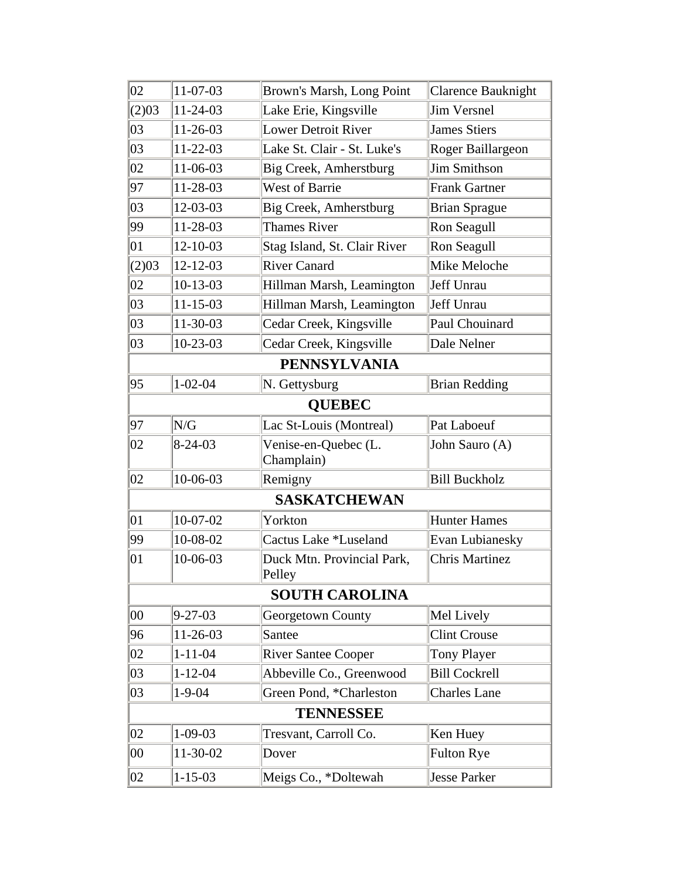| 02 | 11-07-03 | Brown's Marsh, Long Point | Clarence Bauknight |
|---|---|---|---|
| (2)03 | 11-24-03 | Lake Erie, Kingsville | Jim Versnel |
| 03 | 11-26-03 | Lower Detroit River | James Stiers |
| 03 | 11-22-03 | Lake St. Clair - St. Luke's | Roger Baillargeon |
| 02 | 11-06-03 | Big Creek, Amherstburg | Jim Smithson |
| 97 | 11-28-03 | West of Barrie | Frank Gartner |
| 03 | 12-03-03 | Big Creek, Amherstburg | Brian Sprague |
| 99 | 11-28-03 | Thames River | Ron Seagull |
| 01 | 12-10-03 | Stag Island, St. Clair River | Ron Seagull |
| (2)03 | 12-12-03 | River Canard | Mike Meloche |
| 02 | 10-13-03 | Hillman Marsh, Leamington | Jeff Unrau |
| 03 | 11-15-03 | Hillman Marsh, Leamington | Jeff Unrau |
| 03 | 11-30-03 | Cedar Creek, Kingsville | Paul Chouinard |
| 03 | 10-23-03 | Cedar Creek, Kingsville | Dale Nelner |
| **PENNSYLVANIA** | | | |
| 95 | 1-02-04 | N. Gettysburg | Brian Redding |
| **QUEBEC** | | | |
| 97 | N/G | Lac St-Louis (Montreal) | Pat Laboeuf |
| 02 | 8-24-03 | Venise-en-Quebec (L. Champlain) | John Sauro (A) |
| 02 | 10-06-03 | Remigny | Bill Buckholz |
| **SASKATCHEWAN** | | | |
| 01 | 10-07-02 | Yorkton | Hunter Hames |
| 99 | 10-08-02 | Cactus Lake *Luseland | Evan Lubianesky |
| 01 | 10-06-03 | Duck Mtn. Provincial Park, Pelley | Chris Martinez |
| **SOUTH CAROLINA** | | | |
| 00 | 9-27-03 | Georgetown County | Mel Lively |
| 96 | 11-26-03 | Santee | Clint Crouse |
| 02 | 1-11-04 | River Santee Cooper | Tony Player |
| 03 | 1-12-04 | Abbeville Co., Greenwood | Bill Cockrell |
| 03 | 1-9-04 | Green Pond, *Charleston | Charles Lane |
| **TENNESSEE** | | | |
| 02 | 1-09-03 | Tresvant, Carroll Co. | Ken Huey |
| 00 | 11-30-02 | Dover | Fulton Rye |
| 02 | 1-15-03 | Meigs Co., *Doltewah | Jesse Parker |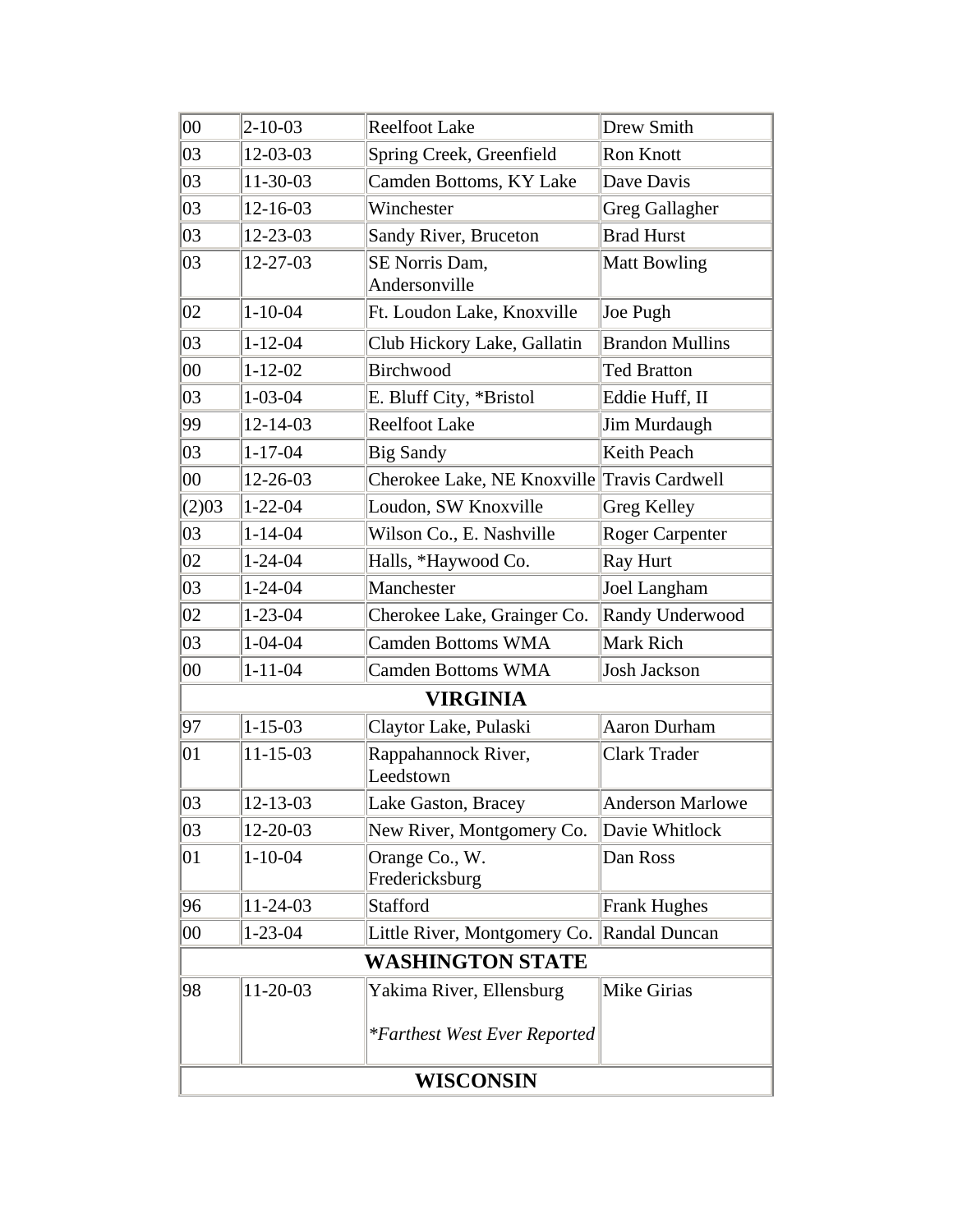| | | | |
|---|---|---|---|
| 00 | 2-10-03 | Reelfoot Lake | Drew Smith |
| 03 | 12-03-03 | Spring Creek, Greenfield | Ron Knott |
| 03 | 11-30-03 | Camden Bottoms, KY Lake | Dave Davis |
| 03 | 12-16-03 | Winchester | Greg Gallagher |
| 03 | 12-23-03 | Sandy River, Bruceton | Brad Hurst |
| 03 | 12-27-03 | SE Norris Dam, Andersonville | Matt Bowling |
| 02 | 1-10-04 | Ft. Loudon Lake, Knoxville | Joe Pugh |
| 03 | 1-12-04 | Club Hickory Lake, Gallatin | Brandon Mullins |
| 00 | 1-12-02 | Birchwood | Ted Bratton |
| 03 | 1-03-04 | E. Bluff City, *Bristol | Eddie Huff, II |
| 99 | 12-14-03 | Reelfoot Lake | Jim Murdaugh |
| 03 | 1-17-04 | Big Sandy | Keith Peach |
| 00 | 12-26-03 | Cherokee Lake, NE Knoxville | Travis Cardwell |
| (2)03 | 1-22-04 | Loudon, SW Knoxville | Greg Kelley |
| 03 | 1-14-04 | Wilson Co., E. Nashville | Roger Carpenter |
| 02 | 1-24-04 | Halls, *Haywood Co. | Ray Hurt |
| 03 | 1-24-04 | Manchester | Joel Langham |
| 02 | 1-23-04 | Cherokee Lake, Grainger Co. | Randy Underwood |
| 03 | 1-04-04 | Camden Bottoms WMA | Mark Rich |
| 00 | 1-11-04 | Camden Bottoms WMA | Josh Jackson |
| **VIRGINIA** | | | |
| 97 | 1-15-03 | Claytor Lake, Pulaski | Aaron Durham |
| 01 | 11-15-03 | Rappahannock River, Leedstown | Clark Trader |
| 03 | 12-13-03 | Lake Gaston, Bracey | Anderson Marlowe |
| 03 | 12-20-03 | New River, Montgomery Co. | Davie Whitlock |
| 01 | 1-10-04 | Orange Co., W. Fredericksburg | Dan Ross |
| 96 | 11-24-03 | Stafford | Frank Hughes |
| 00 | 1-23-04 | Little River, Montgomery Co. | Randal Duncan |
| **WASHINGTON STATE** | | | |
| 98 | 11-20-03 | Yakima River, Ellensburg<br>*Farthest West Ever Reported* | Mike Girias |
| **WISCONSIN** | | | |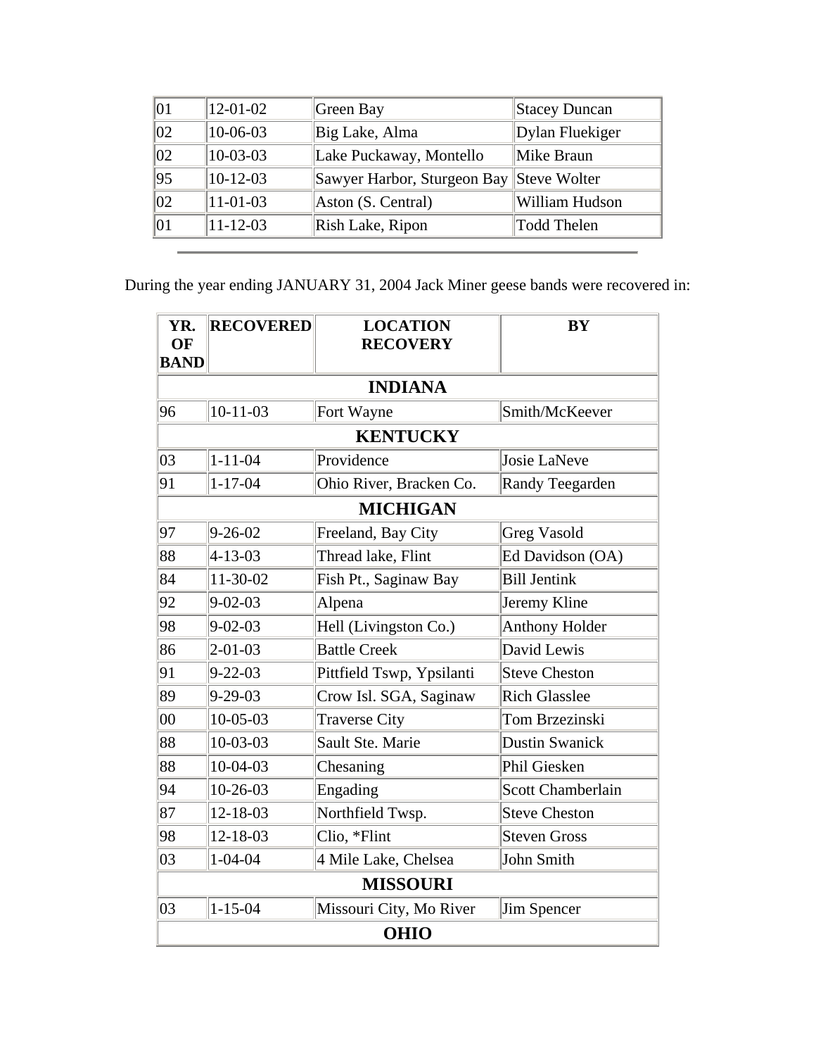| | | | |
|---|---|---|---|
| 01 | 12-01-02 | Green Bay | Stacey Duncan |
| 02 | 10-06-03 | Big Lake, Alma | Dylan Fluekiger |
| 02 | 10-03-03 | Lake Puckaway, Montello | Mike Braun |
| 95 | 10-12-03 | Sawyer Harbor, Sturgeon Bay | Steve Wolter |
| 02 | 11-01-03 | Aston (S. Central) | William Hudson |
| 01 | 11-12-03 | Rish Lake, Ripon | Todd Thelen |

---

During the year ending JANUARY 31, 2004 Jack Miner geese bands were recovered in:

| YR. OF BAND | RECOVERED | LOCATION RECOVERY | BY |
|---|---|---|---|
| **INDIANA** | | | |
| 96 | 10-11-03 | Fort Wayne | Smith/McKeever |
| **KENTUCKY** | | | |
| 03 | 1-11-04 | Providence | Josie LaNeve |
| 91 | 1-17-04 | Ohio River, Bracken Co. | Randy Teegarden |
| **MICHIGAN** | | | |
| 97 | 9-26-02 | Freeland, Bay City | Greg Vasold |
| 88 | 4-13-03 | Thread lake, Flint | Ed Davidson (OA) |
| 84 | 11-30-02 | Fish Pt., Saginaw Bay | Bill Jentink |
| 92 | 9-02-03 | Alpena | Jeremy Kline |
| 98 | 9-02-03 | Hell (Livingston Co.) | Anthony Holder |
| 86 | 2-01-03 | Battle Creek | David Lewis |
| 91 | 9-22-03 | Pittfield Tswp, Ypsilanti | Steve Cheston |
| 89 | 9-29-03 | Crow Isl. SGA, Saginaw | Rich Glasslee |
| 00 | 10-05-03 | Traverse City | Tom Brzezinski |
| 88 | 10-03-03 | Sault Ste. Marie | Dustin Swanick |
| 88 | 10-04-03 | Chesaning | Phil Giesken |
| 94 | 10-26-03 | Engading | Scott Chamberlain |
| 87 | 12-18-03 | Northfield Twsp. | Steve Cheston |
| 98 | 12-18-03 | Clio, *Flint | Steven Gross |
| 03 | 1-04-04 | 4 Mile Lake, Chelsea | John Smith |
| **MISSOURI** | | | |
| 03 | 1-15-04 | Missouri City, Mo River | Jim Spencer |
| **OHIO** | | | |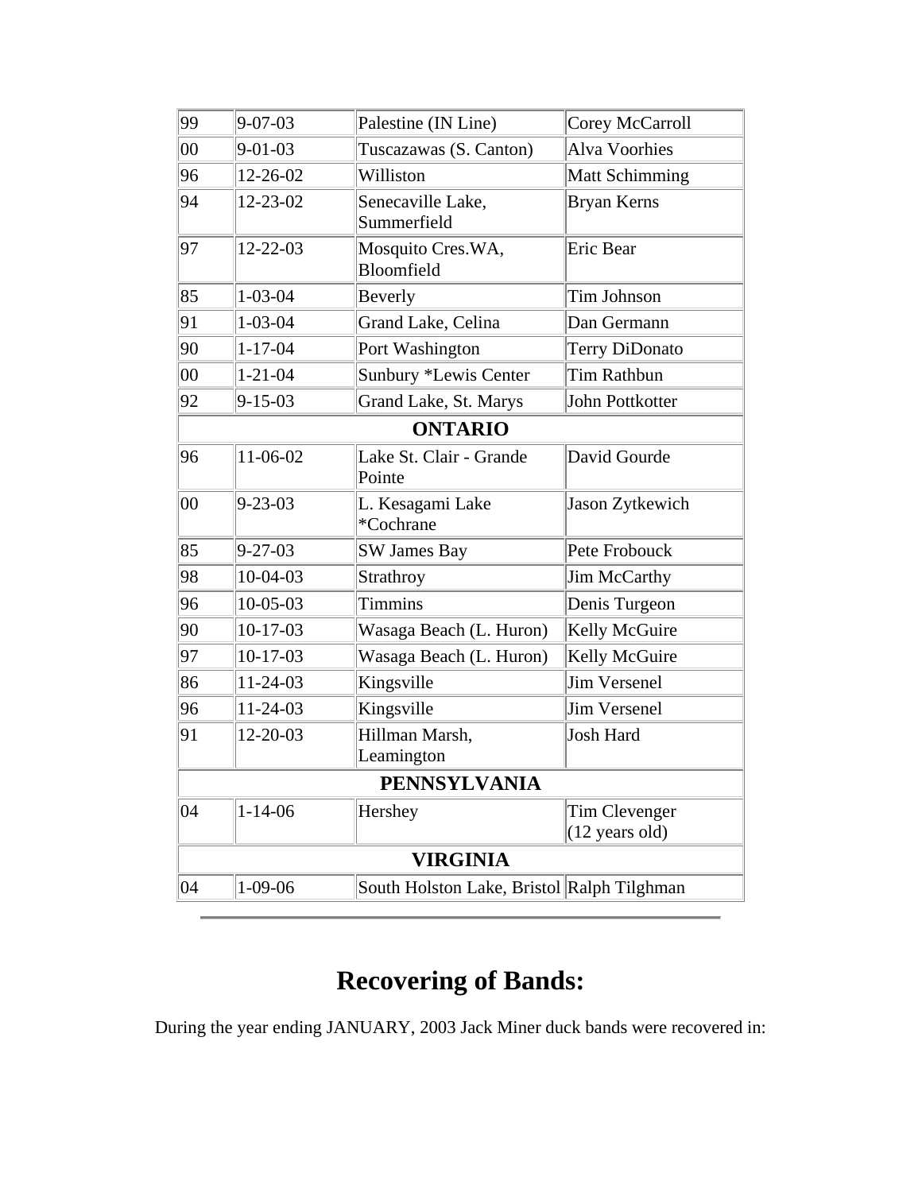| | | | |
|---|---|---|---|
| 99 | 9-07-03 | Palestine (IN Line) | Corey McCarroll |
| 00 | 9-01-03 | Tuscazawas (S. Canton) | Alva Voorhies |
| 96 | 12-26-02 | Williston | Matt Schimming |
| 94 | 12-23-02 | Senecaville Lake, Summerfield | Bryan Kerns |
| 97 | 12-22-03 | Mosquito Cres.WA, Bloomfield | Eric Bear |
| 85 | 1-03-04 | Beverly | Tim Johnson |
| 91 | 1-03-04 | Grand Lake, Celina | Dan Germann |
| 90 | 1-17-04 | Port Washington | Terry DiDonato |
| 00 | 1-21-04 | Sunbury *Lewis Center | Tim Rathbun |
| 92 | 9-15-03 | Grand Lake, St. Marys | John Pottkotter |
| **ONTARIO** | | | |
| 96 | 11-06-02 | Lake St. Clair - Grande Pointe | David Gourde |
| 00 | 9-23-03 | L. Kesagami Lake *Cochrane | Jason Zytkewich |
| 85 | 9-27-03 | SW James Bay | Pete Frobouck |
| 98 | 10-04-03 | Strathroy | Jim McCarthy |
| 96 | 10-05-03 | Timmins | Denis Turgeon |
| 90 | 10-17-03 | Wasaga Beach (L. Huron) | Kelly McGuire |
| 97 | 10-17-03 | Wasaga Beach (L. Huron) | Kelly McGuire |
| 86 | 11-24-03 | Kingsville | Jim Versenel |
| 96 | 11-24-03 | Kingsville | Jim Versenel |
| 91 | 12-20-03 | Hillman Marsh, Leamington | Josh Hard |
| **PENNSYLVANIA** | | | |
| 04 | 1-14-06 | Hershey | Tim Clevenger (12 years old) |
| **VIRGINIA** | | | |
| 04 | 1-09-06 | South Holston Lake, Bristol | Ralph Tilghman |

---

# Recovering of Bands:

During the year ending JANUARY, 2003 Jack Miner duck bands were recovered in: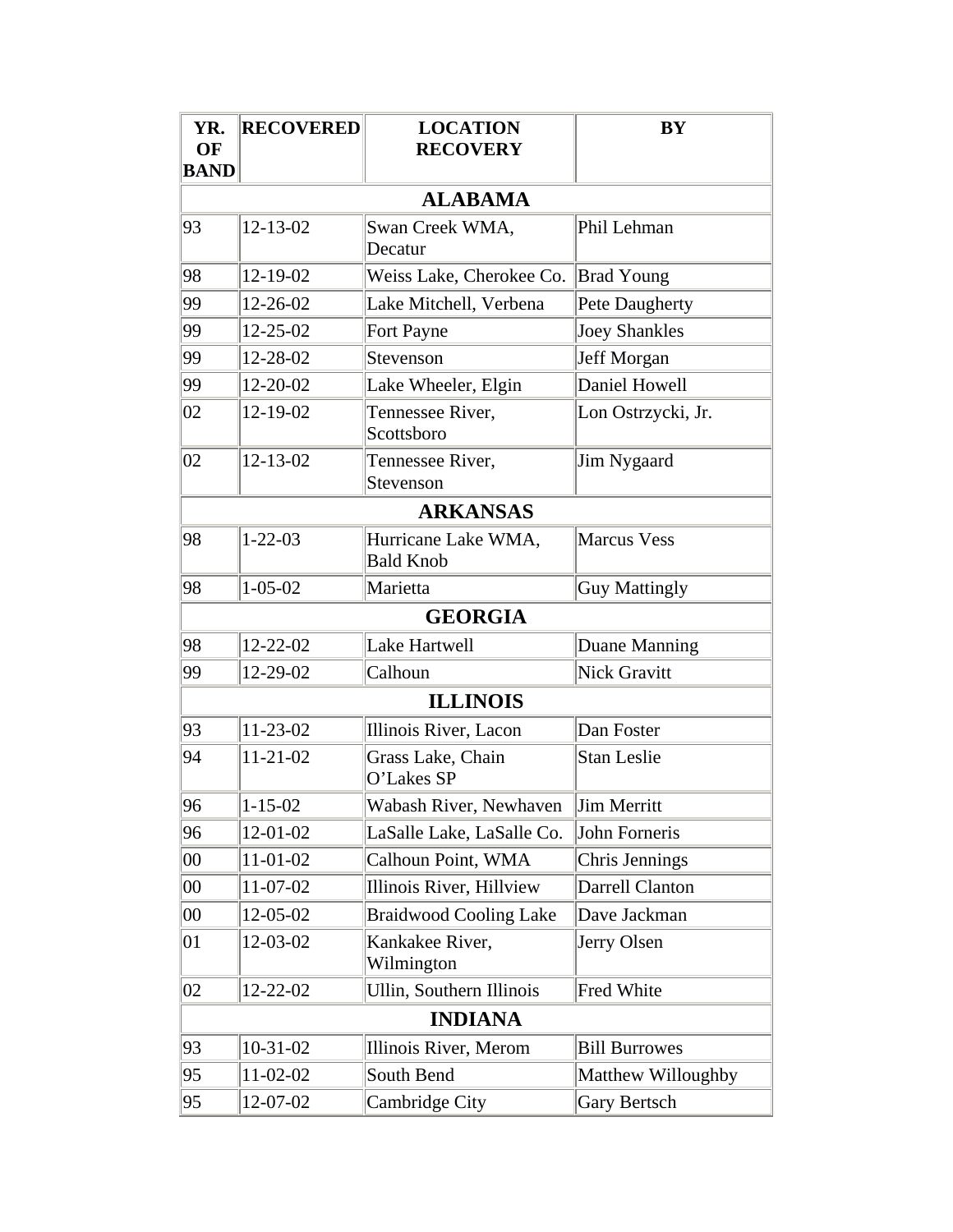| YR. OF BAND | RECOVERED | LOCATION RECOVERY | BY |
|---|---|---|---|
| **ALABAMA** | | | |
| 93 | 12-13-02 | Swan Creek WMA, Decatur | Phil Lehman |
| 98 | 12-19-02 | Weiss Lake, Cherokee Co. | Brad Young |
| 99 | 12-26-02 | Lake Mitchell, Verbena | Pete Daugherty |
| 99 | 12-25-02 | Fort Payne | Joey Shankles |
| 99 | 12-28-02 | Stevenson | Jeff Morgan |
| 99 | 12-20-02 | Lake Wheeler, Elgin | Daniel Howell |
| 02 | 12-19-02 | Tennessee River, Scottsboro | Lon Ostrzycki, Jr. |
| 02 | 12-13-02 | Tennessee River, Stevenson | Jim Nygaard |
| **ARKANSAS** | | | |
| 98 | 1-22-03 | Hurricane Lake WMA, Bald Knob | Marcus Vess |
| 98 | 1-05-02 | Marietta | Guy Mattingly |
| **GEORGIA** | | | |
| 98 | 12-22-02 | Lake Hartwell | Duane Manning |
| 99 | 12-29-02 | Calhoun | Nick Gravitt |
| **ILLINOIS** | | | |
| 93 | 11-23-02 | Illinois River, Lacon | Dan Foster |
| 94 | 11-21-02 | Grass Lake, Chain O'Lakes SP | Stan Leslie |
| 96 | 1-15-02 | Wabash River, Newhaven | Jim Merritt |
| 96 | 12-01-02 | LaSalle Lake, LaSalle Co. | John Forneris |
| 00 | 11-01-02 | Calhoun Point, WMA | Chris Jennings |
| 00 | 11-07-02 | Illinois River, Hillview | Darrell Clanton |
| 00 | 12-05-02 | Braidwood Cooling Lake | Dave Jackman |
| 01 | 12-03-02 | Kankakee River, Wilmington | Jerry Olsen |
| 02 | 12-22-02 | Ullin, Southern Illinois | Fred White |
| **INDIANA** | | | |
| 93 | 10-31-02 | Illinois River, Merom | Bill Burrowes |
| 95 | 11-02-02 | South Bend | Matthew Willoughby |
| 95 | 12-07-02 | Cambridge City | Gary Bertsch |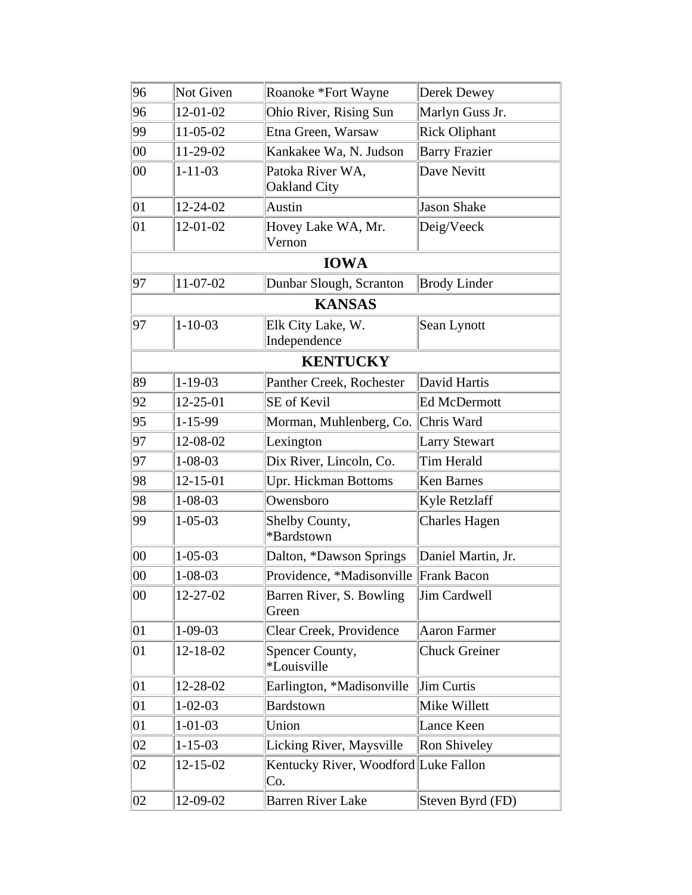| 96 | Not Given | Roanoke *Fort Wayne | Derek Dewey |
|---|---|---|---|
| 96 | 12-01-02 | Ohio River, Rising Sun | Marlyn Guss Jr. |
| 99 | 11-05-02 | Etna Green, Warsaw | Rick Oliphant |
| 00 | 11-29-02 | Kankakee Wa, N. Judson | Barry Frazier |
| 00 | 1-11-03 | Patoka River WA, Oakland City | Dave Nevitt |
| 01 | 12-24-02 | Austin | Jason Shake |
| 01 | 12-01-02 | Hovey Lake WA, Mr. Vernon | Deig/Veeck |
| **IOWA** | | | |
| 97 | 11-07-02 | Dunbar Slough, Scranton | Brody Linder |
| **KANSAS** | | | |
| 97 | 1-10-03 | Elk City Lake, W. Independence | Sean Lynott |
| **KENTUCKY** | | | |
| 89 | 1-19-03 | Panther Creek, Rochester | David Hartis |
| 92 | 12-25-01 | SE of Kevil | Ed McDermott |
| 95 | 1-15-99 | Morman, Muhlenberg, Co. | Chris Ward |
| 97 | 12-08-02 | Lexington | Larry Stewart |
| 97 | 1-08-03 | Dix River, Lincoln, Co. | Tim Herald |
| 98 | 12-15-01 | Upr. Hickman Bottoms | Ken Barnes |
| 98 | 1-08-03 | Owensboro | Kyle Retzlaff |
| 99 | 1-05-03 | Shelby County, *Bardstown | Charles Hagen |
| 00 | 1-05-03 | Dalton, *Dawson Springs | Daniel Martin, Jr. |
| 00 | 1-08-03 | Providence, *Madisonville | Frank Bacon |
| 00 | 12-27-02 | Barren River, S. Bowling Green | Jim Cardwell |
| 01 | 1-09-03 | Clear Creek, Providence | Aaron Farmer |
| 01 | 12-18-02 | Spencer County, *Louisville | Chuck Greiner |
| 01 | 12-28-02 | Earlington, *Madisonville | Jim Curtis |
| 01 | 1-02-03 | Bardstown | Mike Willett |
| 01 | 1-01-03 | Union | Lance Keen |
| 02 | 1-15-03 | Licking River, Maysville | Ron Shiveley |
| 02 | 12-15-02 | Kentucky River, Woodford Co. | Luke Fallon |
| 02 | 12-09-02 | Barren River Lake | Steven Byrd (FD) |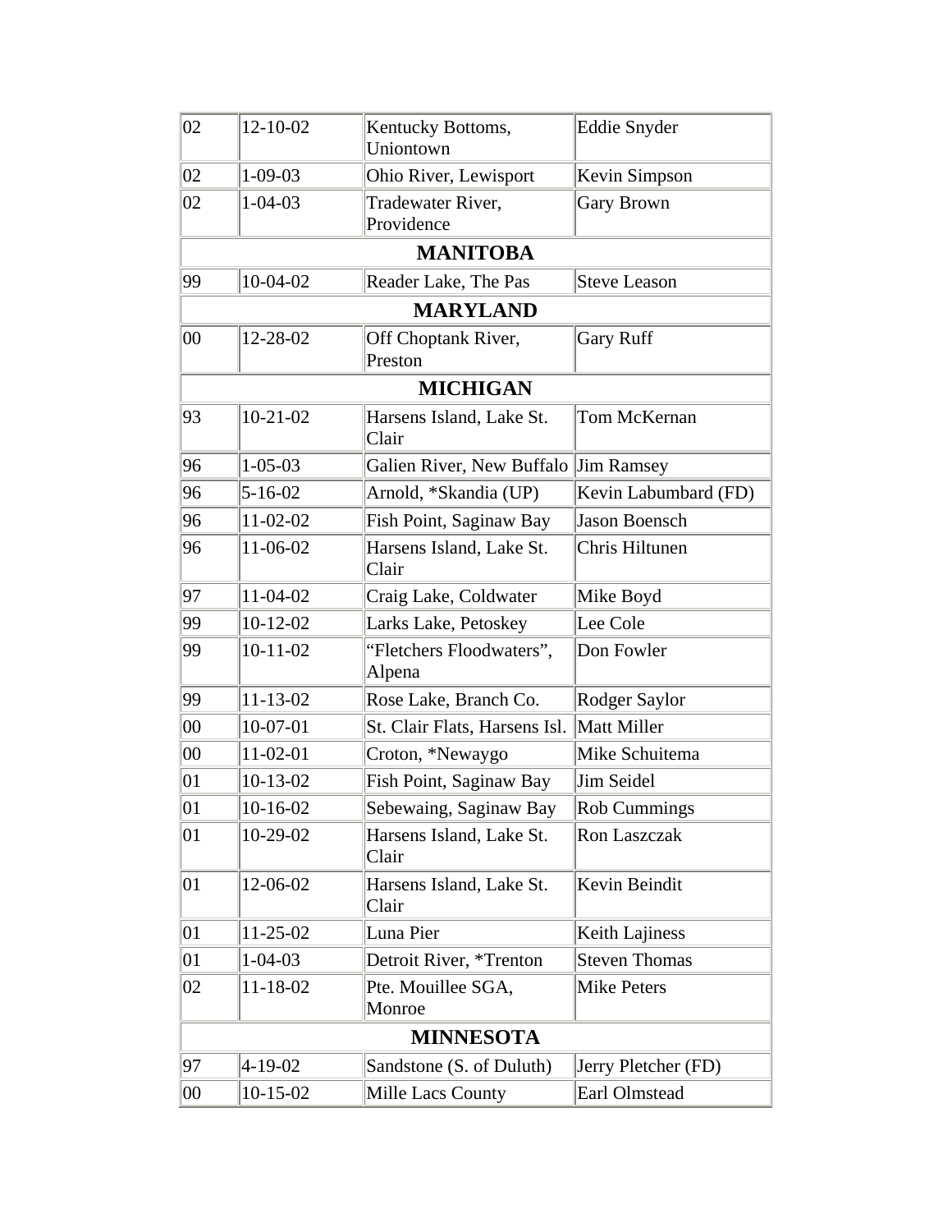| | | | |
|---|---|---|---|
| 02 | 12-10-02 | Kentucky Bottoms, Uniontown | Eddie Snyder |
| 02 | 1-09-03 | Ohio River, Lewisport | Kevin Simpson |
| 02 | 1-04-03 | Tradewater River, Providence | Gary Brown |
| **MANITOBA** | | | |
| 99 | 10-04-02 | Reader Lake, The Pas | Steve Leason |
| **MARYLAND** | | | |
| 00 | 12-28-02 | Off Choptank River, Preston | Gary Ruff |
| **MICHIGAN** | | | |
| 93 | 10-21-02 | Harsens Island, Lake St. Clair | Tom McKernan |
| 96 | 1-05-03 | Galien River, New Buffalo | Jim Ramsey |
| 96 | 5-16-02 | Arnold, *Skandia (UP) | Kevin Labumbard (FD) |
| 96 | 11-02-02 | Fish Point, Saginaw Bay | Jason Boensch |
| 96 | 11-06-02 | Harsens Island, Lake St. Clair | Chris Hiltunen |
| 97 | 11-04-02 | Craig Lake, Coldwater | Mike Boyd |
| 99 | 10-12-02 | Larks Lake, Petoskey | Lee Cole |
| 99 | 10-11-02 | "Fletchers Floodwaters", Alpena | Don Fowler |
| 99 | 11-13-02 | Rose Lake, Branch Co. | Rodger Saylor |
| 00 | 10-07-01 | St. Clair Flats, Harsens Isl. | Matt Miller |
| 00 | 11-02-01 | Croton, *Newaygo | Mike Schuitema |
| 01 | 10-13-02 | Fish Point, Saginaw Bay | Jim Seidel |
| 01 | 10-16-02 | Sebewaing, Saginaw Bay | Rob Cummings |
| 01 | 10-29-02 | Harsens Island, Lake St. Clair | Ron Laszczak |
| 01 | 12-06-02 | Harsens Island, Lake St. Clair | Kevin Beindit |
| 01 | 11-25-02 | Luna Pier | Keith Lajiness |
| 01 | 1-04-03 | Detroit River, *Trenton | Steven Thomas |
| 02 | 11-18-02 | Pte. Mouillee SGA, Monroe | Mike Peters |
| **MINNESOTA** | | | |
| 97 | 4-19-02 | Sandstone (S. of Duluth) | Jerry Pletcher (FD) |
| 00 | 10-15-02 | Mille Lacs County | Earl Olmstead |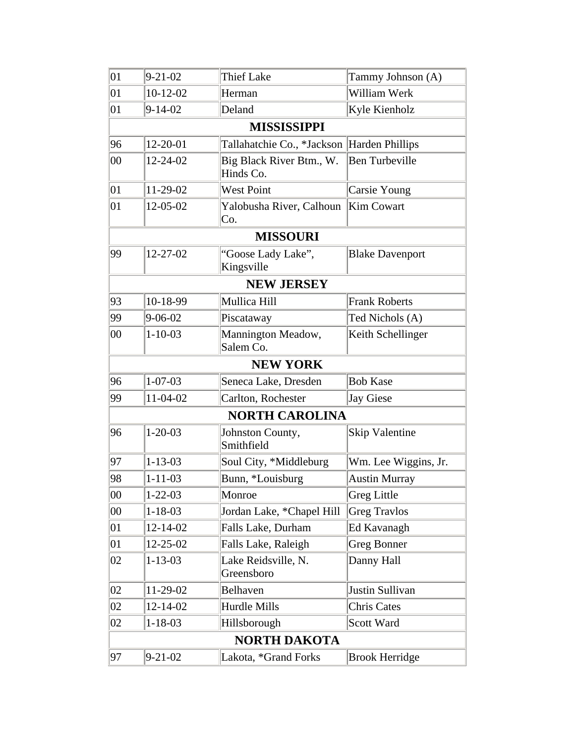| | | | |
|---|---|---|---|
| 01 | 9-21-02 | Thief Lake | Tammy Johnson (A) |
| 01 | 10-12-02 | Herman | William Werk |
| 01 | 9-14-02 | Deland | Kyle Kienholz |
| **MISSISSIPPI** | | | |
| 96 | 12-20-01 | Tallahatchie Co., *Jackson | Harden Phillips |
| 00 | 12-24-02 | Big Black River Btm., W. Hinds Co. | Ben Turbeville |
| 01 | 11-29-02 | West Point | Carsie Young |
| 01 | 12-05-02 | Yalobusha River, Calhoun Co. | Kim Cowart |
| **MISSOURI** | | | |
| 99 | 12-27-02 | "Goose Lady Lake", Kingsville | Blake Davenport |
| **NEW JERSEY** | | | |
| 93 | 10-18-99 | Mullica Hill | Frank Roberts |
| 99 | 9-06-02 | Piscataway | Ted Nichols (A) |
| 00 | 1-10-03 | Mannington Meadow, Salem Co. | Keith Schellinger |
| **NEW YORK** | | | |
| 96 | 1-07-03 | Seneca Lake, Dresden | Bob Kase |
| 99 | 11-04-02 | Carlton, Rochester | Jay Giese |
| **NORTH CAROLINA** | | | |
| 96 | 1-20-03 | Johnston County, Smithfield | Skip Valentine |
| 97 | 1-13-03 | Soul City, *Middleburg | Wm. Lee Wiggins, Jr. |
| 98 | 1-11-03 | Bunn, *Louisburg | Austin Murray |
| 00 | 1-22-03 | Monroe | Greg Little |
| 00 | 1-18-03 | Jordan Lake, *Chapel Hill | Greg Travlos |
| 01 | 12-14-02 | Falls Lake, Durham | Ed Kavanagh |
| 01 | 12-25-02 | Falls Lake, Raleigh | Greg Bonner |
| 02 | 1-13-03 | Lake Reidsville, N. Greensboro | Danny Hall |
| 02 | 11-29-02 | Belhaven | Justin Sullivan |
| 02 | 12-14-02 | Hurdle Mills | Chris Cates |
| 02 | 1-18-03 | Hillsborough | Scott Ward |
| **NORTH DAKOTA** | | | |
| 97 | 9-21-02 | Lakota, *Grand Forks | Brook Herridge |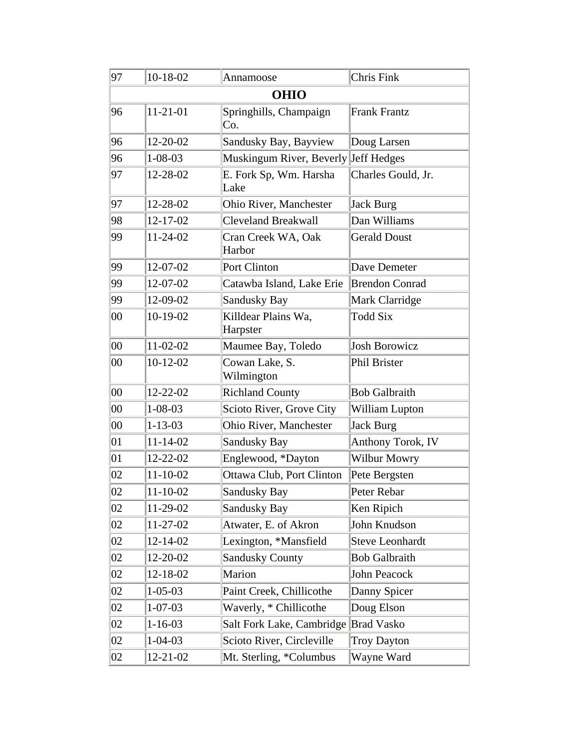| | | | |
|---|---|---|---|
| 97 | 10-18-02 | Annamoose | Chris Fink |
| **OHIO** | | | |
| 96 | 11-21-01 | Springhills, Champaign Co. | Frank Frantz |
| 96 | 12-20-02 | Sandusky Bay, Bayview | Doug Larsen |
| 96 | 1-08-03 | Muskingum River, Beverly | Jeff Hedges |
| 97 | 12-28-02 | E. Fork Sp, Wm. Harsha Lake | Charles Gould, Jr. |
| 97 | 12-28-02 | Ohio River, Manchester | Jack Burg |
| 98 | 12-17-02 | Cleveland Breakwall | Dan Williams |
| 99 | 11-24-02 | Cran Creek WA, Oak Harbor | Gerald Doust |
| 99 | 12-07-02 | Port Clinton | Dave Demeter |
| 99 | 12-07-02 | Catawba Island, Lake Erie | Brendon Conrad |
| 99 | 12-09-02 | Sandusky Bay | Mark Clarridge |
| 00 | 10-19-02 | Killdear Plains Wa, Harpster | Todd Six |
| 00 | 11-02-02 | Maumee Bay, Toledo | Josh Borowicz |
| 00 | 10-12-02 | Cowan Lake, S. Wilmington | Phil Brister |
| 00 | 12-22-02 | Richland County | Bob Galbraith |
| 00 | 1-08-03 | Scioto River, Grove City | William Lupton |
| 00 | 1-13-03 | Ohio River, Manchester | Jack Burg |
| 01 | 11-14-02 | Sandusky Bay | Anthony Torok, IV |
| 01 | 12-22-02 | Englewood, *Dayton | Wilbur Mowry |
| 02 | 11-10-02 | Ottawa Club, Port Clinton | Pete Bergsten |
| 02 | 11-10-02 | Sandusky Bay | Peter Rebar |
| 02 | 11-29-02 | Sandusky Bay | Ken Ripich |
| 02 | 11-27-02 | Atwater, E. of Akron | John Knudson |
| 02 | 12-14-02 | Lexington, *Mansfield | Steve Leonhardt |
| 02 | 12-20-02 | Sandusky County | Bob Galbraith |
| 02 | 12-18-02 | Marion | John Peacock |
| 02 | 1-05-03 | Paint Creek, Chillicothe | Danny Spicer |
| 02 | 1-07-03 | Waverly, * Chillicothe | Doug Elson |
| 02 | 1-16-03 | Salt Fork Lake, Cambridge | Brad Vasko |
| 02 | 1-04-03 | Scioto River, Circleville | Troy Dayton |
| 02 | 12-21-02 | Mt. Sterling, *Columbus | Wayne Ward |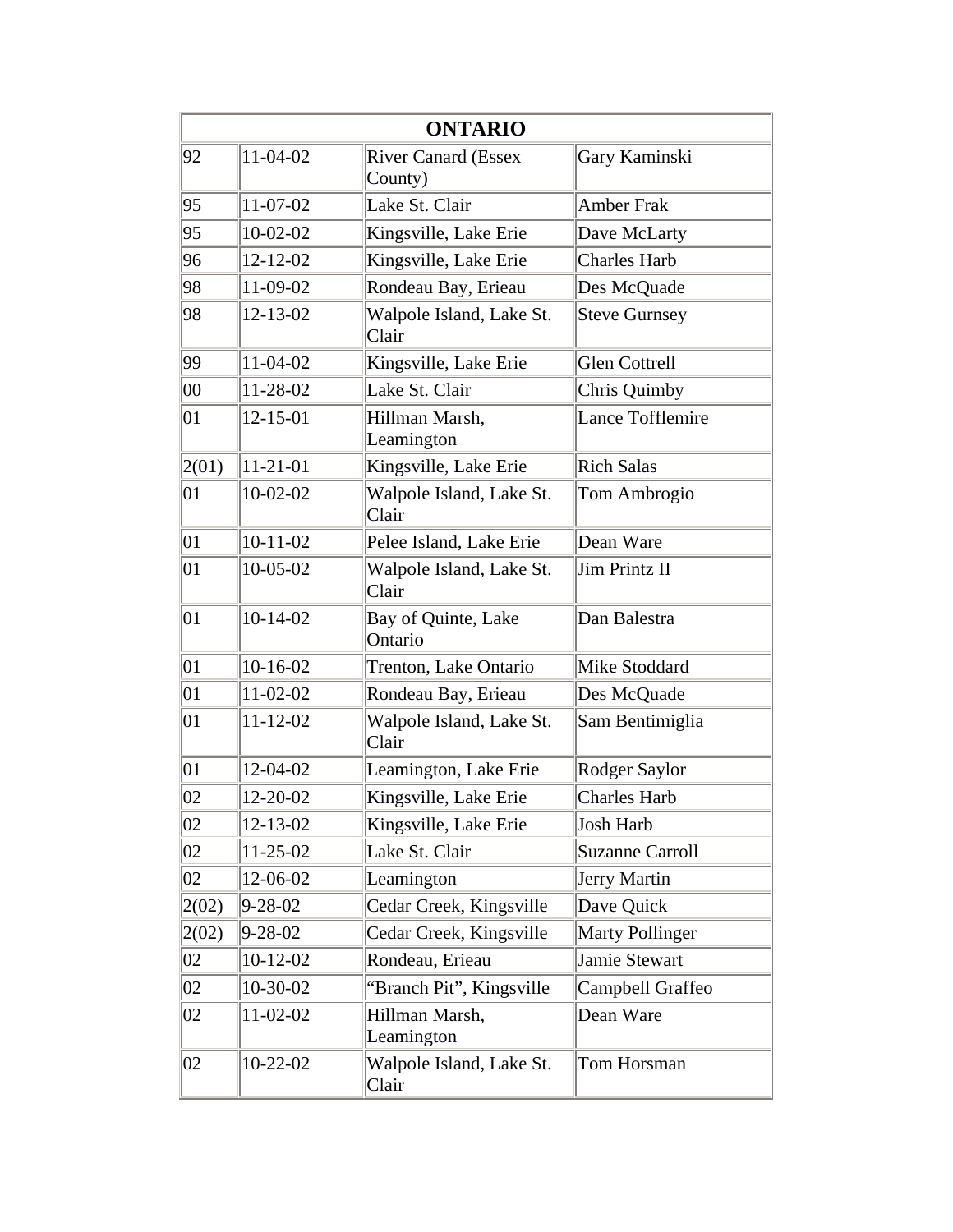| ONTARIO | | | |
|---|---|---|---|
| 92 | 11-04-02 | River Canard (Essex County) | Gary Kaminski |
| 95 | 11-07-02 | Lake St. Clair | Amber Frak |
| 95 | 10-02-02 | Kingsville, Lake Erie | Dave McLarty |
| 96 | 12-12-02 | Kingsville, Lake Erie | Charles Harb |
| 98 | 11-09-02 | Rondeau Bay, Erieau | Des McQuade |
| 98 | 12-13-02 | Walpole Island, Lake St. Clair | Steve Gurnsey |
| 99 | 11-04-02 | Kingsville, Lake Erie | Glen Cottrell |
| 00 | 11-28-02 | Lake St. Clair | Chris Quimby |
| 01 | 12-15-01 | Hillman Marsh, Leamington | Lance Tofflemire |
| 2(01) | 11-21-01 | Kingsville, Lake Erie | Rich Salas |
| 01 | 10-02-02 | Walpole Island, Lake St. Clair | Tom Ambrogio |
| 01 | 10-11-02 | Pelee Island, Lake Erie | Dean Ware |
| 01 | 10-05-02 | Walpole Island, Lake St. Clair | Jim Printz II |
| 01 | 10-14-02 | Bay of Quinte, Lake Ontario | Dan Balestra |
| 01 | 10-16-02 | Trenton, Lake Ontario | Mike Stoddard |
| 01 | 11-02-02 | Rondeau Bay, Erieau | Des McQuade |
| 01 | 11-12-02 | Walpole Island, Lake St. Clair | Sam Bentimiglia |
| 01 | 12-04-02 | Leamington, Lake Erie | Rodger Saylor |
| 02 | 12-20-02 | Kingsville, Lake Erie | Charles Harb |
| 02 | 12-13-02 | Kingsville, Lake Erie | Josh Harb |
| 02 | 11-25-02 | Lake St. Clair | Suzanne Carroll |
| 02 | 12-06-02 | Leamington | Jerry Martin |
| 2(02) | 9-28-02 | Cedar Creek, Kingsville | Dave Quick |
| 2(02) | 9-28-02 | Cedar Creek, Kingsville | Marty Pollinger |
| 02 | 10-12-02 | Rondeau, Erieau | Jamie Stewart |
| 02 | 10-30-02 | "Branch Pit", Kingsville | Campbell Graffeo |
| 02 | 11-02-02 | Hillman Marsh, Leamington | Dean Ware |
| 02 | 10-22-02 | Walpole Island, Lake St. Clair | Tom Horsman |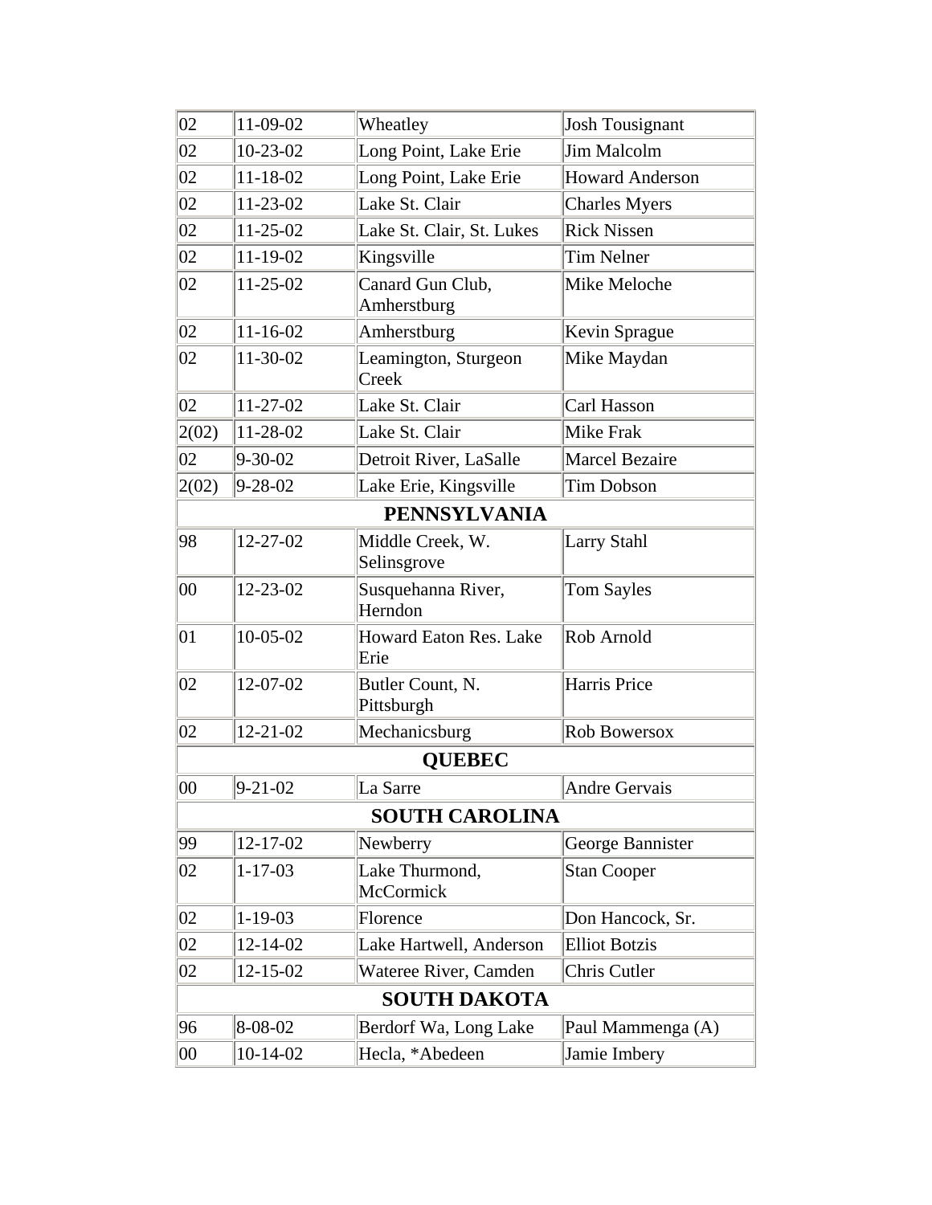| | | | |
|---|---|---|---|
| 02 | 11-09-02 | Wheatley | Josh Tousignant |
| 02 | 10-23-02 | Long Point, Lake Erie | Jim Malcolm |
| 02 | 11-18-02 | Long Point, Lake Erie | Howard Anderson |
| 02 | 11-23-02 | Lake St. Clair | Charles Myers |
| 02 | 11-25-02 | Lake St. Clair, St. Lukes | Rick Nissen |
| 02 | 11-19-02 | Kingsville | Tim Nelner |
| 02 | 11-25-02 | Canard Gun Club, Amherstburg | Mike Meloche |
| 02 | 11-16-02 | Amherstburg | Kevin Sprague |
| 02 | 11-30-02 | Leamington, Sturgeon Creek | Mike Maydan |
| 02 | 11-27-02 | Lake St. Clair | Carl Hasson |
| 2(02) | 11-28-02 | Lake St. Clair | Mike Frak |
| 02 | 9-30-02 | Detroit River, LaSalle | Marcel Bezaire |
| 2(02) | 9-28-02 | Lake Erie, Kingsville | Tim Dobson |
| **PENNSYLVANIA** | | | |
| 98 | 12-27-02 | Middle Creek, W. Selinsgrove | Larry Stahl |
| 00 | 12-23-02 | Susquehanna River, Herndon | Tom Sayles |
| 01 | 10-05-02 | Howard Eaton Res. Lake Erie | Rob Arnold |
| 02 | 12-07-02 | Butler Count, N. Pittsburgh | Harris Price |
| 02 | 12-21-02 | Mechanicsburg | Rob Bowersox |
| **QUEBEC** | | | |
| 00 | 9-21-02 | La Sarre | Andre Gervais |
| **SOUTH CAROLINA** | | | |
| 99 | 12-17-02 | Newberry | George Bannister |
| 02 | 1-17-03 | Lake Thurmond, McCormick | Stan Cooper |
| 02 | 1-19-03 | Florence | Don Hancock, Sr. |
| 02 | 12-14-02 | Lake Hartwell, Anderson | Elliot Botzis |
| 02 | 12-15-02 | Wateree River, Camden | Chris Cutler |
| **SOUTH DAKOTA** | | | |
| 96 | 8-08-02 | Berdorf Wa, Long Lake | Paul Mammenga (A) |
| 00 | 10-14-02 | Hecla, *Abedeen | Jamie Imbery |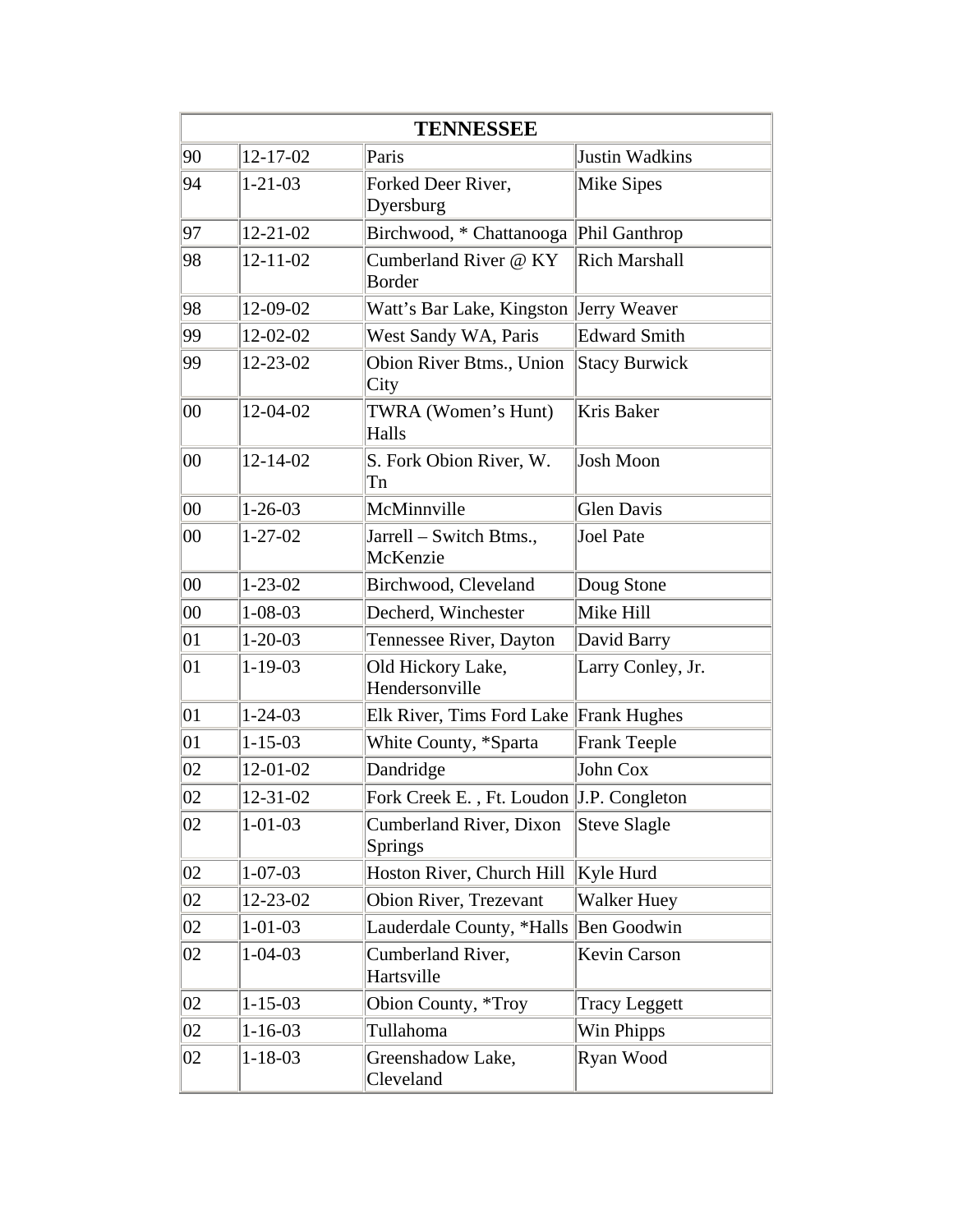| TENNESSEE | | | |
|---|---|---|---|
| 90 | 12-17-02 | Paris | Justin Wadkins |
| 94 | 1-21-03 | Forked Deer River, Dyersburg | Mike Sipes |
| 97 | 12-21-02 | Birchwood, * Chattanooga | Phil Ganthrop |
| 98 | 12-11-02 | Cumberland River @ KY Border | Rich Marshall |
| 98 | 12-09-02 | Watt's Bar Lake, Kingston | Jerry Weaver |
| 99 | 12-02-02 | West Sandy WA, Paris | Edward Smith |
| 99 | 12-23-02 | Obion River Btms., Union City | Stacy Burwick |
| 00 | 12-04-02 | TWRA (Women's Hunt) Halls | Kris Baker |
| 00 | 12-14-02 | S. Fork Obion River, W. Tn | Josh Moon |
| 00 | 1-26-03 | McMinnville | Glen Davis |
| 00 | 1-27-02 | Jarrell – Switch Btms., McKenzie | Joel Pate |
| 00 | 1-23-02 | Birchwood, Cleveland | Doug Stone |
| 00 | 1-08-03 | Decherd, Winchester | Mike Hill |
| 01 | 1-20-03 | Tennessee River, Dayton | David Barry |
| 01 | 1-19-03 | Old Hickory Lake, Hendersonville | Larry Conley, Jr. |
| 01 | 1-24-03 | Elk River, Tims Ford Lake | Frank Hughes |
| 01 | 1-15-03 | White County, *Sparta | Frank Teeple |
| 02 | 12-01-02 | Dandridge | John Cox |
| 02 | 12-31-02 | Fork Creek E. , Ft. Loudon | J.P. Congleton |
| 02 | 1-01-03 | Cumberland River, Dixon Springs | Steve Slagle |
| 02 | 1-07-03 | Hoston River, Church Hill | Kyle Hurd |
| 02 | 12-23-02 | Obion River, Trezevant | Walker Huey |
| 02 | 1-01-03 | Lauderdale County, *Halls | Ben Goodwin |
| 02 | 1-04-03 | Cumberland River, Hartsville | Kevin Carson |
| 02 | 1-15-03 | Obion County, *Troy | Tracy Leggett |
| 02 | 1-16-03 | Tullahoma | Win Phipps |
| 02 | 1-18-03 | Greenshadow Lake, Cleveland | Ryan Wood |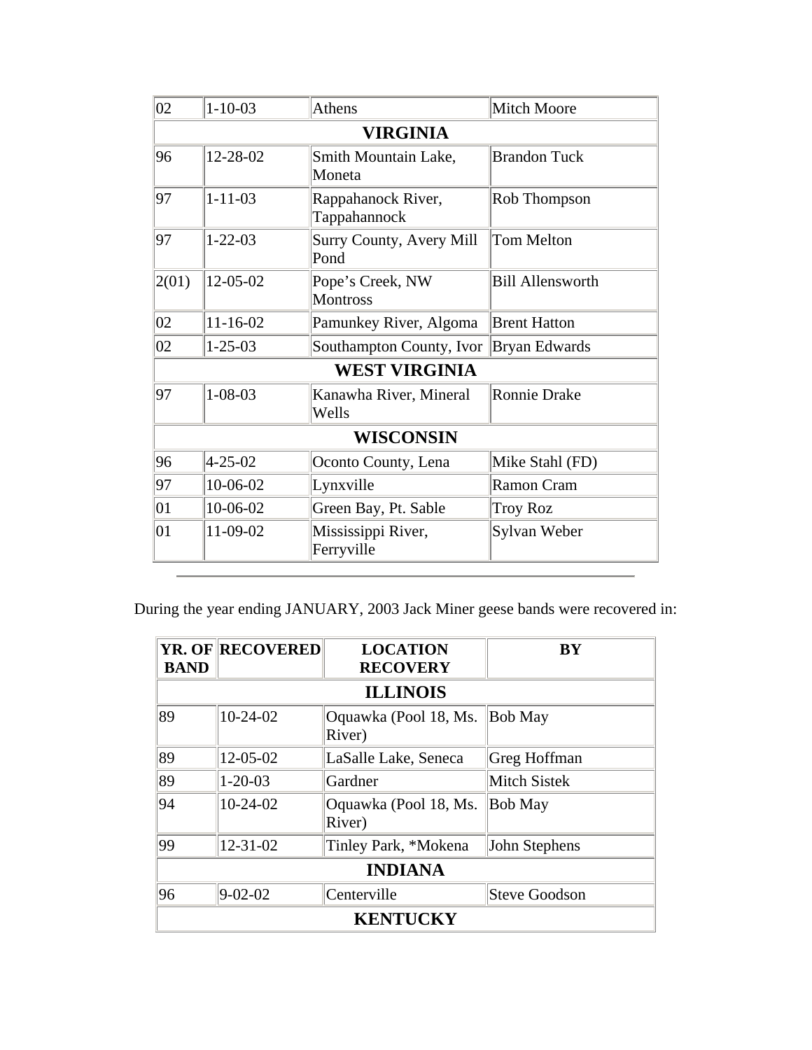| 02 | 1-10-03 | Athens | Mitch Moore |
|---|---|---|---|
| **VIRGINIA** | | | |
| 96 | 12-28-02 | Smith Mountain Lake, Moneta | Brandon Tuck |
| 97 | 1-11-03 | Rappahanock River, Tappahannock | Rob Thompson |
| 97 | 1-22-03 | Surry County, Avery Mill Pond | Tom Melton |
| 2(01) | 12-05-02 | Pope's Creek, NW Montross | Bill Allensworth |
| 02 | 11-16-02 | Pamunkey River, Algoma | Brent Hatton |
| 02 | 1-25-03 | Southampton County, Ivor | Bryan Edwards |
| **WEST VIRGINIA** | | | |
| 97 | 1-08-03 | Kanawha River, Mineral Wells | Ronnie Drake |
| **WISCONSIN** | | | |
| 96 | 4-25-02 | Oconto County, Lena | Mike Stahl (FD) |
| 97 | 10-06-02 | Lynxville | Ramon Cram |
| 01 | 10-06-02 | Green Bay, Pt. Sable | Troy Roz |
| 01 | 11-09-02 | Mississippi River, Ferryville | Sylvan Weber |

---

During the year ending JANUARY, 2003 Jack Miner geese bands were recovered in:

| YR. OF BAND | RECOVERED | LOCATION RECOVERY | BY |
|---|---|---|---|
| **ILLINOIS** | | | |
| 89 | 10-24-02 | Oquawka (Pool 18, Ms. River) | Bob May |
| 89 | 12-05-02 | LaSalle Lake, Seneca | Greg Hoffman |
| 89 | 1-20-03 | Gardner | Mitch Sistek |
| 94 | 10-24-02 | Oquawka (Pool 18, Ms. River) | Bob May |
| 99 | 12-31-02 | Tinley Park, *Mokena | John Stephens |
| **INDIANA** | | | |
| 96 | 9-02-02 | Centerville | Steve Goodson |
| **KENTUCKY** | | | |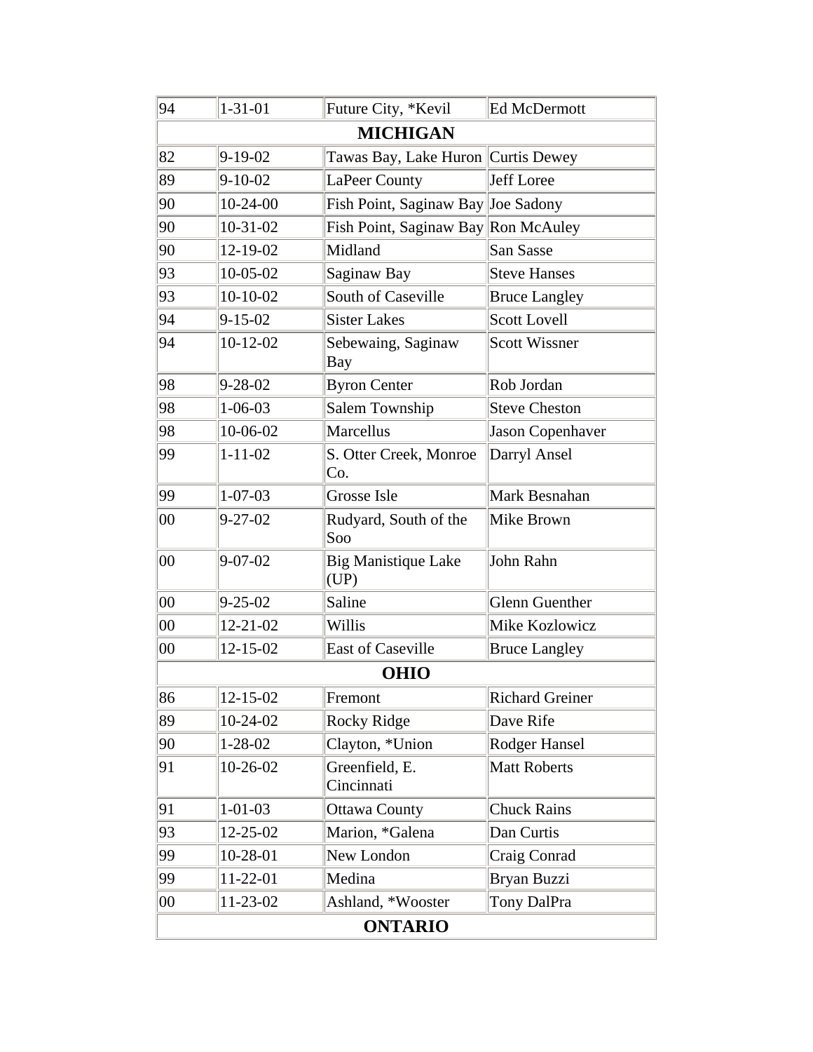| | | | |
|---|---|---|---|
| 94 | 1-31-01 | Future City, *Kevil | Ed McDermott |
| **MICHIGAN** | | | |
| 82 | 9-19-02 | Tawas Bay, Lake Huron | Curtis Dewey |
| 89 | 9-10-02 | LaPeer County | Jeff Loree |
| 90 | 10-24-00 | Fish Point, Saginaw Bay | Joe Sadony |
| 90 | 10-31-02 | Fish Point, Saginaw Bay | Ron McAuley |
| 90 | 12-19-02 | Midland | San Sasse |
| 93 | 10-05-02 | Saginaw Bay | Steve Hanses |
| 93 | 10-10-02 | South of Caseville | Bruce Langley |
| 94 | 9-15-02 | Sister Lakes | Scott Lovell |
| 94 | 10-12-02 | Sebewaing, Saginaw Bay | Scott Wissner |
| 98 | 9-28-02 | Byron Center | Rob Jordan |
| 98 | 1-06-03 | Salem Township | Steve Cheston |
| 98 | 10-06-02 | Marcellus | Jason Copenhaver |
| 99 | 1-11-02 | S. Otter Creek, Monroe Co. | Darryl Ansel |
| 99 | 1-07-03 | Grosse Isle | Mark Besnahan |
| 00 | 9-27-02 | Rudyard, South of the Soo | Mike Brown |
| 00 | 9-07-02 | Big Manistique Lake (UP) | John Rahn |
| 00 | 9-25-02 | Saline | Glenn Guenther |
| 00 | 12-21-02 | Willis | Mike Kozlowicz |
| 00 | 12-15-02 | East of Caseville | Bruce Langley |
| **OHIO** | | | |
| 86 | 12-15-02 | Fremont | Richard Greiner |
| 89 | 10-24-02 | Rocky Ridge | Dave Rife |
| 90 | 1-28-02 | Clayton, *Union | Rodger Hansel |
| 91 | 10-26-02 | Greenfield, E. Cincinnati | Matt Roberts |
| 91 | 1-01-03 | Ottawa County | Chuck Rains |
| 93 | 12-25-02 | Marion, *Galena | Dan Curtis |
| 99 | 10-28-01 | New London | Craig Conrad |
| 99 | 11-22-01 | Medina | Bryan Buzzi |
| 00 | 11-23-02 | Ashland, *Wooster | Tony DalPra |
| **ONTARIO** | | | |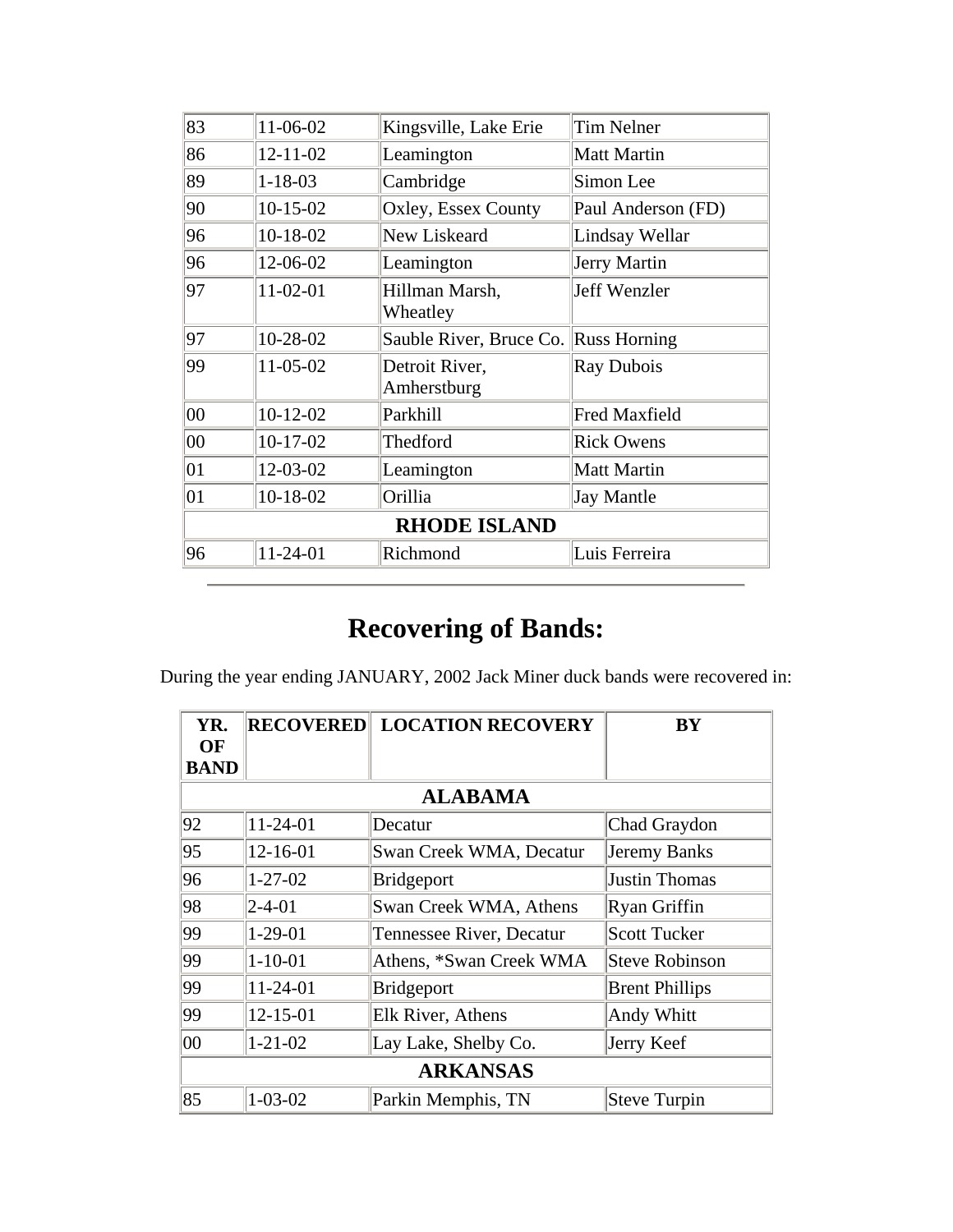| | | | |
|---|---|---|---|
| 83 | 11-06-02 | Kingsville, Lake Erie | Tim Nelner |
| 86 | 12-11-02 | Leamington | Matt Martin |
| 89 | 1-18-03 | Cambridge | Simon Lee |
| 90 | 10-15-02 | Oxley, Essex County | Paul Anderson (FD) |
| 96 | 10-18-02 | New Liskeard | Lindsay Wellar |
| 96 | 12-06-02 | Leamington | Jerry Martin |
| 97 | 11-02-01 | Hillman Marsh, Wheatley | Jeff Wenzler |
| 97 | 10-28-02 | Sauble River, Bruce Co. | Russ Horning |
| 99 | 11-05-02 | Detroit River, Amherstburg | Ray Dubois |
| 00 | 10-12-02 | Parkhill | Fred Maxfield |
| 00 | 10-17-02 | Thedford | Rick Owens |
| 01 | 12-03-02 | Leamington | Matt Martin |
| 01 | 10-18-02 | Orillia | Jay Mantle |
| **RHODE ISLAND** | | | |
| 96 | 11-24-01 | Richmond | Luis Ferreira |

---

# Recovering of Bands:

During the year ending JANUARY, 2002 Jack Miner duck bands were recovered in:

| YR. OF BAND | RECOVERED | LOCATION RECOVERY | BY |
|---|---|---|---|
| **ALABAMA** | | | |
| 92 | 11-24-01 | Decatur | Chad Graydon |
| 95 | 12-16-01 | Swan Creek WMA, Decatur | Jeremy Banks |
| 96 | 1-27-02 | Bridgeport | Justin Thomas |
| 98 | 2-4-01 | Swan Creek WMA, Athens | Ryan Griffin |
| 99 | 1-29-01 | Tennessee River, Decatur | Scott Tucker |
| 99 | 1-10-01 | Athens, *Swan Creek WMA | Steve Robinson |
| 99 | 11-24-01 | Bridgeport | Brent Phillips |
| 99 | 12-15-01 | Elk River, Athens | Andy Whitt |
| 00 | 1-21-02 | Lay Lake, Shelby Co. | Jerry Keef |
| **ARKANSAS** | | | |
| 85 | 1-03-02 | Parkin Memphis, TN | Steve Turpin |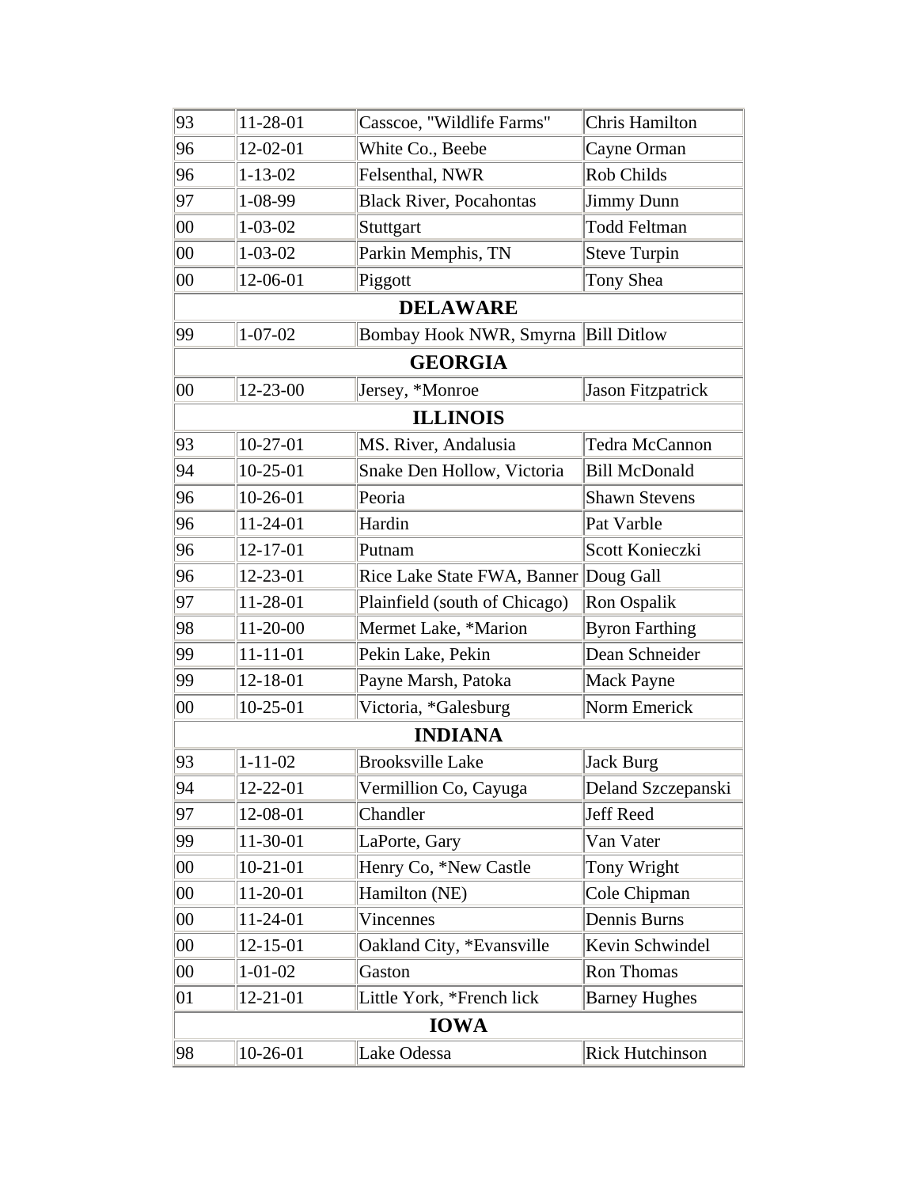| | | | |
|---|---|---|---|
| 93 | 11-28-01 | Casscoe, "Wildlife Farms" | Chris Hamilton |
| 96 | 12-02-01 | White Co., Beebe | Cayne Orman |
| 96 | 1-13-02 | Felsenthal, NWR | Rob Childs |
| 97 | 1-08-99 | Black River, Pocahontas | Jimmy Dunn |
| 00 | 1-03-02 | Stuttgart | Todd Feltman |
| 00 | 1-03-02 | Parkin Memphis, TN | Steve Turpin |
| 00 | 12-06-01 | Piggott | Tony Shea |
| **DELAWARE** | | | |
| 99 | 1-07-02 | Bombay Hook NWR, Smyrna | Bill Ditlow |
| **GEORGIA** | | | |
| 00 | 12-23-00 | Jersey, *Monroe | Jason Fitzpatrick |
| **ILLINOIS** | | | |
| 93 | 10-27-01 | MS. River, Andalusia | Tedra McCannon |
| 94 | 10-25-01 | Snake Den Hollow, Victoria | Bill McDonald |
| 96 | 10-26-01 | Peoria | Shawn Stevens |
| 96 | 11-24-01 | Hardin | Pat Varble |
| 96 | 12-17-01 | Putnam | Scott Konieczki |
| 96 | 12-23-01 | Rice Lake State FWA, Banner | Doug Gall |
| 97 | 11-28-01 | Plainfield (south of Chicago) | Ron Ospalik |
| 98 | 11-20-00 | Mermet Lake, *Marion | Byron Farthing |
| 99 | 11-11-01 | Pekin Lake, Pekin | Dean Schneider |
| 99 | 12-18-01 | Payne Marsh, Patoka | Mack Payne |
| 00 | 10-25-01 | Victoria, *Galesburg | Norm Emerick |
| **INDIANA** | | | |
| 93 | 1-11-02 | Brooksville Lake | Jack Burg |
| 94 | 12-22-01 | Vermillion Co, Cayuga | Deland Szczepanski |
| 97 | 12-08-01 | Chandler | Jeff Reed |
| 99 | 11-30-01 | LaPorte, Gary | Van Vater |
| 00 | 10-21-01 | Henry Co, *New Castle | Tony Wright |
| 00 | 11-20-01 | Hamilton (NE) | Cole Chipman |
| 00 | 11-24-01 | Vincennes | Dennis Burns |
| 00 | 12-15-01 | Oakland City, *Evansville | Kevin Schwindel |
| 00 | 1-01-02 | Gaston | Ron Thomas |
| 01 | 12-21-01 | Little York, *French lick | Barney Hughes |
| **IOWA** | | | |
| 98 | 10-26-01 | Lake Odessa | Rick Hutchinson |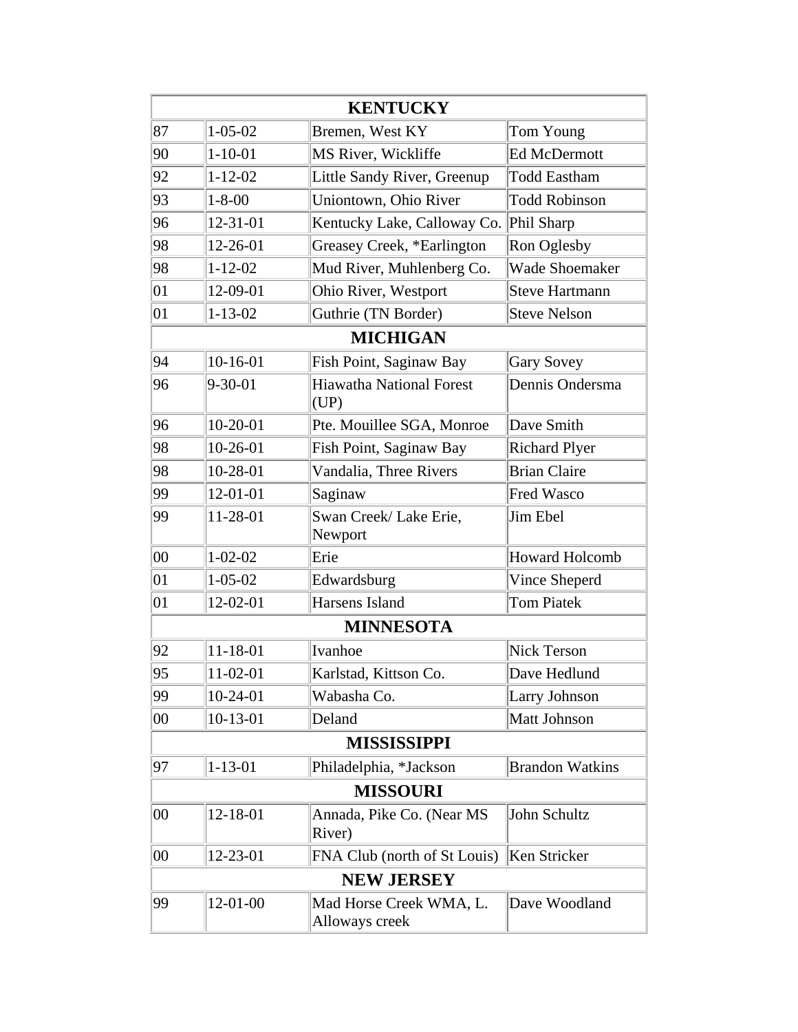| KENTUCKY | | | |
|---|---|---|---|
| 87 | 1-05-02 | Bremen, West KY | Tom Young |
| 90 | 1-10-01 | MS River, Wickliffe | Ed McDermott |
| 92 | 1-12-02 | Little Sandy River, Greenup | Todd Eastham |
| 93 | 1-8-00 | Uniontown, Ohio River | Todd Robinson |
| 96 | 12-31-01 | Kentucky Lake, Calloway Co. | Phil Sharp |
| 98 | 12-26-01 | Greasey Creek, *Earlington | Ron Oglesby |
| 98 | 1-12-02 | Mud River, Muhlenberg Co. | Wade Shoemaker |
| 01 | 12-09-01 | Ohio River, Westport | Steve Hartmann |
| 01 | 1-13-02 | Guthrie (TN Border) | Steve Nelson |
| **MICHIGAN** | | | |
| 94 | 10-16-01 | Fish Point, Saginaw Bay | Gary Sovey |
| 96 | 9-30-01 | Hiawatha National Forest (UP) | Dennis Ondersma |
| 96 | 10-20-01 | Pte. Mouillee SGA, Monroe | Dave Smith |
| 98 | 10-26-01 | Fish Point, Saginaw Bay | Richard Plyer |
| 98 | 10-28-01 | Vandalia, Three Rivers | Brian Claire |
| 99 | 12-01-01 | Saginaw | Fred Wasco |
| 99 | 11-28-01 | Swan Creek/ Lake Erie, Newport | Jim Ebel |
| 00 | 1-02-02 | Erie | Howard Holcomb |
| 01 | 1-05-02 | Edwardsburg | Vince Sheperd |
| 01 | 12-02-01 | Harsens Island | Tom Piatek |
| **MINNESOTA** | | | |
| 92 | 11-18-01 | Ivanhoe | Nick Terson |
| 95 | 11-02-01 | Karlstad, Kittson Co. | Dave Hedlund |
| 99 | 10-24-01 | Wabasha Co. | Larry Johnson |
| 00 | 10-13-01 | Deland | Matt Johnson |
| **MISSISSIPPI** | | | |
| 97 | 1-13-01 | Philadelphia, *Jackson | Brandon Watkins |
| **MISSOURI** | | | |
| 00 | 12-18-01 | Annada, Pike Co. (Near MS River) | John Schultz |
| 00 | 12-23-01 | FNA Club (north of St Louis) | Ken Stricker |
| **NEW JERSEY** | | | |
| 99 | 12-01-00 | Mad Horse Creek WMA, L. Alloways creek | Dave Woodland |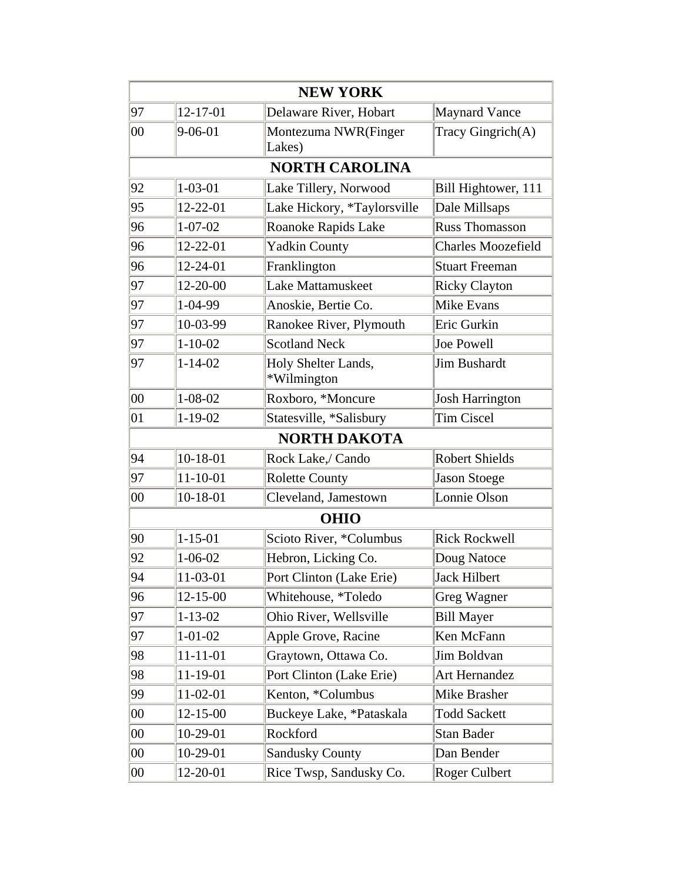| NEW YORK | | | |
|---|---|---|---|
| 97 | 12-17-01 | Delaware River, Hobart | Maynard Vance |
| 00 | 9-06-01 | Montezuma NWR(Finger Lakes) | Tracy Gingrich(A) |
| **NORTH CAROLINA** | | | |
| 92 | 1-03-01 | Lake Tillery, Norwood | Bill Hightower, 111 |
| 95 | 12-22-01 | Lake Hickory, *Taylorsville | Dale Millsaps |
| 96 | 1-07-02 | Roanoke Rapids Lake | Russ Thomasson |
| 96 | 12-22-01 | Yadkin County | Charles Moozefield |
| 96 | 12-24-01 | Franklington | Stuart Freeman |
| 97 | 12-20-00 | Lake Mattamuskeet | Ricky Clayton |
| 97 | 1-04-99 | Anoskie, Bertie Co. | Mike Evans |
| 97 | 10-03-99 | Ranokee River, Plymouth | Eric Gurkin |
| 97 | 1-10-02 | Scotland Neck | Joe Powell |
| 97 | 1-14-02 | Holy Shelter Lands, *Wilmington | Jim Bushardt |
| 00 | 1-08-02 | Roxboro, *Moncure | Josh Harrington |
| 01 | 1-19-02 | Statesville, *Salisbury | Tim Ciscel |
| **NORTH DAKOTA** | | | |
| 94 | 10-18-01 | Rock Lake,/ Cando | Robert Shields |
| 97 | 11-10-01 | Rolette County | Jason Stoege |
| 00 | 10-18-01 | Cleveland, Jamestown | Lonnie Olson |
| **OHIO** | | | |
| 90 | 1-15-01 | Scioto River, *Columbus | Rick Rockwell |
| 92 | 1-06-02 | Hebron, Licking Co. | Doug Natoce |
| 94 | 11-03-01 | Port Clinton (Lake Erie) | Jack Hilbert |
| 96 | 12-15-00 | Whitehouse, *Toledo | Greg Wagner |
| 97 | 1-13-02 | Ohio River, Wellsville | Bill Mayer |
| 97 | 1-01-02 | Apple Grove, Racine | Ken McFann |
| 98 | 11-11-01 | Graytown, Ottawa Co. | Jim Boldvan |
| 98 | 11-19-01 | Port Clinton (Lake Erie) | Art Hernandez |
| 99 | 11-02-01 | Kenton, *Columbus | Mike Brasher |
| 00 | 12-15-00 | Buckeye Lake, *Pataskala | Todd Sackett |
| 00 | 10-29-01 | Rockford | Stan Bader |
| 00 | 10-29-01 | Sandusky County | Dan Bender |
| 00 | 12-20-01 | Rice Twsp, Sandusky Co. | Roger Culbert |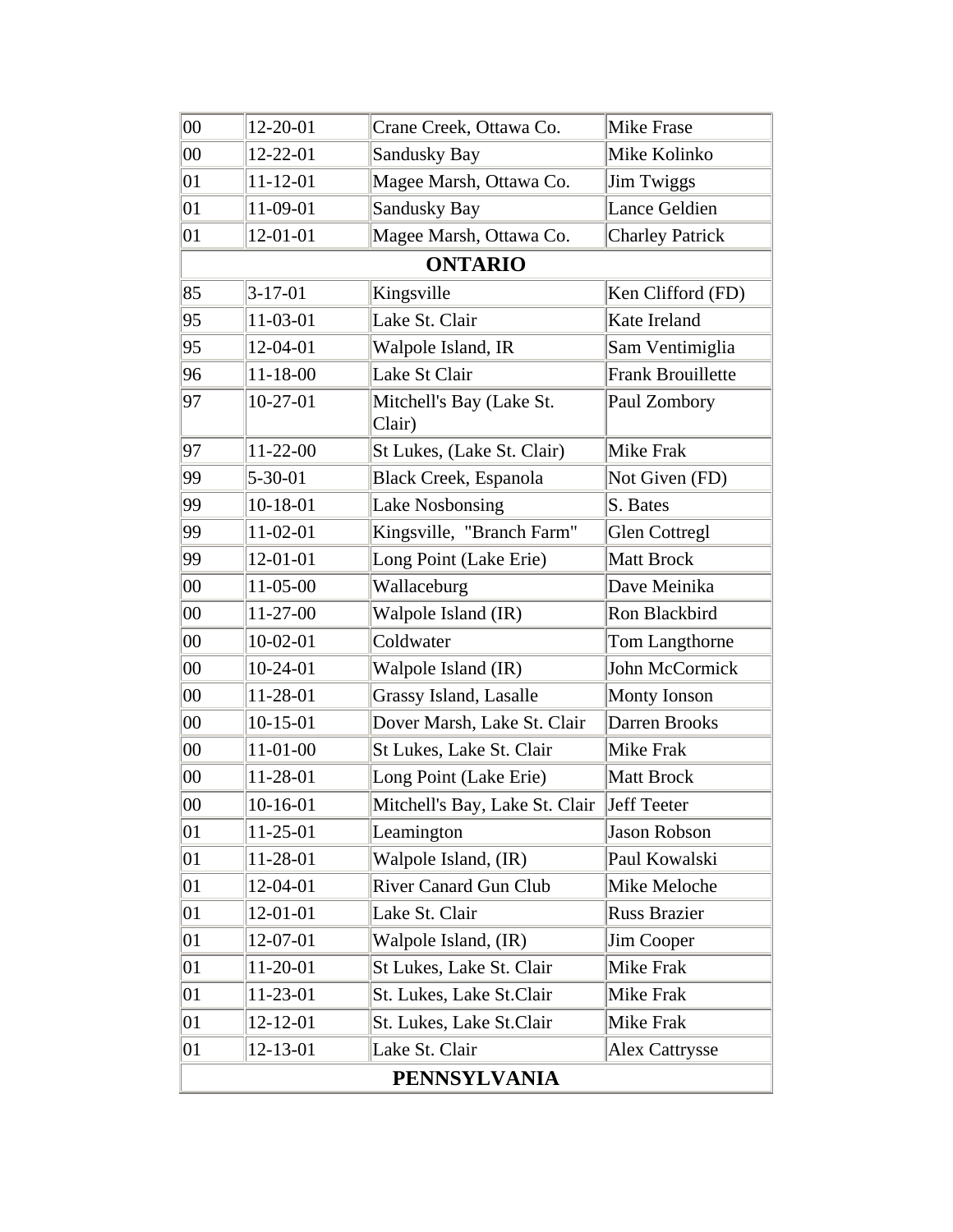| | | | |
|---|---|---|---|
| 00 | 12-20-01 | Crane Creek, Ottawa Co. | Mike Frase |
| 00 | 12-22-01 | Sandusky Bay | Mike Kolinko |
| 01 | 11-12-01 | Magee Marsh, Ottawa Co. | Jim Twiggs |
| 01 | 11-09-01 | Sandusky Bay | Lance Geldien |
| 01 | 12-01-01 | Magee Marsh, Ottawa Co. | Charley Patrick |
| **ONTARIO** | | | |
| 85 | 3-17-01 | Kingsville | Ken Clifford (FD) |
| 95 | 11-03-01 | Lake St. Clair | Kate Ireland |
| 95 | 12-04-01 | Walpole Island, IR | Sam Ventimiglia |
| 96 | 11-18-00 | Lake St Clair | Frank Brouillette |
| 97 | 10-27-01 | Mitchell's Bay (Lake St. Clair) | Paul Zombory |
| 97 | 11-22-00 | St Lukes, (Lake St. Clair) | Mike Frak |
| 99 | 5-30-01 | Black Creek, Espanola | Not Given (FD) |
| 99 | 10-18-01 | Lake Nosbonsing | S. Bates |
| 99 | 11-02-01 | Kingsville, "Branch Farm" | Glen Cottregl |
| 99 | 12-01-01 | Long Point (Lake Erie) | Matt Brock |
| 00 | 11-05-00 | Wallaceburg | Dave Meinika |
| 00 | 11-27-00 | Walpole Island (IR) | Ron Blackbird |
| 00 | 10-02-01 | Coldwater | Tom Langthorne |
| 00 | 10-24-01 | Walpole Island (IR) | John McCormick |
| 00 | 11-28-01 | Grassy Island, Lasalle | Monty Ionson |
| 00 | 10-15-01 | Dover Marsh, Lake St. Clair | Darren Brooks |
| 00 | 11-01-00 | St Lukes, Lake St. Clair | Mike Frak |
| 00 | 11-28-01 | Long Point (Lake Erie) | Matt Brock |
| 00 | 10-16-01 | Mitchell's Bay, Lake St. Clair | Jeff Teeter |
| 01 | 11-25-01 | Leamington | Jason Robson |
| 01 | 11-28-01 | Walpole Island, (IR) | Paul Kowalski |
| 01 | 12-04-01 | River Canard Gun Club | Mike Meloche |
| 01 | 12-01-01 | Lake St. Clair | Russ Brazier |
| 01 | 12-07-01 | Walpole Island, (IR) | Jim Cooper |
| 01 | 11-20-01 | St Lukes, Lake St. Clair | Mike Frak |
| 01 | 11-23-01 | St. Lukes, Lake St.Clair | Mike Frak |
| 01 | 12-12-01 | St. Lukes, Lake St.Clair | Mike Frak |
| 01 | 12-13-01 | Lake St. Clair | Alex Cattrysse |
| **PENNSYLVANIA** | | | |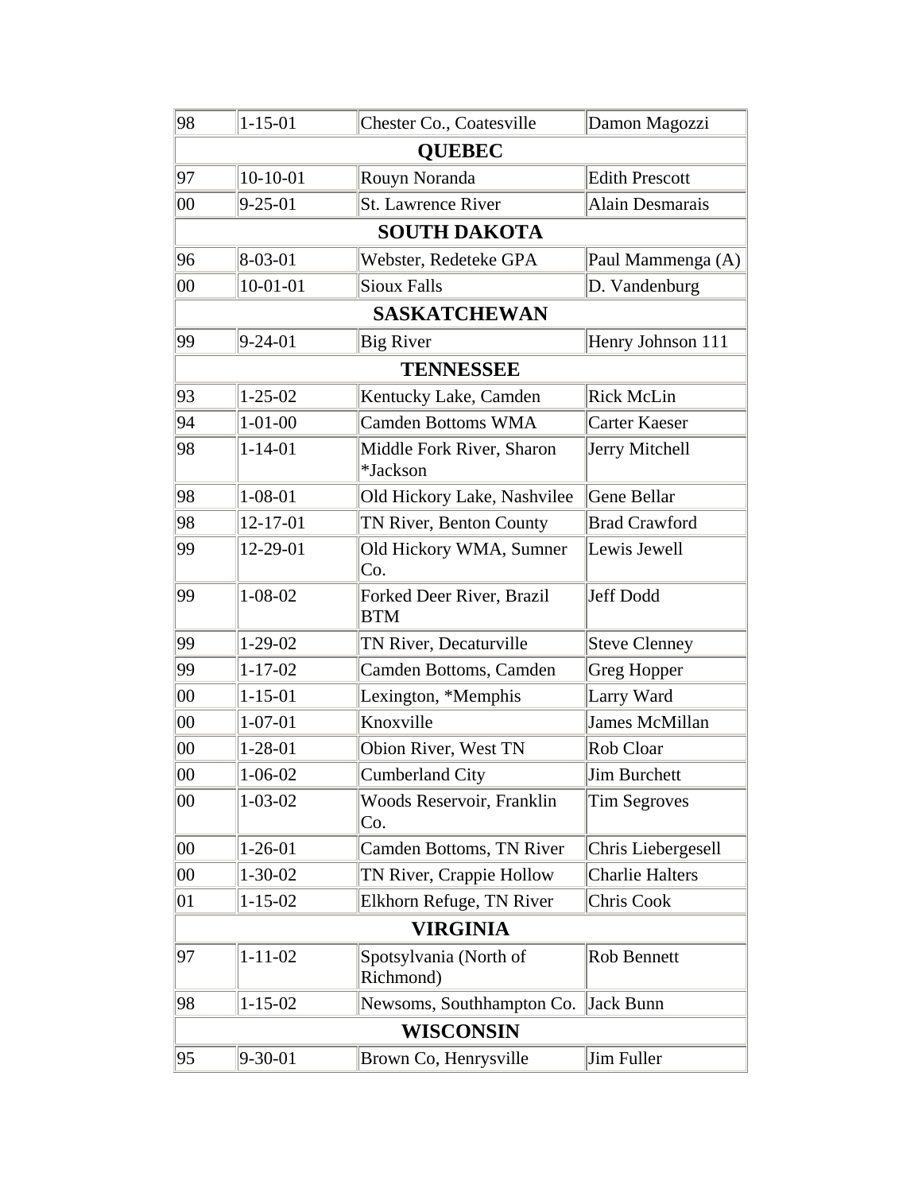| | | | |
|---|---|---|---|
| 98 | 1-15-01 | Chester Co., Coatesville | Damon Magozzi |
| **QUEBEC** | | | |
| 97 | 10-10-01 | Rouyn Noranda | Edith Prescott |
| 00 | 9-25-01 | St. Lawrence River | Alain Desmarais |
| **SOUTH DAKOTA** | | | |
| 96 | 8-03-01 | Webster, Redeteke GPA | Paul Mammenga (A) |
| 00 | 10-01-01 | Sioux Falls | D. Vandenburg |
| **SASKATCHEWAN** | | | |
| 99 | 9-24-01 | Big River | Henry Johnson 111 |
| **TENNESSEE** | | | |
| 93 | 1-25-02 | Kentucky Lake, Camden | Rick McLin |
| 94 | 1-01-00 | Camden Bottoms WMA | Carter Kaeser |
| 98 | 1-14-01 | Middle Fork River, Sharon *Jackson | Jerry Mitchell |
| 98 | 1-08-01 | Old Hickory Lake, Nashvilee | Gene Bellar |
| 98 | 12-17-01 | TN River, Benton County | Brad Crawford |
| 99 | 12-29-01 | Old Hickory WMA, Sumner Co. | Lewis Jewell |
| 99 | 1-08-02 | Forked Deer River, Brazil BTM | Jeff Dodd |
| 99 | 1-29-02 | TN River, Decaturville | Steve Clenney |
| 99 | 1-17-02 | Camden Bottoms, Camden | Greg Hopper |
| 00 | 1-15-01 | Lexington, *Memphis | Larry Ward |
| 00 | 1-07-01 | Knoxville | James McMillan |
| 00 | 1-28-01 | Obion River, West TN | Rob Cloar |
| 00 | 1-06-02 | Cumberland City | Jim Burchett |
| 00 | 1-03-02 | Woods Reservoir, Franklin Co. | Tim Segroves |
| 00 | 1-26-01 | Camden Bottoms, TN River | Chris Liebergesell |
| 00 | 1-30-02 | TN River, Crappie Hollow | Charlie Halters |
| 01 | 1-15-02 | Elkhorn Refuge, TN River | Chris Cook |
| **VIRGINIA** | | | |
| 97 | 1-11-02 | Spotsylvania (North of Richmond) | Rob Bennett |
| 98 | 1-15-02 | Newsoms, Southhampton Co. | Jack Bunn |
| **WISCONSIN** | | | |
| 95 | 9-30-01 | Brown Co, Henrysville | Jim Fuller |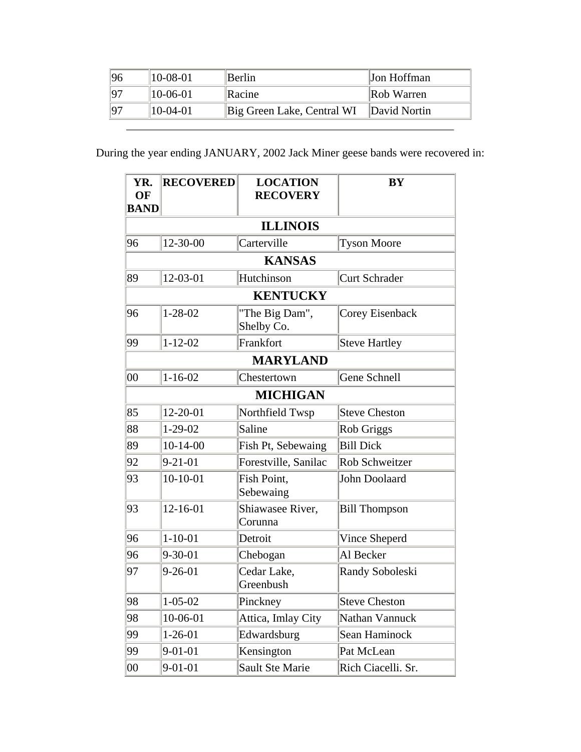| | | | |
|---|---|---|---|
| 96 | 10-08-01 | Berlin | Jon Hoffman |
| 97 | 10-06-01 | Racine | Rob Warren |
| 97 | 10-04-01 | Big Green Lake, Central WI | David Nortin |

---

During the year ending JANUARY, 2002 Jack Miner geese bands were recovered in:

| YR. OF BAND | RECOVERED | LOCATION RECOVERY | BY |
|---|---|---|---|
| **ILLINOIS** | | | |
| 96 | 12-30-00 | Carterville | Tyson Moore |
| **KANSAS** | | | |
| 89 | 12-03-01 | Hutchinson | Curt Schrader |
| **KENTUCKY** | | | |
| 96 | 1-28-02 | "The Big Dam", Shelby Co. | Corey Eisenback |
| 99 | 1-12-02 | Frankfort | Steve Hartley |
| **MARYLAND** | | | |
| 00 | 1-16-02 | Chestertown | Gene Schnell |
| **MICHIGAN** | | | |
| 85 | 12-20-01 | Northfield Twsp | Steve Cheston |
| 88 | 1-29-02 | Saline | Rob Griggs |
| 89 | 10-14-00 | Fish Pt, Sebewaing | Bill Dick |
| 92 | 9-21-01 | Forestville, Sanilac | Rob Schweitzer |
| 93 | 10-10-01 | Fish Point, Sebewaing | John Doolaard |
| 93 | 12-16-01 | Shiawasee River, Corunna | Bill Thompson |
| 96 | 1-10-01 | Detroit | Vince Sheperd |
| 96 | 9-30-01 | Chebogan | Al Becker |
| 97 | 9-26-01 | Cedar Lake, Greenbush | Randy Soboleski |
| 98 | 1-05-02 | Pinckney | Steve Cheston |
| 98 | 10-06-01 | Attica, Imlay City | Nathan Vannuck |
| 99 | 1-26-01 | Edwardsburg | Sean Haminock |
| 99 | 9-01-01 | Kensington | Pat McLean |
| 00 | 9-01-01 | Sault Ste Marie | Rich Ciacelli. Sr. |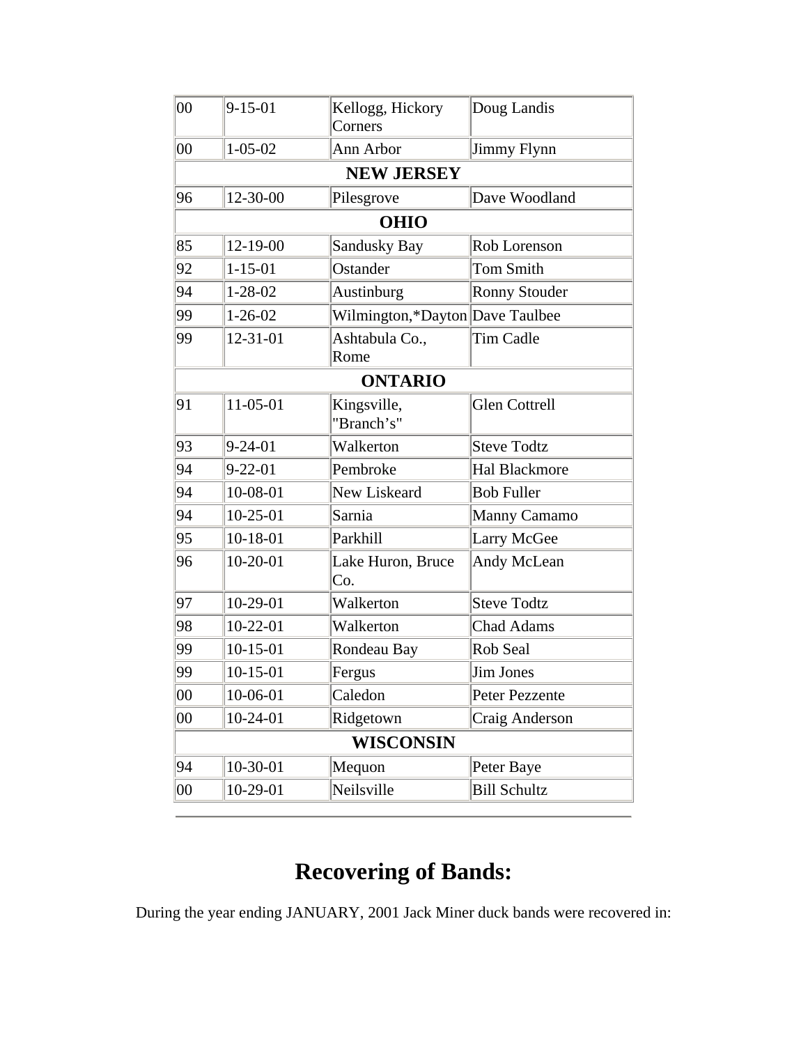| | | | |
|---|---|---|---|
| 00 | 9-15-01 | Kellogg, Hickory Corners | Doug Landis |
| 00 | 1-05-02 | Ann Arbor | Jimmy Flynn |
| **NEW JERSEY** | | | |
| 96 | 12-30-00 | Pilesgrove | Dave Woodland |
| **OHIO** | | | |
| 85 | 12-19-00 | Sandusky Bay | Rob Lorenson |
| 92 | 1-15-01 | Ostander | Tom Smith |
| 94 | 1-28-02 | Austinburg | Ronny Stouder |
| 99 | 1-26-02 | Wilmington,*Dayton | Dave Taulbee |
| 99 | 12-31-01 | Ashtabula Co., Rome | Tim Cadle |
| **ONTARIO** | | | |
| 91 | 11-05-01 | Kingsville, "Branch's" | Glen Cottrell |
| 93 | 9-24-01 | Walkerton | Steve Todtz |
| 94 | 9-22-01 | Pembroke | Hal Blackmore |
| 94 | 10-08-01 | New Liskeard | Bob Fuller |
| 94 | 10-25-01 | Sarnia | Manny Camamo |
| 95 | 10-18-01 | Parkhill | Larry McGee |
| 96 | 10-20-01 | Lake Huron, Bruce Co. | Andy McLean |
| 97 | 10-29-01 | Walkerton | Steve Todtz |
| 98 | 10-22-01 | Walkerton | Chad Adams |
| 99 | 10-15-01 | Rondeau Bay | Rob Seal |
| 99 | 10-15-01 | Fergus | Jim Jones |
| 00 | 10-06-01 | Caledon | Peter Pezzente |
| 00 | 10-24-01 | Ridgetown | Craig Anderson |
| **WISCONSIN** | | | |
| 94 | 10-30-01 | Mequon | Peter Baye |
| 00 | 10-29-01 | Neilsville | Bill Schultz |

---

# Recovering of Bands:

During the year ending JANUARY, 2001 Jack Miner duck bands were recovered in: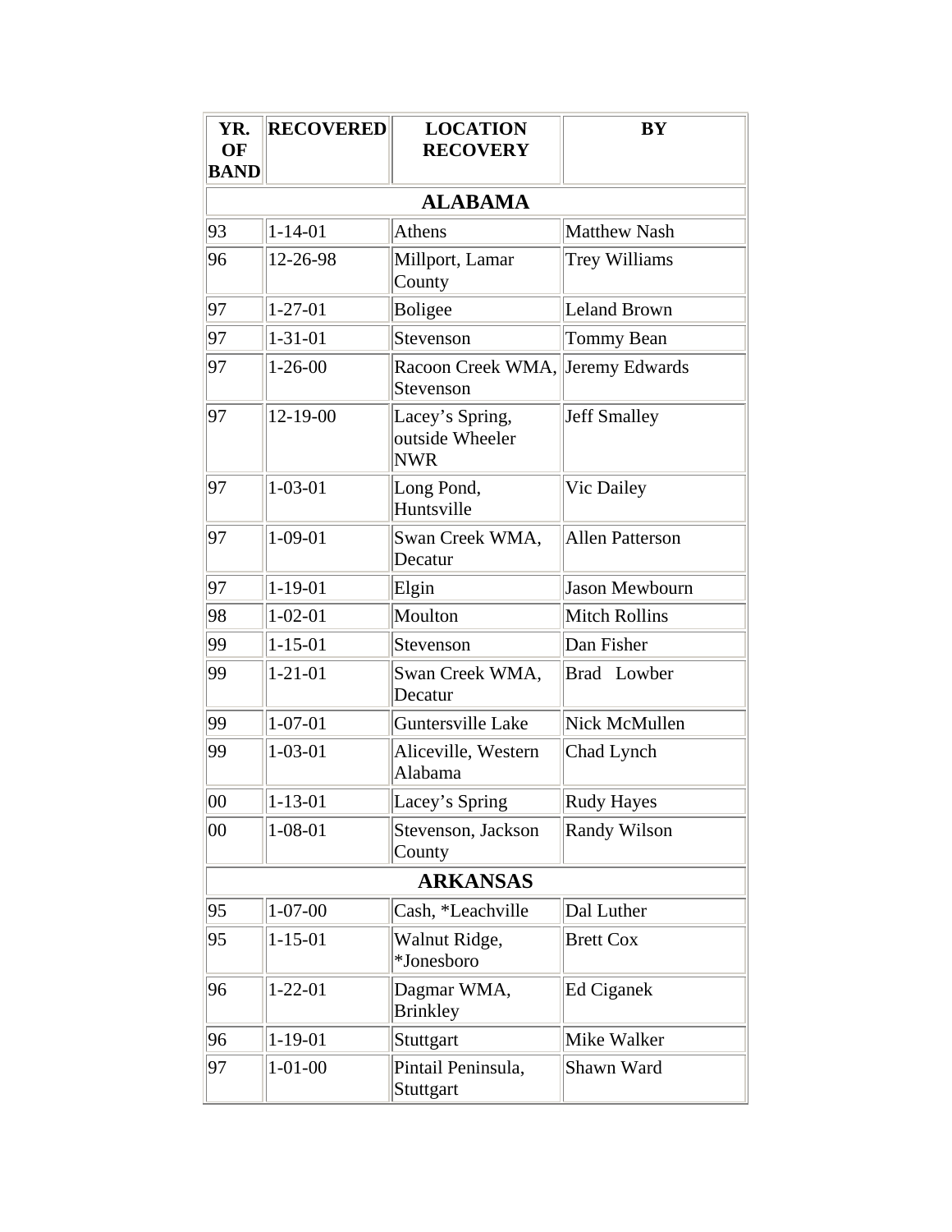| YR. OF BAND | RECOVERED | LOCATION RECOVERY | BY |
|---|---|---|---|
| **ALABAMA** | | | |
| 93 | 1-14-01 | Athens | Matthew Nash |
| 96 | 12-26-98 | Millport, Lamar County | Trey Williams |
| 97 | 1-27-01 | Boligee | Leland Brown |
| 97 | 1-31-01 | Stevenson | Tommy Bean |
| 97 | 1-26-00 | Racoon Creek WMA, Stevenson | Jeremy Edwards |
| 97 | 12-19-00 | Lacey's Spring, outside Wheeler NWR | Jeff Smalley |
| 97 | 1-03-01 | Long Pond, Huntsville | Vic Dailey |
| 97 | 1-09-01 | Swan Creek WMA, Decatur | Allen Patterson |
| 97 | 1-19-01 | Elgin | Jason Mewbourn |
| 98 | 1-02-01 | Moulton | Mitch Rollins |
| 99 | 1-15-01 | Stevenson | Dan Fisher |
| 99 | 1-21-01 | Swan Creek WMA, Decatur | Brad Lowber |
| 99 | 1-07-01 | Guntersville Lake | Nick McMullen |
| 99 | 1-03-01 | Aliceville, Western Alabama | Chad Lynch |
| 00 | 1-13-01 | Lacey's Spring | Rudy Hayes |
| 00 | 1-08-01 | Stevenson, Jackson County | Randy Wilson |
| **ARKANSAS** | | | |
| 95 | 1-07-00 | Cash, *Leachville | Dal Luther |
| 95 | 1-15-01 | Walnut Ridge, *Jonesboro | Brett Cox |
| 96 | 1-22-01 | Dagmar WMA, Brinkley | Ed Ciganek |
| 96 | 1-19-01 | Stuttgart | Mike Walker |
| 97 | 1-01-00 | Pintail Peninsula, Stuttgart | Shawn Ward |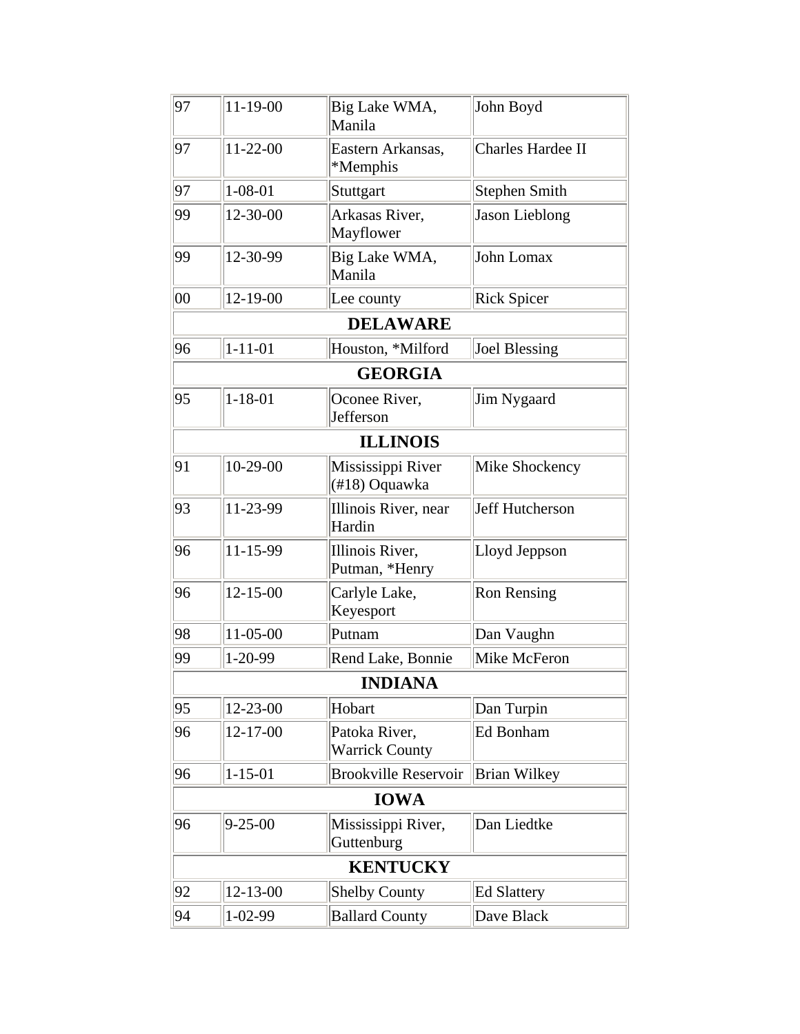| | | | |
|---|---|---|---|
| 97 | 11-19-00 | Big Lake WMA, Manila | John Boyd |
| 97 | 11-22-00 | Eastern Arkansas, *Memphis | Charles Hardee II |
| 97 | 1-08-01 | Stuttgart | Stephen Smith |
| 99 | 12-30-00 | Arkasas River, Mayflower | Jason Lieblong |
| 99 | 12-30-99 | Big Lake WMA, Manila | John Lomax |
| 00 | 12-19-00 | Lee county | Rick Spicer |
| **DELAWARE** | | | |
| 96 | 1-11-01 | Houston, *Milford | Joel Blessing |
| **GEORGIA** | | | |
| 95 | 1-18-01 | Oconee River, Jefferson | Jim Nygaard |
| **ILLINOIS** | | | |
| 91 | 10-29-00 | Mississippi River (#18) Oquawka | Mike Shockency |
| 93 | 11-23-99 | Illinois River, near Hardin | Jeff Hutcherson |
| 96 | 11-15-99 | Illinois River, Putman, *Henry | Lloyd Jeppson |
| 96 | 12-15-00 | Carlyle Lake, Keyesport | Ron Rensing |
| 98 | 11-05-00 | Putnam | Dan Vaughn |
| 99 | 1-20-99 | Rend Lake, Bonnie | Mike McFeron |
| **INDIANA** | | | |
| 95 | 12-23-00 | Hobart | Dan Turpin |
| 96 | 12-17-00 | Patoka River, Warrick County | Ed Bonham |
| 96 | 1-15-01 | Brookville Reservoir | Brian Wilkey |
| **IOWA** | | | |
| 96 | 9-25-00 | Mississippi River, Guttenburg | Dan Liedtke |
| **KENTUCKY** | | | |
| 92 | 12-13-00 | Shelby County | Ed Slattery |
| 94 | 1-02-99 | Ballard County | Dave Black |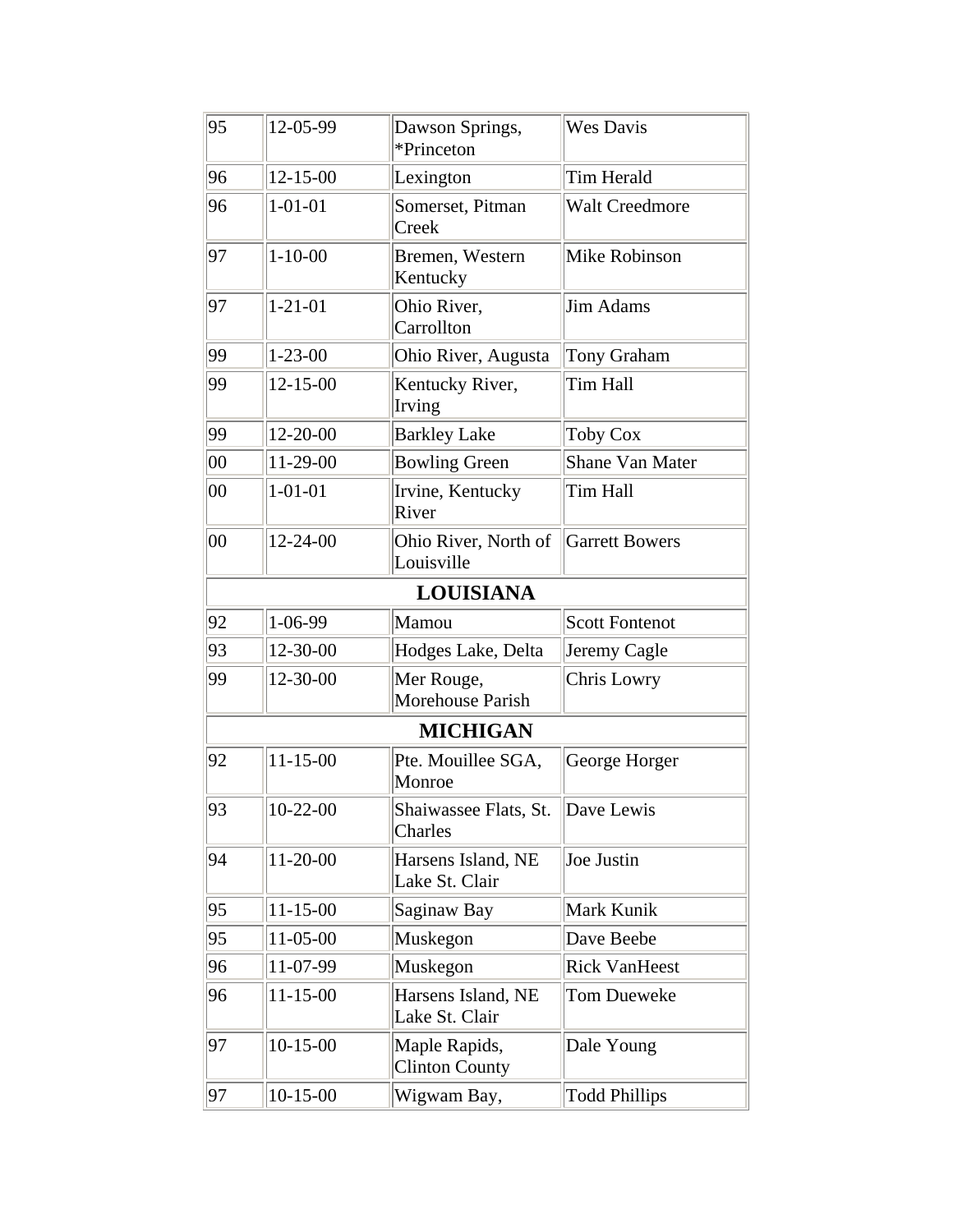| | | | |
|---|---|---|---|
| 95 | 12-05-99 | Dawson Springs, *Princeton | Wes Davis |
| 96 | 12-15-00 | Lexington | Tim Herald |
| 96 | 1-01-01 | Somerset, Pitman Creek | Walt Creedmore |
| 97 | 1-10-00 | Bremen, Western Kentucky | Mike Robinson |
| 97 | 1-21-01 | Ohio River, Carrollton | Jim Adams |
| 99 | 1-23-00 | Ohio River, Augusta | Tony Graham |
| 99 | 12-15-00 | Kentucky River, Irving | Tim Hall |
| 99 | 12-20-00 | Barkley Lake | Toby Cox |
| 00 | 11-29-00 | Bowling Green | Shane Van Mater |
| 00 | 1-01-01 | Irvine, Kentucky River | Tim Hall |
| 00 | 12-24-00 | Ohio River, North of Louisville | Garrett Bowers |
| **LOUISIANA** | | | |
| 92 | 1-06-99 | Mamou | Scott Fontenot |
| 93 | 12-30-00 | Hodges Lake, Delta | Jeremy Cagle |
| 99 | 12-30-00 | Mer Rouge, Morehouse Parish | Chris Lowry |
| **MICHIGAN** | | | |
| 92 | 11-15-00 | Pte. Mouillee SGA, Monroe | George Horger |
| 93 | 10-22-00 | Shaiwassee Flats, St. Charles | Dave Lewis |
| 94 | 11-20-00 | Harsens Island, NE Lake St. Clair | Joe Justin |
| 95 | 11-15-00 | Saginaw Bay | Mark Kunik |
| 95 | 11-05-00 | Muskegon | Dave Beebe |
| 96 | 11-07-99 | Muskegon | Rick VanHeest |
| 96 | 11-15-00 | Harsens Island, NE Lake St. Clair | Tom Dueweke |
| 97 | 10-15-00 | Maple Rapids, Clinton County | Dale Young |
| 97 | 10-15-00 | Wigwam Bay, | Todd Phillips |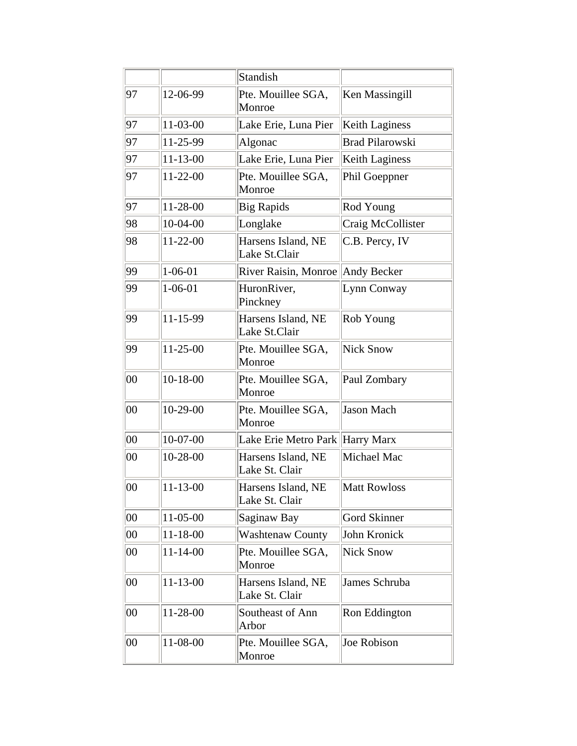| | | | |
|---|---|---|---|
| | | Standish | |
| 97 | 12-06-99 | Pte. Mouillee SGA, Monroe | Ken Massingill |
| 97 | 11-03-00 | Lake Erie, Luna Pier | Keith Laginess |
| 97 | 11-25-99 | Algonac | Brad Pilarowski |
| 97 | 11-13-00 | Lake Erie, Luna Pier | Keith Laginess |
| 97 | 11-22-00 | Pte. Mouillee SGA, Monroe | Phil Goeppner |
| 97 | 11-28-00 | Big Rapids | Rod Young |
| 98 | 10-04-00 | Longlake | Craig McCollister |
| 98 | 11-22-00 | Harsens Island, NE Lake St.Clair | C.B. Percy, IV |
| 99 | 1-06-01 | River Raisin, Monroe | Andy Becker |
| 99 | 1-06-01 | HuronRiver, Pinckney | Lynn Conway |
| 99 | 11-15-99 | Harsens Island, NE Lake St.Clair | Rob Young |
| 99 | 11-25-00 | Pte. Mouillee SGA, Monroe | Nick Snow |
| 00 | 10-18-00 | Pte. Mouillee SGA, Monroe | Paul Zombary |
| 00 | 10-29-00 | Pte. Mouillee SGA, Monroe | Jason Mach |
| 00 | 10-07-00 | Lake Erie Metro Park | Harry Marx |
| 00 | 10-28-00 | Harsens Island, NE Lake St. Clair | Michael Mac |
| 00 | 11-13-00 | Harsens Island, NE Lake St. Clair | Matt Rowloss |
| 00 | 11-05-00 | Saginaw Bay | Gord Skinner |
| 00 | 11-18-00 | Washtenaw County | John Kronick |
| 00 | 11-14-00 | Pte. Mouillee SGA, Monroe | Nick Snow |
| 00 | 11-13-00 | Harsens Island, NE Lake St. Clair | James Schruba |
| 00 | 11-28-00 | Southeast of Ann Arbor | Ron Eddington |
| 00 | 11-08-00 | Pte. Mouillee SGA, Monroe | Joe Robison |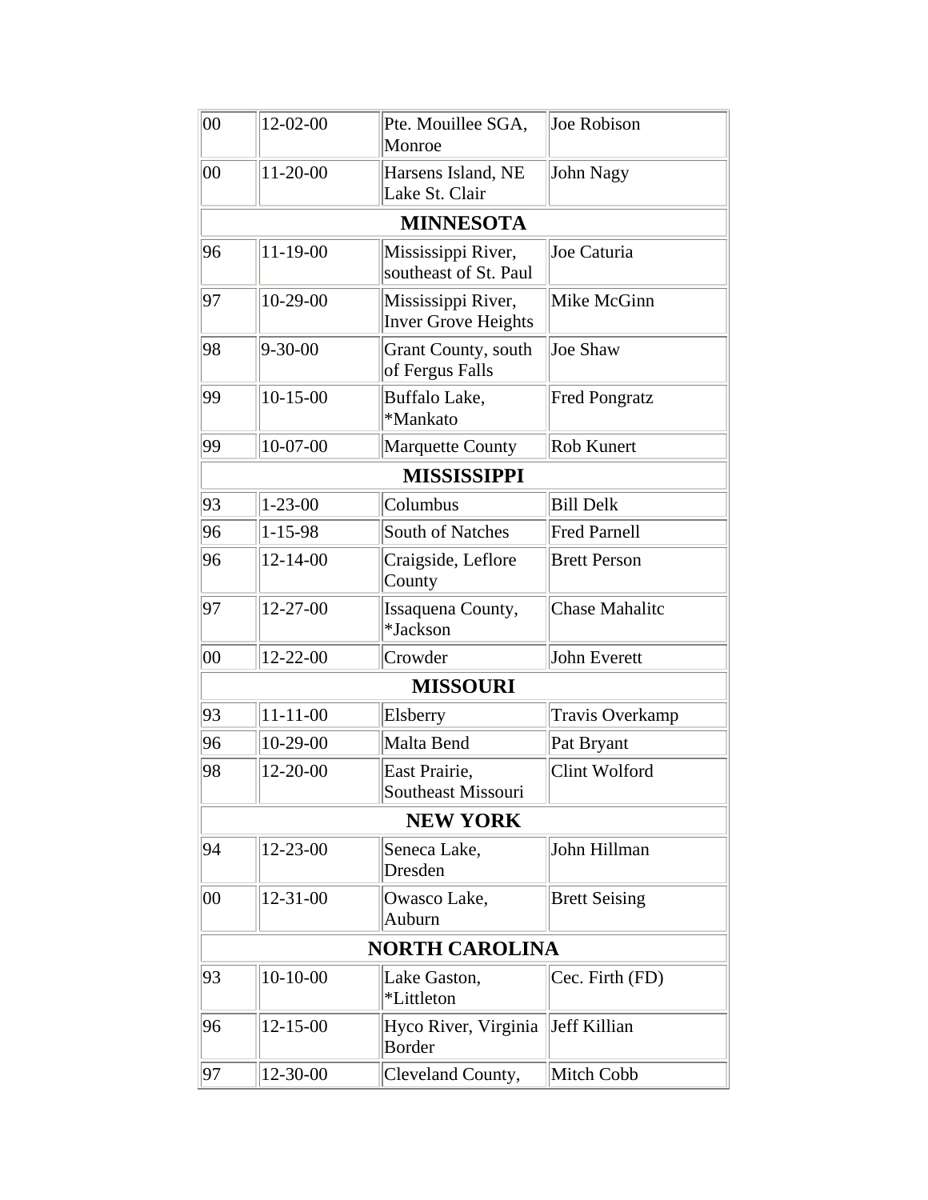| | | | |
|---|---|---|---|
| 00 | 12-02-00 | Pte. Mouillee SGA, Monroe | Joe Robison |
| 00 | 11-20-00 | Harsens Island, NE Lake St. Clair | John Nagy |
| **MINNESOTA** | | | |
| 96 | 11-19-00 | Mississippi River, southeast of St. Paul | Joe Caturia |
| 97 | 10-29-00 | Mississippi River, Inver Grove Heights | Mike McGinn |
| 98 | 9-30-00 | Grant County, south of Fergus Falls | Joe Shaw |
| 99 | 10-15-00 | Buffalo Lake, *Mankato | Fred Pongratz |
| 99 | 10-07-00 | Marquette County | Rob Kunert |
| **MISSISSIPPI** | | | |
| 93 | 1-23-00 | Columbus | Bill Delk |
| 96 | 1-15-98 | South of Natches | Fred Parnell |
| 96 | 12-14-00 | Craigside, Leflore County | Brett Person |
| 97 | 12-27-00 | Issaquena County, *Jackson | Chase Mahalitc |
| 00 | 12-22-00 | Crowder | John Everett |
| **MISSOURI** | | | |
| 93 | 11-11-00 | Elsberry | Travis Overkamp |
| 96 | 10-29-00 | Malta Bend | Pat Bryant |
| 98 | 12-20-00 | East Prairie, Southeast Missouri | Clint Wolford |
| **NEW YORK** | | | |
| 94 | 12-23-00 | Seneca Lake, Dresden | John Hillman |
| 00 | 12-31-00 | Owasco Lake, Auburn | Brett Seising |
| **NORTH CAROLINA** | | | |
| 93 | 10-10-00 | Lake Gaston, *Littleton | Cec. Firth (FD) |
| 96 | 12-15-00 | Hyco River, Virginia Border | Jeff Killian |
| 97 | 12-30-00 | Cleveland County, | Mitch Cobb |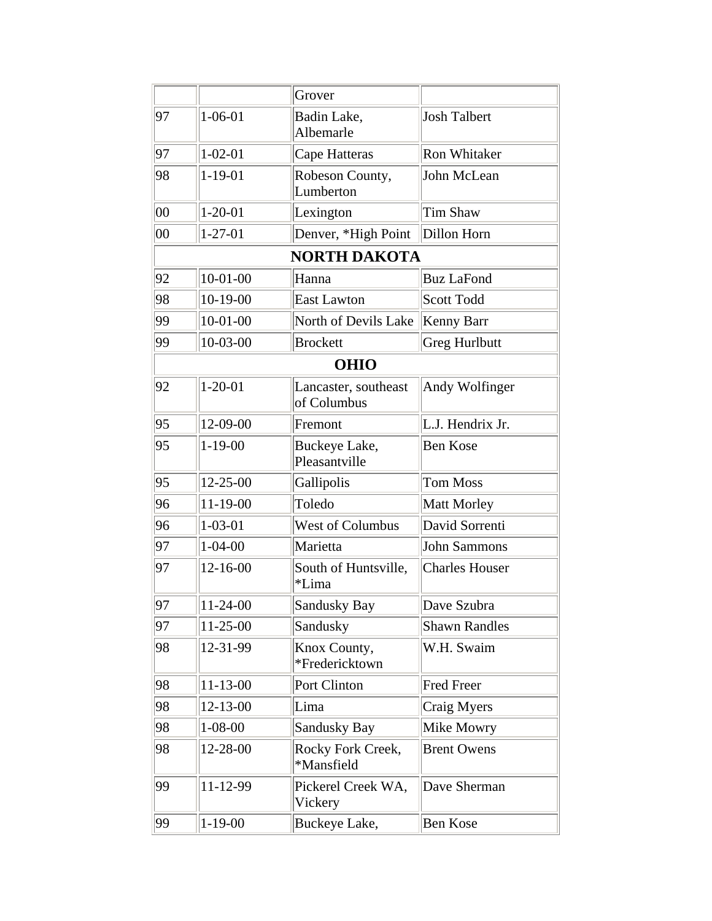| | | | |
|---|---|---|---|
| | | Grover | |
| 97 | 1-06-01 | Badin Lake, Albemarle | Josh Talbert |
| 97 | 1-02-01 | Cape Hatteras | Ron Whitaker |
| 98 | 1-19-01 | Robeson County, Lumberton | John McLean |
| 00 | 1-20-01 | Lexington | Tim Shaw |
| 00 | 1-27-01 | Denver, *High Point | Dillon Horn |
| **NORTH DAKOTA** | | | |
| 92 | 10-01-00 | Hanna | Buz LaFond |
| 98 | 10-19-00 | East Lawton | Scott Todd |
| 99 | 10-01-00 | North of Devils Lake | Kenny Barr |
| 99 | 10-03-00 | Brockett | Greg Hurlbutt |
| **OHIO** | | | |
| 92 | 1-20-01 | Lancaster, southeast of Columbus | Andy Wolfinger |
| 95 | 12-09-00 | Fremont | L.J. Hendrix Jr. |
| 95 | 1-19-00 | Buckeye Lake, Pleasantville | Ben Kose |
| 95 | 12-25-00 | Gallipolis | Tom Moss |
| 96 | 11-19-00 | Toledo | Matt Morley |
| 96 | 1-03-01 | West of Columbus | David Sorrenti |
| 97 | 1-04-00 | Marietta | John Sammons |
| 97 | 12-16-00 | South of Huntsville, *Lima | Charles Houser |
| 97 | 11-24-00 | Sandusky Bay | Dave Szubra |
| 97 | 11-25-00 | Sandusky | Shawn Randles |
| 98 | 12-31-99 | Knox County, *Fredericktown | W.H. Swaim |
| 98 | 11-13-00 | Port Clinton | Fred Freer |
| 98 | 12-13-00 | Lima | Craig Myers |
| 98 | 1-08-00 | Sandusky Bay | Mike Mowry |
| 98 | 12-28-00 | Rocky Fork Creek, *Mansfield | Brent Owens |
| 99 | 11-12-99 | Pickerel Creek WA, Vickery | Dave Sherman |
| 99 | 1-19-00 | Buckeye Lake, | Ben Kose |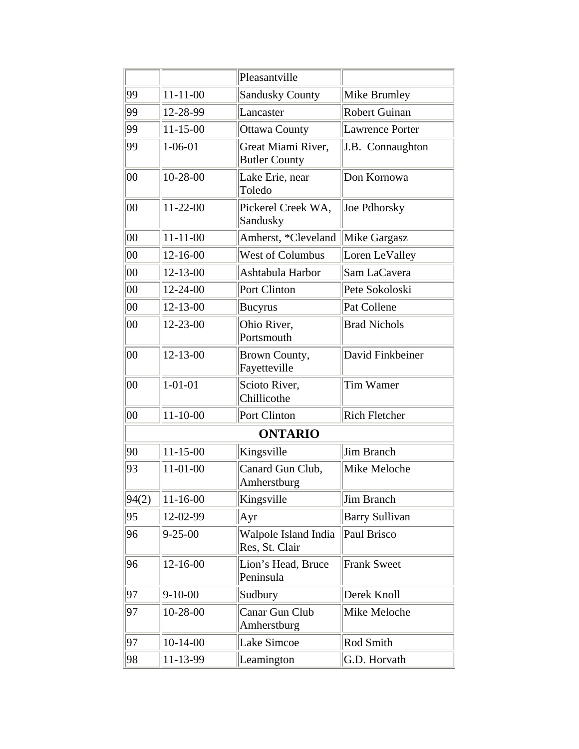| | | | |
|---|---|---|---|
| | | Pleasantville | |
| 99 | 11-11-00 | Sandusky County | Mike Brumley |
| 99 | 12-28-99 | Lancaster | Robert Guinan |
| 99 | 11-15-00 | Ottawa County | Lawrence Porter |
| 99 | 1-06-01 | Great Miami River, Butler County | J.B. Connaughton |
| 00 | 10-28-00 | Lake Erie, near Toledo | Don Kornowa |
| 00 | 11-22-00 | Pickerel Creek WA, Sandusky | Joe Pdhorsky |
| 00 | 11-11-00 | Amherst, *Cleveland | Mike Gargasz |
| 00 | 12-16-00 | West of Columbus | Loren LeValley |
| 00 | 12-13-00 | Ashtabula Harbor | Sam LaCavera |
| 00 | 12-24-00 | Port Clinton | Pete Sokoloski |
| 00 | 12-13-00 | Bucyrus | Pat Collene |
| 00 | 12-23-00 | Ohio River, Portsmouth | Brad Nichols |
| 00 | 12-13-00 | Brown County, Fayetteville | David Finkbeiner |
| 00 | 1-01-01 | Scioto River, Chillicothe | Tim Wamer |
| 00 | 11-10-00 | Port Clinton | Rich Fletcher |
| **ONTARIO** | | | |
| 90 | 11-15-00 | Kingsville | Jim Branch |
| 93 | 11-01-00 | Canard Gun Club, Amherstburg | Mike Meloche |
| 94(2) | 11-16-00 | Kingsville | Jim Branch |
| 95 | 12-02-99 | Ayr | Barry Sullivan |
| 96 | 9-25-00 | Walpole Island India Res, St. Clair | Paul Brisco |
| 96 | 12-16-00 | Lion's Head, Bruce Peninsula | Frank Sweet |
| 97 | 9-10-00 | Sudbury | Derek Knoll |
| 97 | 10-28-00 | Canar Gun Club Amherstburg | Mike Meloche |
| 97 | 10-14-00 | Lake Simcoe | Rod Smith |
| 98 | 11-13-99 | Leamington | G.D. Horvath |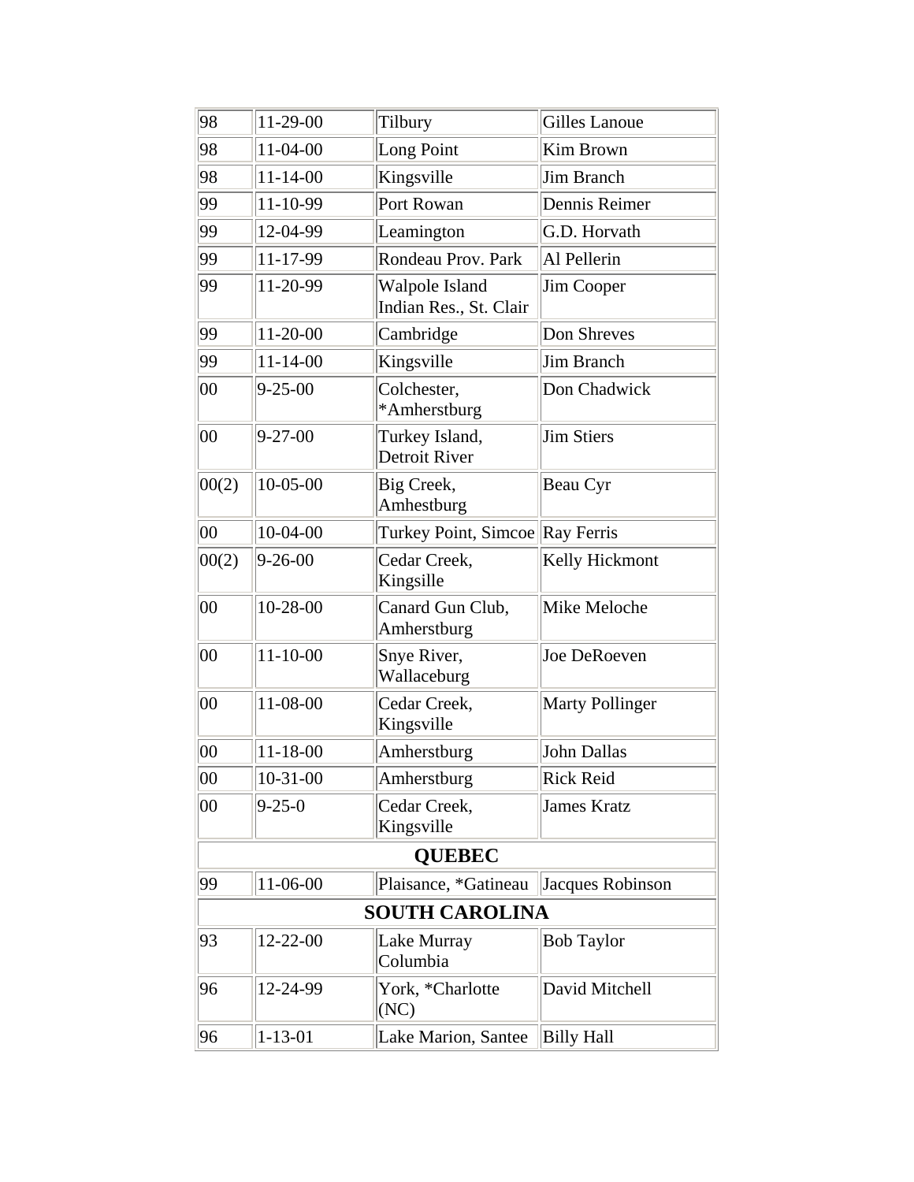| | | | |
|---|---|---|---|
| 98 | 11-29-00 | Tilbury | Gilles Lanoue |
| 98 | 11-04-00 | Long Point | Kim Brown |
| 98 | 11-14-00 | Kingsville | Jim Branch |
| 99 | 11-10-99 | Port Rowan | Dennis Reimer |
| 99 | 12-04-99 | Leamington | G.D. Horvath |
| 99 | 11-17-99 | Rondeau Prov. Park | Al Pellerin |
| 99 | 11-20-99 | Walpole Island Indian Res., St. Clair | Jim Cooper |
| 99 | 11-20-00 | Cambridge | Don Shreves |
| 99 | 11-14-00 | Kingsville | Jim Branch |
| 00 | 9-25-00 | Colchester, *Amherstburg | Don Chadwick |
| 00 | 9-27-00 | Turkey Island, Detroit River | Jim Stiers |
| 00(2) | 10-05-00 | Big Creek, Amhestburg | Beau Cyr |
| 00 | 10-04-00 | Turkey Point, Simcoe | Ray Ferris |
| 00(2) | 9-26-00 | Cedar Creek, Kingsille | Kelly Hickmont |
| 00 | 10-28-00 | Canard Gun Club, Amherstburg | Mike Meloche |
| 00 | 11-10-00 | Snye River, Wallaceburg | Joe DeRoeven |
| 00 | 11-08-00 | Cedar Creek, Kingsville | Marty Pollinger |
| 00 | 11-18-00 | Amherstburg | John Dallas |
| 00 | 10-31-00 | Amherstburg | Rick Reid |
| 00 | 9-25-0 | Cedar Creek, Kingsville | James Kratz |
| **QUEBEC** | | | |
| 99 | 11-06-00 | Plaisance, *Gatineau | Jacques Robinson |
| **SOUTH CAROLINA** | | | |
| 93 | 12-22-00 | Lake Murray Columbia | Bob Taylor |
| 96 | 12-24-99 | York, *Charlotte (NC) | David Mitchell |
| 96 | 1-13-01 | Lake Marion, Santee | Billy Hall |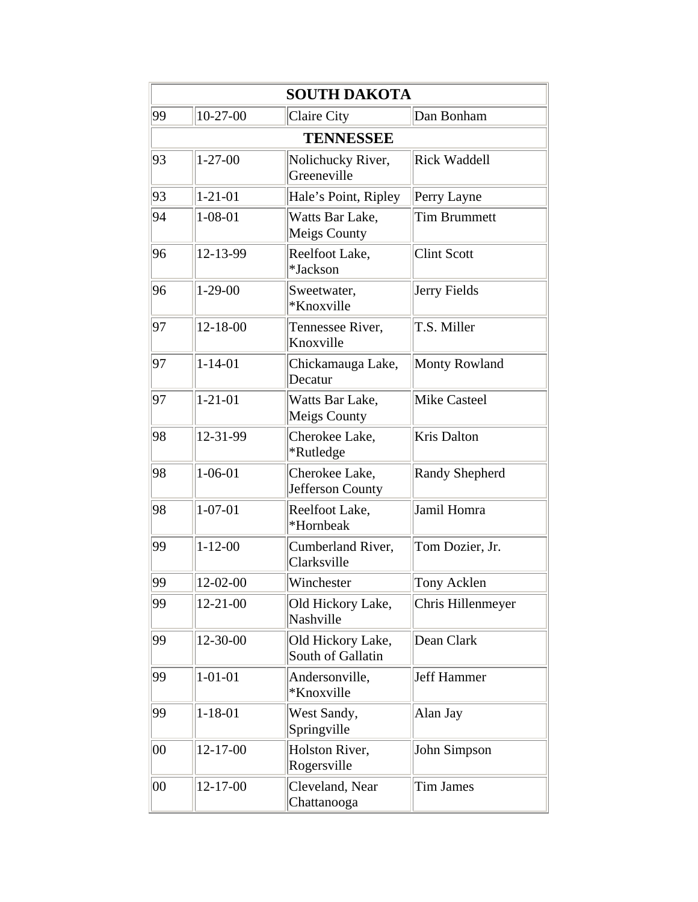| SOUTH DAKOTA | | | |
|---|---|---|---|
| 99 | 10-27-00 | Claire City | Dan Bonham |
| **TENNESSEE** | | | |
| 93 | 1-27-00 | Nolichucky River, Greeneville | Rick Waddell |
| 93 | 1-21-01 | Hale's Point, Ripley | Perry Layne |
| 94 | 1-08-01 | Watts Bar Lake, Meigs County | Tim Brummett |
| 96 | 12-13-99 | Reelfoot Lake, *Jackson | Clint Scott |
| 96 | 1-29-00 | Sweetwater, *Knoxville | Jerry Fields |
| 97 | 12-18-00 | Tennessee River, Knoxville | T.S. Miller |
| 97 | 1-14-01 | Chickamauga Lake, Decatur | Monty Rowland |
| 97 | 1-21-01 | Watts Bar Lake, Meigs County | Mike Casteel |
| 98 | 12-31-99 | Cherokee Lake, *Rutledge | Kris Dalton |
| 98 | 1-06-01 | Cherokee Lake, Jefferson County | Randy Shepherd |
| 98 | 1-07-01 | Reelfoot Lake, *Hornbeak | Jamil Homra |
| 99 | 1-12-00 | Cumberland River, Clarksville | Tom Dozier, Jr. |
| 99 | 12-02-00 | Winchester | Tony Acklen |
| 99 | 12-21-00 | Old Hickory Lake, Nashville | Chris Hillenmeyer |
| 99 | 12-30-00 | Old Hickory Lake, South of Gallatin | Dean Clark |
| 99 | 1-01-01 | Andersonville, *Knoxville | Jeff Hammer |
| 99 | 1-18-01 | West Sandy, Springville | Alan Jay |
| 00 | 12-17-00 | Holston River, Rogersville | John Simpson |
| 00 | 12-17-00 | Cleveland, Near Chattanooga | Tim James |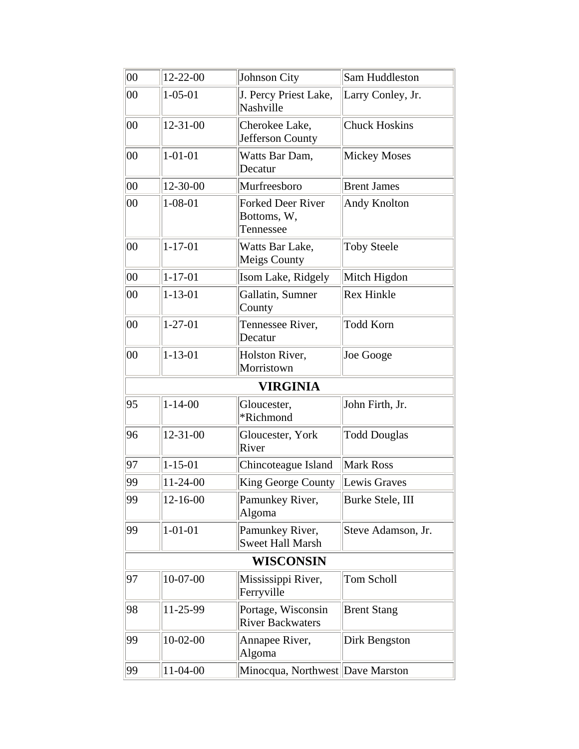| | | | |
|---|---|---|---|
| 00 | 12-22-00 | Johnson City | Sam Huddleston |
| 00 | 1-05-01 | J. Percy Priest Lake, Nashville | Larry Conley, Jr. |
| 00 | 12-31-00 | Cherokee Lake, Jefferson County | Chuck Hoskins |
| 00 | 1-01-01 | Watts Bar Dam, Decatur | Mickey Moses |
| 00 | 12-30-00 | Murfreesboro | Brent James |
| 00 | 1-08-01 | Forked Deer River Bottoms, W, Tennessee | Andy Knolton |
| 00 | 1-17-01 | Watts Bar Lake, Meigs County | Toby Steele |
| 00 | 1-17-01 | Isom Lake, Ridgely | Mitch Higdon |
| 00 | 1-13-01 | Gallatin, Sumner County | Rex Hinkle |
| 00 | 1-27-01 | Tennessee River, Decatur | Todd Korn |
| 00 | 1-13-01 | Holston River, Morristown | Joe Googe |
| **VIRGINIA** | | | |
| 95 | 1-14-00 | Gloucester, *Richmond | John Firth, Jr. |
| 96 | 12-31-00 | Gloucester, York River | Todd Douglas |
| 97 | 1-15-01 | Chincoteague Island | Mark Ross |
| 99 | 11-24-00 | King George County | Lewis Graves |
| 99 | 12-16-00 | Pamunkey River, Algoma | Burke Stele, III |
| 99 | 1-01-01 | Pamunkey River, Sweet Hall Marsh | Steve Adamson, Jr. |
| **WISCONSIN** | | | |
| 97 | 10-07-00 | Mississippi River, Ferryville | Tom Scholl |
| 98 | 11-25-99 | Portage, Wisconsin River Backwaters | Brent Stang |
| 99 | 10-02-00 | Annapee River, Algoma | Dirk Bengston |
| 99 | 11-04-00 | Minocqua, Northwest | Dave Marston |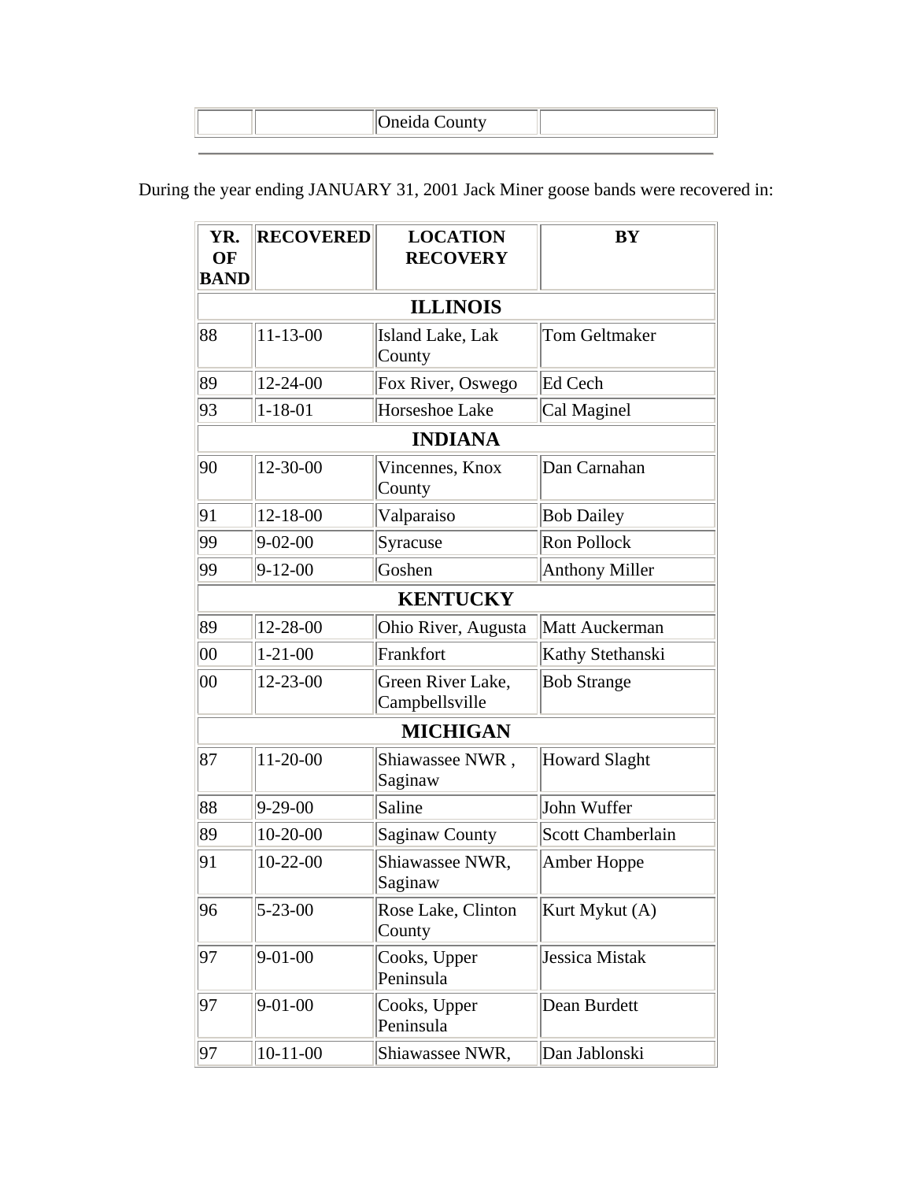| | | Oneida County | |
|---|---|---|---|

---

During the year ending JANUARY 31, 2001 Jack Miner goose bands were recovered in:

| YR. OF BAND | RECOVERED | LOCATION RECOVERY | BY |
|---|---|---|---|
| **ILLINOIS** | | | |
| 88 | 11-13-00 | Island Lake, Lak County | Tom Geltmaker |
| 89 | 12-24-00 | Fox River, Oswego | Ed Cech |
| 93 | 1-18-01 | Horseshoe Lake | Cal Maginel |
| **INDIANA** | | | |
| 90 | 12-30-00 | Vincennes, Knox County | Dan Carnahan |
| 91 | 12-18-00 | Valparaiso | Bob Dailey |
| 99 | 9-02-00 | Syracuse | Ron Pollock |
| 99 | 9-12-00 | Goshen | Anthony Miller |
| **KENTUCKY** | | | |
| 89 | 12-28-00 | Ohio River, Augusta | Matt Auckerman |
| 00 | 1-21-00 | Frankfort | Kathy Stethanski |
| 00 | 12-23-00 | Green River Lake, Campbellsville | Bob Strange |
| **MICHIGAN** | | | |
| 87 | 11-20-00 | Shiawassee NWR , Saginaw | Howard Slaght |
| 88 | 9-29-00 | Saline | John Wuffer |
| 89 | 10-20-00 | Saginaw County | Scott Chamberlain |
| 91 | 10-22-00 | Shiawassee NWR, Saginaw | Amber Hoppe |
| 96 | 5-23-00 | Rose Lake, Clinton County | Kurt Mykut (A) |
| 97 | 9-01-00 | Cooks, Upper Peninsula | Jessica Mistak |
| 97 | 9-01-00 | Cooks, Upper Peninsula | Dean Burdett |
| 97 | 10-11-00 | Shiawassee NWR, | Dan Jablonski |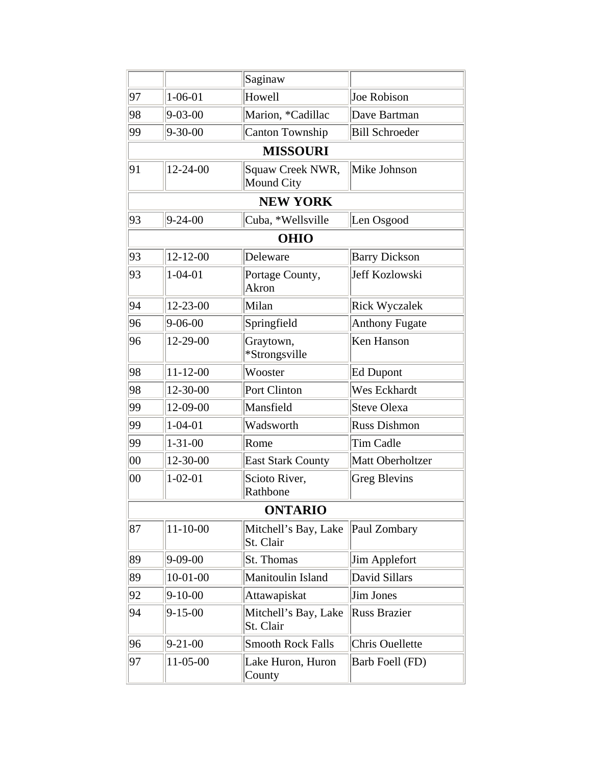| | | | |
|---|---|---|---|
| | | Saginaw | |
| 97 | 1-06-01 | Howell | Joe Robison |
| 98 | 9-03-00 | Marion, *Cadillac | Dave Bartman |
| 99 | 9-30-00 | Canton Township | Bill Schroeder |
| **MISSOURI** | | | |
| 91 | 12-24-00 | Squaw Creek NWR, Mound City | Mike Johnson |
| **NEW YORK** | | | |
| 93 | 9-24-00 | Cuba, *Wellsville | Len Osgood |
| **OHIO** | | | |
| 93 | 12-12-00 | Deleware | Barry Dickson |
| 93 | 1-04-01 | Portage County, Akron | Jeff Kozlowski |
| 94 | 12-23-00 | Milan | Rick Wyczalek |
| 96 | 9-06-00 | Springfield | Anthony Fugate |
| 96 | 12-29-00 | Graytown, *Strongsville | Ken Hanson |
| 98 | 11-12-00 | Wooster | Ed Dupont |
| 98 | 12-30-00 | Port Clinton | Wes Eckhardt |
| 99 | 12-09-00 | Mansfield | Steve Olexa |
| 99 | 1-04-01 | Wadsworth | Russ Dishmon |
| 99 | 1-31-00 | Rome | Tim Cadle |
| 00 | 12-30-00 | East Stark County | Matt Oberholtzer |
| 00 | 1-02-01 | Scioto River, Rathbone | Greg Blevins |
| **ONTARIO** | | | |
| 87 | 11-10-00 | Mitchell's Bay, Lake St. Clair | Paul Zombary |
| 89 | 9-09-00 | St. Thomas | Jim Applefort |
| 89 | 10-01-00 | Manitoulin Island | David Sillars |
| 92 | 9-10-00 | Attawapiskat | Jim Jones |
| 94 | 9-15-00 | Mitchell's Bay, Lake St. Clair | Russ Brazier |
| 96 | 9-21-00 | Smooth Rock Falls | Chris Ouellette |
| 97 | 11-05-00 | Lake Huron, Huron County | Barb Foell (FD) |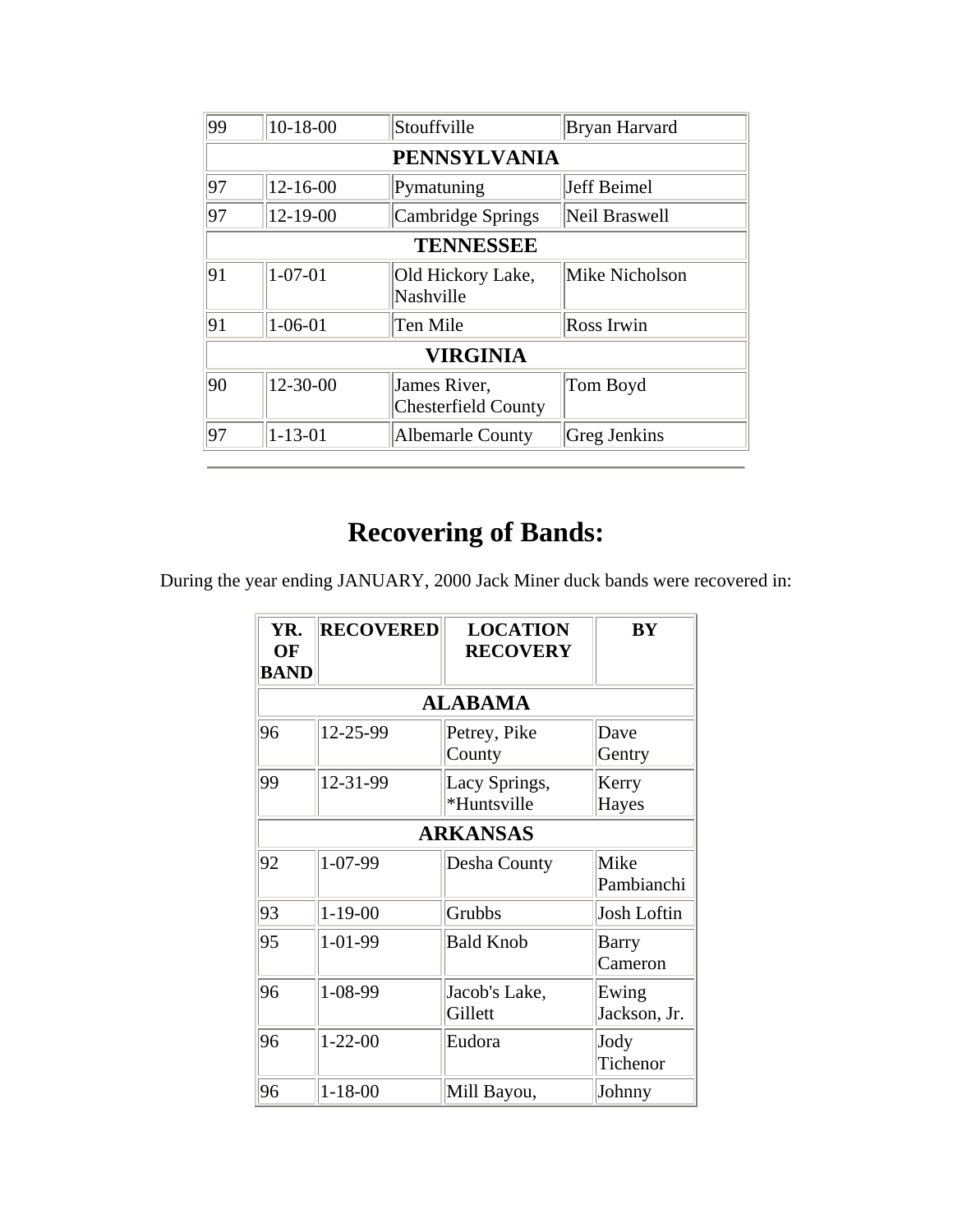| | | | |
|---|---|---|---|
| 99 | 10-18-00 | Stouffville | Bryan Harvard |
| **PENNSYLVANIA** | | | |
| 97 | 12-16-00 | Pymatuning | Jeff Beimel |
| 97 | 12-19-00 | Cambridge Springs | Neil Braswell |
| **TENNESSEE** | | | |
| 91 | 1-07-01 | Old Hickory Lake, Nashville | Mike Nicholson |
| 91 | 1-06-01 | Ten Mile | Ross Irwin |
| **VIRGINIA** | | | |
| 90 | 12-30-00 | James River, Chesterfield County | Tom Boyd |
| 97 | 1-13-01 | Albemarle County | Greg Jenkins |

---

# Recovering of Bands:

During the year ending JANUARY, 2000 Jack Miner duck bands were recovered in:

| YR. OF BAND | RECOVERED | LOCATION RECOVERY | BY |
|---|---|---|---|
| **ALABAMA** | | | |
| 96 | 12-25-99 | Petrey, Pike County | Dave Gentry |
| 99 | 12-31-99 | Lacy Springs, *Huntsville | Kerry Hayes |
| **ARKANSAS** | | | |
| 92 | 1-07-99 | Desha County | Mike Pambianchi |
| 93 | 1-19-00 | Grubbs | Josh Loftin |
| 95 | 1-01-99 | Bald Knob | Barry Cameron |
| 96 | 1-08-99 | Jacob's Lake, Gillett | Ewing Jackson, Jr. |
| 96 | 1-22-00 | Eudora | Jody Tichenor |
| 96 | 1-18-00 | Mill Bayou, | Johnny |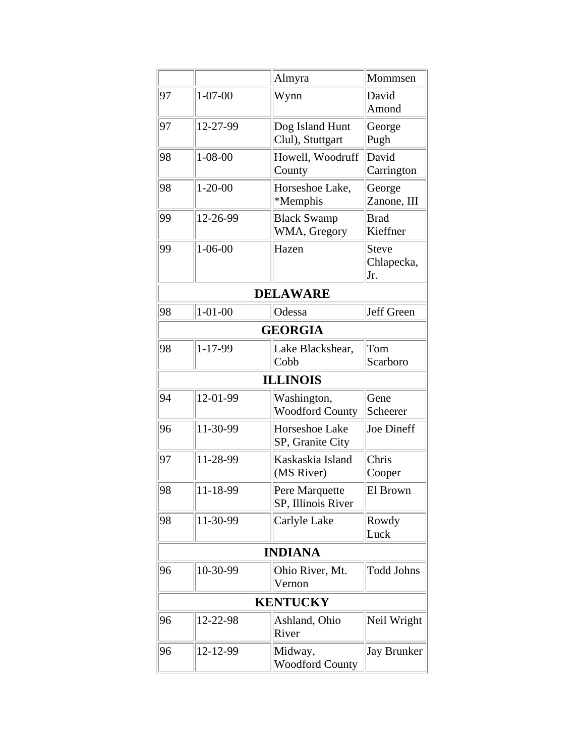| | | | |
|---|---|---|---|
| | | Almyra | Mommsen |
| 97 | 1-07-00 | Wynn | David Amond |
| 97 | 12-27-99 | Dog Island Hunt Clul), Stuttgart | George Pugh |
| 98 | 1-08-00 | Howell, Woodruff County | David Carrington |
| 98 | 1-20-00 | Horseshoe Lake, *Memphis | George Zanone, III |
| 99 | 12-26-99 | Black Swamp WMA, Gregory | Brad Kieffner |
| 99 | 1-06-00 | Hazen | Steve Chlapecka, Jr. |
| **DELAWARE** | | | |
| 98 | 1-01-00 | Odessa | Jeff Green |
| **GEORGIA** | | | |
| 98 | 1-17-99 | Lake Blackshear, Cobb | Tom Scarboro |
| **ILLINOIS** | | | |
| 94 | 12-01-99 | Washington, Woodford County | Gene Scheerer |
| 96 | 11-30-99 | Horseshoe Lake SP, Granite City | Joe Dineff |
| 97 | 11-28-99 | Kaskaskia Island (MS River) | Chris Cooper |
| 98 | 11-18-99 | Pere Marquette SP, Illinois River | El Brown |
| 98 | 11-30-99 | Carlyle Lake | Rowdy Luck |
| **INDIANA** | | | |
| 96 | 10-30-99 | Ohio River, Mt. Vernon | Todd Johns |
| **KENTUCKY** | | | |
| 96 | 12-22-98 | Ashland, Ohio River | Neil Wright |
| 96 | 12-12-99 | Midway, Woodford County | Jay Brunker |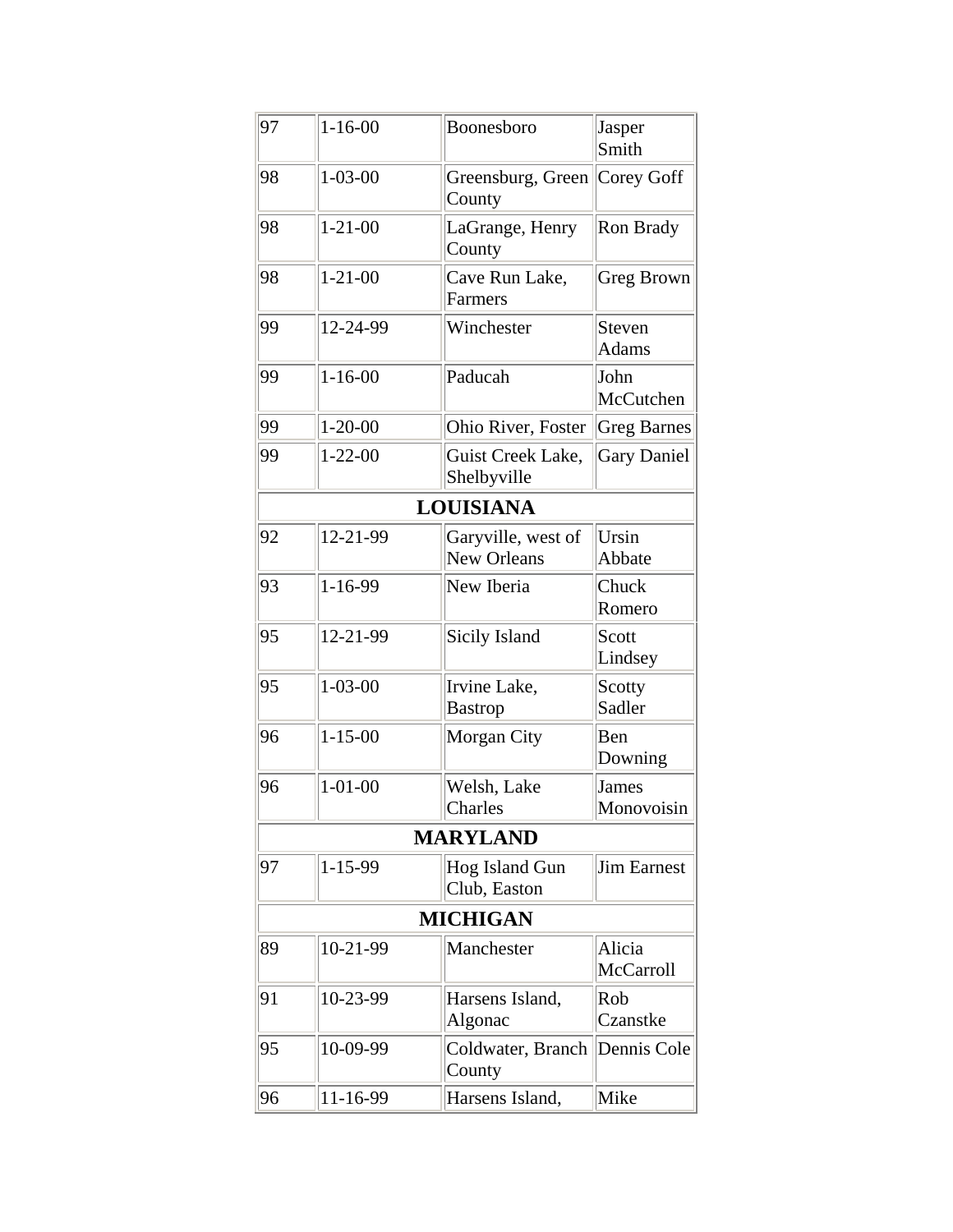| | | | |
|---|---|---|---|
| 97 | 1-16-00 | Boonesboro | Jasper Smith |
| 98 | 1-03-00 | Greensburg, Green County | Corey Goff |
| 98 | 1-21-00 | LaGrange, Henry County | Ron Brady |
| 98 | 1-21-00 | Cave Run Lake, Farmers | Greg Brown |
| 99 | 12-24-99 | Winchester | Steven Adams |
| 99 | 1-16-00 | Paducah | John McCutchen |
| 99 | 1-20-00 | Ohio River, Foster | Greg Barnes |
| 99 | 1-22-00 | Guist Creek Lake, Shelbyville | Gary Daniel |
| **LOUISIANA** | | | |
| 92 | 12-21-99 | Garyville, west of New Orleans | Ursin Abbate |
| 93 | 1-16-99 | New Iberia | Chuck Romero |
| 95 | 12-21-99 | Sicily Island | Scott Lindsey |
| 95 | 1-03-00 | Irvine Lake, Bastrop | Scotty Sadler |
| 96 | 1-15-00 | Morgan City | Ben Downing |
| 96 | 1-01-00 | Welsh, Lake Charles | James Monovoisin |
| **MARYLAND** | | | |
| 97 | 1-15-99 | Hog Island Gun Club, Easton | Jim Earnest |
| **MICHIGAN** | | | |
| 89 | 10-21-99 | Manchester | Alicia McCarroll |
| 91 | 10-23-99 | Harsens Island, Algonac | Rob Czanstke |
| 95 | 10-09-99 | Coldwater, Branch County | Dennis Cole |
| 96 | 11-16-99 | Harsens Island, | Mike |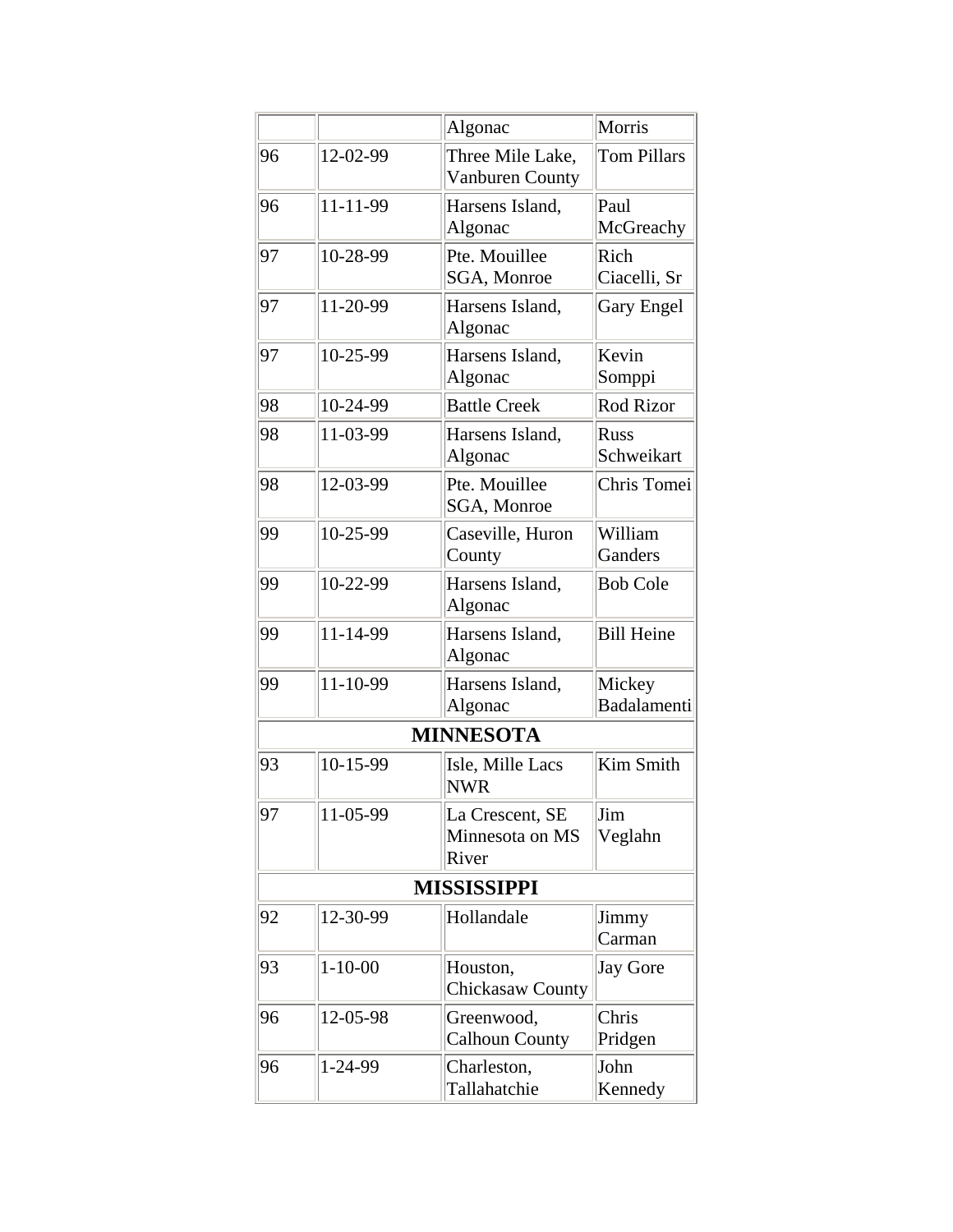| | | | |
|---|---|---|---|
| | | Algonac | Morris |
| 96 | 12-02-99 | Three Mile Lake, Vanburen County | Tom Pillars |
| 96 | 11-11-99 | Harsens Island, Algonac | Paul McGreachy |
| 97 | 10-28-99 | Pte. Mouillee SGA, Monroe | Rich Ciacelli, Sr |
| 97 | 11-20-99 | Harsens Island, Algonac | Gary Engel |
| 97 | 10-25-99 | Harsens Island, Algonac | Kevin Somppi |
| 98 | 10-24-99 | Battle Creek | Rod Rizor |
| 98 | 11-03-99 | Harsens Island, Algonac | Russ Schweikart |
| 98 | 12-03-99 | Pte. Mouillee SGA, Monroe | Chris Tomei |
| 99 | 10-25-99 | Caseville, Huron County | William Ganders |
| 99 | 10-22-99 | Harsens Island, Algonac | Bob Cole |
| 99 | 11-14-99 | Harsens Island, Algonac | Bill Heine |
| 99 | 11-10-99 | Harsens Island, Algonac | Mickey Badalamenti |
| **MINNESOTA** | | | |
| 93 | 10-15-99 | Isle, Mille Lacs NWR | Kim Smith |
| 97 | 11-05-99 | La Crescent, SE Minnesota on MS River | Jim Veglahn |
| **MISSISSIPPI** | | | |
| 92 | 12-30-99 | Hollandale | Jimmy Carman |
| 93 | 1-10-00 | Houston, Chickasaw County | Jay Gore |
| 96 | 12-05-98 | Greenwood, Calhoun County | Chris Pridgen |
| 96 | 1-24-99 | Charleston, Tallahatchie | John Kennedy |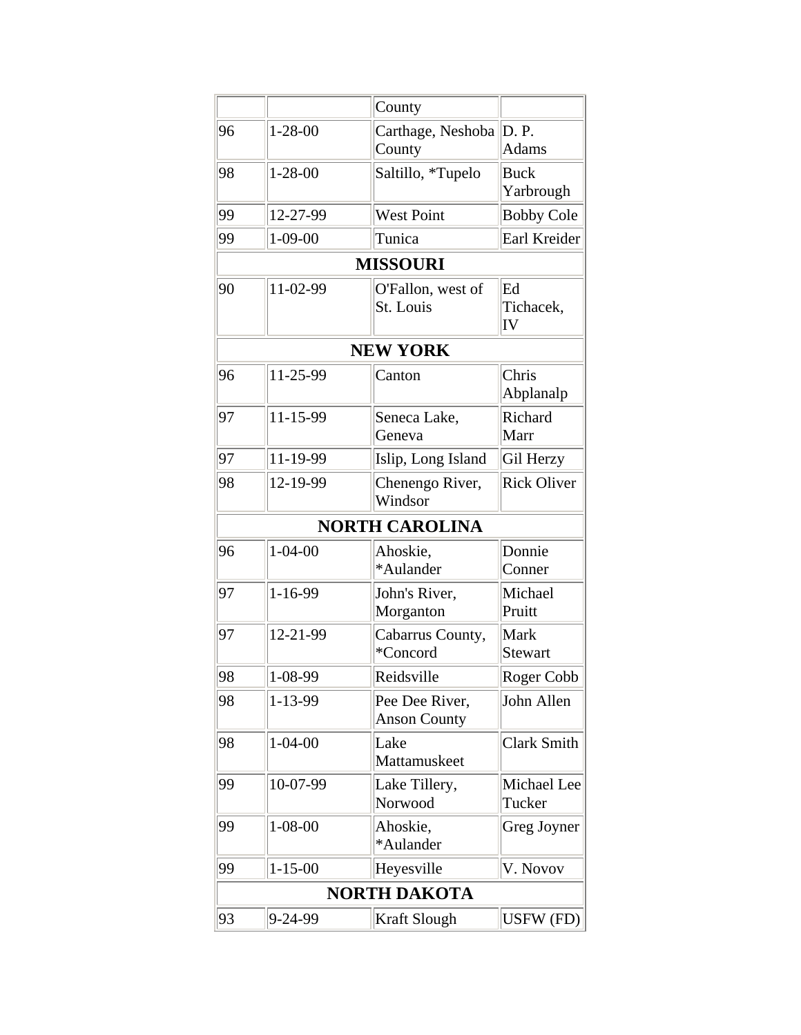| | | | |
|---|---|---|---|
| | | County | |
| 96 | 1-28-00 | Carthage, Neshoba County | D. P. Adams |
| 98 | 1-28-00 | Saltillo, *Tupelo | Buck Yarbrough |
| 99 | 12-27-99 | West Point | Bobby Cole |
| 99 | 1-09-00 | Tunica | Earl Kreider |
| **MISSOURI** | | | |
| 90 | 11-02-99 | O'Fallon, west of St. Louis | Ed Tichacek, IV |
| **NEW YORK** | | | |
| 96 | 11-25-99 | Canton | Chris Abplanalp |
| 97 | 11-15-99 | Seneca Lake, Geneva | Richard Marr |
| 97 | 11-19-99 | Islip, Long Island | Gil Herzy |
| 98 | 12-19-99 | Chenengo River, Windsor | Rick Oliver |
| **NORTH CAROLINA** | | | |
| 96 | 1-04-00 | Ahoskie, *Aulander | Donnie Conner |
| 97 | 1-16-99 | John's River, Morganton | Michael Pruitt |
| 97 | 12-21-99 | Cabarrus County, *Concord | Mark Stewart |
| 98 | 1-08-99 | Reidsville | Roger Cobb |
| 98 | 1-13-99 | Pee Dee River, Anson County | John Allen |
| 98 | 1-04-00 | Lake Mattamuskeet | Clark Smith |
| 99 | 10-07-99 | Lake Tillery, Norwood | Michael Lee Tucker |
| 99 | 1-08-00 | Ahoskie, *Aulander | Greg Joyner |
| 99 | 1-15-00 | Heyesville | V. Novov |
| **NORTH DAKOTA** | | | |
| 93 | 9-24-99 | Kraft Slough | USFW (FD) |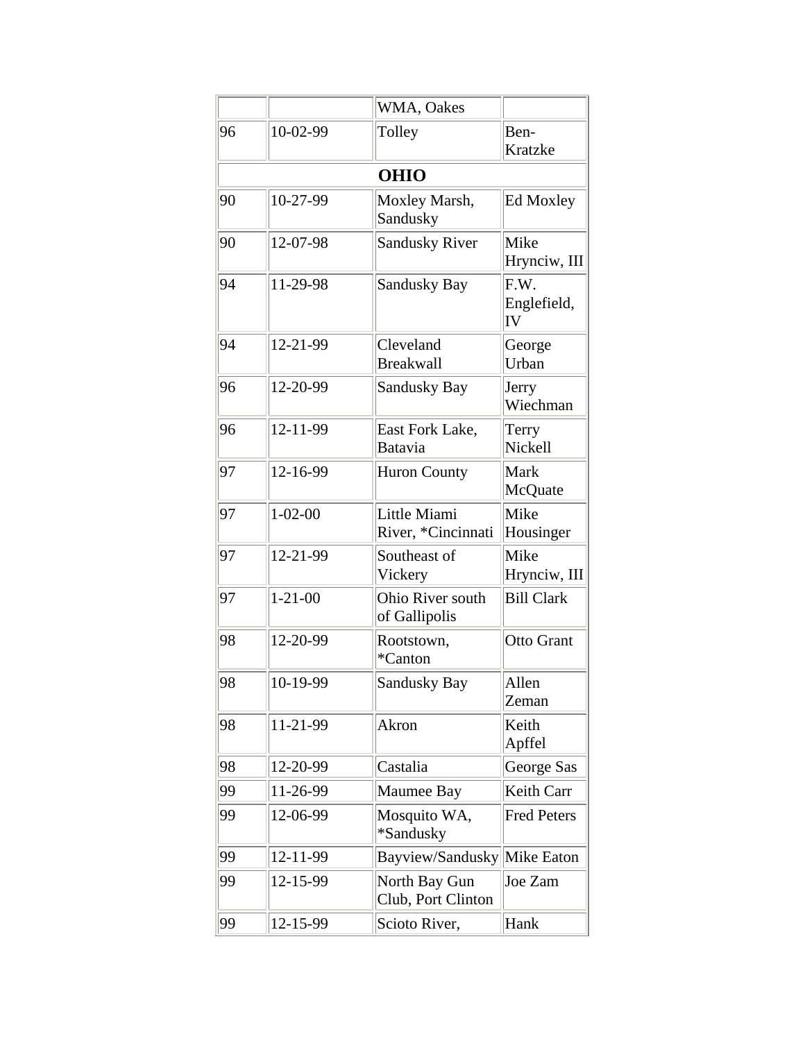| | | | |
|---|---|---|---|
| | | WMA, Oakes | |
| 96 | 10-02-99 | Tolley | Ben-Kratzke |
| | | **OHIO** | |
| 90 | 10-27-99 | Moxley Marsh, Sandusky | Ed Moxley |
| 90 | 12-07-98 | Sandusky River | Mike Hrynciw, III |
| 94 | 11-29-98 | Sandusky Bay | F.W. Englefield, IV |
| 94 | 12-21-99 | Cleveland Breakwall | George Urban |
| 96 | 12-20-99 | Sandusky Bay | Jerry Wiechman |
| 96 | 12-11-99 | East Fork Lake, Batavia | Terry Nickell |
| 97 | 12-16-99 | Huron County | Mark McQuate |
| 97 | 1-02-00 | Little Miami River, *Cincinnati | Mike Housinger |
| 97 | 12-21-99 | Southeast of Vickery | Mike Hrynciw, III |
| 97 | 1-21-00 | Ohio River south of Gallipolis | Bill Clark |
| 98 | 12-20-99 | Rootstown, *Canton | Otto Grant |
| 98 | 10-19-99 | Sandusky Bay | Allen Zeman |
| 98 | 11-21-99 | Akron | Keith Apffel |
| 98 | 12-20-99 | Castalia | George Sas |
| 99 | 11-26-99 | Maumee Bay | Keith Carr |
| 99 | 12-06-99 | Mosquito WA, *Sandusky | Fred Peters |
| 99 | 12-11-99 | Bayview/Sandusky | Mike Eaton |
| 99 | 12-15-99 | North Bay Gun Club, Port Clinton | Joe Zam |
| 99 | 12-15-99 | Scioto River, | Hank |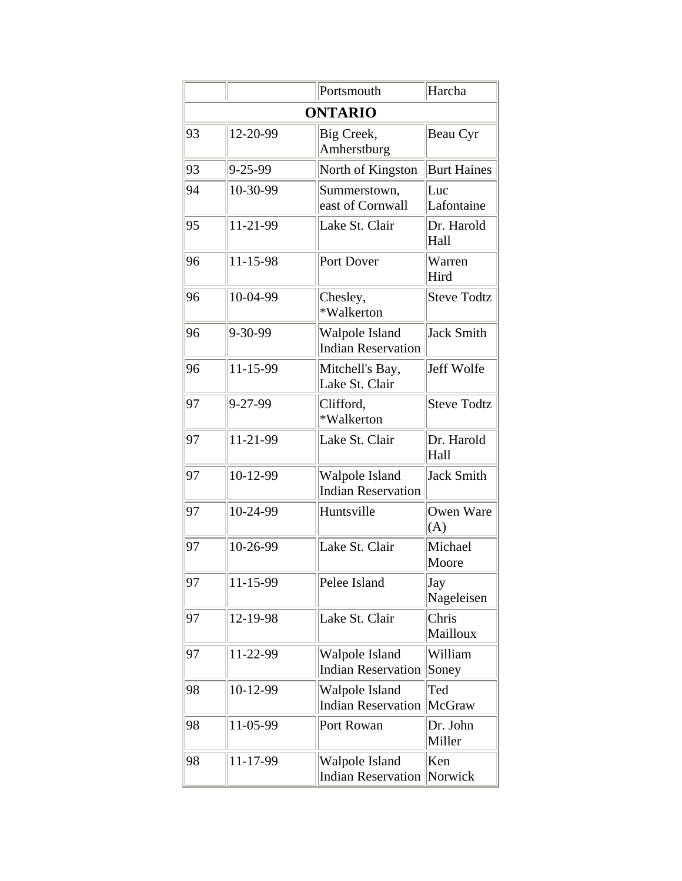| | | | |
|---|---|---|---|
| | | Portsmouth | Harcha |
| **ONTARIO** | | | |
| 93 | 12-20-99 | Big Creek, Amherstburg | Beau Cyr |
| 93 | 9-25-99 | North of Kingston | Burt Haines |
| 94 | 10-30-99 | Summerstown, east of Cornwall | Luc Lafontaine |
| 95 | 11-21-99 | Lake St. Clair | Dr. Harold Hall |
| 96 | 11-15-98 | Port Dover | Warren Hird |
| 96 | 10-04-99 | Chesley, *Walkerton | Steve Todtz |
| 96 | 9-30-99 | Walpole Island Indian Reservation | Jack Smith |
| 96 | 11-15-99 | Mitchell's Bay, Lake St. Clair | Jeff Wolfe |
| 97 | 9-27-99 | Clifford, *Walkerton | Steve Todtz |
| 97 | 11-21-99 | Lake St. Clair | Dr. Harold Hall |
| 97 | 10-12-99 | Walpole Island Indian Reservation | Jack Smith |
| 97 | 10-24-99 | Huntsville | Owen Ware (A) |
| 97 | 10-26-99 | Lake St. Clair | Michael Moore |
| 97 | 11-15-99 | Pelee Island | Jay Nageleisen |
| 97 | 12-19-98 | Lake St. Clair | Chris Mailloux |
| 97 | 11-22-99 | Walpole Island Indian Reservation | William Soney |
| 98 | 10-12-99 | Walpole Island Indian Reservation | Ted McGraw |
| 98 | 11-05-99 | Port Rowan | Dr. John Miller |
| 98 | 11-17-99 | Walpole Island Indian Reservation | Ken Norwick |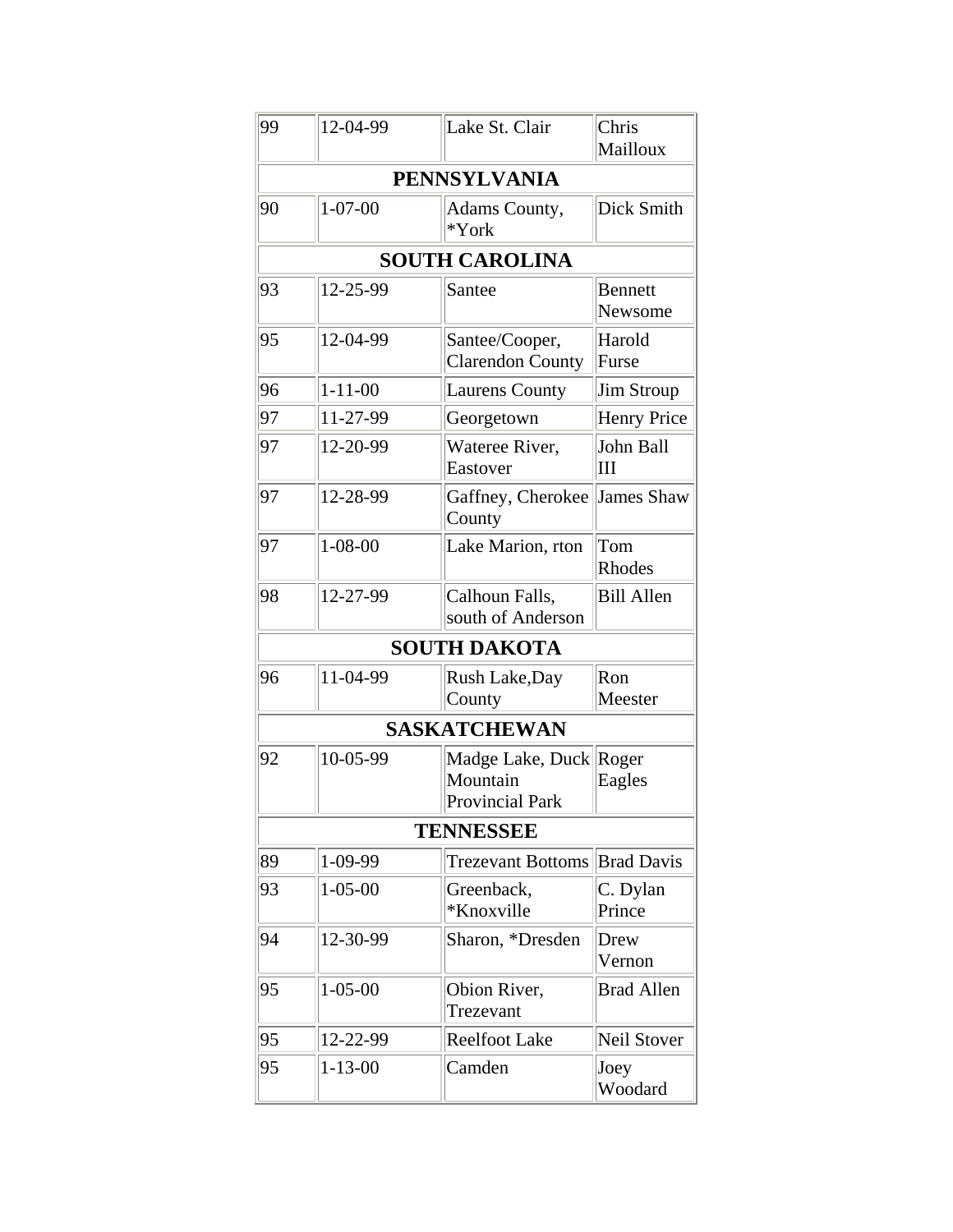| | | | |
|---|---|---|---|
| 99 | 12-04-99 | Lake St. Clair | Chris Mailloux |
| **PENNSYLVANIA** | | | |
| 90 | 1-07-00 | Adams County, *York | Dick Smith |
| **SOUTH CAROLINA** | | | |
| 93 | 12-25-99 | Santee | Bennett Newsome |
| 95 | 12-04-99 | Santee/Cooper, Clarendon County | Harold Furse |
| 96 | 1-11-00 | Laurens County | Jim Stroup |
| 97 | 11-27-99 | Georgetown | Henry Price |
| 97 | 12-20-99 | Wateree River, Eastover | John Ball III |
| 97 | 12-28-99 | Gaffney, Cherokee County | James Shaw |
| 97 | 1-08-00 | Lake Marion, rton | Tom Rhodes |
| 98 | 12-27-99 | Calhoun Falls, south of Anderson | Bill Allen |
| **SOUTH DAKOTA** | | | |
| 96 | 11-04-99 | Rush Lake,Day County | Ron Meester |
| **SASKATCHEWAN** | | | |
| 92 | 10-05-99 | Madge Lake, Duck Mountain Provincial Park | Roger Eagles |
| **TENNESSEE** | | | |
| 89 | 1-09-99 | Trezevant Bottoms | Brad Davis |
| 93 | 1-05-00 | Greenback, *Knoxville | C. Dylan Prince |
| 94 | 12-30-99 | Sharon, *Dresden | Drew Vernon |
| 95 | 1-05-00 | Obion River, Trezevant | Brad Allen |
| 95 | 12-22-99 | Reelfoot Lake | Neil Stover |
| 95 | 1-13-00 | Camden | Joey Woodard |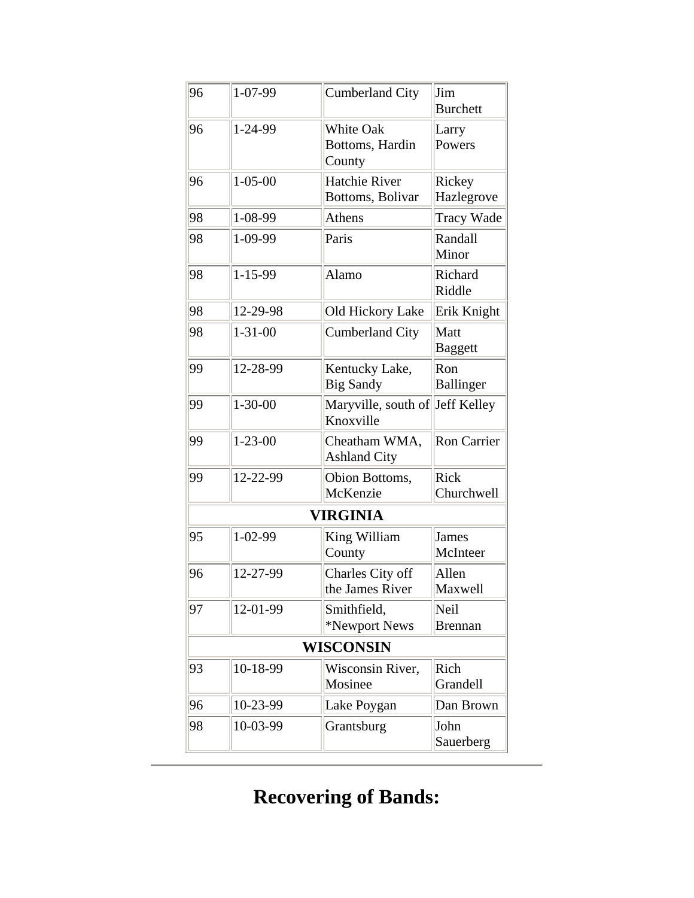| | | | |
|---|---|---|---|
| 96 | 1-07-99 | Cumberland City | Jim Burchett |
| 96 | 1-24-99 | White Oak Bottoms, Hardin County | Larry Powers |
| 96 | 1-05-00 | Hatchie River Bottoms, Bolivar | Rickey Hazlegrove |
| 98 | 1-08-99 | Athens | Tracy Wade |
| 98 | 1-09-99 | Paris | Randall Minor |
| 98 | 1-15-99 | Alamo | Richard Riddle |
| 98 | 12-29-98 | Old Hickory Lake | Erik Knight |
| 98 | 1-31-00 | Cumberland City | Matt Baggett |
| 99 | 12-28-99 | Kentucky Lake, Big Sandy | Ron Ballinger |
| 99 | 1-30-00 | Maryville, south of Knoxville | Jeff Kelley |
| 99 | 1-23-00 | Cheatham WMA, Ashland City | Ron Carrier |
| 99 | 12-22-99 | Obion Bottoms, McKenzie | Rick Churchwell |
| **VIRGINIA** | | | |
| 95 | 1-02-99 | King William County | James McInteer |
| 96 | 12-27-99 | Charles City off the James River | Allen Maxwell |
| 97 | 12-01-99 | Smithfield, *Newport News | Neil Brennan |
| **WISCONSIN** | | | |
| 93 | 10-18-99 | Wisconsin River, Mosinee | Rich Grandell |
| 96 | 10-23-99 | Lake Poygan | Dan Brown |
| 98 | 10-03-99 | Grantsburg | John Sauerberg |

---

# Recovering of Bands: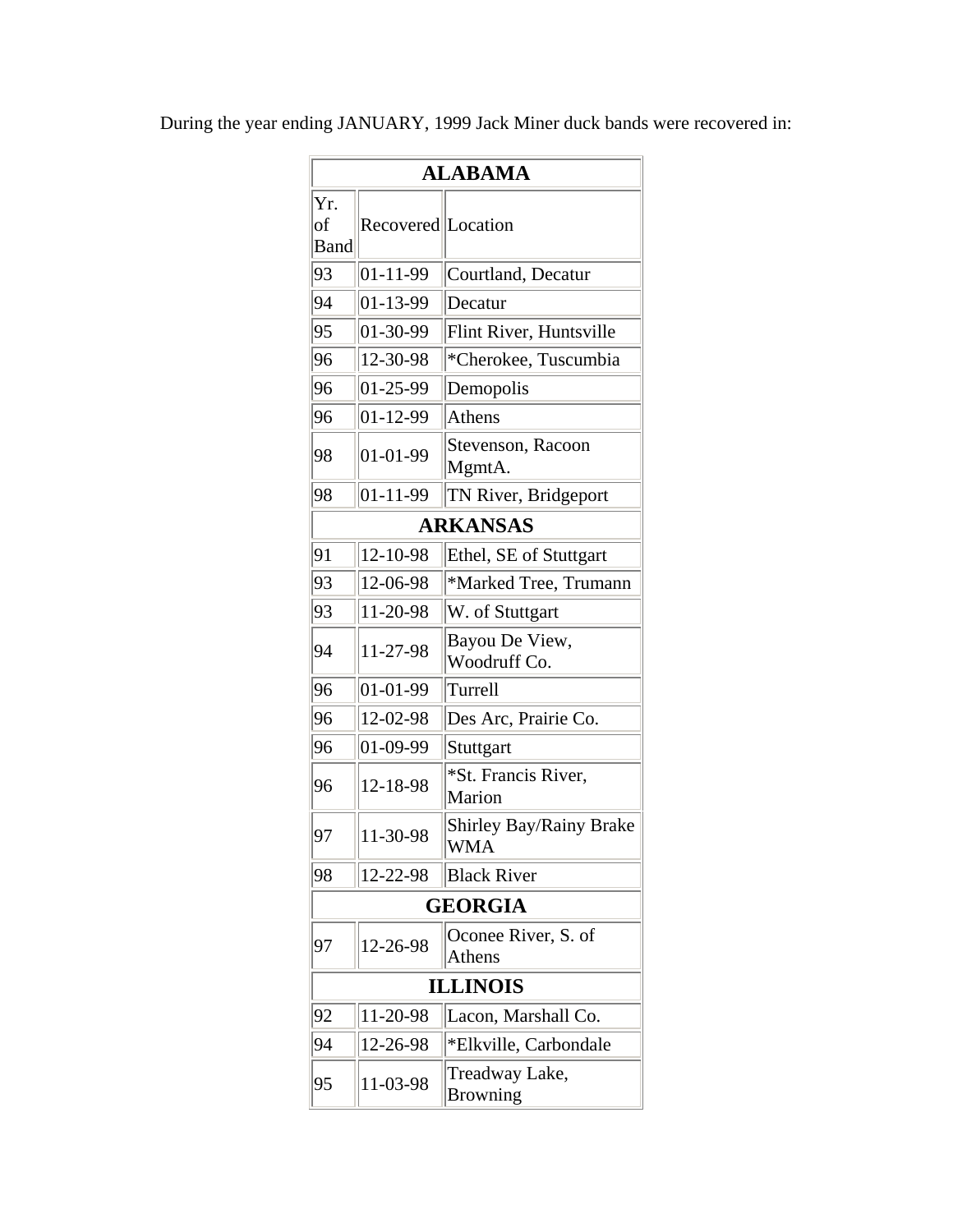During the year ending JANUARY, 1999 Jack Miner duck bands were recovered in:

| ALABAMA | | |
|---|---|---|
| Yr. of Band | Recovered | Location |
| 93 | 01-11-99 | Courtland, Decatur |
| 94 | 01-13-99 | Decatur |
| 95 | 01-30-99 | Flint River, Huntsville |
| 96 | 12-30-98 | *Cherokee, Tuscumbia |
| 96 | 01-25-99 | Demopolis |
| 96 | 01-12-99 | Athens |
| 98 | 01-01-99 | Stevenson, Racoon MgmtA. |
| 98 | 01-11-99 | TN River, Bridgeport |
| **ARKANSAS** | | |
| 91 | 12-10-98 | Ethel, SE of Stuttgart |
| 93 | 12-06-98 | *Marked Tree, Trumann |
| 93 | 11-20-98 | W. of Stuttgart |
| 94 | 11-27-98 | Bayou De View, Woodruff Co. |
| 96 | 01-01-99 | Turrell |
| 96 | 12-02-98 | Des Arc, Prairie Co. |
| 96 | 01-09-99 | Stuttgart |
| 96 | 12-18-98 | *St. Francis River, Marion |
| 97 | 11-30-98 | Shirley Bay/Rainy Brake WMA |
| 98 | 12-22-98 | Black River |
| **GEORGIA** | | |
| 97 | 12-26-98 | Oconee River, S. of Athens |
| **ILLINOIS** | | |
| 92 | 11-20-98 | Lacon, Marshall Co. |
| 94 | 12-26-98 | *Elkville, Carbondale |
| 95 | 11-03-98 | Treadway Lake, Browning |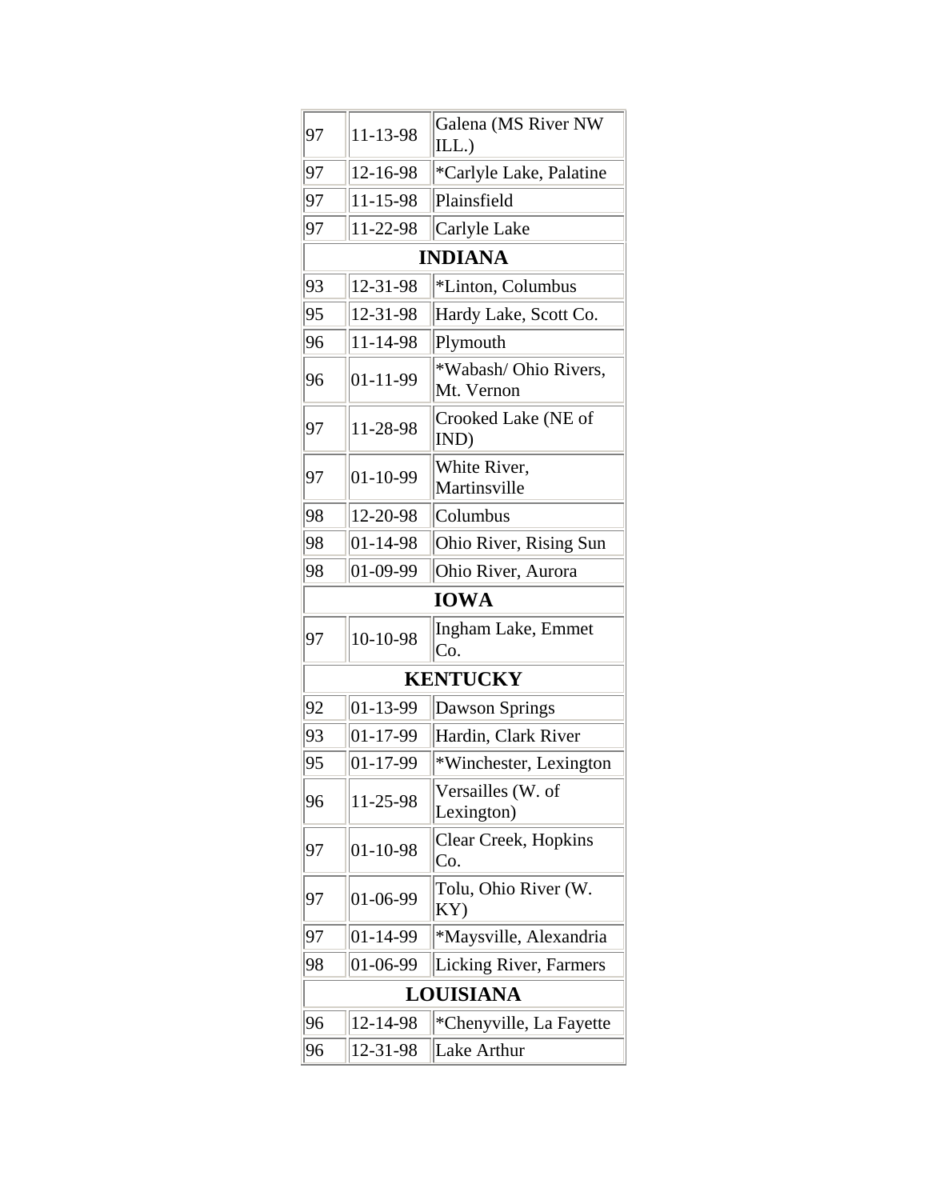| | | |
|---|---|---|
| 97 | 11-13-98 | Galena (MS River NW ILL.) |
| 97 | 12-16-98 | *Carlyle Lake, Palatine |
| 97 | 11-15-98 | Plainsfield |
| 97 | 11-22-98 | Carlyle Lake |
| **INDIANA** | | |
| 93 | 12-31-98 | *Linton, Columbus |
| 95 | 12-31-98 | Hardy Lake, Scott Co. |
| 96 | 11-14-98 | Plymouth |
| 96 | 01-11-99 | *Wabash/ Ohio Rivers, Mt. Vernon |
| 97 | 11-28-98 | Crooked Lake (NE of IND) |
| 97 | 01-10-99 | White River, Martinsville |
| 98 | 12-20-98 | Columbus |
| 98 | 01-14-98 | Ohio River, Rising Sun |
| 98 | 01-09-99 | Ohio River, Aurora |
| **IOWA** | | |
| 97 | 10-10-98 | Ingham Lake, Emmet Co. |
| **KENTUCKY** | | |
| 92 | 01-13-99 | Dawson Springs |
| 93 | 01-17-99 | Hardin, Clark River |
| 95 | 01-17-99 | *Winchester, Lexington |
| 96 | 11-25-98 | Versailles (W. of Lexington) |
| 97 | 01-10-98 | Clear Creek, Hopkins Co. |
| 97 | 01-06-99 | Tolu, Ohio River (W. KY) |
| 97 | 01-14-99 | *Maysville, Alexandria |
| 98 | 01-06-99 | Licking River, Farmers |
| **LOUISIANA** | | |
| 96 | 12-14-98 | *Chenyville, La Fayette |
| 96 | 12-31-98 | Lake Arthur |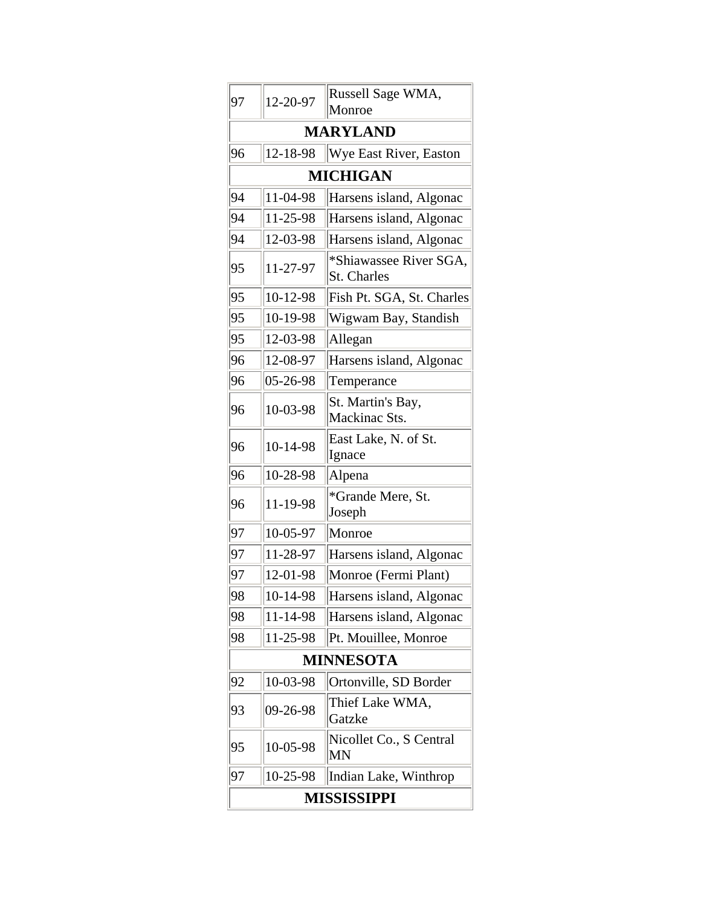| | | |
|---|---|---|
| 97 | 12-20-97 | Russell Sage WMA, Monroe |
| **MARYLAND** | | |
| 96 | 12-18-98 | Wye East River, Easton |
| **MICHIGAN** | | |
| 94 | 11-04-98 | Harsens island, Algonac |
| 94 | 11-25-98 | Harsens island, Algonac |
| 94 | 12-03-98 | Harsens island, Algonac |
| 95 | 11-27-97 | *Shiawassee River SGA, St. Charles |
| 95 | 10-12-98 | Fish Pt. SGA, St. Charles |
| 95 | 10-19-98 | Wigwam Bay, Standish |
| 95 | 12-03-98 | Allegan |
| 96 | 12-08-97 | Harsens island, Algonac |
| 96 | 05-26-98 | Temperance |
| 96 | 10-03-98 | St. Martin's Bay, Mackinac Sts. |
| 96 | 10-14-98 | East Lake, N. of St. Ignace |
| 96 | 10-28-98 | Alpena |
| 96 | 11-19-98 | *Grande Mere, St. Joseph |
| 97 | 10-05-97 | Monroe |
| 97 | 11-28-97 | Harsens island, Algonac |
| 97 | 12-01-98 | Monroe (Fermi Plant) |
| 98 | 10-14-98 | Harsens island, Algonac |
| 98 | 11-14-98 | Harsens island, Algonac |
| 98 | 11-25-98 | Pt. Mouillee, Monroe |
| **MINNESOTA** | | |
| 92 | 10-03-98 | Ortonville, SD Border |
| 93 | 09-26-98 | Thief Lake WMA, Gatzke |
| 95 | 10-05-98 | Nicollet Co., S Central MN |
| 97 | 10-25-98 | Indian Lake, Winthrop |
| **MISSISSIPPI** | | |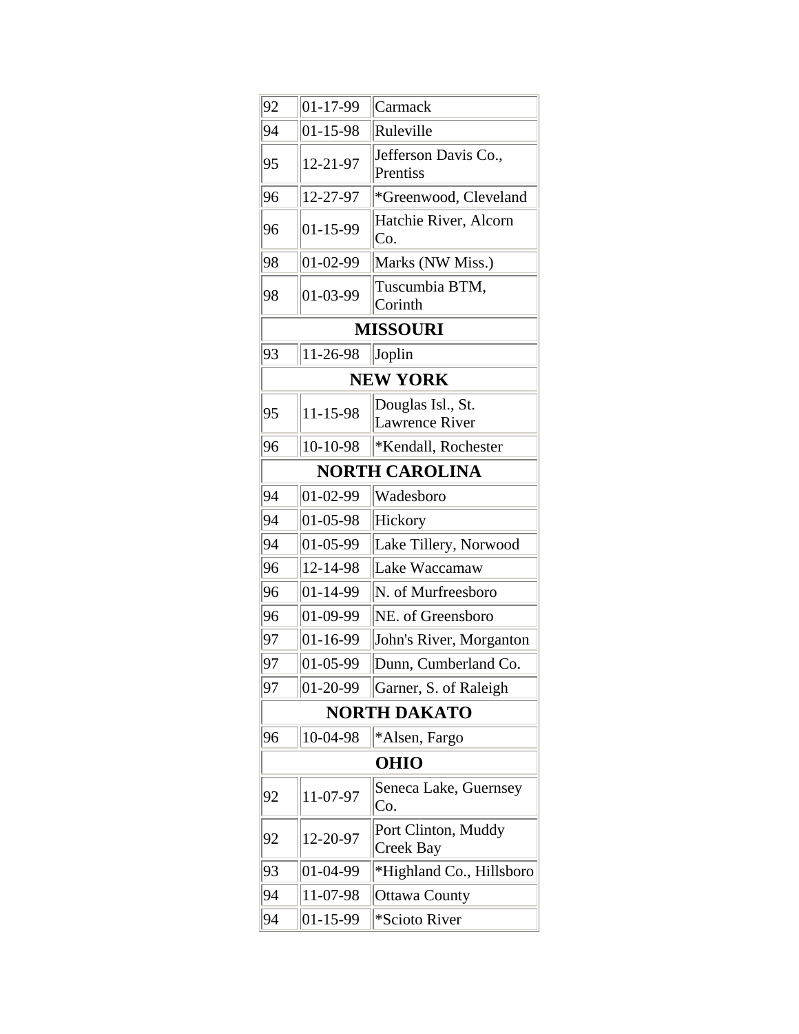| | | |
|---|---|---|
| 92 | 01-17-99 | Carmack |
| 94 | 01-15-98 | Ruleville |
| 95 | 12-21-97 | Jefferson Davis Co., Prentiss |
| 96 | 12-27-97 | *Greenwood, Cleveland |
| 96 | 01-15-99 | Hatchie River, Alcorn Co. |
| 98 | 01-02-99 | Marks (NW Miss.) |
| 98 | 01-03-99 | Tuscumbia BTM, Corinth |
| **MISSOURI** | | |
| 93 | 11-26-98 | Joplin |
| **NEW YORK** | | |
| 95 | 11-15-98 | Douglas Isl., St. Lawrence River |
| 96 | 10-10-98 | *Kendall, Rochester |
| **NORTH CAROLINA** | | |
| 94 | 01-02-99 | Wadesboro |
| 94 | 01-05-98 | Hickory |
| 94 | 01-05-99 | Lake Tillery, Norwood |
| 96 | 12-14-98 | Lake Waccamaw |
| 96 | 01-14-99 | N. of Murfreesboro |
| 96 | 01-09-99 | NE. of Greensboro |
| 97 | 01-16-99 | John's River, Morganton |
| 97 | 01-05-99 | Dunn, Cumberland Co. |
| 97 | 01-20-99 | Garner, S. of Raleigh |
| **NORTH DAKATO** | | |
| 96 | 10-04-98 | *Alsen, Fargo |
| **OHIO** | | |
| 92 | 11-07-97 | Seneca Lake, Guernsey Co. |
| 92 | 12-20-97 | Port Clinton, Muddy Creek Bay |
| 93 | 01-04-99 | *Highland Co., Hillsboro |
| 94 | 11-07-98 | Ottawa County |
| 94 | 01-15-99 | *Scioto River |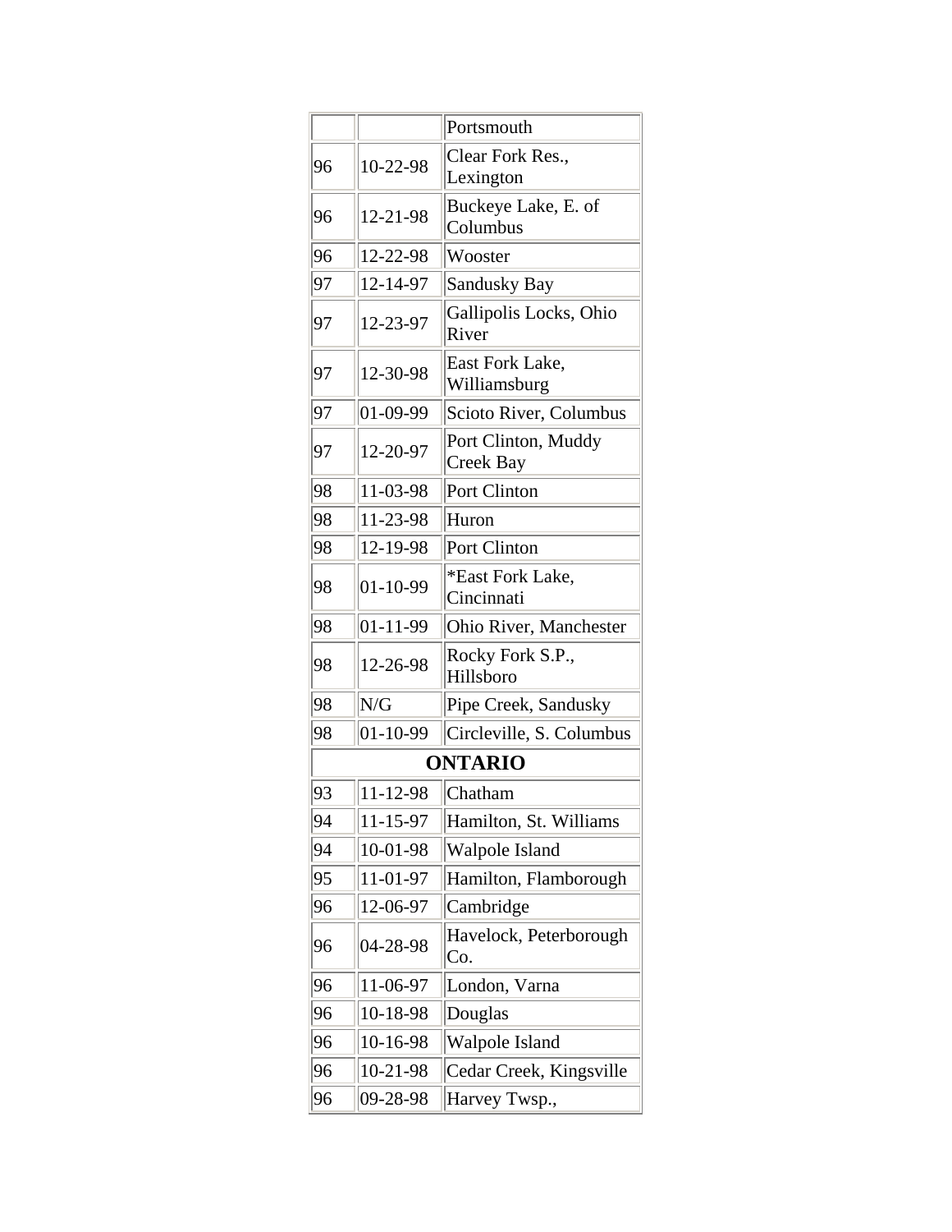| | | |
|---|---|---|
| | | Portsmouth |
| 96 | 10-22-98 | Clear Fork Res., Lexington |
| 96 | 12-21-98 | Buckeye Lake, E. of Columbus |
| 96 | 12-22-98 | Wooster |
| 97 | 12-14-97 | Sandusky Bay |
| 97 | 12-23-97 | Gallipolis Locks, Ohio River |
| 97 | 12-30-98 | East Fork Lake, Williamsburg |
| 97 | 01-09-99 | Scioto River, Columbus |
| 97 | 12-20-97 | Port Clinton, Muddy Creek Bay |
| 98 | 11-03-98 | Port Clinton |
| 98 | 11-23-98 | Huron |
| 98 | 12-19-98 | Port Clinton |
| 98 | 01-10-99 | *East Fork Lake, Cincinnati |
| 98 | 01-11-99 | Ohio River, Manchester |
| 98 | 12-26-98 | Rocky Fork S.P., Hillsboro |
| 98 | N/G | Pipe Creek, Sandusky |
| 98 | 01-10-99 | Circleville, S. Columbus |
| **ONTARIO** | | |
| 93 | 11-12-98 | Chatham |
| 94 | 11-15-97 | Hamilton, St. Williams |
| 94 | 10-01-98 | Walpole Island |
| 95 | 11-01-97 | Hamilton, Flamborough |
| 96 | 12-06-97 | Cambridge |
| 96 | 04-28-98 | Havelock, Peterborough Co. |
| 96 | 11-06-97 | London, Varna |
| 96 | 10-18-98 | Douglas |
| 96 | 10-16-98 | Walpole Island |
| 96 | 10-21-98 | Cedar Creek, Kingsville |
| 96 | 09-28-98 | Harvey Twsp., |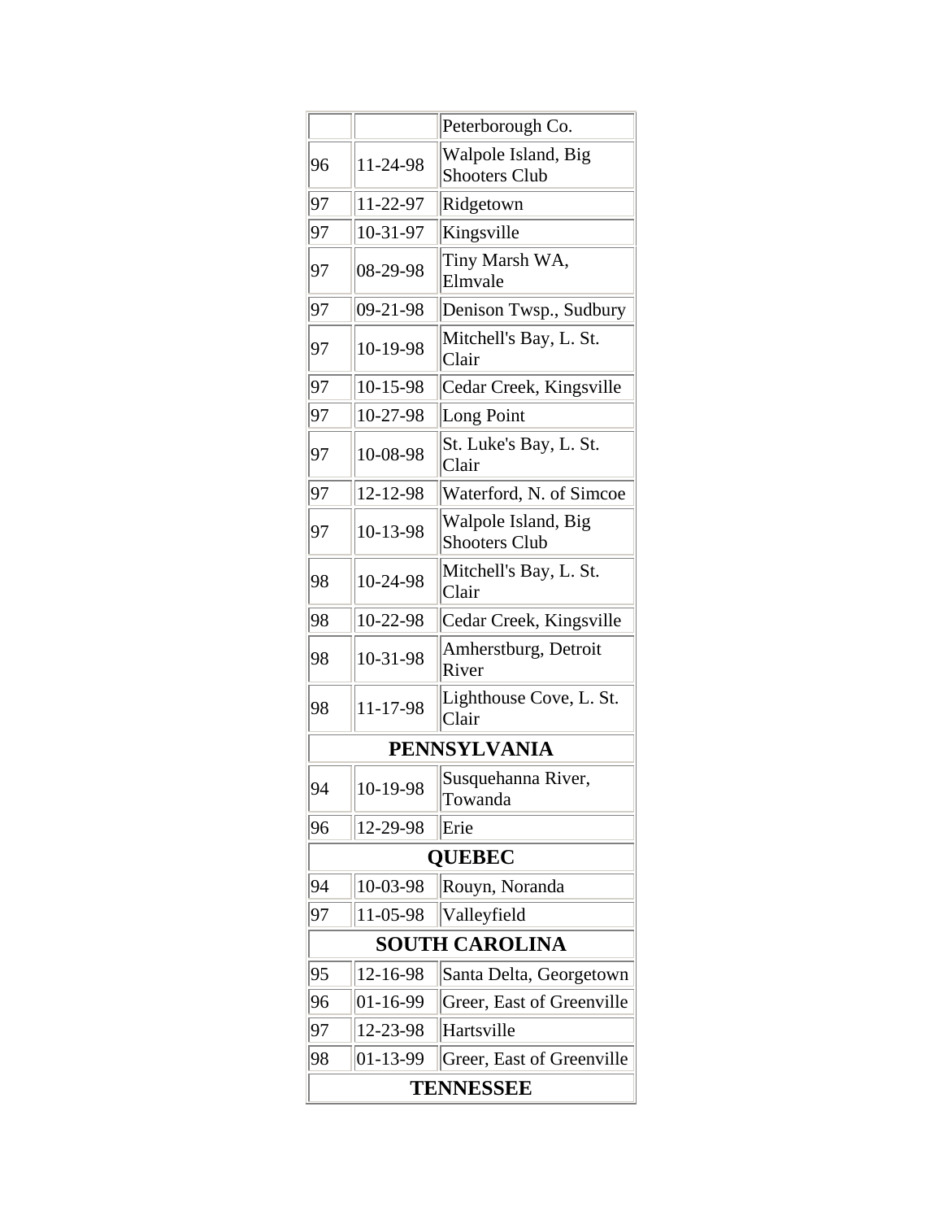| | | |
|---|---|---|
| | | Peterborough Co. |
| 96 | 11-24-98 | Walpole Island, Big Shooters Club |
| 97 | 11-22-97 | Ridgetown |
| 97 | 10-31-97 | Kingsville |
| 97 | 08-29-98 | Tiny Marsh WA, Elmvale |
| 97 | 09-21-98 | Denison Twsp., Sudbury |
| 97 | 10-19-98 | Mitchell's Bay, L. St. Clair |
| 97 | 10-15-98 | Cedar Creek, Kingsville |
| 97 | 10-27-98 | Long Point |
| 97 | 10-08-98 | St. Luke's Bay, L. St. Clair |
| 97 | 12-12-98 | Waterford, N. of Simcoe |
| 97 | 10-13-98 | Walpole Island, Big Shooters Club |
| 98 | 10-24-98 | Mitchell's Bay, L. St. Clair |
| 98 | 10-22-98 | Cedar Creek, Kingsville |
| 98 | 10-31-98 | Amherstburg, Detroit River |
| 98 | 11-17-98 | Lighthouse Cove, L. St. Clair |
| **PENNSYLVANIA** | | |
| 94 | 10-19-98 | Susquehanna River, Towanda |
| 96 | 12-29-98 | Erie |
| **QUEBEC** | | |
| 94 | 10-03-98 | Rouyn, Noranda |
| 97 | 11-05-98 | Valleyfield |
| **SOUTH CAROLINA** | | |
| 95 | 12-16-98 | Santa Delta, Georgetown |
| 96 | 01-16-99 | Greer, East of Greenville |
| 97 | 12-23-98 | Hartsville |
| 98 | 01-13-99 | Greer, East of Greenville |
| **TENNESSEE** | | |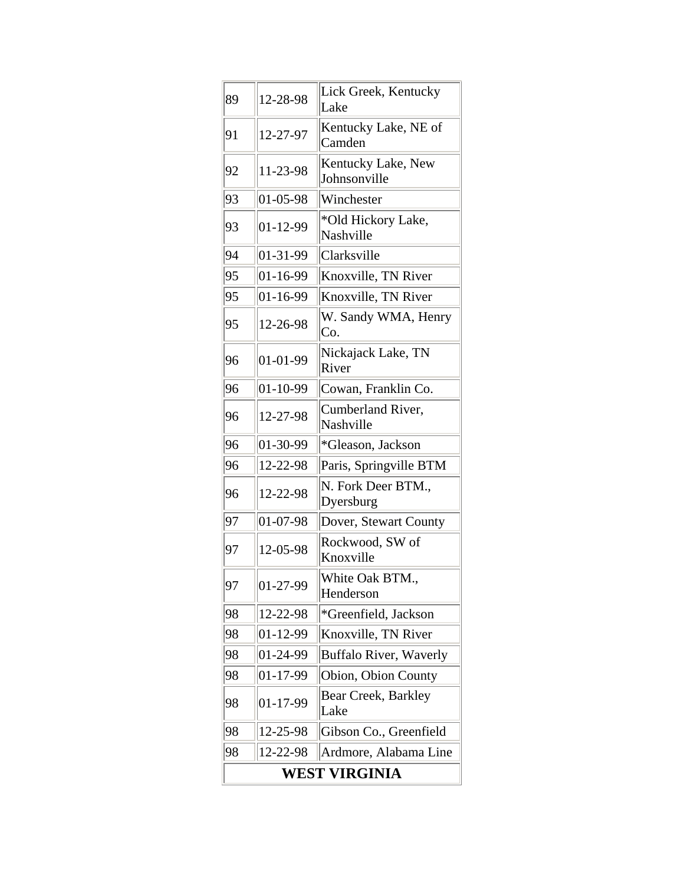| | | |
|---|---|---|
| 89 | 12-28-98 | Lick Greek, Kentucky Lake |
| 91 | 12-27-97 | Kentucky Lake, NE of Camden |
| 92 | 11-23-98 | Kentucky Lake, New Johnsonville |
| 93 | 01-05-98 | Winchester |
| 93 | 01-12-99 | *Old Hickory Lake, Nashville |
| 94 | 01-31-99 | Clarksville |
| 95 | 01-16-99 | Knoxville, TN River |
| 95 | 01-16-99 | Knoxville, TN River |
| 95 | 12-26-98 | W. Sandy WMA, Henry Co. |
| 96 | 01-01-99 | Nickajack Lake, TN River |
| 96 | 01-10-99 | Cowan, Franklin Co. |
| 96 | 12-27-98 | Cumberland River, Nashville |
| 96 | 01-30-99 | *Gleason, Jackson |
| 96 | 12-22-98 | Paris, Springville BTM |
| 96 | 12-22-98 | N. Fork Deer BTM., Dyersburg |
| 97 | 01-07-98 | Dover, Stewart County |
| 97 | 12-05-98 | Rockwood, SW of Knoxville |
| 97 | 01-27-99 | White Oak BTM., Henderson |
| 98 | 12-22-98 | *Greenfield, Jackson |
| 98 | 01-12-99 | Knoxville, TN River |
| 98 | 01-24-99 | Buffalo River, Waverly |
| 98 | 01-17-99 | Obion, Obion County |
| 98 | 01-17-99 | Bear Creek, Barkley Lake |
| 98 | 12-25-98 | Gibson Co., Greenfield |
| 98 | 12-22-98 | Ardmore, Alabama Line |
| **WEST VIRGINIA** | | |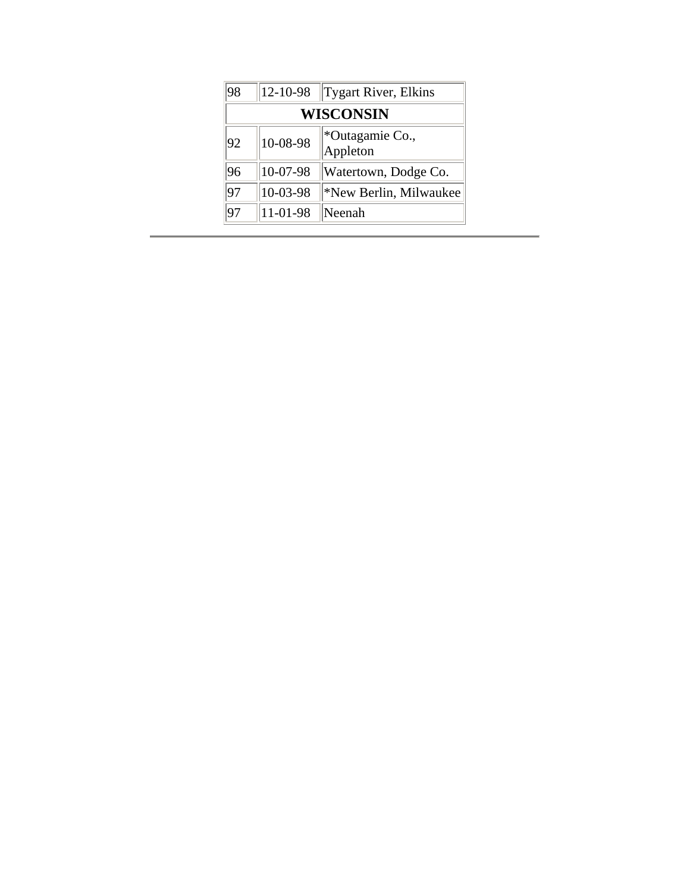| | | |
|---|---|---|
| 98 | 12-10-98 | Tygart River, Elkins |
| **WISCONSIN** | | |
| 92 | 10-08-98 | *Outagamie Co., Appleton |
| 96 | 10-07-98 | Watertown, Dodge Co. |
| 97 | 10-03-98 | *New Berlin, Milwaukee |
| 97 | 11-01-98 | Neenah |